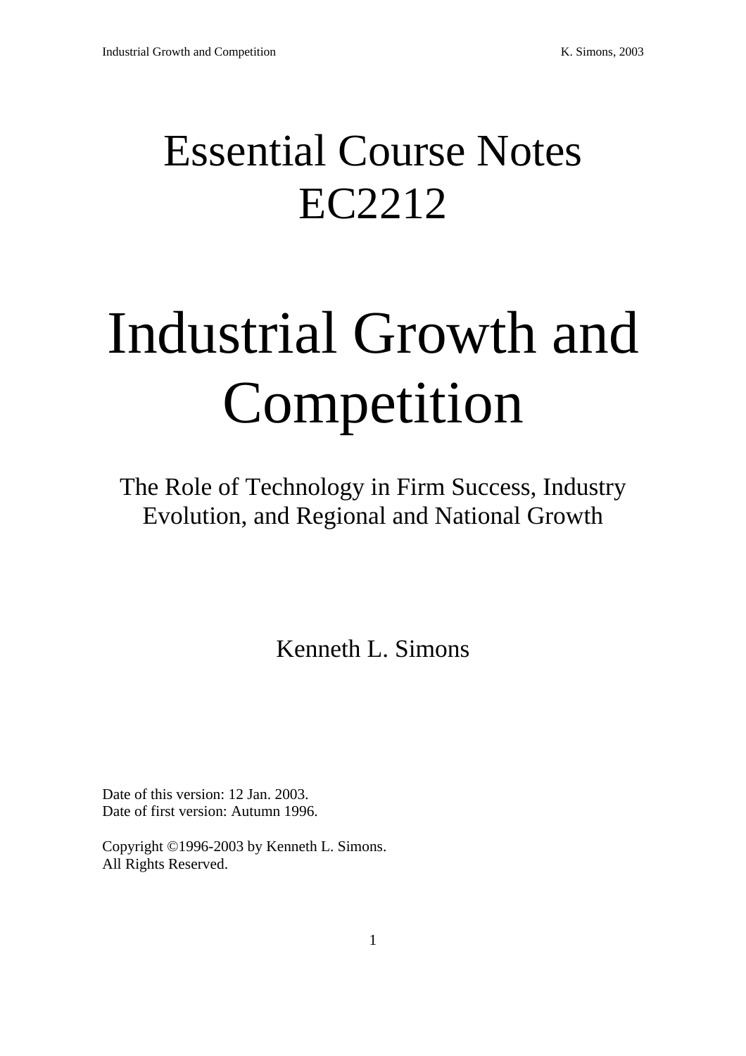# Essential Course Notes EC2212

# Industrial Growth and Competition

The Role of Technology in Firm Success, Industry Evolution, and Regional and National Growth

Kenneth L. Simons

Date of this version: 12 Jan. 2003.
Date of first version: Autumn 1996.

Copyright ©1996-2003 by Kenneth L. Simons.
All Rights Reserved.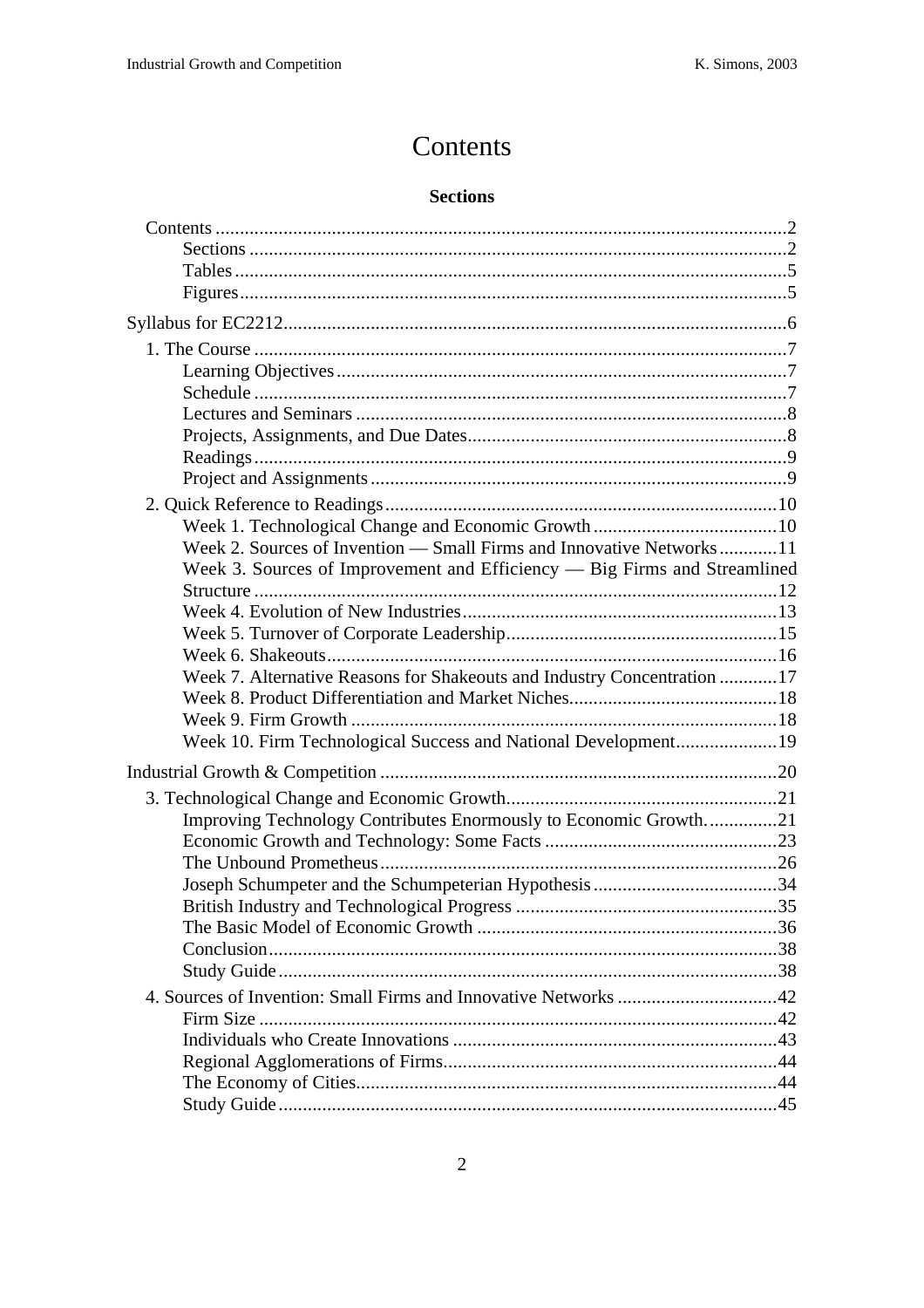# Contents

### Sections

- Contents ....................................................................................................................2
  - Sections ...............................................................................................................2
  - Tables ..................................................................................................................5
  - Figures .................................................................................................................5

Syllabus for EC2212........................................................................................................6

- 1. The Course ..............................................................................................................7
  - Learning Objectives .............................................................................................7
  - Schedule ..............................................................................................................7
  - Lectures and Seminars .........................................................................................8
  - Projects, Assignments, and Due Dates..................................................................8
  - Readings ...............................................................................................................9
  - Project and Assignments ......................................................................................9
- 2. Quick Reference to Readings.................................................................................10
  - Week 1. Technological Change and Economic Growth ......................................10
  - Week 2. Sources of Invention — Small Firms and Innovative Networks ............11
  - Week 3. Sources of Improvement and Efficiency — Big Firms and Streamlined Structure ............................................................................................................12
  - Week 4. Evolution of New Industries.................................................................13
  - Week 5. Turnover of Corporate Leadership........................................................15
  - Week 6. Shakeouts.............................................................................................16
  - Week 7. Alternative Reasons for Shakeouts and Industry Concentration ............17
  - Week 8. Product Differentiation and Market Niches...........................................18
  - Week 9. Firm Growth ........................................................................................18
  - Week 10. Firm Technological Success and National Development.....................19

Industrial Growth & Competition ..................................................................................20

- 3. Technological Change and Economic Growth........................................................21
  - Improving Technology Contributes Enormously to Economic Growth. ..............21
  - Economic Growth and Technology: Some Facts ................................................23
  - The Unbound Prometheus..................................................................................26
  - Joseph Schumpeter and the Schumpeterian Hypothesis ......................................34
  - British Industry and Technological Progress ......................................................35
  - The Basic Model of Economic Growth ..............................................................36
  - Conclusion.........................................................................................................38
  - Study Guide .......................................................................................................38
- 4. Sources of Invention: Small Firms and Innovative Networks .................................42
  - Firm Size ...........................................................................................................42
  - Individuals who Create Innovations ...................................................................43
  - Regional Agglomerations of Firms.....................................................................44
  - The Economy of Cities.......................................................................................44
  - Study Guide .......................................................................................................45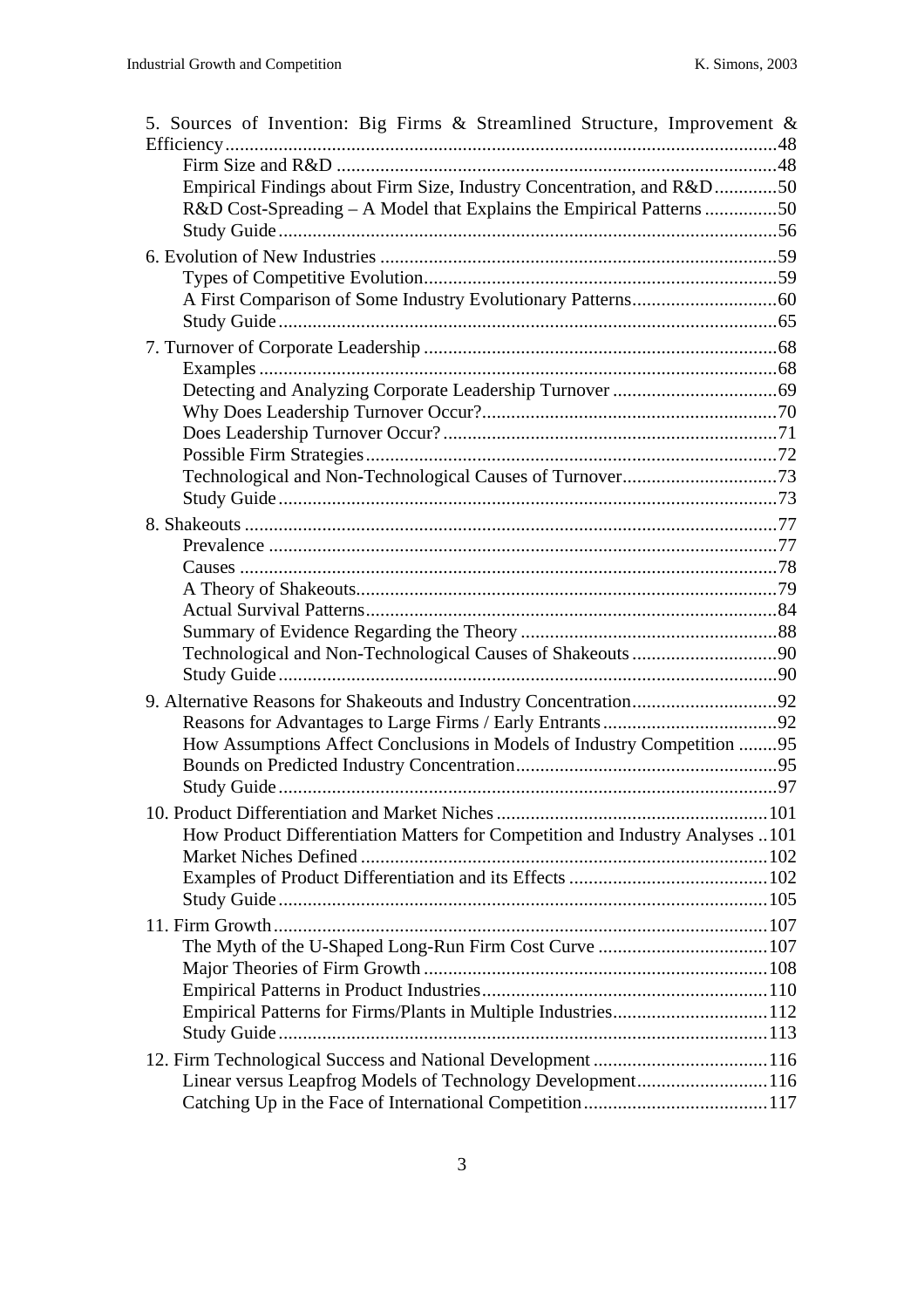5. Sources of Invention: Big Firms & Streamlined Structure, Improvement & Efficiency ..... 48
  - Firm Size and R&D ..... 48
  - Empirical Findings about Firm Size, Industry Concentration, and R&D ..... 50
  - R&D Cost-Spreading – A Model that Explains the Empirical Patterns ..... 50
  - Study Guide ..... 56

6. Evolution of New Industries ..... 59
  - Types of Competitive Evolution ..... 59
  - A First Comparison of Some Industry Evolutionary Patterns ..... 60
  - Study Guide ..... 65

7. Turnover of Corporate Leadership ..... 68
  - Examples ..... 68
  - Detecting and Analyzing Corporate Leadership Turnover ..... 69
  - Why Does Leadership Turnover Occur? ..... 70
  - Does Leadership Turnover Occur? ..... 71
  - Possible Firm Strategies ..... 72
  - Technological and Non-Technological Causes of Turnover ..... 73
  - Study Guide ..... 73

8. Shakeouts ..... 77
  - Prevalence ..... 77
  - Causes ..... 78
  - A Theory of Shakeouts ..... 79
  - Actual Survival Patterns ..... 84
  - Summary of Evidence Regarding the Theory ..... 88
  - Technological and Non-Technological Causes of Shakeouts ..... 90
  - Study Guide ..... 90

9. Alternative Reasons for Shakeouts and Industry Concentration ..... 92
  - Reasons for Advantages to Large Firms / Early Entrants ..... 92
  - How Assumptions Affect Conclusions in Models of Industry Competition ..... 95
  - Bounds on Predicted Industry Concentration ..... 95
  - Study Guide ..... 97

10. Product Differentiation and Market Niches ..... 101
  - How Product Differentiation Matters for Competition and Industry Analyses ..... 101
  - Market Niches Defined ..... 102
  - Examples of Product Differentiation and its Effects ..... 102
  - Study Guide ..... 105

11. Firm Growth ..... 107
  - The Myth of the U-Shaped Long-Run Firm Cost Curve ..... 107
  - Major Theories of Firm Growth ..... 108
  - Empirical Patterns in Product Industries ..... 110
  - Empirical Patterns for Firms/Plants in Multiple Industries ..... 112
  - Study Guide ..... 113

12. Firm Technological Success and National Development ..... 116
  - Linear versus Leapfrog Models of Technology Development ..... 116
  - Catching Up in the Face of International Competition ..... 117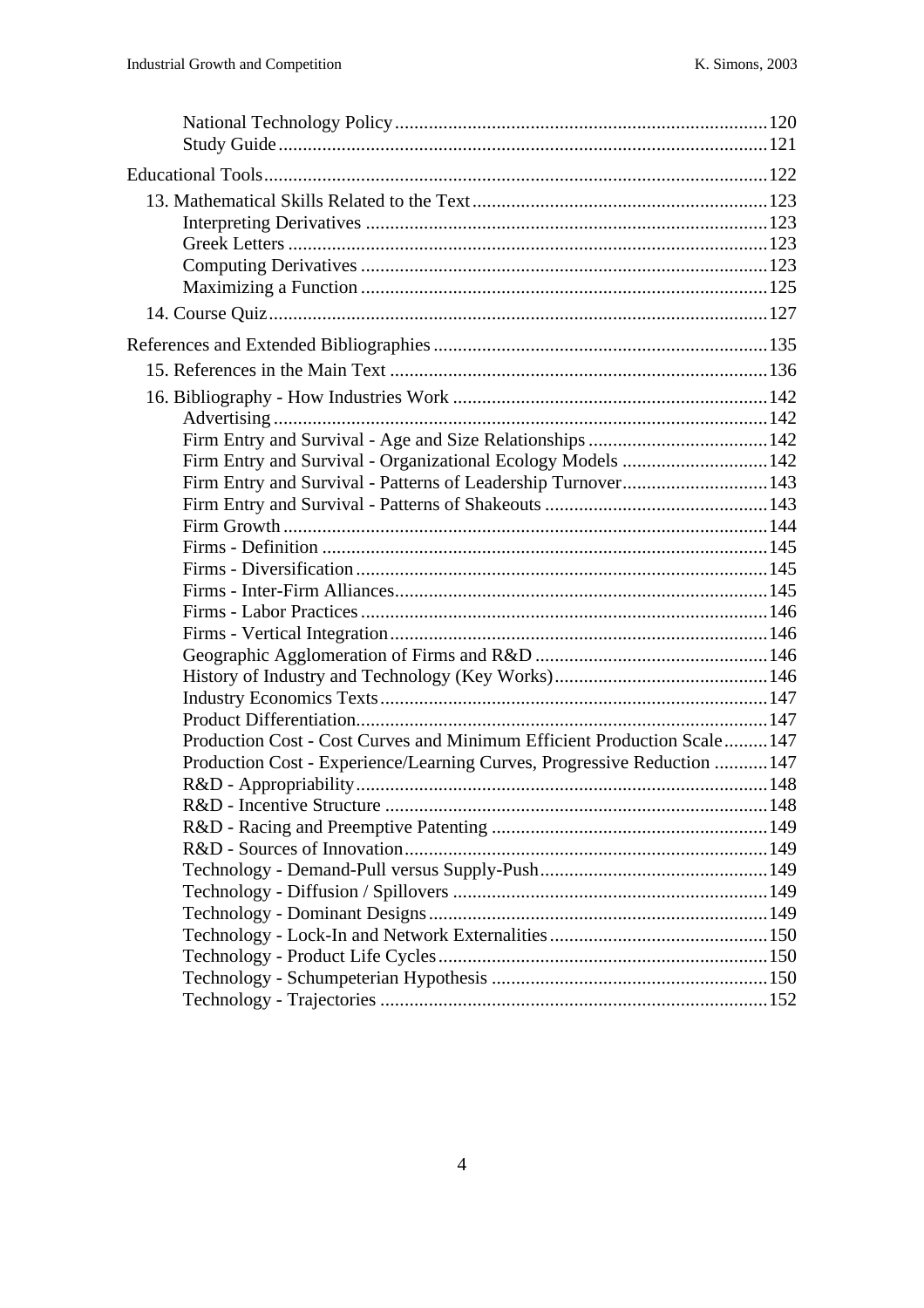National Technology Policy ........................................................................ 120
Study Guide ................................................................................................ 121

Educational Tools ............................................................................................... 122

13. Mathematical Skills Related to the Text ............................................................ 123
Interpreting Derivatives ................................................................................... 123
Greek Letters ................................................................................................. 123
Computing Derivatives ..................................................................................... 123
Maximizing a Function ..................................................................................... 125

14. Course Quiz ................................................................................................. 127

References and Extended Bibliographies ................................................................. 135

15. References in the Main Text ........................................................................... 136

16. Bibliography - How Industries Work ................................................................ 142
Advertising ................................................................................................... 142
Firm Entry and Survival - Age and Size Relationships ............................................ 142
Firm Entry and Survival - Organizational Ecology Models ....................................... 142
Firm Entry and Survival - Patterns of Leadership Turnover ...................................... 143
Firm Entry and Survival - Patterns of Shakeouts ................................................... 143
Firm Growth .................................................................................................. 144
Firms - Definition ........................................................................................... 145
Firms - Diversification ..................................................................................... 145
Firms - Inter-Firm Alliances ............................................................................. 145
Firms - Labor Practices ................................................................................... 146
Firms - Vertical Integration .............................................................................. 146
Geographic Agglomeration of Firms and R&D ...................................................... 146
History of Industry and Technology (Key Works) .................................................. 146
Industry Economics Texts ................................................................................. 147
Product Differentiation .................................................................................... 147
Production Cost - Cost Curves and Minimum Efficient Production Scale ...................... 147
Production Cost - Experience/Learning Curves, Progressive Reduction ........................ 147
R&D - Appropriability ..................................................................................... 148
R&D - Incentive Structure ................................................................................ 148
R&D - Racing and Preemptive Patenting ............................................................. 149
R&D - Sources of Innovation ............................................................................. 149
Technology - Demand-Pull versus Supply-Push ..................................................... 149
Technology - Diffusion / Spillovers ................................................................... 149
Technology - Dominant Designs ......................................................................... 149
Technology - Lock-In and Network Externalities ................................................... 150
Technology - Product Life Cycles ...................................................................... 150
Technology - Schumpeterian Hypothesis ............................................................. 150
Technology - Trajectories ................................................................................ 152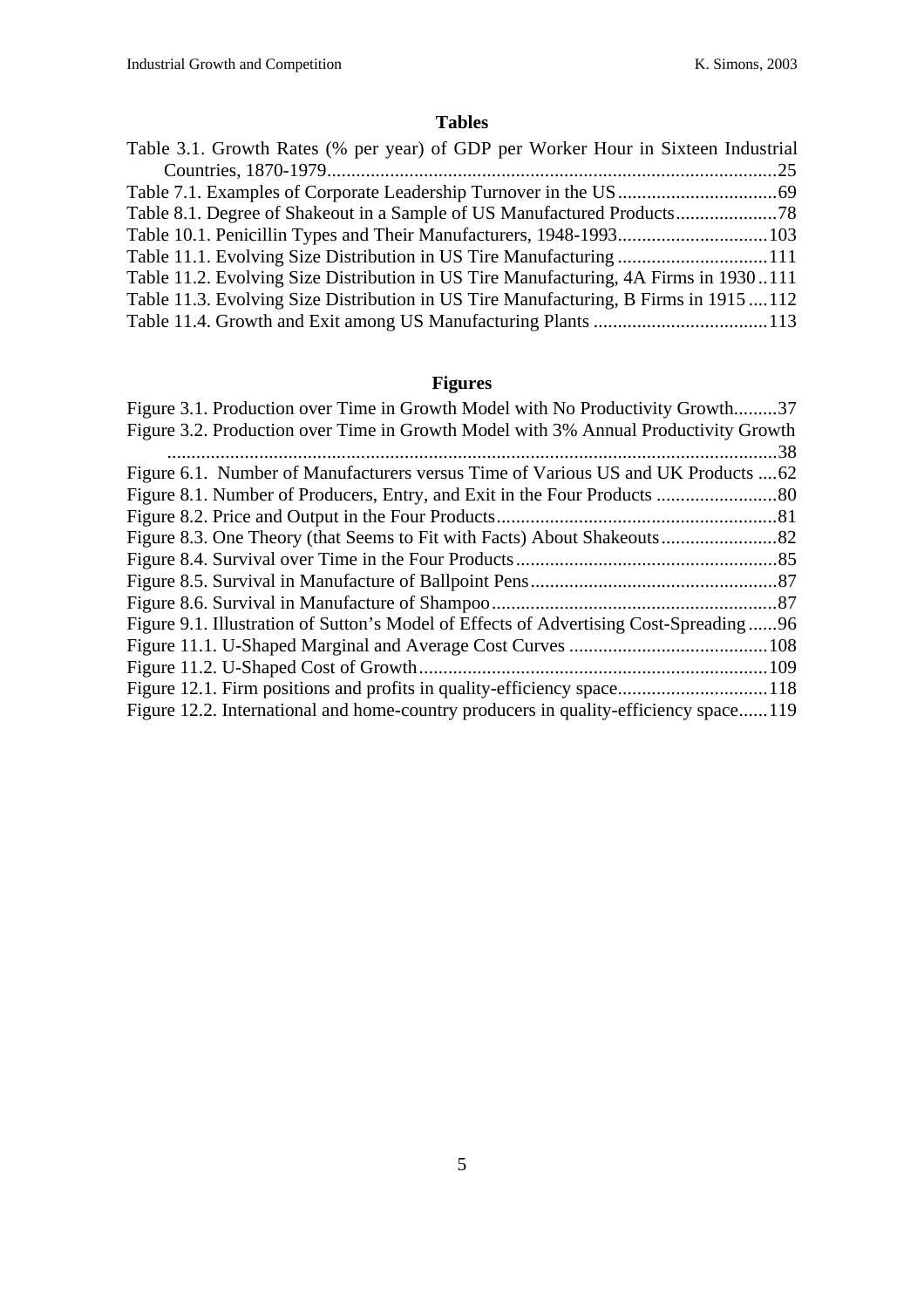## Tables

Table 3.1. Growth Rates (% per year) of GDP per Worker Hour in Sixteen Industrial Countries, 1870-1979.............................................................................................25
Table 7.1. Examples of Corporate Leadership Turnover in the US.................................69
Table 8.1. Degree of Shakeout in a Sample of US Manufactured Products.....................78
Table 10.1. Penicillin Types and Their Manufacturers, 1948-1993...............................103
Table 11.1. Evolving Size Distribution in US Tire Manufacturing ...............................111
Table 11.2. Evolving Size Distribution in US Tire Manufacturing, 4A Firms in 1930..111
Table 11.3. Evolving Size Distribution in US Tire Manufacturing, B Firms in 1915....112
Table 11.4. Growth and Exit among US Manufacturing Plants ....................................113

## Figures

Figure 3.1. Production over Time in Growth Model with No Productivity Growth.........37
Figure 3.2. Production over Time in Growth Model with 3% Annual Productivity Growth ..............................................................................................................................38
Figure 6.1. Number of Manufacturers versus Time of Various US and UK Products ....62
Figure 8.1. Number of Producers, Entry, and Exit in the Four Products .........................80
Figure 8.2. Price and Output in the Four Products..........................................................81
Figure 8.3. One Theory (that Seems to Fit with Facts) About Shakeouts........................82
Figure 8.4. Survival over Time in the Four Products......................................................85
Figure 8.5. Survival in Manufacture of Ballpoint Pens...................................................87
Figure 8.6. Survival in Manufacture of Shampoo...........................................................87
Figure 9.1. Illustration of Sutton's Model of Effects of Advertising Cost-Spreading......96
Figure 11.1. U-Shaped Marginal and Average Cost Curves .........................................108
Figure 11.2. U-Shaped Cost of Growth........................................................................109
Figure 12.1. Firm positions and profits in quality-efficiency space...............................118
Figure 12.2. International and home-country producers in quality-efficiency space......119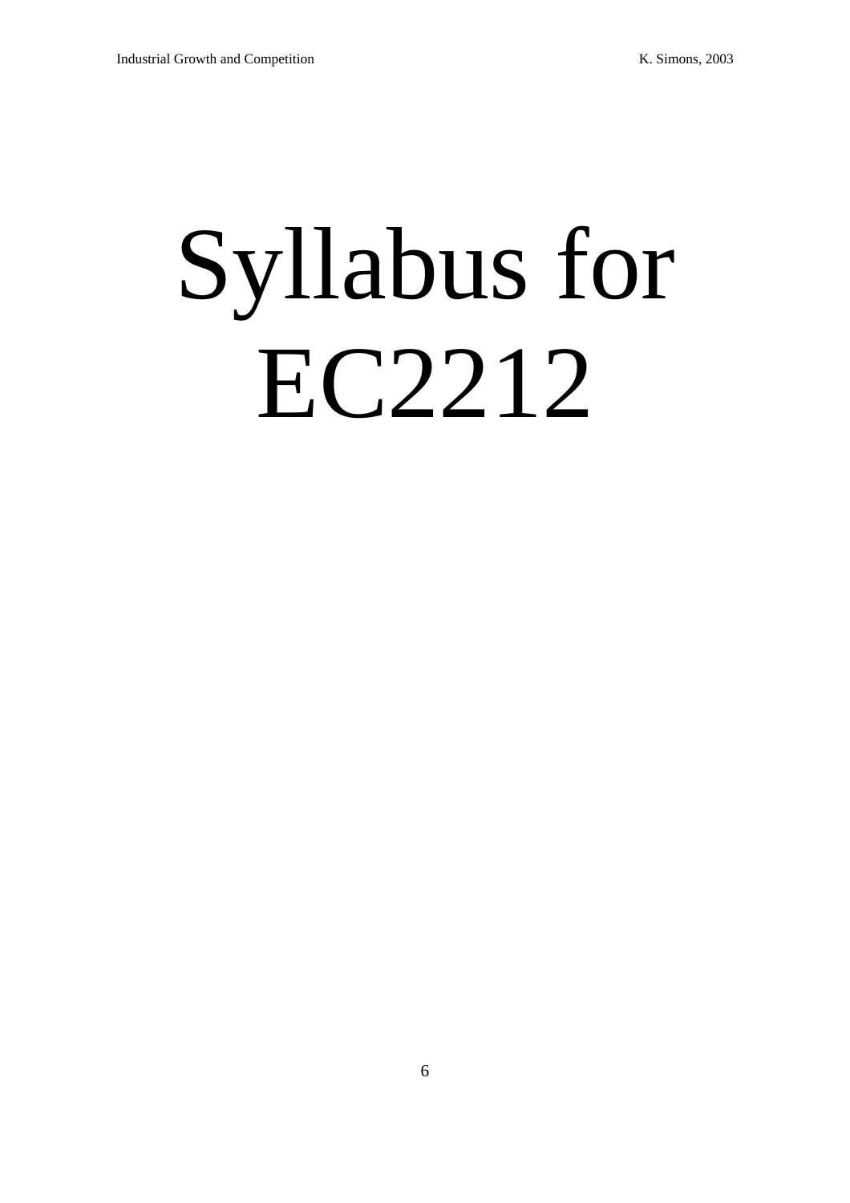# Syllabus for EC2212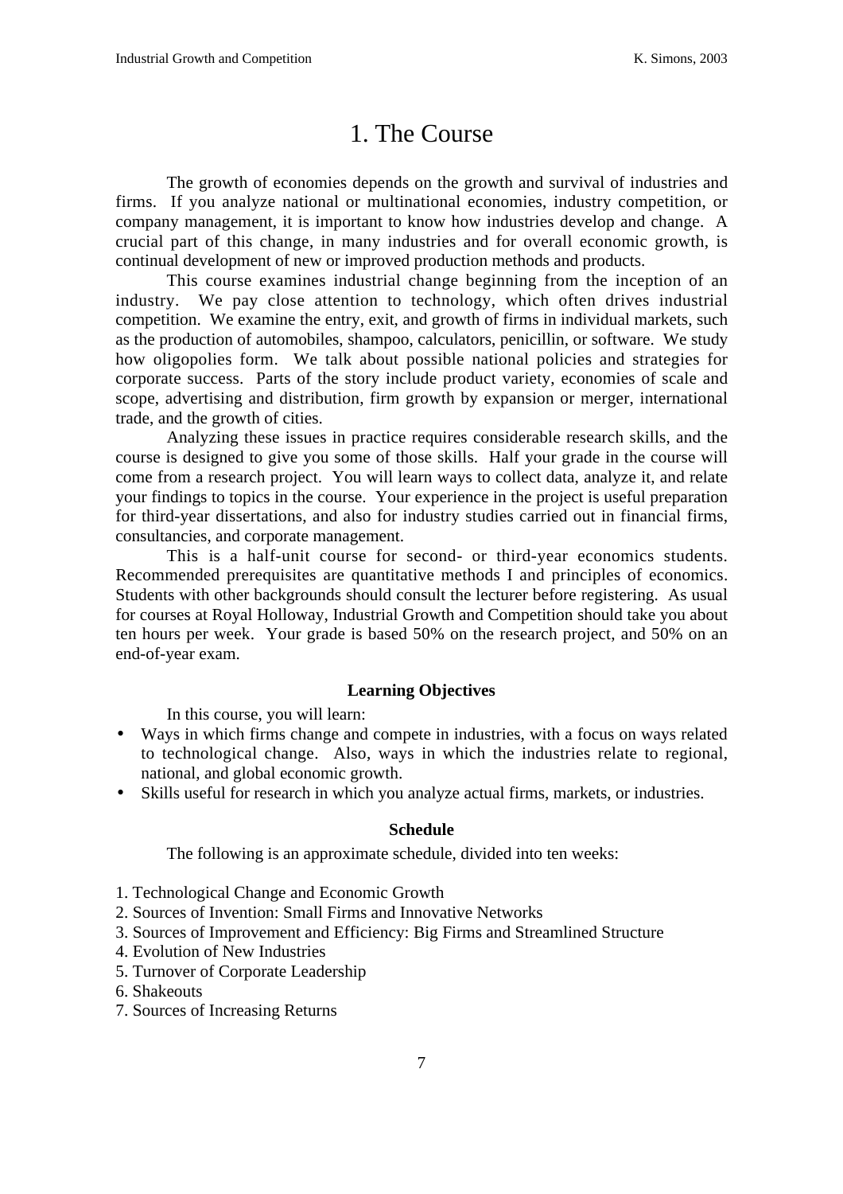# 1. The Course

The growth of economies depends on the growth and survival of industries and firms. If you analyze national or multinational economies, industry competition, or company management, it is important to know how industries develop and change. A crucial part of this change, in many industries and for overall economic growth, is continual development of new or improved production methods and products.

This course examines industrial change beginning from the inception of an industry. We pay close attention to technology, which often drives industrial competition. We examine the entry, exit, and growth of firms in individual markets, such as the production of automobiles, shampoo, calculators, penicillin, or software. We study how oligopolies form. We talk about possible national policies and strategies for corporate success. Parts of the story include product variety, economies of scale and scope, advertising and distribution, firm growth by expansion or merger, international trade, and the growth of cities.

Analyzing these issues in practice requires considerable research skills, and the course is designed to give you some of those skills. Half your grade in the course will come from a research project. You will learn ways to collect data, analyze it, and relate your findings to topics in the course. Your experience in the project is useful preparation for third-year dissertations, and also for industry studies carried out in financial firms, consultancies, and corporate management.

This is a half-unit course for second- or third-year economics students. Recommended prerequisites are quantitative methods I and principles of economics. Students with other backgrounds should consult the lecturer before registering. As usual for courses at Royal Holloway, Industrial Growth and Competition should take you about ten hours per week. Your grade is based 50% on the research project, and 50% on an end-of-year exam.

### Learning Objectives

In this course, you will learn:

- Ways in which firms change and compete in industries, with a focus on ways related to technological change. Also, ways in which the industries relate to regional, national, and global economic growth.
- Skills useful for research in which you analyze actual firms, markets, or industries.

### Schedule

The following is an approximate schedule, divided into ten weeks:

1. Technological Change and Economic Growth
2. Sources of Invention: Small Firms and Innovative Networks
3. Sources of Improvement and Efficiency: Big Firms and Streamlined Structure
4. Evolution of New Industries
5. Turnover of Corporate Leadership
6. Shakeouts
7. Sources of Increasing Returns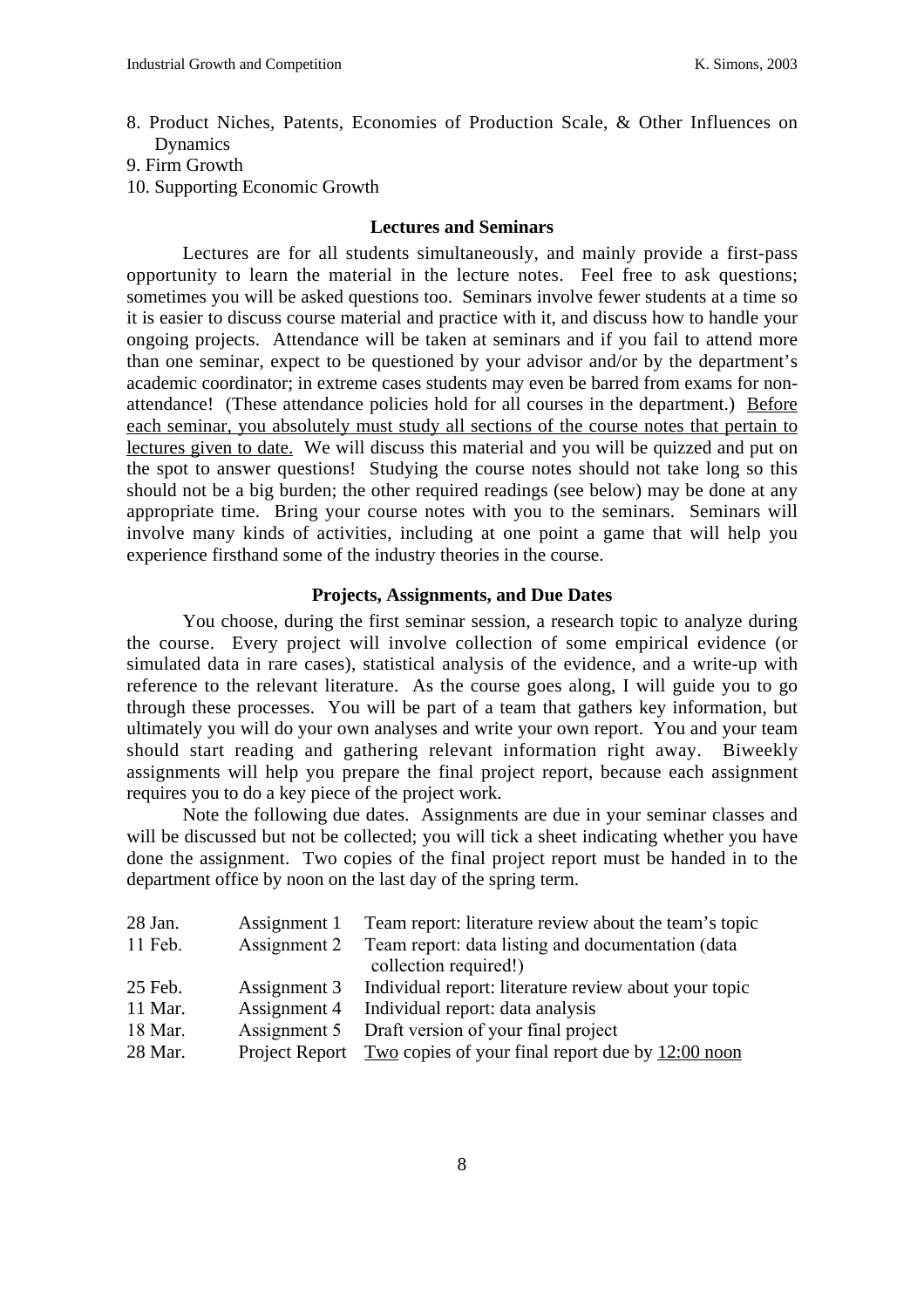8. Product Niches, Patents, Economies of Production Scale, & Other Influences on Dynamics
9. Firm Growth
10. Supporting Economic Growth

### Lectures and Seminars

Lectures are for all students simultaneously, and mainly provide a first-pass opportunity to learn the material in the lecture notes. Feel free to ask questions; sometimes you will be asked questions too. Seminars involve fewer students at a time so it is easier to discuss course material and practice with it, and discuss how to handle your ongoing projects. Attendance will be taken at seminars and if you fail to attend more than one seminar, expect to be questioned by your advisor and/or by the department's academic coordinator; in extreme cases students may even be barred from exams for non-attendance! (These attendance policies hold for all courses in the department.) Before each seminar, you absolutely must study all sections of the course notes that pertain to lectures given to date. We will discuss this material and you will be quizzed and put on the spot to answer questions! Studying the course notes should not take long so this should not be a big burden; the other required readings (see below) may be done at any appropriate time. Bring your course notes with you to the seminars. Seminars will involve many kinds of activities, including at one point a game that will help you experience firsthand some of the industry theories in the course.

### Projects, Assignments, and Due Dates

You choose, during the first seminar session, a research topic to analyze during the course. Every project will involve collection of some empirical evidence (or simulated data in rare cases), statistical analysis of the evidence, and a write-up with reference to the relevant literature. As the course goes along, I will guide you to go through these processes. You will be part of a team that gathers key information, but ultimately you will do your own analyses and write your own report. You and your team should start reading and gathering relevant information right away. Biweekly assignments will help you prepare the final project report, because each assignment requires you to do a key piece of the project work.

Note the following due dates. Assignments are due in your seminar classes and will be discussed but not be collected; you will tick a sheet indicating whether you have done the assignment. Two copies of the final project report must be handed in to the department office by noon on the last day of the spring term.

| | | |
|---|---|---|
| 28 Jan. | Assignment 1 | Team report: literature review about the team's topic |
| 11 Feb. | Assignment 2 | Team report: data listing and documentation (data collection required!) |
| 25 Feb. | Assignment 3 | Individual report: literature review about your topic |
| 11 Mar. | Assignment 4 | Individual report: data analysis |
| 18 Mar. | Assignment 5 | Draft version of your final project |
| 28 Mar. | Project Report | Two copies of your final report due by 12:00 noon |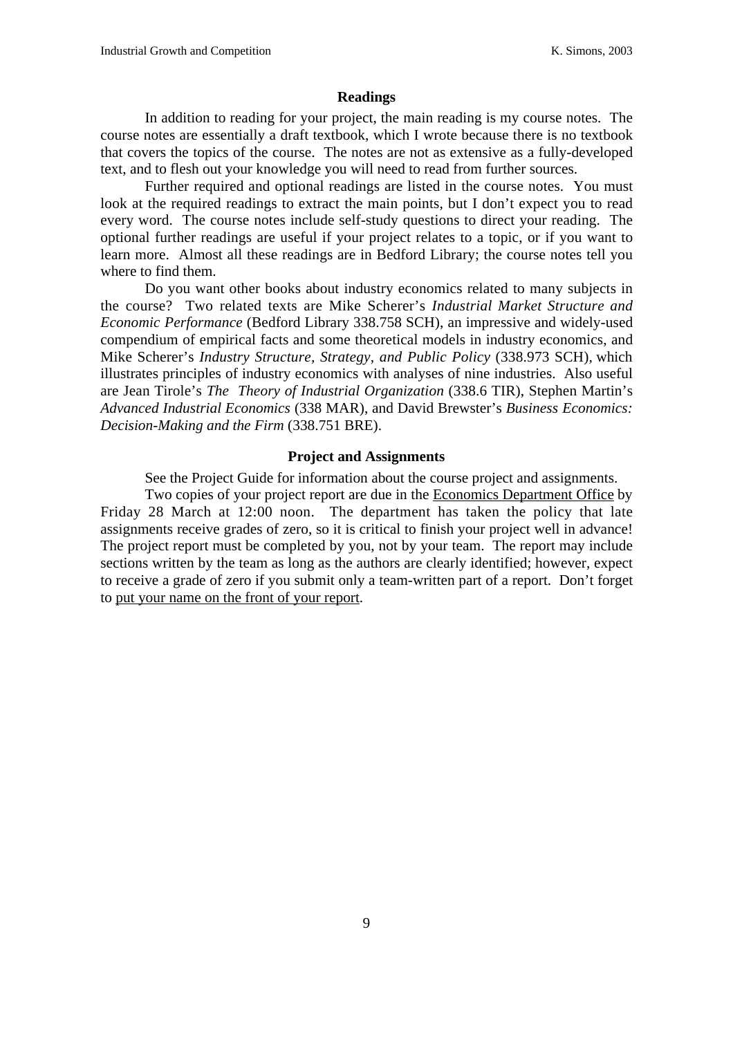## Readings

In addition to reading for your project, the main reading is my course notes. The course notes are essentially a draft textbook, which I wrote because there is no textbook that covers the topics of the course. The notes are not as extensive as a fully-developed text, and to flesh out your knowledge you will need to read from further sources.

Further required and optional readings are listed in the course notes. You must look at the required readings to extract the main points, but I don't expect you to read every word. The course notes include self-study questions to direct your reading. The optional further readings are useful if your project relates to a topic, or if you want to learn more. Almost all these readings are in Bedford Library; the course notes tell you where to find them.

Do you want other books about industry economics related to many subjects in the course? Two related texts are Mike Scherer's *Industrial Market Structure and Economic Performance* (Bedford Library 338.758 SCH), an impressive and widely-used compendium of empirical facts and some theoretical models in industry economics, and Mike Scherer's *Industry Structure, Strategy, and Public Policy* (338.973 SCH), which illustrates principles of industry economics with analyses of nine industries. Also useful are Jean Tirole's *The Theory of Industrial Organization* (338.6 TIR), Stephen Martin's *Advanced Industrial Economics* (338 MAR), and David Brewster's *Business Economics: Decision-Making and the Firm* (338.751 BRE).

## Project and Assignments

See the Project Guide for information about the course project and assignments.

Two copies of your project report are due in the Economics Department Office by Friday 28 March at 12:00 noon. The department has taken the policy that late assignments receive grades of zero, so it is critical to finish your project well in advance! The project report must be completed by you, not by your team. The report may include sections written by the team as long as the authors are clearly identified; however, expect to receive a grade of zero if you submit only a team-written part of a report. Don't forget to put your name on the front of your report.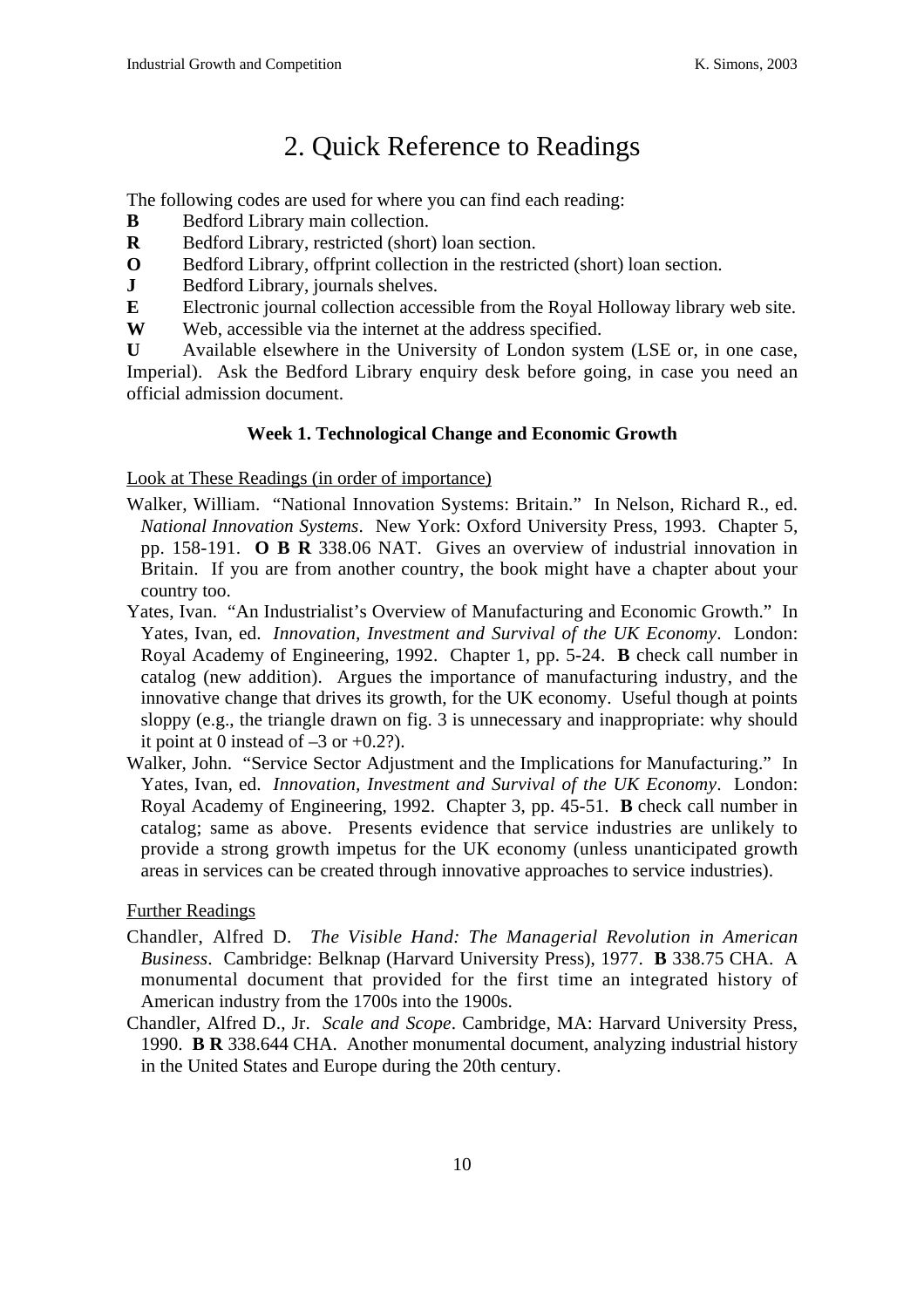# 2. Quick Reference to Readings

The following codes are used for where you can find each reading:

**B** Bedford Library main collection.
**R** Bedford Library, restricted (short) loan section.
**O** Bedford Library, offprint collection in the restricted (short) loan section.
**J** Bedford Library, journals shelves.
**E** Electronic journal collection accessible from the Royal Holloway library web site.
**W** Web, accessible via the internet at the address specified.
**U** Available elsewhere in the University of London system (LSE or, in one case, Imperial). Ask the Bedford Library enquiry desk before going, in case you need an official admission document.

### Week 1. Technological Change and Economic Growth

Look at These Readings (in order of importance)

Walker, William. "National Innovation Systems: Britain." In Nelson, Richard R., ed. *National Innovation Systems*. New York: Oxford University Press, 1993. Chapter 5, pp. 158-191. **O B R** 338.06 NAT. Gives an overview of industrial innovation in Britain. If you are from another country, the book might have a chapter about your country too.

Yates, Ivan. "An Industrialist's Overview of Manufacturing and Economic Growth." In Yates, Ivan, ed. *Innovation, Investment and Survival of the UK Economy*. London: Royal Academy of Engineering, 1992. Chapter 1, pp. 5-24. **B** check call number in catalog (new addition). Argues the importance of manufacturing industry, and the innovative change that drives its growth, for the UK economy. Useful though at points sloppy (e.g., the triangle drawn on fig. 3 is unnecessary and inappropriate: why should it point at 0 instead of –3 or +0.2?).

Walker, John. "Service Sector Adjustment and the Implications for Manufacturing." In Yates, Ivan, ed. *Innovation, Investment and Survival of the UK Economy*. London: Royal Academy of Engineering, 1992. Chapter 3, pp. 45-51. **B** check call number in catalog; same as above. Presents evidence that service industries are unlikely to provide a strong growth impetus for the UK economy (unless unanticipated growth areas in services can be created through innovative approaches to service industries).

Further Readings

Chandler, Alfred D. *The Visible Hand: The Managerial Revolution in American Business*. Cambridge: Belknap (Harvard University Press), 1977. **B** 338.75 CHA. A monumental document that provided for the first time an integrated history of American industry from the 1700s into the 1900s.

Chandler, Alfred D., Jr. *Scale and Scope*. Cambridge, MA: Harvard University Press, 1990. **B R** 338.644 CHA. Another monumental document, analyzing industrial history in the United States and Europe during the 20th century.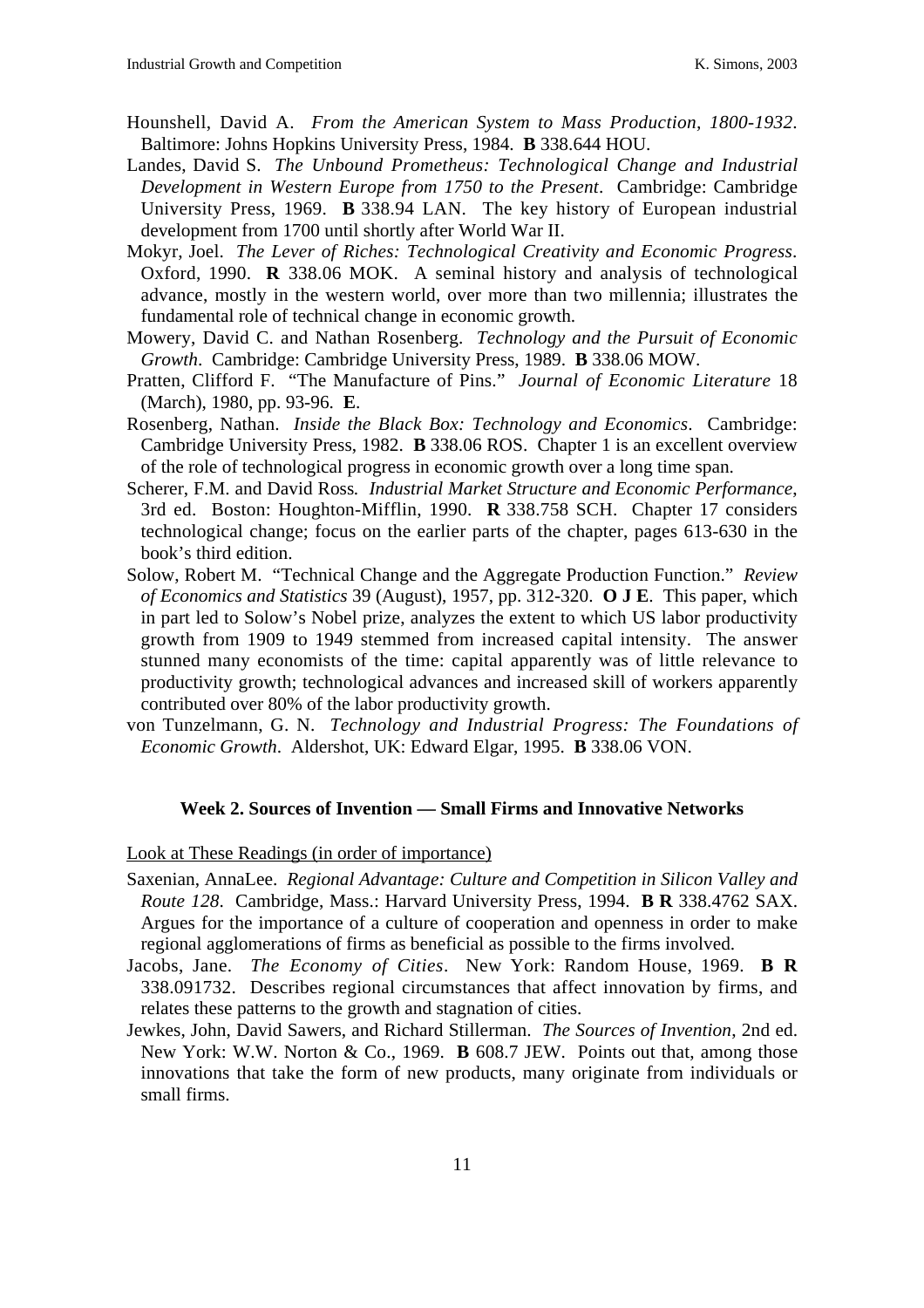Hounshell, David A. *From the American System to Mass Production, 1800-1932*. Baltimore: Johns Hopkins University Press, 1984. **B** 338.644 HOU.

Landes, David S. *The Unbound Prometheus: Technological Change and Industrial Development in Western Europe from 1750 to the Present*. Cambridge: Cambridge University Press, 1969. **B** 338.94 LAN. The key history of European industrial development from 1700 until shortly after World War II.

Mokyr, Joel. *The Lever of Riches: Technological Creativity and Economic Progress*. Oxford, 1990. **R** 338.06 MOK. A seminal history and analysis of technological advance, mostly in the western world, over more than two millennia; illustrates the fundamental role of technical change in economic growth.

Mowery, David C. and Nathan Rosenberg. *Technology and the Pursuit of Economic Growth*. Cambridge: Cambridge University Press, 1989. **B** 338.06 MOW.

Pratten, Clifford F. "The Manufacture of Pins." *Journal of Economic Literature* 18 (March), 1980, pp. 93-96. **E**.

Rosenberg, Nathan. *Inside the Black Box: Technology and Economics*. Cambridge: Cambridge University Press, 1982. **B** 338.06 ROS. Chapter 1 is an excellent overview of the role of technological progress in economic growth over a long time span.

Scherer, F.M. and David Ross. *Industrial Market Structure and Economic Performance*, 3rd ed. Boston: Houghton-Mifflin, 1990. **R** 338.758 SCH. Chapter 17 considers technological change; focus on the earlier parts of the chapter, pages 613-630 in the book's third edition.

Solow, Robert M. "Technical Change and the Aggregate Production Function." *Review of Economics and Statistics* 39 (August), 1957, pp. 312-320. **O J E**. This paper, which in part led to Solow's Nobel prize, analyzes the extent to which US labor productivity growth from 1909 to 1949 stemmed from increased capital intensity. The answer stunned many economists of the time: capital apparently was of little relevance to productivity growth; technological advances and increased skill of workers apparently contributed over 80% of the labor productivity growth.

von Tunzelmann, G. N. *Technology and Industrial Progress: The Foundations of Economic Growth*. Aldershot, UK: Edward Elgar, 1995. **B** 338.06 VON.

### Week 2. Sources of Invention — Small Firms and Innovative Networks

Look at These Readings (in order of importance)

Saxenian, AnnaLee. *Regional Advantage: Culture and Competition in Silicon Valley and Route 128*. Cambridge, Mass.: Harvard University Press, 1994. **B R** 338.4762 SAX. Argues for the importance of a culture of cooperation and openness in order to make regional agglomerations of firms as beneficial as possible to the firms involved.

Jacobs, Jane. *The Economy of Cities*. New York: Random House, 1969. **B R** 338.091732. Describes regional circumstances that affect innovation by firms, and relates these patterns to the growth and stagnation of cities.

Jewkes, John, David Sawers, and Richard Stillerman. *The Sources of Invention*, 2nd ed. New York: W.W. Norton & Co., 1969. **B** 608.7 JEW. Points out that, among those innovations that take the form of new products, many originate from individuals or small firms.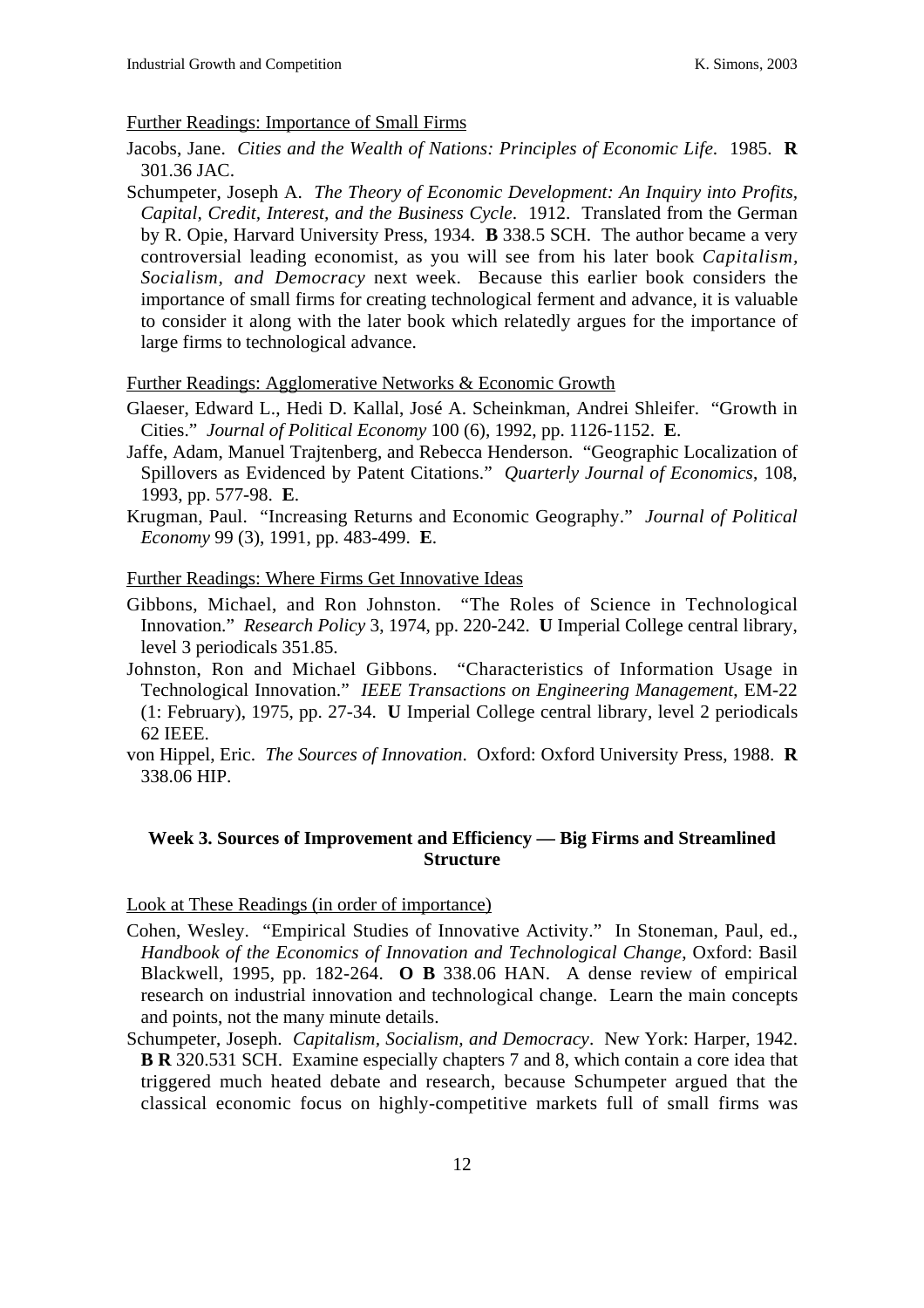Further Readings: Importance of Small Firms

Jacobs, Jane. *Cities and the Wealth of Nations: Principles of Economic Life.* 1985. **R** 301.36 JAC.

Schumpeter, Joseph A. *The Theory of Economic Development: An Inquiry into Profits, Capital, Credit, Interest, and the Business Cycle*. 1912. Translated from the German by R. Opie, Harvard University Press, 1934. **B** 338.5 SCH. The author became a very controversial leading economist, as you will see from his later book *Capitalism, Socialism, and Democracy* next week. Because this earlier book considers the importance of small firms for creating technological ferment and advance, it is valuable to consider it along with the later book which relatedly argues for the importance of large firms to technological advance.

Further Readings: Agglomerative Networks & Economic Growth

Glaeser, Edward L., Hedi D. Kallal, José A. Scheinkman, Andrei Shleifer. "Growth in Cities." *Journal of Political Economy* 100 (6), 1992, pp. 1126-1152. **E**.

Jaffe, Adam, Manuel Trajtenberg, and Rebecca Henderson. "Geographic Localization of Spillovers as Evidenced by Patent Citations." *Quarterly Journal of Economics*, 108, 1993, pp. 577-98. **E**.

Krugman, Paul. "Increasing Returns and Economic Geography." *Journal of Political Economy* 99 (3), 1991, pp. 483-499. **E**.

Further Readings: Where Firms Get Innovative Ideas

Gibbons, Michael, and Ron Johnston. "The Roles of Science in Technological Innovation." *Research Policy* 3, 1974, pp. 220-242. **U** Imperial College central library, level 3 periodicals 351.85.

Johnston, Ron and Michael Gibbons. "Characteristics of Information Usage in Technological Innovation." *IEEE Transactions on Engineering Management*, EM-22 (1: February), 1975, pp. 27-34. **U** Imperial College central library, level 2 periodicals 62 IEEE.

von Hippel, Eric. *The Sources of Innovation*. Oxford: Oxford University Press, 1988. **R** 338.06 HIP.

### Week 3. Sources of Improvement and Efficiency — Big Firms and Streamlined Structure

Look at These Readings (in order of importance)

Cohen, Wesley. "Empirical Studies of Innovative Activity." In Stoneman, Paul, ed., *Handbook of the Economics of Innovation and Technological Change*, Oxford: Basil Blackwell, 1995, pp. 182-264. **O B** 338.06 HAN. A dense review of empirical research on industrial innovation and technological change. Learn the main concepts and points, not the many minute details.

Schumpeter, Joseph. *Capitalism, Socialism, and Democracy*. New York: Harper, 1942. **B R** 320.531 SCH. Examine especially chapters 7 and 8, which contain a core idea that triggered much heated debate and research, because Schumpeter argued that the classical economic focus on highly-competitive markets full of small firms was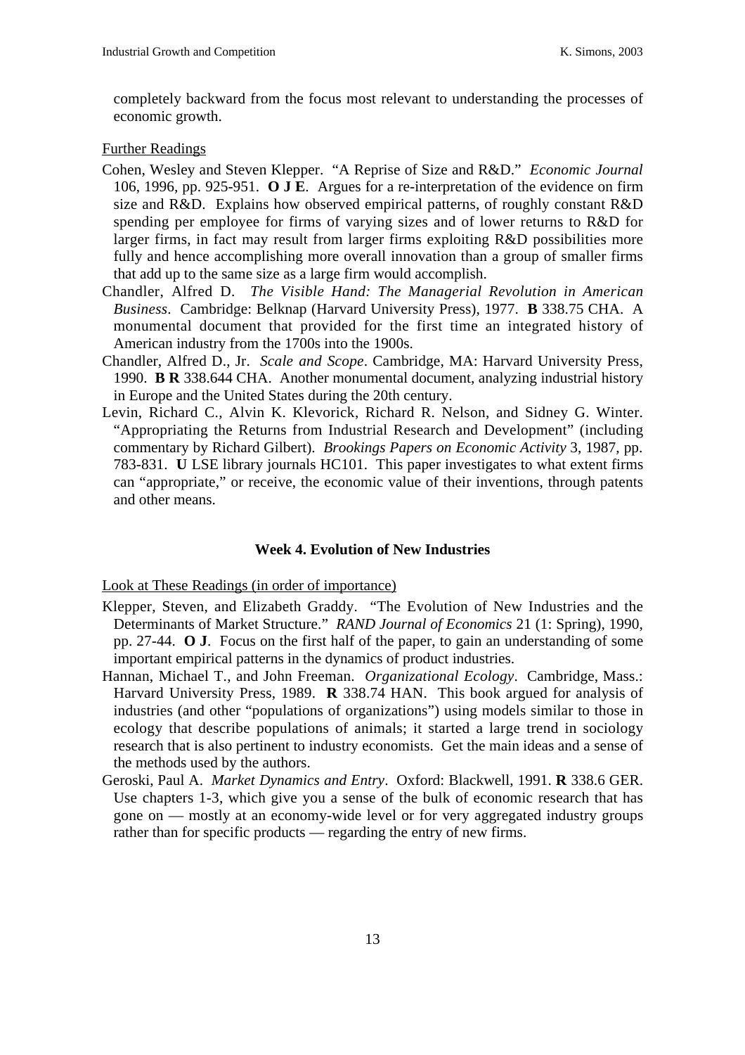completely backward from the focus most relevant to understanding the processes of economic growth.

Further Readings

Cohen, Wesley and Steven Klepper. "A Reprise of Size and R&D." *Economic Journal* 106, 1996, pp. 925-951. **O J E**. Argues for a re-interpretation of the evidence on firm size and R&D. Explains how observed empirical patterns, of roughly constant R&D spending per employee for firms of varying sizes and of lower returns to R&D for larger firms, in fact may result from larger firms exploiting R&D possibilities more fully and hence accomplishing more overall innovation than a group of smaller firms that add up to the same size as a large firm would accomplish.

Chandler, Alfred D. *The Visible Hand: The Managerial Revolution in American Business*. Cambridge: Belknap (Harvard University Press), 1977. **B** 338.75 CHA. A monumental document that provided for the first time an integrated history of American industry from the 1700s into the 1900s.

Chandler, Alfred D., Jr. *Scale and Scope*. Cambridge, MA: Harvard University Press, 1990. **B R** 338.644 CHA. Another monumental document, analyzing industrial history in Europe and the United States during the 20th century.

Levin, Richard C., Alvin K. Klevorick, Richard R. Nelson, and Sidney G. Winter. "Appropriating the Returns from Industrial Research and Development" (including commentary by Richard Gilbert). *Brookings Papers on Economic Activity* 3, 1987, pp. 783-831. **U** LSE library journals HC101. This paper investigates to what extent firms can "appropriate," or receive, the economic value of their inventions, through patents and other means.

### Week 4. Evolution of New Industries

Look at These Readings (in order of importance)

Klepper, Steven, and Elizabeth Graddy. "The Evolution of New Industries and the Determinants of Market Structure." *RAND Journal of Economics* 21 (1: Spring), 1990, pp. 27-44. **O J**. Focus on the first half of the paper, to gain an understanding of some important empirical patterns in the dynamics of product industries.

Hannan, Michael T., and John Freeman. *Organizational Ecology*. Cambridge, Mass.: Harvard University Press, 1989. **R** 338.74 HAN. This book argued for analysis of industries (and other "populations of organizations") using models similar to those in ecology that describe populations of animals; it started a large trend in sociology research that is also pertinent to industry economists. Get the main ideas and a sense of the methods used by the authors.

Geroski, Paul A. *Market Dynamics and Entry*. Oxford: Blackwell, 1991. **R** 338.6 GER. Use chapters 1-3, which give you a sense of the bulk of economic research that has gone on — mostly at an economy-wide level or for very aggregated industry groups rather than for specific products — regarding the entry of new firms.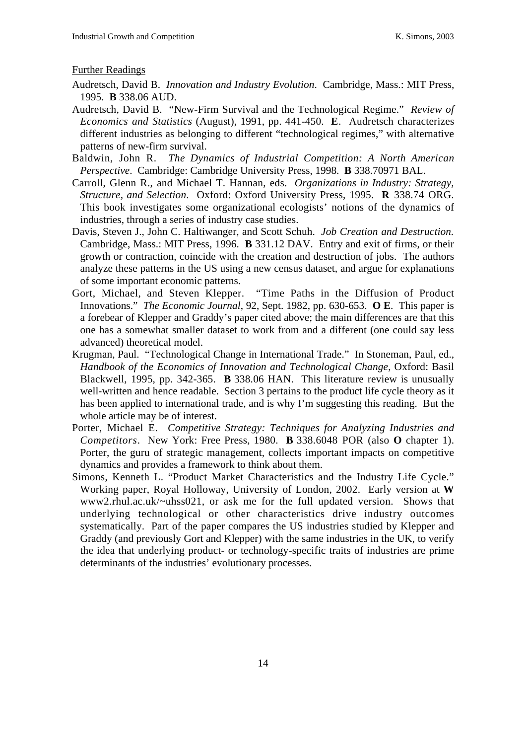Further Readings

Audretsch, David B. *Innovation and Industry Evolution*. Cambridge, Mass.: MIT Press, 1995. **B** 338.06 AUD.

Audretsch, David B. "New-Firm Survival and the Technological Regime." *Review of Economics and Statistics* (August), 1991, pp. 441-450. **E**. Audretsch characterizes different industries as belonging to different "technological regimes," with alternative patterns of new-firm survival.

Baldwin, John R. *The Dynamics of Industrial Competition: A North American Perspective*. Cambridge: Cambridge University Press, 1998. **B** 338.70971 BAL.

Carroll, Glenn R., and Michael T. Hannan, eds. *Organizations in Industry: Strategy, Structure, and Selection*. Oxford: Oxford University Press, 1995. **R** 338.74 ORG. This book investigates some organizational ecologists' notions of the dynamics of industries, through a series of industry case studies.

Davis, Steven J., John C. Haltiwanger, and Scott Schuh. *Job Creation and Destruction.* Cambridge, Mass.: MIT Press, 1996. **B** 331.12 DAV. Entry and exit of firms, or their growth or contraction, coincide with the creation and destruction of jobs. The authors analyze these patterns in the US using a new census dataset, and argue for explanations of some important economic patterns.

Gort, Michael, and Steven Klepper. "Time Paths in the Diffusion of Product Innovations." *The Economic Journal*, 92, Sept. 1982, pp. 630-653. **O E**. This paper is a forebear of Klepper and Graddy's paper cited above; the main differences are that this one has a somewhat smaller dataset to work from and a different (one could say less advanced) theoretical model.

Krugman, Paul. "Technological Change in International Trade." In Stoneman, Paul, ed., *Handbook of the Economics of Innovation and Technological Change*, Oxford: Basil Blackwell, 1995, pp. 342-365. **B** 338.06 HAN. This literature review is unusually well-written and hence readable. Section 3 pertains to the product life cycle theory as it has been applied to international trade, and is why I'm suggesting this reading. But the whole article may be of interest.

Porter, Michael E. *Competitive Strategy: Techniques for Analyzing Industries and Competitors*. New York: Free Press, 1980. **B** 338.6048 POR (also **O** chapter 1). Porter, the guru of strategic management, collects important impacts on competitive dynamics and provides a framework to think about them.

Simons, Kenneth L. "Product Market Characteristics and the Industry Life Cycle." Working paper, Royal Holloway, University of London, 2002. Early version at **W** www2.rhul.ac.uk/~uhss021, or ask me for the full updated version. Shows that underlying technological or other characteristics drive industry outcomes systematically. Part of the paper compares the US industries studied by Klepper and Graddy (and previously Gort and Klepper) with the same industries in the UK, to verify the idea that underlying product- or technology-specific traits of industries are prime determinants of the industries' evolutionary processes.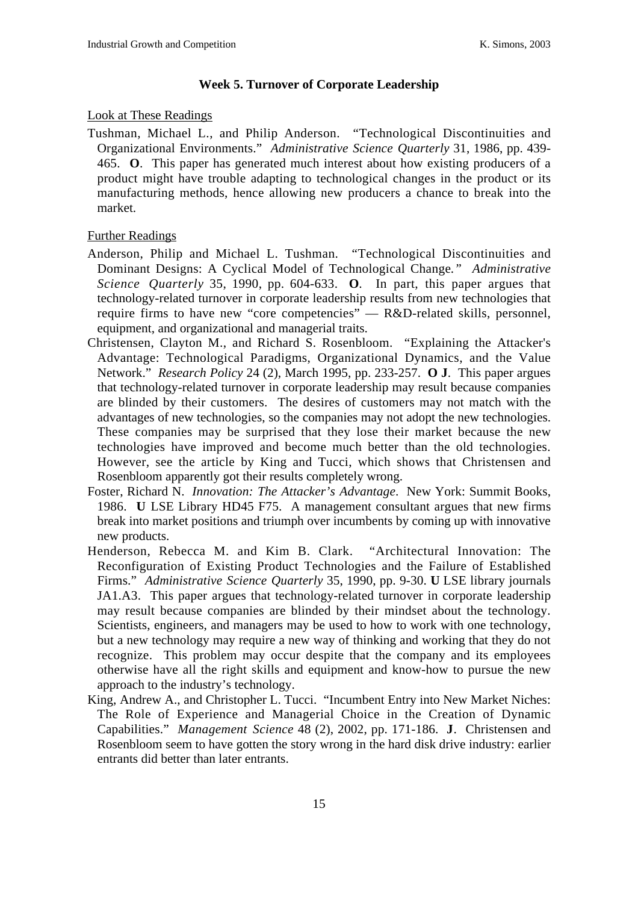### Week 5. Turnover of Corporate Leadership

Look at These Readings

Tushman, Michael L., and Philip Anderson. "Technological Discontinuities and Organizational Environments." *Administrative Science Quarterly* 31, 1986, pp. 439-465. **O**. This paper has generated much interest about how existing producers of a product might have trouble adapting to technological changes in the product or its manufacturing methods, hence allowing new producers a chance to break into the market.

Further Readings

Anderson, Philip and Michael L. Tushman. "Technological Discontinuities and Dominant Designs: A Cyclical Model of Technological Change." *Administrative Science Quarterly* 35, 1990, pp. 604-633. **O**. In part, this paper argues that technology-related turnover in corporate leadership results from new technologies that require firms to have new "core competencies" — R&D-related skills, personnel, equipment, and organizational and managerial traits.

Christensen, Clayton M., and Richard S. Rosenbloom. "Explaining the Attacker's Advantage: Technological Paradigms, Organizational Dynamics, and the Value Network." *Research Policy* 24 (2), March 1995, pp. 233-257. **O J**. This paper argues that technology-related turnover in corporate leadership may result because companies are blinded by their customers. The desires of customers may not match with the advantages of new technologies, so the companies may not adopt the new technologies. These companies may be surprised that they lose their market because the new technologies have improved and become much better than the old technologies. However, see the article by King and Tucci, which shows that Christensen and Rosenbloom apparently got their results completely wrong.

Foster, Richard N. *Innovation: The Attacker's Advantage*. New York: Summit Books, 1986. **U** LSE Library HD45 F75. A management consultant argues that new firms break into market positions and triumph over incumbents by coming up with innovative new products.

Henderson, Rebecca M. and Kim B. Clark. "Architectural Innovation: The Reconfiguration of Existing Product Technologies and the Failure of Established Firms." *Administrative Science Quarterly* 35, 1990, pp. 9-30. **U** LSE library journals JA1.A3. This paper argues that technology-related turnover in corporate leadership may result because companies are blinded by their mindset about the technology. Scientists, engineers, and managers may be used to how to work with one technology, but a new technology may require a new way of thinking and working that they do not recognize. This problem may occur despite that the company and its employees otherwise have all the right skills and equipment and know-how to pursue the new approach to the industry's technology.

King, Andrew A., and Christopher L. Tucci. "Incumbent Entry into New Market Niches: The Role of Experience and Managerial Choice in the Creation of Dynamic Capabilities." *Management Science* 48 (2), 2002, pp. 171-186. **J**. Christensen and Rosenbloom seem to have gotten the story wrong in the hard disk drive industry: earlier entrants did better than later entrants.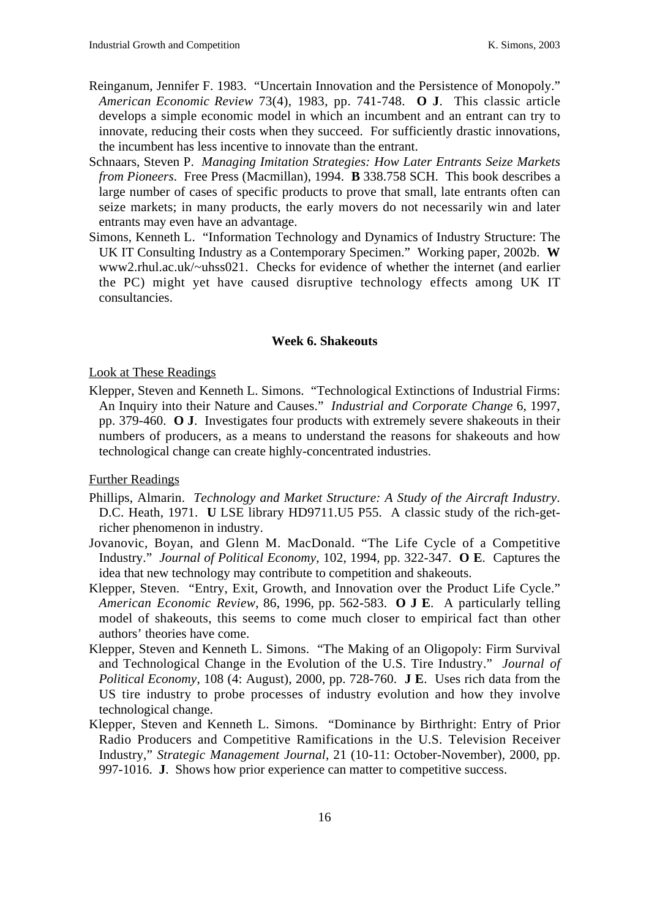Reinganum, Jennifer F. 1983. "Uncertain Innovation and the Persistence of Monopoly." *American Economic Review* 73(4), 1983, pp. 741-748. **O J**. This classic article develops a simple economic model in which an incumbent and an entrant can try to innovate, reducing their costs when they succeed. For sufficiently drastic innovations, the incumbent has less incentive to innovate than the entrant.

Schnaars, Steven P. *Managing Imitation Strategies: How Later Entrants Seize Markets from Pioneers*. Free Press (Macmillan), 1994. **B** 338.758 SCH. This book describes a large number of cases of specific products to prove that small, late entrants often can seize markets; in many products, the early movers do not necessarily win and later entrants may even have an advantage.

Simons, Kenneth L. "Information Technology and Dynamics of Industry Structure: The UK IT Consulting Industry as a Contemporary Specimen." Working paper, 2002b. **W** www2.rhul.ac.uk/~uhss021. Checks for evidence of whether the internet (and earlier the PC) might yet have caused disruptive technology effects among UK IT consultancies.

### Week 6. Shakeouts

<u>Look at These Readings</u>

Klepper, Steven and Kenneth L. Simons. "Technological Extinctions of Industrial Firms: An Inquiry into their Nature and Causes." *Industrial and Corporate Change* 6, 1997, pp. 379-460. **O J**. Investigates four products with extremely severe shakeouts in their numbers of producers, as a means to understand the reasons for shakeouts and how technological change can create highly-concentrated industries.

<u>Further Readings</u>

Phillips, Almarin. *Technology and Market Structure: A Study of the Aircraft Industry*. D.C. Heath, 1971. **U** LSE library HD9711.U5 P55. A classic study of the rich-get-richer phenomenon in industry.

Jovanovic, Boyan, and Glenn M. MacDonald. "The Life Cycle of a Competitive Industry." *Journal of Political Economy*, 102, 1994, pp. 322-347. **O E**. Captures the idea that new technology may contribute to competition and shakeouts.

Klepper, Steven. "Entry, Exit, Growth, and Innovation over the Product Life Cycle." *American Economic Review*, 86, 1996, pp. 562-583. **O J E**. A particularly telling model of shakeouts, this seems to come much closer to empirical fact than other authors' theories have come.

Klepper, Steven and Kenneth L. Simons. "The Making of an Oligopoly: Firm Survival and Technological Change in the Evolution of the U.S. Tire Industry." *Journal of Political Economy*, 108 (4: August), 2000, pp. 728-760. **J E**. Uses rich data from the US tire industry to probe processes of industry evolution and how they involve technological change.

Klepper, Steven and Kenneth L. Simons. "Dominance by Birthright: Entry of Prior Radio Producers and Competitive Ramifications in the U.S. Television Receiver Industry," *Strategic Management Journal*, 21 (10-11: October-November), 2000, pp. 997-1016. **J**. Shows how prior experience can matter to competitive success.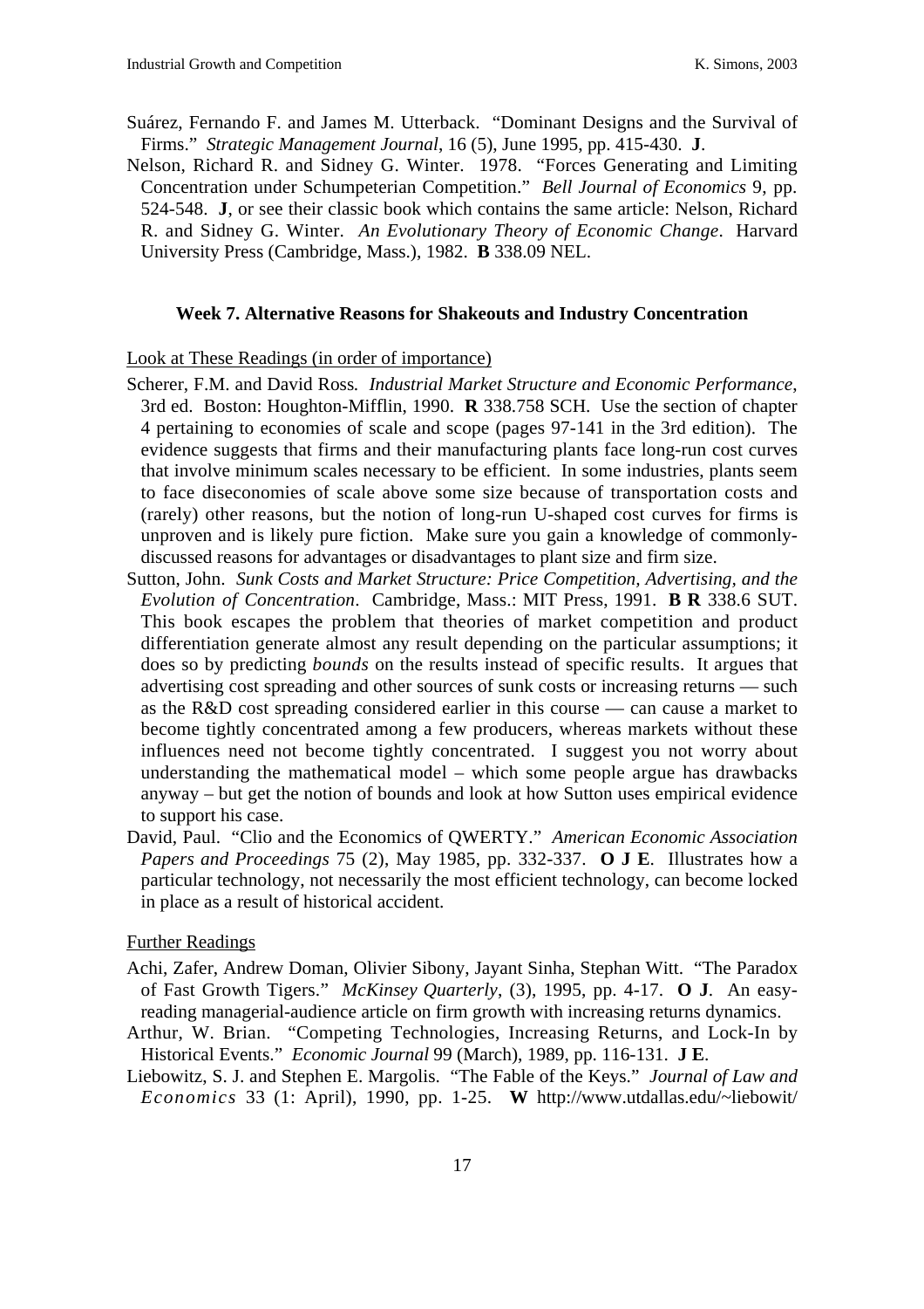Suárez, Fernando F. and James M. Utterback. "Dominant Designs and the Survival of Firms." *Strategic Management Journal*, 16 (5), June 1995, pp. 415-430. **J**.

Nelson, Richard R. and Sidney G. Winter. 1978. "Forces Generating and Limiting Concentration under Schumpeterian Competition." *Bell Journal of Economics* 9, pp. 524-548. **J**, or see their classic book which contains the same article: Nelson, Richard R. and Sidney G. Winter. *An Evolutionary Theory of Economic Change*. Harvard University Press (Cambridge, Mass.), 1982. **B** 338.09 NEL.

### Week 7. Alternative Reasons for Shakeouts and Industry Concentration

<u>Look at These Readings (in order of importance)</u>

Scherer, F.M. and David Ross. *Industrial Market Structure and Economic Performance*, 3rd ed. Boston: Houghton-Mifflin, 1990. **R** 338.758 SCH. Use the section of chapter 4 pertaining to economies of scale and scope (pages 97-141 in the 3rd edition). The evidence suggests that firms and their manufacturing plants face long-run cost curves that involve minimum scales necessary to be efficient. In some industries, plants seem to face diseconomies of scale above some size because of transportation costs and (rarely) other reasons, but the notion of long-run U-shaped cost curves for firms is unproven and is likely pure fiction. Make sure you gain a knowledge of commonly-discussed reasons for advantages or disadvantages to plant size and firm size.

Sutton, John. *Sunk Costs and Market Structure: Price Competition, Advertising, and the Evolution of Concentration*. Cambridge, Mass.: MIT Press, 1991. **B R** 338.6 SUT. This book escapes the problem that theories of market competition and product differentiation generate almost any result depending on the particular assumptions; it does so by predicting *bounds* on the results instead of specific results. It argues that advertising cost spreading and other sources of sunk costs or increasing returns — such as the R&D cost spreading considered earlier in this course — can cause a market to become tightly concentrated among a few producers, whereas markets without these influences need not become tightly concentrated. I suggest you not worry about understanding the mathematical model – which some people argue has drawbacks anyway – but get the notion of bounds and look at how Sutton uses empirical evidence to support his case.

David, Paul. "Clio and the Economics of QWERTY." *American Economic Association Papers and Proceedings* 75 (2), May 1985, pp. 332-337. **O J E**. Illustrates how a particular technology, not necessarily the most efficient technology, can become locked in place as a result of historical accident.

<u>Further Readings</u>

Achi, Zafer, Andrew Doman, Olivier Sibony, Jayant Sinha, Stephan Witt. "The Paradox of Fast Growth Tigers." *McKinsey Quarterly*, (3), 1995, pp. 4-17. **O J**. An easy-reading managerial-audience article on firm growth with increasing returns dynamics.

Arthur, W. Brian. "Competing Technologies, Increasing Returns, and Lock-In by Historical Events." *Economic Journal* 99 (March), 1989, pp. 116-131. **J E**.

Liebowitz, S. J. and Stephen E. Margolis. "The Fable of the Keys." *Journal of Law and Economics* 33 (1: April), 1990, pp. 1-25. **W** http://www.utdallas.edu/~liebowit/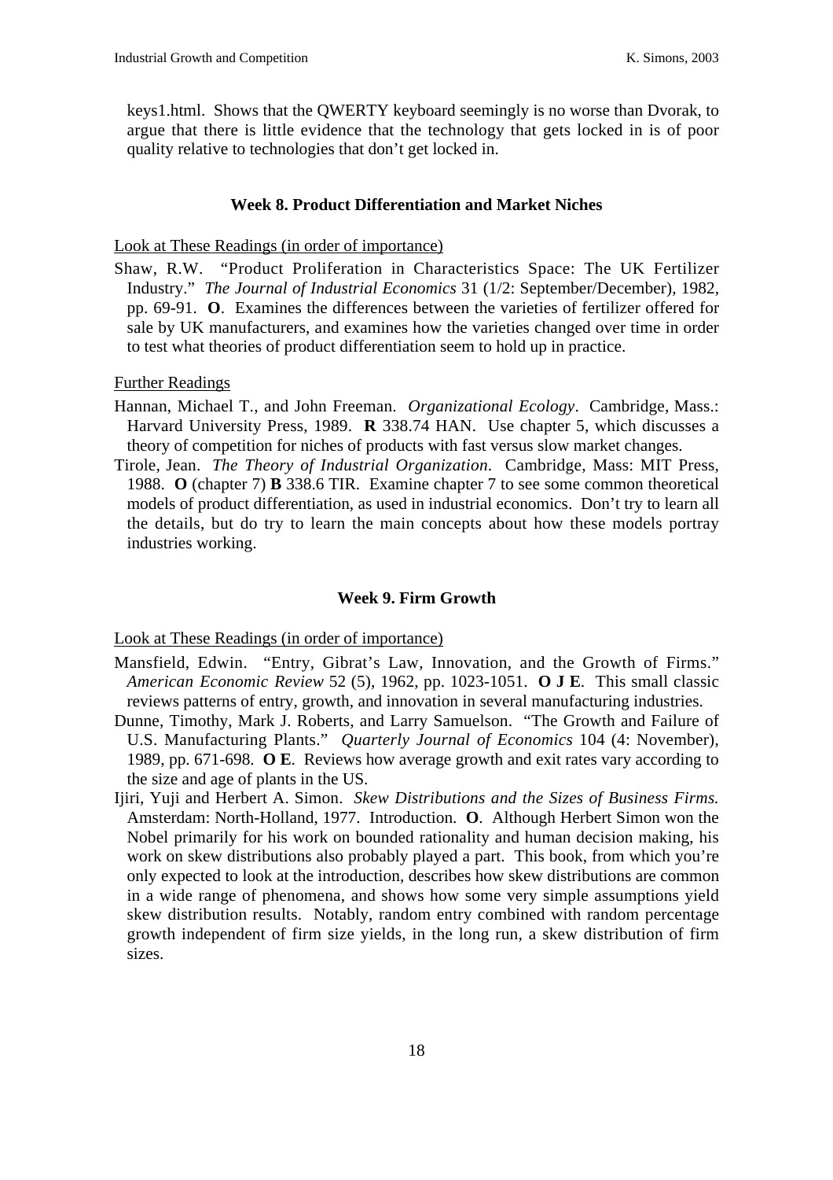keys1.html. Shows that the QWERTY keyboard seemingly is no worse than Dvorak, to argue that there is little evidence that the technology that gets locked in is of poor quality relative to technologies that don't get locked in.

### Week 8. Product Differentiation and Market Niches

Look at These Readings (in order of importance)

Shaw, R.W. "Product Proliferation in Characteristics Space: The UK Fertilizer Industry." *The Journal of Industrial Economics* 31 (1/2: September/December), 1982, pp. 69-91. **O**. Examines the differences between the varieties of fertilizer offered for sale by UK manufacturers, and examines how the varieties changed over time in order to test what theories of product differentiation seem to hold up in practice.

Further Readings

Hannan, Michael T., and John Freeman. *Organizational Ecology*. Cambridge, Mass.: Harvard University Press, 1989. **R** 338.74 HAN. Use chapter 5, which discusses a theory of competition for niches of products with fast versus slow market changes.

Tirole, Jean. *The Theory of Industrial Organization*. Cambridge, Mass: MIT Press, 1988. **O** (chapter 7) **B** 338.6 TIR. Examine chapter 7 to see some common theoretical models of product differentiation, as used in industrial economics. Don't try to learn all the details, but do try to learn the main concepts about how these models portray industries working.

### Week 9. Firm Growth

Look at These Readings (in order of importance)

Mansfield, Edwin. "Entry, Gibrat's Law, Innovation, and the Growth of Firms." *American Economic Review* 52 (5), 1962, pp. 1023-1051. **O J E**. This small classic reviews patterns of entry, growth, and innovation in several manufacturing industries.

Dunne, Timothy, Mark J. Roberts, and Larry Samuelson. "The Growth and Failure of U.S. Manufacturing Plants." *Quarterly Journal of Economics* 104 (4: November), 1989, pp. 671-698. **O E**. Reviews how average growth and exit rates vary according to the size and age of plants in the US.

Ijiri, Yuji and Herbert A. Simon. *Skew Distributions and the Sizes of Business Firms.* Amsterdam: North-Holland, 1977. Introduction. **O**. Although Herbert Simon won the Nobel primarily for his work on bounded rationality and human decision making, his work on skew distributions also probably played a part. This book, from which you're only expected to look at the introduction, describes how skew distributions are common in a wide range of phenomena, and shows how some very simple assumptions yield skew distribution results. Notably, random entry combined with random percentage growth independent of firm size yields, in the long run, a skew distribution of firm sizes.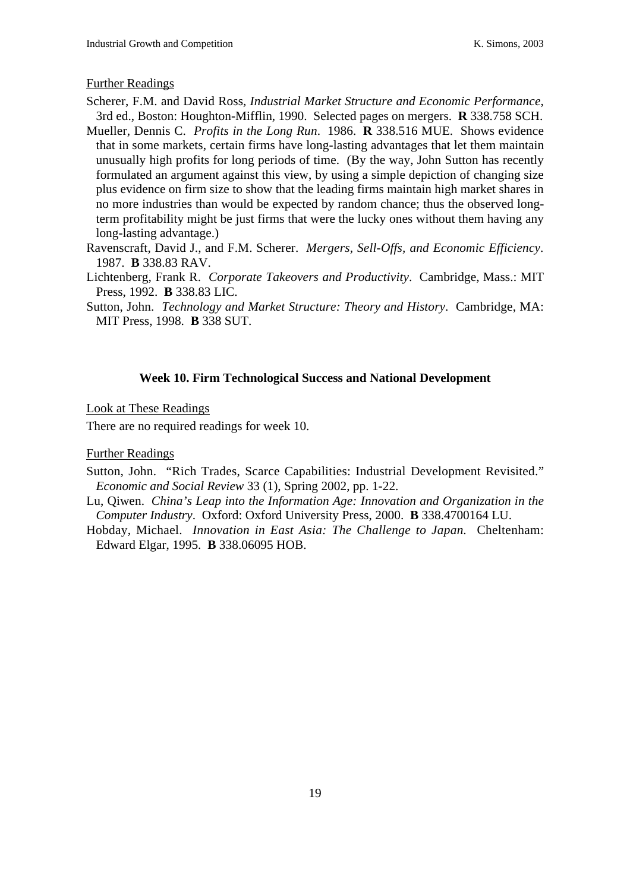Further Readings

Scherer, F.M. and David Ross, *Industrial Market Structure and Economic Performance*, 3rd ed., Boston: Houghton-Mifflin, 1990. Selected pages on mergers. **R** 338.758 SCH.

Mueller, Dennis C. *Profits in the Long Run*. 1986. **R** 338.516 MUE. Shows evidence that in some markets, certain firms have long-lasting advantages that let them maintain unusually high profits for long periods of time. (By the way, John Sutton has recently formulated an argument against this view, by using a simple depiction of changing size plus evidence on firm size to show that the leading firms maintain high market shares in no more industries than would be expected by random chance; thus the observed long-term profitability might be just firms that were the lucky ones without them having any long-lasting advantage.)

Ravenscraft, David J., and F.M. Scherer. *Mergers, Sell-Offs, and Economic Efficiency*. 1987. **B** 338.83 RAV.

Lichtenberg, Frank R. *Corporate Takeovers and Productivity*. Cambridge, Mass.: MIT Press, 1992. **B** 338.83 LIC.

Sutton, John. *Technology and Market Structure: Theory and History*. Cambridge, MA: MIT Press, 1998. **B** 338 SUT.

## Week 10. Firm Technological Success and National Development

Look at These Readings

There are no required readings for week 10.

Further Readings

Sutton, John. "Rich Trades, Scarce Capabilities: Industrial Development Revisited." *Economic and Social Review* 33 (1), Spring 2002, pp. 1-22.

Lu, Qiwen. *China's Leap into the Information Age: Innovation and Organization in the Computer Industry*. Oxford: Oxford University Press, 2000. **B** 338.4700164 LU.

Hobday, Michael. *Innovation in East Asia: The Challenge to Japan*. Cheltenham: Edward Elgar, 1995. **B** 338.06095 HOB.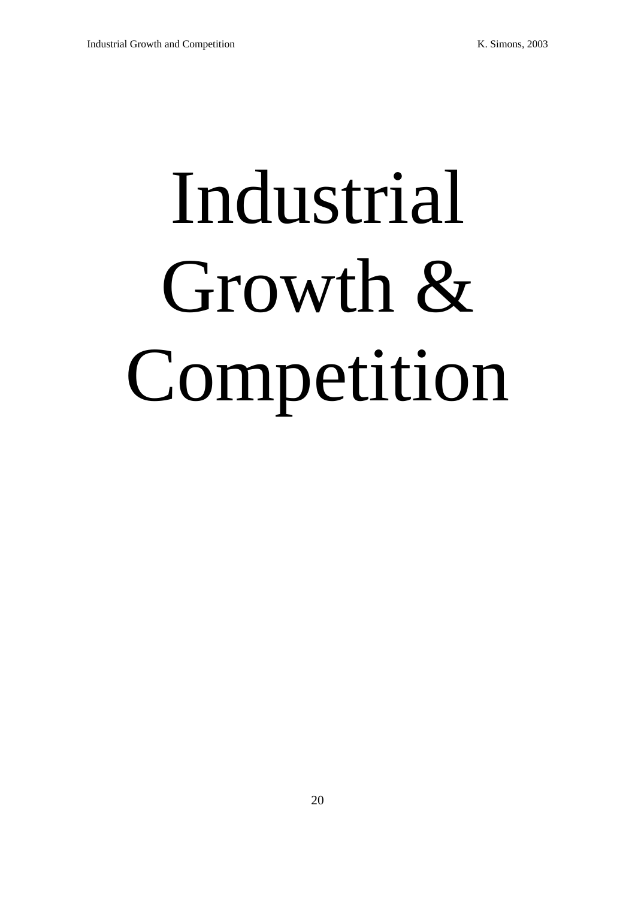# Industrial Growth & Competition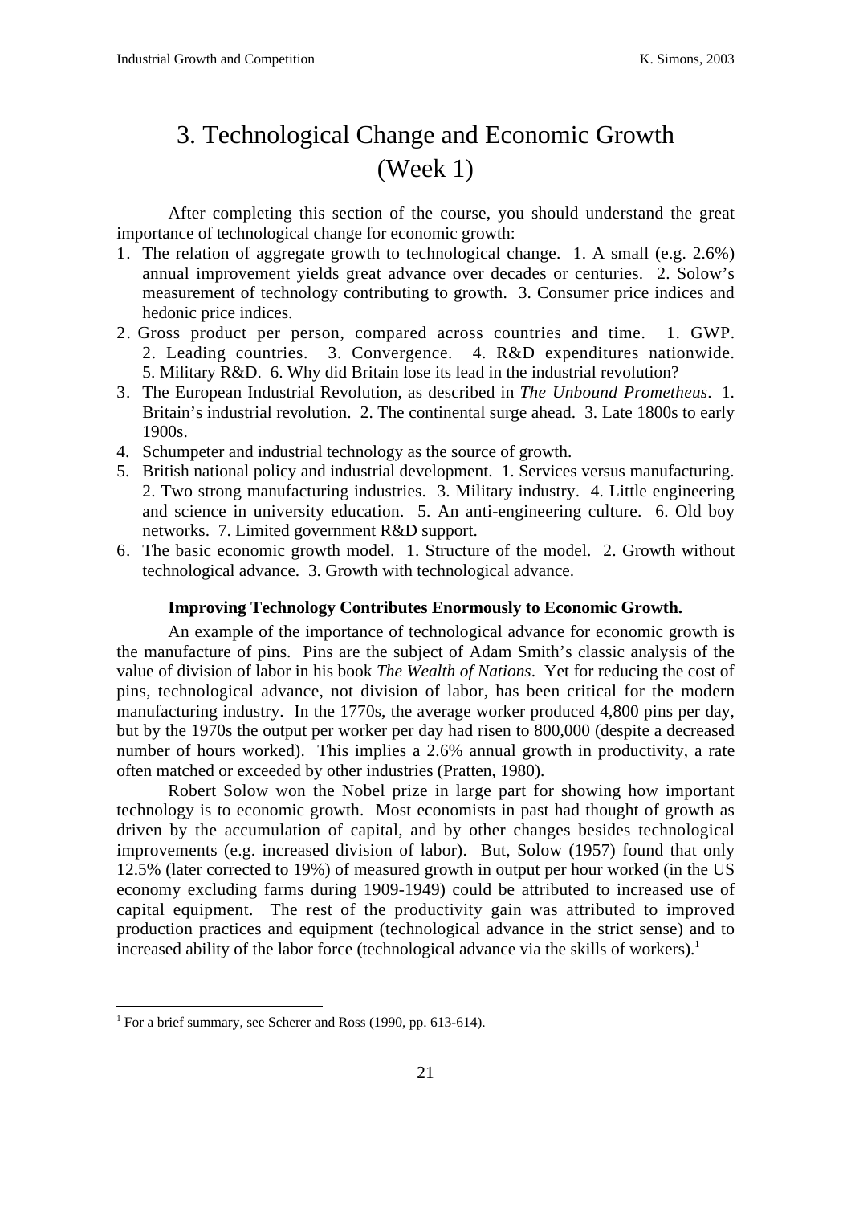# 3. Technological Change and Economic Growth (Week 1)

After completing this section of the course, you should understand the great importance of technological change for economic growth:

1. The relation of aggregate growth to technological change. 1. A small (e.g. 2.6%) annual improvement yields great advance over decades or centuries. 2. Solow's measurement of technology contributing to growth. 3. Consumer price indices and hedonic price indices.
2. Gross product per person, compared across countries and time. 1. GWP. 2. Leading countries. 3. Convergence. 4. R&D expenditures nationwide. 5. Military R&D. 6. Why did Britain lose its lead in the industrial revolution?
3. The European Industrial Revolution, as described in *The Unbound Prometheus*. 1. Britain's industrial revolution. 2. The continental surge ahead. 3. Late 1800s to early 1900s.
4. Schumpeter and industrial technology as the source of growth.
5. British national policy and industrial development. 1. Services versus manufacturing. 2. Two strong manufacturing industries. 3. Military industry. 4. Little engineering and science in university education. 5. An anti-engineering culture. 6. Old boy networks. 7. Limited government R&D support.
6. The basic economic growth model. 1. Structure of the model. 2. Growth without technological advance. 3. Growth with technological advance.

**Improving Technology Contributes Enormously to Economic Growth.**

An example of the importance of technological advance for economic growth is the manufacture of pins. Pins are the subject of Adam Smith's classic analysis of the value of division of labor in his book *The Wealth of Nations*. Yet for reducing the cost of pins, technological advance, not division of labor, has been critical for the modern manufacturing industry. In the 1770s, the average worker produced 4,800 pins per day, but by the 1970s the output per worker per day had risen to 800,000 (despite a decreased number of hours worked). This implies a 2.6% annual growth in productivity, a rate often matched or exceeded by other industries (Pratten, 1980).

Robert Solow won the Nobel prize in large part for showing how important technology is to economic growth. Most economists in past had thought of growth as driven by the accumulation of capital, and by other changes besides technological improvements (e.g. increased division of labor). But, Solow (1957) found that only 12.5% (later corrected to 19%) of measured growth in output per hour worked (in the US economy excluding farms during 1909-1949) could be attributed to increased use of capital equipment. The rest of the productivity gain was attributed to improved production practices and equipment (technological advance in the strict sense) and to increased ability of the labor force (technological advance via the skills of workers).[1]

[1] For a brief summary, see Scherer and Ross (1990, pp. 613-614).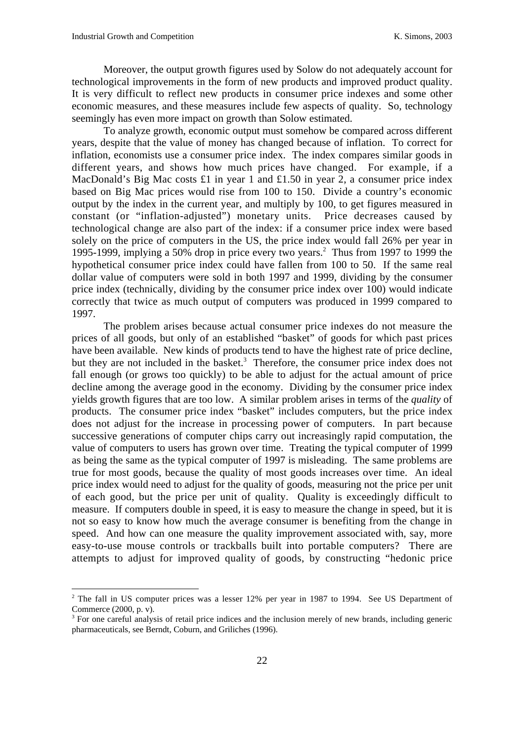Moreover, the output growth figures used by Solow do not adequately account for technological improvements in the form of new products and improved product quality. It is very difficult to reflect new products in consumer price indexes and some other economic measures, and these measures include few aspects of quality. So, technology seemingly has even more impact on growth than Solow estimated.

To analyze growth, economic output must somehow be compared across different years, despite that the value of money has changed because of inflation. To correct for inflation, economists use a consumer price index. The index compares similar goods in different years, and shows how much prices have changed. For example, if a MacDonald's Big Mac costs £1 in year 1 and £1.50 in year 2, a consumer price index based on Big Mac prices would rise from 100 to 150. Divide a country's economic output by the index in the current year, and multiply by 100, to get figures measured in constant (or "inflation-adjusted") monetary units. Price decreases caused by technological change are also part of the index: if a consumer price index were based solely on the price of computers in the US, the price index would fall 26% per year in 1995-1999, implying a 50% drop in price every two years.[2] Thus from 1997 to 1999 the hypothetical consumer price index could have fallen from 100 to 50. If the same real dollar value of computers were sold in both 1997 and 1999, dividing by the consumer price index (technically, dividing by the consumer price index over 100) would indicate correctly that twice as much output of computers was produced in 1999 compared to 1997.

The problem arises because actual consumer price indexes do not measure the prices of all goods, but only of an established "basket" of goods for which past prices have been available. New kinds of products tend to have the highest rate of price decline, but they are not included in the basket.[3] Therefore, the consumer price index does not fall enough (or grows too quickly) to be able to adjust for the actual amount of price decline among the average good in the economy. Dividing by the consumer price index yields growth figures that are too low. A similar problem arises in terms of the *quality* of products. The consumer price index "basket" includes computers, but the price index does not adjust for the increase in processing power of computers. In part because successive generations of computer chips carry out increasingly rapid computation, the value of computers to users has grown over time. Treating the typical computer of 1999 as being the same as the typical computer of 1997 is misleading. The same problems are true for most goods, because the quality of most goods increases over time. An ideal price index would need to adjust for the quality of goods, measuring not the price per unit of each good, but the price per unit of quality. Quality is exceedingly difficult to measure. If computers double in speed, it is easy to measure the change in speed, but it is not so easy to know how much the average consumer is benefiting from the change in speed. And how can one measure the quality improvement associated with, say, more easy-to-use mouse controls or trackballs built into portable computers? There are attempts to adjust for improved quality of goods, by constructing "hedonic price

---

[2] The fall in US computer prices was a lesser 12% per year in 1987 to 1994. See US Department of Commerce (2000, p. v).

[3] For one careful analysis of retail price indices and the inclusion merely of new brands, including generic pharmaceuticals, see Berndt, Coburn, and Griliches (1996).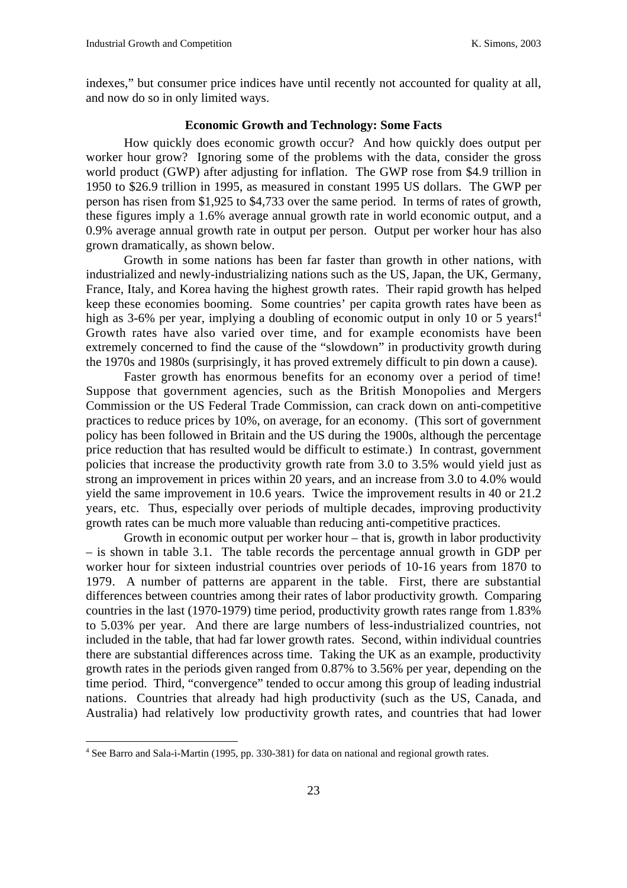indexes," but consumer price indices have until recently not accounted for quality at all, and now do so in only limited ways.

### Economic Growth and Technology: Some Facts

How quickly does economic growth occur? And how quickly does output per worker hour grow? Ignoring some of the problems with the data, consider the gross world product (GWP) after adjusting for inflation. The GWP rose from $4.9 trillion in 1950 to $26.9 trillion in 1995, as measured in constant 1995 US dollars. The GWP per person has risen from $1,925 to $4,733 over the same period. In terms of rates of growth, these figures imply a 1.6% average annual growth rate in world economic output, and a 0.9% average annual growth rate in output per person. Output per worker hour has also grown dramatically, as shown below.

Growth in some nations has been far faster than growth in other nations, with industrialized and newly-industrializing nations such as the US, Japan, the UK, Germany, France, Italy, and Korea having the highest growth rates. Their rapid growth has helped keep these economies booming. Some countries' per capita growth rates have been as high as 3-6% per year, implying a doubling of economic output in only 10 or 5 years![4] Growth rates have also varied over time, and for example economists have been extremely concerned to find the cause of the "slowdown" in productivity growth during the 1970s and 1980s (surprisingly, it has proved extremely difficult to pin down a cause).

Faster growth has enormous benefits for an economy over a period of time! Suppose that government agencies, such as the British Monopolies and Mergers Commission or the US Federal Trade Commission, can crack down on anti-competitive practices to reduce prices by 10%, on average, for an economy. (This sort of government policy has been followed in Britain and the US during the 1900s, although the percentage price reduction that has resulted would be difficult to estimate.) In contrast, government policies that increase the productivity growth rate from 3.0 to 3.5% would yield just as strong an improvement in prices within 20 years, and an increase from 3.0 to 4.0% would yield the same improvement in 10.6 years. Twice the improvement results in 40 or 21.2 years, etc. Thus, especially over periods of multiple decades, improving productivity growth rates can be much more valuable than reducing anti-competitive practices.

Growth in economic output per worker hour – that is, growth in labor productivity – is shown in table 3.1. The table records the percentage annual growth in GDP per worker hour for sixteen industrial countries over periods of 10-16 years from 1870 to 1979. A number of patterns are apparent in the table. First, there are substantial differences between countries among their rates of labor productivity growth. Comparing countries in the last (1970-1979) time period, productivity growth rates range from 1.83% to 5.03% per year. And there are large numbers of less-industrialized countries, not included in the table, that had far lower growth rates. Second, within individual countries there are substantial differences across time. Taking the UK as an example, productivity growth rates in the periods given ranged from 0.87% to 3.56% per year, depending on the time period. Third, "convergence" tended to occur among this group of leading industrial nations. Countries that already had high productivity (such as the US, Canada, and Australia) had relatively low productivity growth rates, and countries that had lower

[4] See Barro and Sala-i-Martin (1995, pp. 330-381) for data on national and regional growth rates.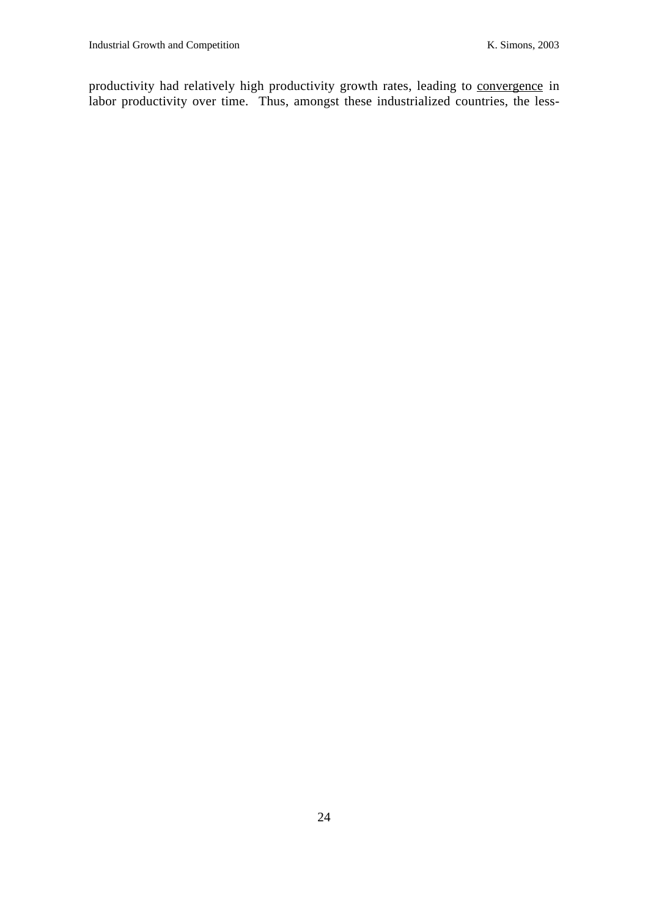productivity had relatively high productivity growth rates, leading to <u>convergence</u> in labor productivity over time. Thus, amongst these industrialized countries, the less-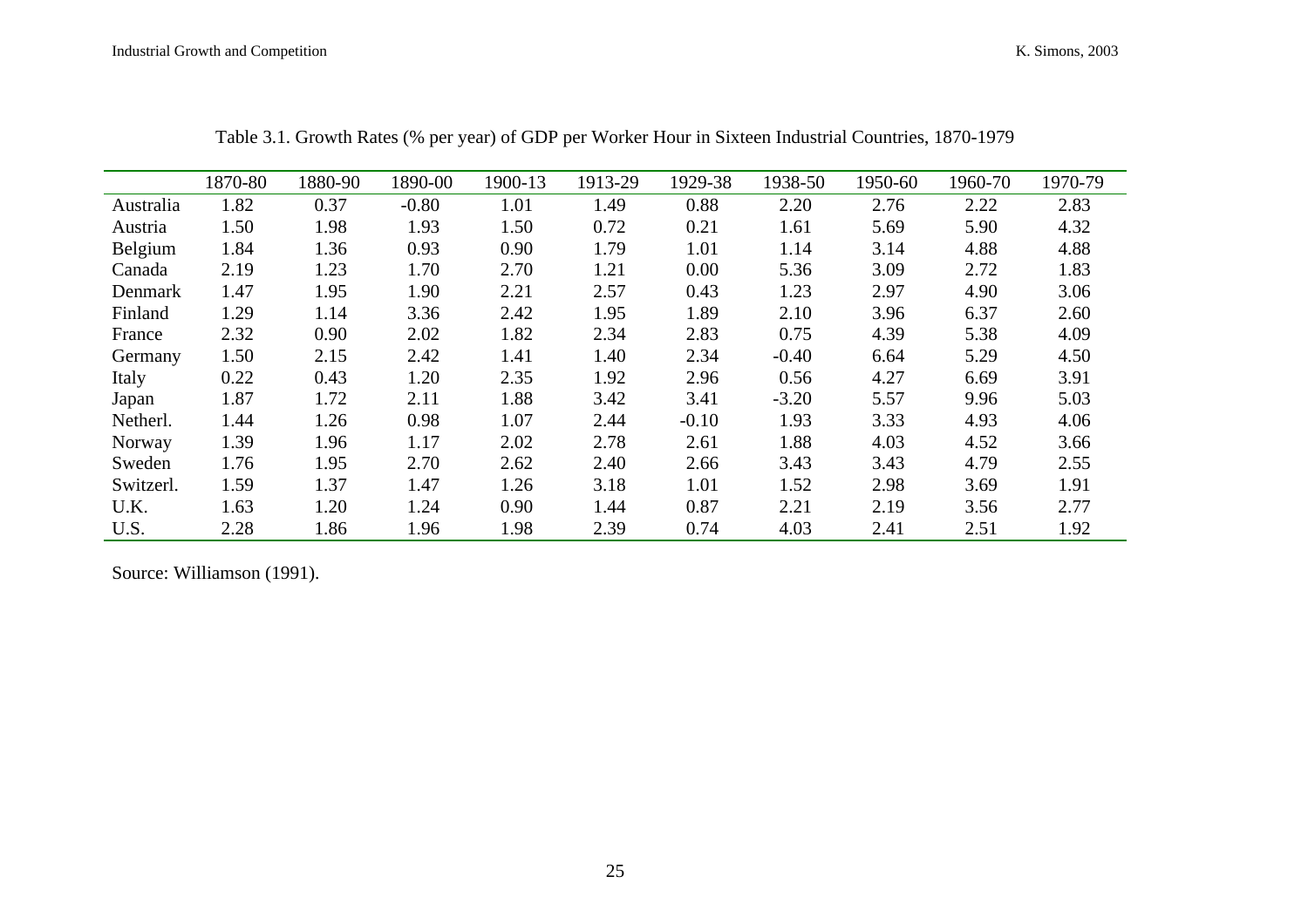Table 3.1. Growth Rates (% per year) of GDP per Worker Hour in Sixteen Industrial Countries, 1870-1979

| | 1870-80 | 1880-90 | 1890-00 | 1900-13 | 1913-29 | 1929-38 | 1938-50 | 1950-60 | 1960-70 | 1970-79 |
|---|---|---|---|---|---|---|---|---|---|---|
| Australia | 1.82 | 0.37 | -0.80 | 1.01 | 1.49 | 0.88 | 2.20 | 2.76 | 2.22 | 2.83 |
| Austria | 1.50 | 1.98 | 1.93 | 1.50 | 0.72 | 0.21 | 1.61 | 5.69 | 5.90 | 4.32 |
| Belgium | 1.84 | 1.36 | 0.93 | 0.90 | 1.79 | 1.01 | 1.14 | 3.14 | 4.88 | 4.88 |
| Canada | 2.19 | 1.23 | 1.70 | 2.70 | 1.21 | 0.00 | 5.36 | 3.09 | 2.72 | 1.83 |
| Denmark | 1.47 | 1.95 | 1.90 | 2.21 | 2.57 | 0.43 | 1.23 | 2.97 | 4.90 | 3.06 |
| Finland | 1.29 | 1.14 | 3.36 | 2.42 | 1.95 | 1.89 | 2.10 | 3.96 | 6.37 | 2.60 |
| France | 2.32 | 0.90 | 2.02 | 1.82 | 2.34 | 2.83 | 0.75 | 4.39 | 5.38 | 4.09 |
| Germany | 1.50 | 2.15 | 2.42 | 1.41 | 1.40 | 2.34 | -0.40 | 6.64 | 5.29 | 4.50 |
| Italy | 0.22 | 0.43 | 1.20 | 2.35 | 1.92 | 2.96 | 0.56 | 4.27 | 6.69 | 3.91 |
| Japan | 1.87 | 1.72 | 2.11 | 1.88 | 3.42 | 3.41 | -3.20 | 5.57 | 9.96 | 5.03 |
| Netherl. | 1.44 | 1.26 | 0.98 | 1.07 | 2.44 | -0.10 | 1.93 | 3.33 | 4.93 | 4.06 |
| Norway | 1.39 | 1.96 | 1.17 | 2.02 | 2.78 | 2.61 | 1.88 | 4.03 | 4.52 | 3.66 |
| Sweden | 1.76 | 1.95 | 2.70 | 2.62 | 2.40 | 2.66 | 3.43 | 3.43 | 4.79 | 2.55 |
| Switzerl. | 1.59 | 1.37 | 1.47 | 1.26 | 3.18 | 1.01 | 1.52 | 2.98 | 3.69 | 1.91 |
| U.K. | 1.63 | 1.20 | 1.24 | 0.90 | 1.44 | 0.87 | 2.21 | 2.19 | 3.56 | 2.77 |
| U.S. | 2.28 | 1.86 | 1.96 | 1.98 | 2.39 | 0.74 | 4.03 | 2.41 | 2.51 | 1.92 |

Source: Williamson (1991).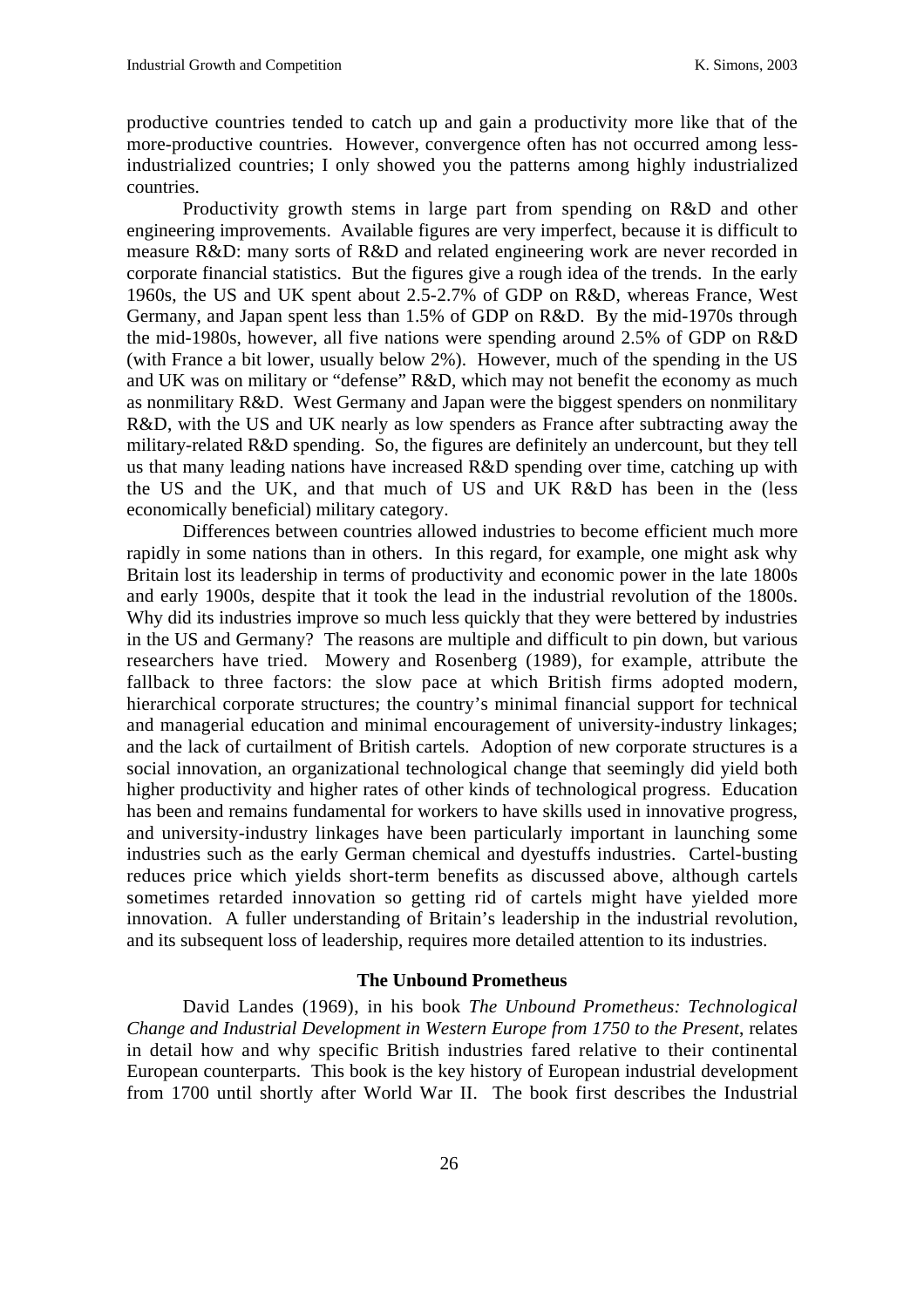productive countries tended to catch up and gain a productivity more like that of the more-productive countries. However, convergence often has not occurred among less-industrialized countries; I only showed you the patterns among highly industrialized countries.

Productivity growth stems in large part from spending on R&D and other engineering improvements. Available figures are very imperfect, because it is difficult to measure R&D: many sorts of R&D and related engineering work are never recorded in corporate financial statistics. But the figures give a rough idea of the trends. In the early 1960s, the US and UK spent about 2.5-2.7% of GDP on R&D, whereas France, West Germany, and Japan spent less than 1.5% of GDP on R&D. By the mid-1970s through the mid-1980s, however, all five nations were spending around 2.5% of GDP on R&D (with France a bit lower, usually below 2%). However, much of the spending in the US and UK was on military or "defense" R&D, which may not benefit the economy as much as nonmilitary R&D. West Germany and Japan were the biggest spenders on nonmilitary R&D, with the US and UK nearly as low spenders as France after subtracting away the military-related R&D spending. So, the figures are definitely an undercount, but they tell us that many leading nations have increased R&D spending over time, catching up with the US and the UK, and that much of US and UK R&D has been in the (less economically beneficial) military category.

Differences between countries allowed industries to become efficient much more rapidly in some nations than in others. In this regard, for example, one might ask why Britain lost its leadership in terms of productivity and economic power in the late 1800s and early 1900s, despite that it took the lead in the industrial revolution of the 1800s. Why did its industries improve so much less quickly that they were bettered by industries in the US and Germany? The reasons are multiple and difficult to pin down, but various researchers have tried. Mowery and Rosenberg (1989), for example, attribute the fallback to three factors: the slow pace at which British firms adopted modern, hierarchical corporate structures; the country's minimal financial support for technical and managerial education and minimal encouragement of university-industry linkages; and the lack of curtailment of British cartels. Adoption of new corporate structures is a social innovation, an organizational technological change that seemingly did yield both higher productivity and higher rates of other kinds of technological progress. Education has been and remains fundamental for workers to have skills used in innovative progress, and university-industry linkages have been particularly important in launching some industries such as the early German chemical and dyestuffs industries. Cartel-busting reduces price which yields short-term benefits as discussed above, although cartels sometimes retarded innovation so getting rid of cartels might have yielded more innovation. A fuller understanding of Britain's leadership in the industrial revolution, and its subsequent loss of leadership, requires more detailed attention to its industries.

### The Unbound Prometheus

David Landes (1969), in his book *The Unbound Prometheus: Technological Change and Industrial Development in Western Europe from 1750 to the Present*, relates in detail how and why specific British industries fared relative to their continental European counterparts. This book is the key history of European industrial development from 1700 until shortly after World War II. The book first describes the Industrial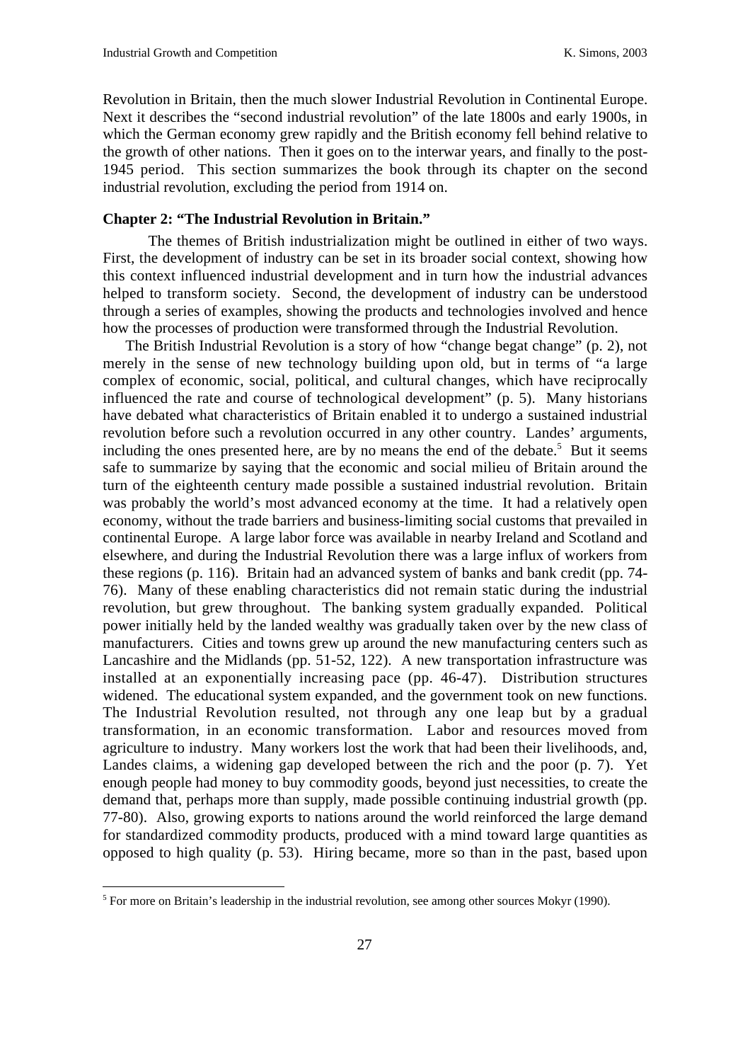Revolution in Britain, then the much slower Industrial Revolution in Continental Europe. Next it describes the "second industrial revolution" of the late 1800s and early 1900s, in which the German economy grew rapidly and the British economy fell behind relative to the growth of other nations. Then it goes on to the interwar years, and finally to the post-1945 period. This section summarizes the book through its chapter on the second industrial revolution, excluding the period from 1914 on.

**Chapter 2: "The Industrial Revolution in Britain."**

The themes of British industrialization might be outlined in either of two ways. First, the development of industry can be set in its broader social context, showing how this context influenced industrial development and in turn how the industrial advances helped to transform society. Second, the development of industry can be understood through a series of examples, showing the products and technologies involved and hence how the processes of production were transformed through the Industrial Revolution.

The British Industrial Revolution is a story of how "change begat change" (p. 2), not merely in the sense of new technology building upon old, but in terms of "a large complex of economic, social, political, and cultural changes, which have reciprocally influenced the rate and course of technological development" (p. 5). Many historians have debated what characteristics of Britain enabled it to undergo a sustained industrial revolution before such a revolution occurred in any other country. Landes' arguments, including the ones presented here, are by no means the end of the debate.[5] But it seems safe to summarize by saying that the economic and social milieu of Britain around the turn of the eighteenth century made possible a sustained industrial revolution. Britain was probably the world's most advanced economy at the time. It had a relatively open economy, without the trade barriers and business-limiting social customs that prevailed in continental Europe. A large labor force was available in nearby Ireland and Scotland and elsewhere, and during the Industrial Revolution there was a large influx of workers from these regions (p. 116). Britain had an advanced system of banks and bank credit (pp. 74-76). Many of these enabling characteristics did not remain static during the industrial revolution, but grew throughout. The banking system gradually expanded. Political power initially held by the landed wealthy was gradually taken over by the new class of manufacturers. Cities and towns grew up around the new manufacturing centers such as Lancashire and the Midlands (pp. 51-52, 122). A new transportation infrastructure was installed at an exponentially increasing pace (pp. 46-47). Distribution structures widened. The educational system expanded, and the government took on new functions. The Industrial Revolution resulted, not through any one leap but by a gradual transformation, in an economic transformation. Labor and resources moved from agriculture to industry. Many workers lost the work that had been their livelihoods, and, Landes claims, a widening gap developed between the rich and the poor (p. 7). Yet enough people had money to buy commodity goods, beyond just necessities, to create the demand that, perhaps more than supply, made possible continuing industrial growth (pp. 77-80). Also, growing exports to nations around the world reinforced the large demand for standardized commodity products, produced with a mind toward large quantities as opposed to high quality (p. 53). Hiring became, more so than in the past, based upon

[5] For more on Britain's leadership in the industrial revolution, see among other sources Mokyr (1990).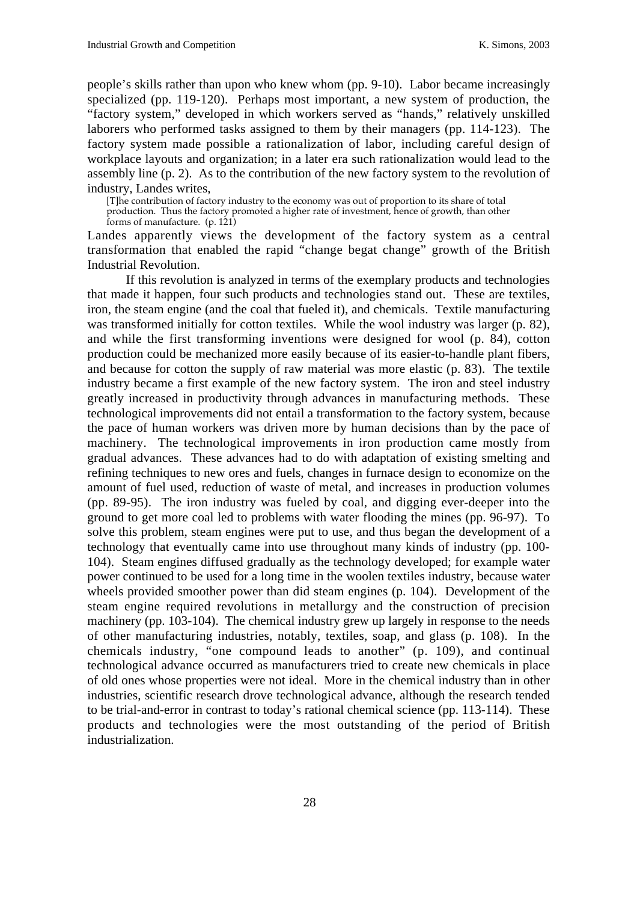people's skills rather than upon who knew whom (pp. 9-10). Labor became increasingly specialized (pp. 119-120). Perhaps most important, a new system of production, the "factory system," developed in which workers served as "hands," relatively unskilled laborers who performed tasks assigned to them by their managers (pp. 114-123). The factory system made possible a rationalization of labor, including careful design of workplace layouts and organization; in a later era such rationalization would lead to the assembly line (p. 2). As to the contribution of the new factory system to the revolution of industry, Landes writes,

> [T]he contribution of factory industry to the economy was out of proportion to its share of total production. Thus the factory promoted a higher rate of investment, hence of growth, than other forms of manufacture. (p. 121)

Landes apparently views the development of the factory system as a central transformation that enabled the rapid "change begat change" growth of the British Industrial Revolution.

If this revolution is analyzed in terms of the exemplary products and technologies that made it happen, four such products and technologies stand out. These are textiles, iron, the steam engine (and the coal that fueled it), and chemicals. Textile manufacturing was transformed initially for cotton textiles. While the wool industry was larger (p. 82), and while the first transforming inventions were designed for wool (p. 84), cotton production could be mechanized more easily because of its easier-to-handle plant fibers, and because for cotton the supply of raw material was more elastic (p. 83). The textile industry became a first example of the new factory system. The iron and steel industry greatly increased in productivity through advances in manufacturing methods. These technological improvements did not entail a transformation to the factory system, because the pace of human workers was driven more by human decisions than by the pace of machinery. The technological improvements in iron production came mostly from gradual advances. These advances had to do with adaptation of existing smelting and refining techniques to new ores and fuels, changes in furnace design to economize on the amount of fuel used, reduction of waste of metal, and increases in production volumes (pp. 89-95). The iron industry was fueled by coal, and digging ever-deeper into the ground to get more coal led to problems with water flooding the mines (pp. 96-97). To solve this problem, steam engines were put to use, and thus began the development of a technology that eventually came into use throughout many kinds of industry (pp. 100-104). Steam engines diffused gradually as the technology developed; for example water power continued to be used for a long time in the woolen textiles industry, because water wheels provided smoother power than did steam engines (p. 104). Development of the steam engine required revolutions in metallurgy and the construction of precision machinery (pp. 103-104). The chemical industry grew up largely in response to the needs of other manufacturing industries, notably, textiles, soap, and glass (p. 108). In the chemicals industry, "one compound leads to another" (p. 109), and continual technological advance occurred as manufacturers tried to create new chemicals in place of old ones whose properties were not ideal. More in the chemical industry than in other industries, scientific research drove technological advance, although the research tended to be trial-and-error in contrast to today's rational chemical science (pp. 113-114). These products and technologies were the most outstanding of the period of British industrialization.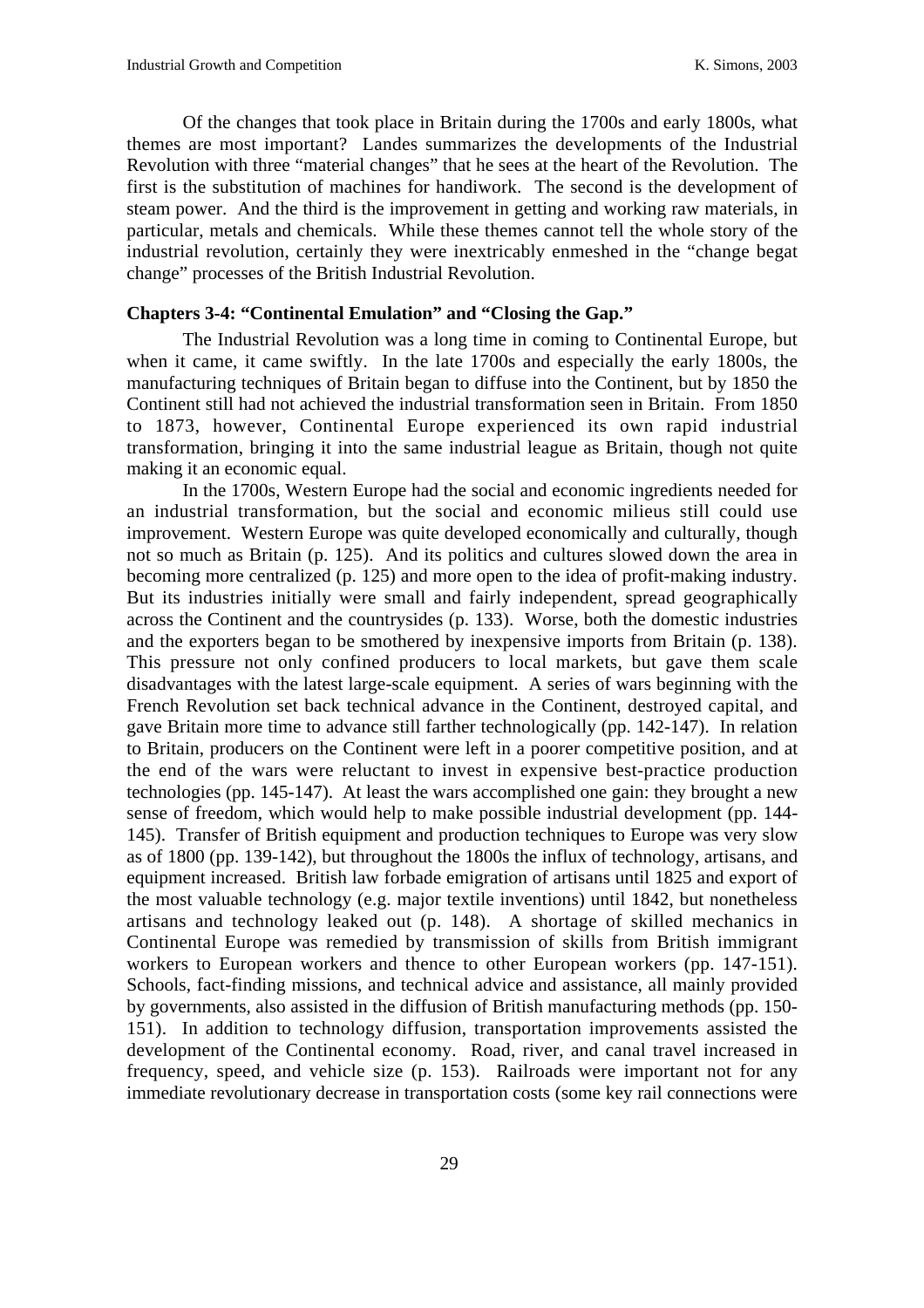Of the changes that took place in Britain during the 1700s and early 1800s, what themes are most important? Landes summarizes the developments of the Industrial Revolution with three "material changes" that he sees at the heart of the Revolution. The first is the substitution of machines for handiwork. The second is the development of steam power. And the third is the improvement in getting and working raw materials, in particular, metals and chemicals. While these themes cannot tell the whole story of the industrial revolution, certainly they were inextricably enmeshed in the "change begat change" processes of the British Industrial Revolution.

### Chapters 3-4: "Continental Emulation" and "Closing the Gap."

The Industrial Revolution was a long time in coming to Continental Europe, but when it came, it came swiftly. In the late 1700s and especially the early 1800s, the manufacturing techniques of Britain began to diffuse into the Continent, but by 1850 the Continent still had not achieved the industrial transformation seen in Britain. From 1850 to 1873, however, Continental Europe experienced its own rapid industrial transformation, bringing it into the same industrial league as Britain, though not quite making it an economic equal.

In the 1700s, Western Europe had the social and economic ingredients needed for an industrial transformation, but the social and economic milieus still could use improvement. Western Europe was quite developed economically and culturally, though not so much as Britain (p. 125). And its politics and cultures slowed down the area in becoming more centralized (p. 125) and more open to the idea of profit-making industry. But its industries initially were small and fairly independent, spread geographically across the Continent and the countrysides (p. 133). Worse, both the domestic industries and the exporters began to be smothered by inexpensive imports from Britain (p. 138). This pressure not only confined producers to local markets, but gave them scale disadvantages with the latest large-scale equipment. A series of wars beginning with the French Revolution set back technical advance in the Continent, destroyed capital, and gave Britain more time to advance still farther technologically (pp. 142-147). In relation to Britain, producers on the Continent were left in a poorer competitive position, and at the end of the wars were reluctant to invest in expensive best-practice production technologies (pp. 145-147). At least the wars accomplished one gain: they brought a new sense of freedom, which would help to make possible industrial development (pp. 144-145). Transfer of British equipment and production techniques to Europe was very slow as of 1800 (pp. 139-142), but throughout the 1800s the influx of technology, artisans, and equipment increased. British law forbade emigration of artisans until 1825 and export of the most valuable technology (e.g. major textile inventions) until 1842, but nonetheless artisans and technology leaked out (p. 148). A shortage of skilled mechanics in Continental Europe was remedied by transmission of skills from British immigrant workers to European workers and thence to other European workers (pp. 147-151). Schools, fact-finding missions, and technical advice and assistance, all mainly provided by governments, also assisted in the diffusion of British manufacturing methods (pp. 150-151). In addition to technology diffusion, transportation improvements assisted the development of the Continental economy. Road, river, and canal travel increased in frequency, speed, and vehicle size (p. 153). Railroads were important not for any immediate revolutionary decrease in transportation costs (some key rail connections were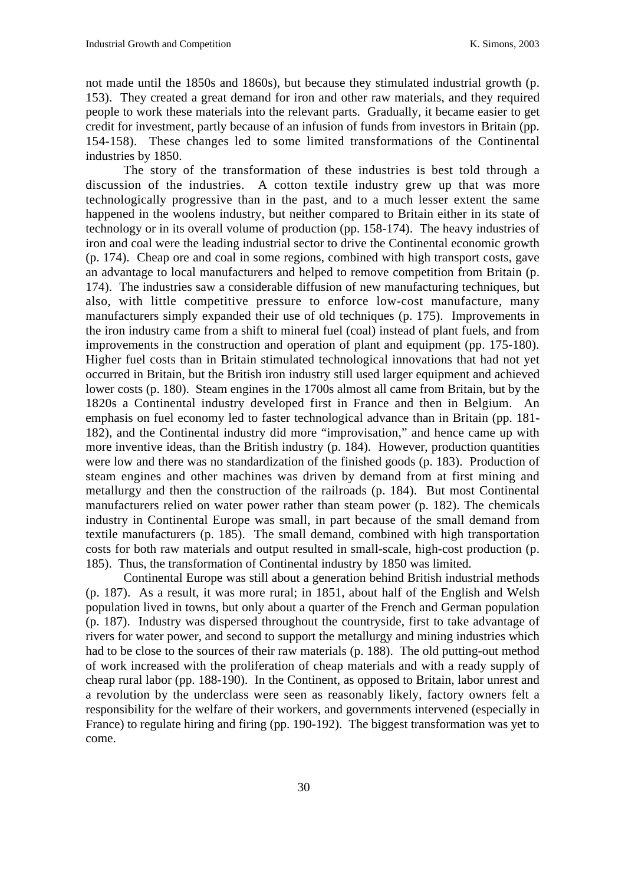not made until the 1850s and 1860s), but because they stimulated industrial growth (p. 153). They created a great demand for iron and other raw materials, and they required people to work these materials into the relevant parts. Gradually, it became easier to get credit for investment, partly because of an infusion of funds from investors in Britain (pp. 154-158). These changes led to some limited transformations of the Continental industries by 1850.

The story of the transformation of these industries is best told through a discussion of the industries. A cotton textile industry grew up that was more technologically progressive than in the past, and to a much lesser extent the same happened in the woolens industry, but neither compared to Britain either in its state of technology or in its overall volume of production (pp. 158-174). The heavy industries of iron and coal were the leading industrial sector to drive the Continental economic growth (p. 174). Cheap ore and coal in some regions, combined with high transport costs, gave an advantage to local manufacturers and helped to remove competition from Britain (p. 174). The industries saw a considerable diffusion of new manufacturing techniques, but also, with little competitive pressure to enforce low-cost manufacture, many manufacturers simply expanded their use of old techniques (p. 175). Improvements in the iron industry came from a shift to mineral fuel (coal) instead of plant fuels, and from improvements in the construction and operation of plant and equipment (pp. 175-180). Higher fuel costs than in Britain stimulated technological innovations that had not yet occurred in Britain, but the British iron industry still used larger equipment and achieved lower costs (p. 180). Steam engines in the 1700s almost all came from Britain, but by the 1820s a Continental industry developed first in France and then in Belgium. An emphasis on fuel economy led to faster technological advance than in Britain (pp. 181-182), and the Continental industry did more "improvisation," and hence came up with more inventive ideas, than the British industry (p. 184). However, production quantities were low and there was no standardization of the finished goods (p. 183). Production of steam engines and other machines was driven by demand from at first mining and metallurgy and then the construction of the railroads (p. 184). But most Continental manufacturers relied on water power rather than steam power (p. 182). The chemicals industry in Continental Europe was small, in part because of the small demand from textile manufacturers (p. 185). The small demand, combined with high transportation costs for both raw materials and output resulted in small-scale, high-cost production (p. 185). Thus, the transformation of Continental industry by 1850 was limited.

Continental Europe was still about a generation behind British industrial methods (p. 187). As a result, it was more rural; in 1851, about half of the English and Welsh population lived in towns, but only about a quarter of the French and German population (p. 187). Industry was dispersed throughout the countryside, first to take advantage of rivers for water power, and second to support the metallurgy and mining industries which had to be close to the sources of their raw materials (p. 188). The old putting-out method of work increased with the proliferation of cheap materials and with a ready supply of cheap rural labor (pp. 188-190). In the Continent, as opposed to Britain, labor unrest and a revolution by the underclass were seen as reasonably likely, factory owners felt a responsibility for the welfare of their workers, and governments intervened (especially in France) to regulate hiring and firing (pp. 190-192). The biggest transformation was yet to come.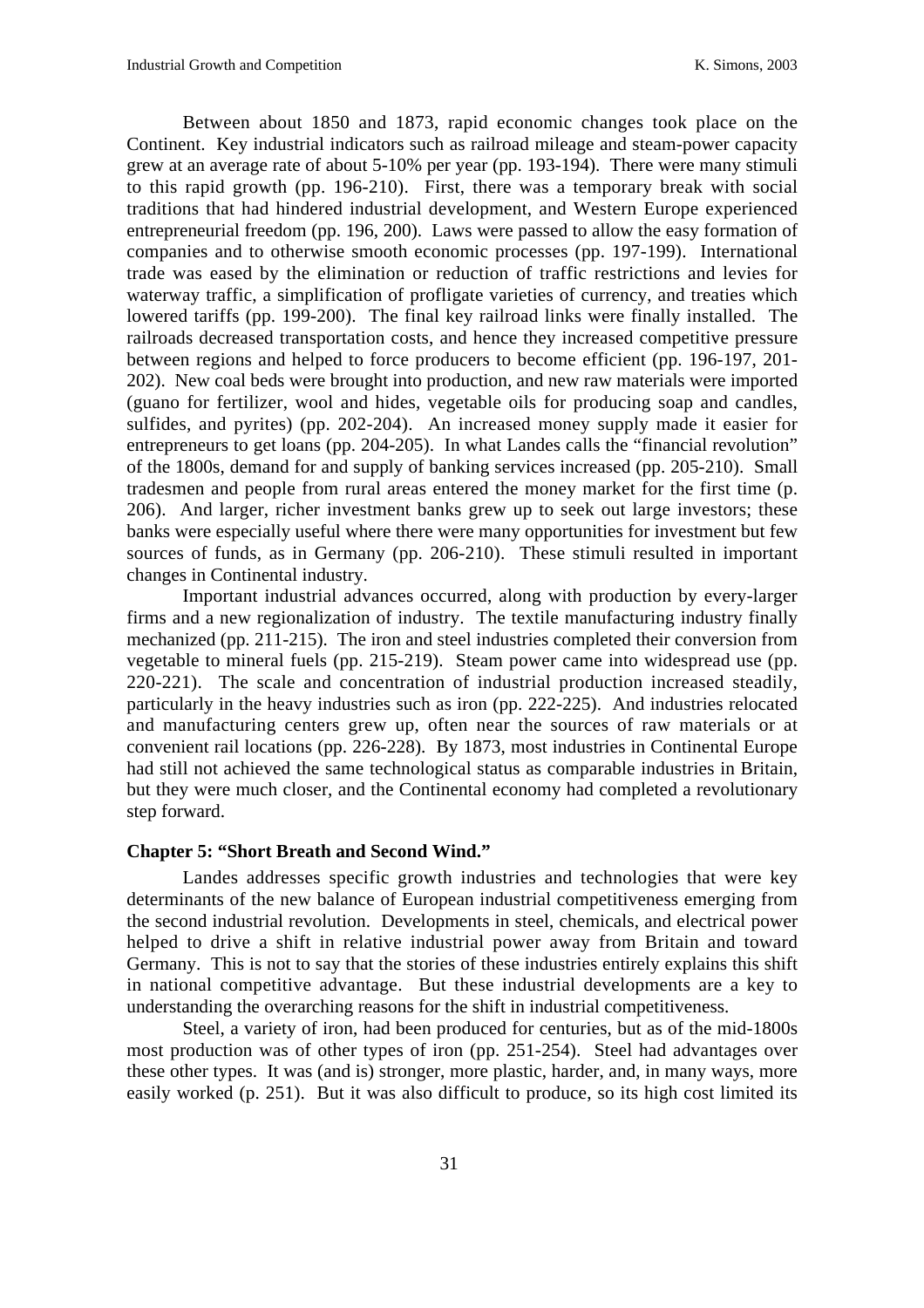Between about 1850 and 1873, rapid economic changes took place on the Continent. Key industrial indicators such as railroad mileage and steam-power capacity grew at an average rate of about 5-10% per year (pp. 193-194). There were many stimuli to this rapid growth (pp. 196-210). First, there was a temporary break with social traditions that had hindered industrial development, and Western Europe experienced entrepreneurial freedom (pp. 196, 200). Laws were passed to allow the easy formation of companies and to otherwise smooth economic processes (pp. 197-199). International trade was eased by the elimination or reduction of traffic restrictions and levies for waterway traffic, a simplification of profligate varieties of currency, and treaties which lowered tariffs (pp. 199-200). The final key railroad links were finally installed. The railroads decreased transportation costs, and hence they increased competitive pressure between regions and helped to force producers to become efficient (pp. 196-197, 201-202). New coal beds were brought into production, and new raw materials were imported (guano for fertilizer, wool and hides, vegetable oils for producing soap and candles, sulfides, and pyrites) (pp. 202-204). An increased money supply made it easier for entrepreneurs to get loans (pp. 204-205). In what Landes calls the "financial revolution" of the 1800s, demand for and supply of banking services increased (pp. 205-210). Small tradesmen and people from rural areas entered the money market for the first time (p. 206). And larger, richer investment banks grew up to seek out large investors; these banks were especially useful where there were many opportunities for investment but few sources of funds, as in Germany (pp. 206-210). These stimuli resulted in important changes in Continental industry.

Important industrial advances occurred, along with production by every-larger firms and a new regionalization of industry. The textile manufacturing industry finally mechanized (pp. 211-215). The iron and steel industries completed their conversion from vegetable to mineral fuels (pp. 215-219). Steam power came into widespread use (pp. 220-221). The scale and concentration of industrial production increased steadily, particularly in the heavy industries such as iron (pp. 222-225). And industries relocated and manufacturing centers grew up, often near the sources of raw materials or at convenient rail locations (pp. 226-228). By 1873, most industries in Continental Europe had still not achieved the same technological status as comparable industries in Britain, but they were much closer, and the Continental economy had completed a revolutionary step forward.

### Chapter 5: "Short Breath and Second Wind."

Landes addresses specific growth industries and technologies that were key determinants of the new balance of European industrial competitiveness emerging from the second industrial revolution. Developments in steel, chemicals, and electrical power helped to drive a shift in relative industrial power away from Britain and toward Germany. This is not to say that the stories of these industries entirely explains this shift in national competitive advantage. But these industrial developments are a key to understanding the overarching reasons for the shift in industrial competitiveness.

Steel, a variety of iron, had been produced for centuries, but as of the mid-1800s most production was of other types of iron (pp. 251-254). Steel had advantages over these other types. It was (and is) stronger, more plastic, harder, and, in many ways, more easily worked (p. 251). But it was also difficult to produce, so its high cost limited its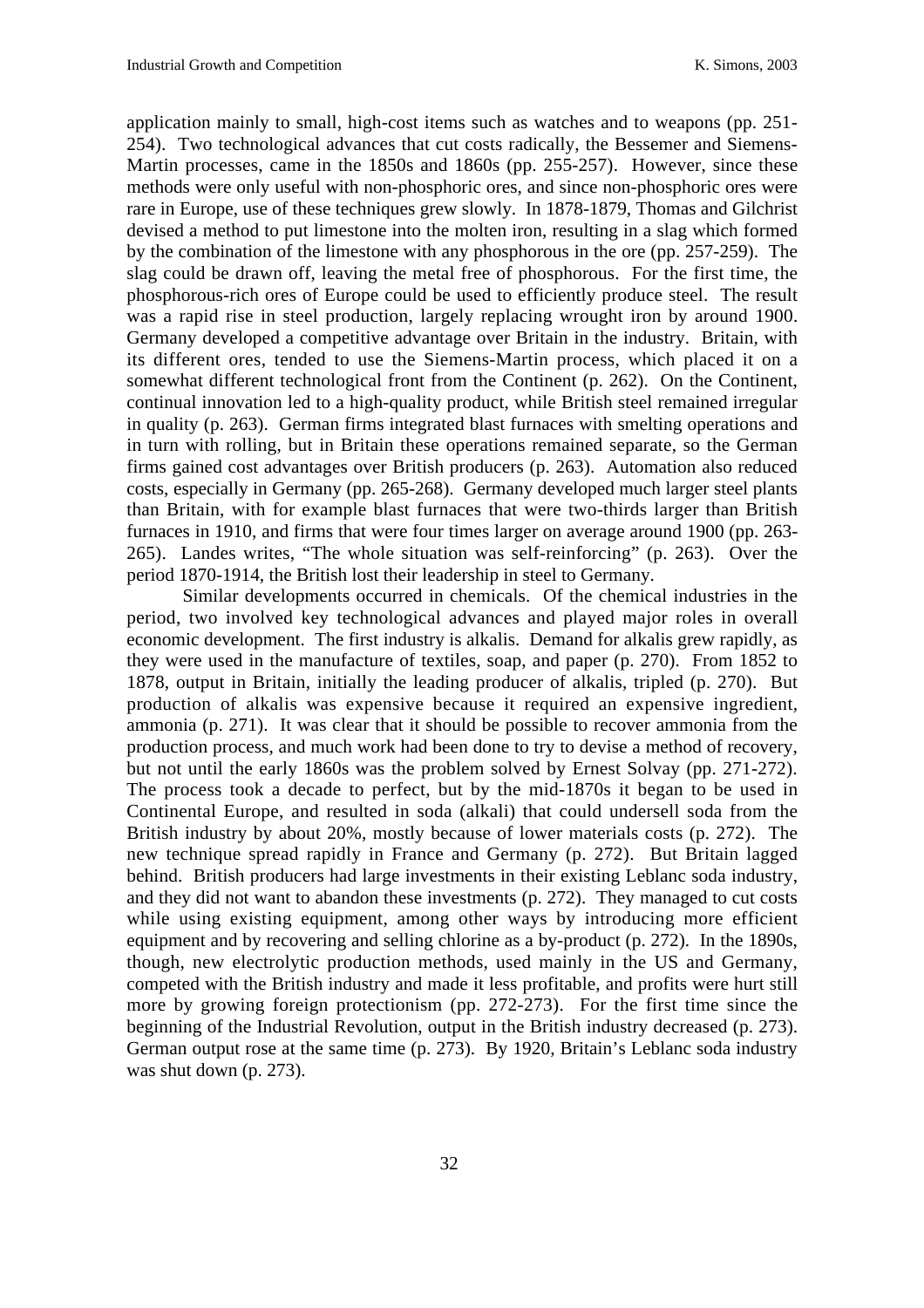application mainly to small, high-cost items such as watches and to weapons (pp. 251-254). Two technological advances that cut costs radically, the Bessemer and Siemens-Martin processes, came in the 1850s and 1860s (pp. 255-257). However, since these methods were only useful with non-phosphoric ores, and since non-phosphoric ores were rare in Europe, use of these techniques grew slowly. In 1878-1879, Thomas and Gilchrist devised a method to put limestone into the molten iron, resulting in a slag which formed by the combination of the limestone with any phosphorous in the ore (pp. 257-259). The slag could be drawn off, leaving the metal free of phosphorous. For the first time, the phosphorous-rich ores of Europe could be used to efficiently produce steel. The result was a rapid rise in steel production, largely replacing wrought iron by around 1900. Germany developed a competitive advantage over Britain in the industry. Britain, with its different ores, tended to use the Siemens-Martin process, which placed it on a somewhat different technological front from the Continent (p. 262). On the Continent, continual innovation led to a high-quality product, while British steel remained irregular in quality (p. 263). German firms integrated blast furnaces with smelting operations and in turn with rolling, but in Britain these operations remained separate, so the German firms gained cost advantages over British producers (p. 263). Automation also reduced costs, especially in Germany (pp. 265-268). Germany developed much larger steel plants than Britain, with for example blast furnaces that were two-thirds larger than British furnaces in 1910, and firms that were four times larger on average around 1900 (pp. 263-265). Landes writes, "The whole situation was self-reinforcing" (p. 263). Over the period 1870-1914, the British lost their leadership in steel to Germany.

Similar developments occurred in chemicals. Of the chemical industries in the period, two involved key technological advances and played major roles in overall economic development. The first industry is alkalis. Demand for alkalis grew rapidly, as they were used in the manufacture of textiles, soap, and paper (p. 270). From 1852 to 1878, output in Britain, initially the leading producer of alkalis, tripled (p. 270). But production of alkalis was expensive because it required an expensive ingredient, ammonia (p. 271). It was clear that it should be possible to recover ammonia from the production process, and much work had been done to try to devise a method of recovery, but not until the early 1860s was the problem solved by Ernest Solvay (pp. 271-272). The process took a decade to perfect, but by the mid-1870s it began to be used in Continental Europe, and resulted in soda (alkali) that could undersell soda from the British industry by about 20%, mostly because of lower materials costs (p. 272). The new technique spread rapidly in France and Germany (p. 272). But Britain lagged behind. British producers had large investments in their existing Leblanc soda industry, and they did not want to abandon these investments (p. 272). They managed to cut costs while using existing equipment, among other ways by introducing more efficient equipment and by recovering and selling chlorine as a by-product (p. 272). In the 1890s, though, new electrolytic production methods, used mainly in the US and Germany, competed with the British industry and made it less profitable, and profits were hurt still more by growing foreign protectionism (pp. 272-273). For the first time since the beginning of the Industrial Revolution, output in the British industry decreased (p. 273). German output rose at the same time (p. 273). By 1920, Britain's Leblanc soda industry was shut down (p. 273).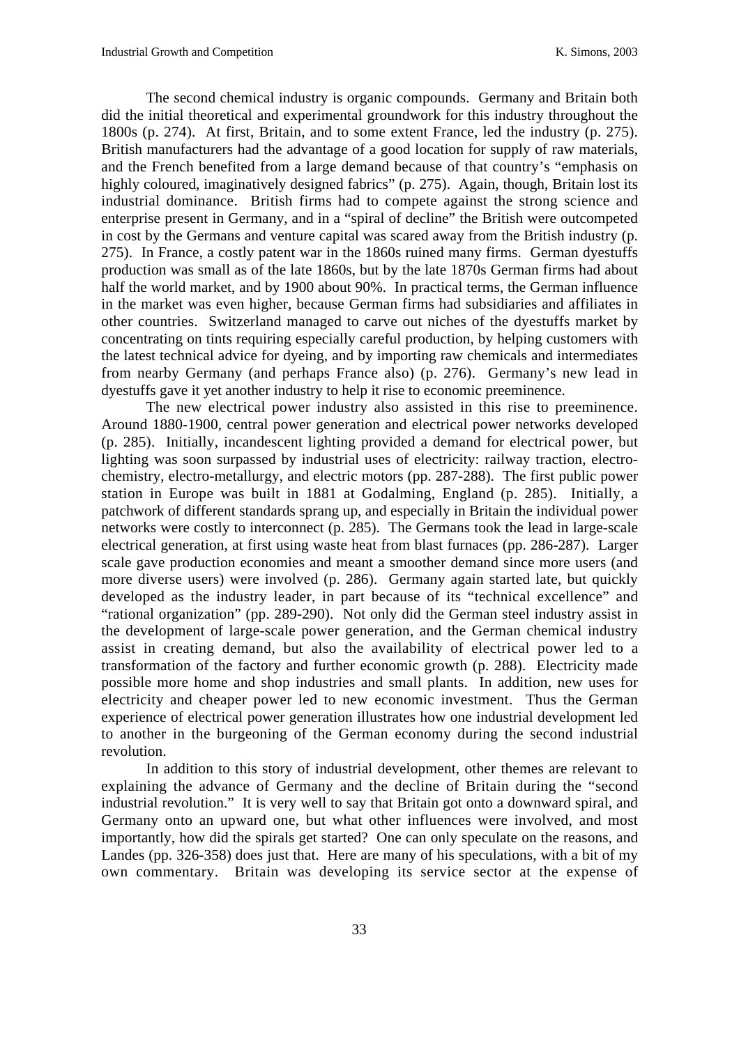The second chemical industry is organic compounds. Germany and Britain both did the initial theoretical and experimental groundwork for this industry throughout the 1800s (p. 274). At first, Britain, and to some extent France, led the industry (p. 275). British manufacturers had the advantage of a good location for supply of raw materials, and the French benefited from a large demand because of that country's "emphasis on highly coloured, imaginatively designed fabrics" (p. 275). Again, though, Britain lost its industrial dominance. British firms had to compete against the strong science and enterprise present in Germany, and in a "spiral of decline" the British were outcompeted in cost by the Germans and venture capital was scared away from the British industry (p. 275). In France, a costly patent war in the 1860s ruined many firms. German dyestuffs production was small as of the late 1860s, but by the late 1870s German firms had about half the world market, and by 1900 about 90%. In practical terms, the German influence in the market was even higher, because German firms had subsidiaries and affiliates in other countries. Switzerland managed to carve out niches of the dyestuffs market by concentrating on tints requiring especially careful production, by helping customers with the latest technical advice for dyeing, and by importing raw chemicals and intermediates from nearby Germany (and perhaps France also) (p. 276). Germany's new lead in dyestuffs gave it yet another industry to help it rise to economic preeminence.

The new electrical power industry also assisted in this rise to preeminence. Around 1880-1900, central power generation and electrical power networks developed (p. 285). Initially, incandescent lighting provided a demand for electrical power, but lighting was soon surpassed by industrial uses of electricity: railway traction, electro-chemistry, electro-metallurgy, and electric motors (pp. 287-288). The first public power station in Europe was built in 1881 at Godalming, England (p. 285). Initially, a patchwork of different standards sprang up, and especially in Britain the individual power networks were costly to interconnect (p. 285). The Germans took the lead in large-scale electrical generation, at first using waste heat from blast furnaces (pp. 286-287). Larger scale gave production economies and meant a smoother demand since more users (and more diverse users) were involved (p. 286). Germany again started late, but quickly developed as the industry leader, in part because of its "technical excellence" and "rational organization" (pp. 289-290). Not only did the German steel industry assist in the development of large-scale power generation, and the German chemical industry assist in creating demand, but also the availability of electrical power led to a transformation of the factory and further economic growth (p. 288). Electricity made possible more home and shop industries and small plants. In addition, new uses for electricity and cheaper power led to new economic investment. Thus the German experience of electrical power generation illustrates how one industrial development led to another in the burgeoning of the German economy during the second industrial revolution.

In addition to this story of industrial development, other themes are relevant to explaining the advance of Germany and the decline of Britain during the "second industrial revolution." It is very well to say that Britain got onto a downward spiral, and Germany onto an upward one, but what other influences were involved, and most importantly, how did the spirals get started? One can only speculate on the reasons, and Landes (pp. 326-358) does just that. Here are many of his speculations, with a bit of my own commentary. Britain was developing its service sector at the expense of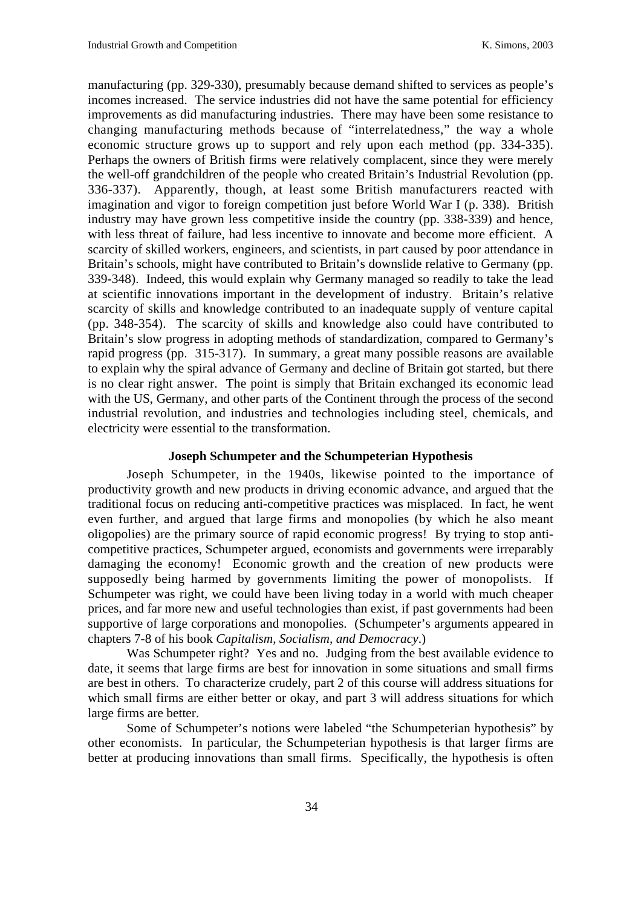manufacturing (pp. 329-330), presumably because demand shifted to services as people's incomes increased. The service industries did not have the same potential for efficiency improvements as did manufacturing industries. There may have been some resistance to changing manufacturing methods because of "interrelatedness," the way a whole economic structure grows up to support and rely upon each method (pp. 334-335). Perhaps the owners of British firms were relatively complacent, since they were merely the well-off grandchildren of the people who created Britain's Industrial Revolution (pp. 336-337). Apparently, though, at least some British manufacturers reacted with imagination and vigor to foreign competition just before World War I (p. 338). British industry may have grown less competitive inside the country (pp. 338-339) and hence, with less threat of failure, had less incentive to innovate and become more efficient. A scarcity of skilled workers, engineers, and scientists, in part caused by poor attendance in Britain's schools, might have contributed to Britain's downslide relative to Germany (pp. 339-348). Indeed, this would explain why Germany managed so readily to take the lead at scientific innovations important in the development of industry. Britain's relative scarcity of skills and knowledge contributed to an inadequate supply of venture capital (pp. 348-354). The scarcity of skills and knowledge also could have contributed to Britain's slow progress in adopting methods of standardization, compared to Germany's rapid progress (pp. 315-317). In summary, a great many possible reasons are available to explain why the spiral advance of Germany and decline of Britain got started, but there is no clear right answer. The point is simply that Britain exchanged its economic lead with the US, Germany, and other parts of the Continent through the process of the second industrial revolution, and industries and technologies including steel, chemicals, and electricity were essential to the transformation.

## Joseph Schumpeter and the Schumpeterian Hypothesis

Joseph Schumpeter, in the 1940s, likewise pointed to the importance of productivity growth and new products in driving economic advance, and argued that the traditional focus on reducing anti-competitive practices was misplaced. In fact, he went even further, and argued that large firms and monopolies (by which he also meant oligopolies) are the primary source of rapid economic progress! By trying to stop anti-competitive practices, Schumpeter argued, economists and governments were irreparably damaging the economy! Economic growth and the creation of new products were supposedly being harmed by governments limiting the power of monopolists. If Schumpeter was right, we could have been living today in a world with much cheaper prices, and far more new and useful technologies than exist, if past governments had been supportive of large corporations and monopolies. (Schumpeter's arguments appeared in chapters 7-8 of his book *Capitalism, Socialism, and Democracy*.)

Was Schumpeter right? Yes and no. Judging from the best available evidence to date, it seems that large firms are best for innovation in some situations and small firms are best in others. To characterize crudely, part 2 of this course will address situations for which small firms are either better or okay, and part 3 will address situations for which large firms are better.

Some of Schumpeter's notions were labeled "the Schumpeterian hypothesis" by other economists. In particular, the Schumpeterian hypothesis is that larger firms are better at producing innovations than small firms. Specifically, the hypothesis is often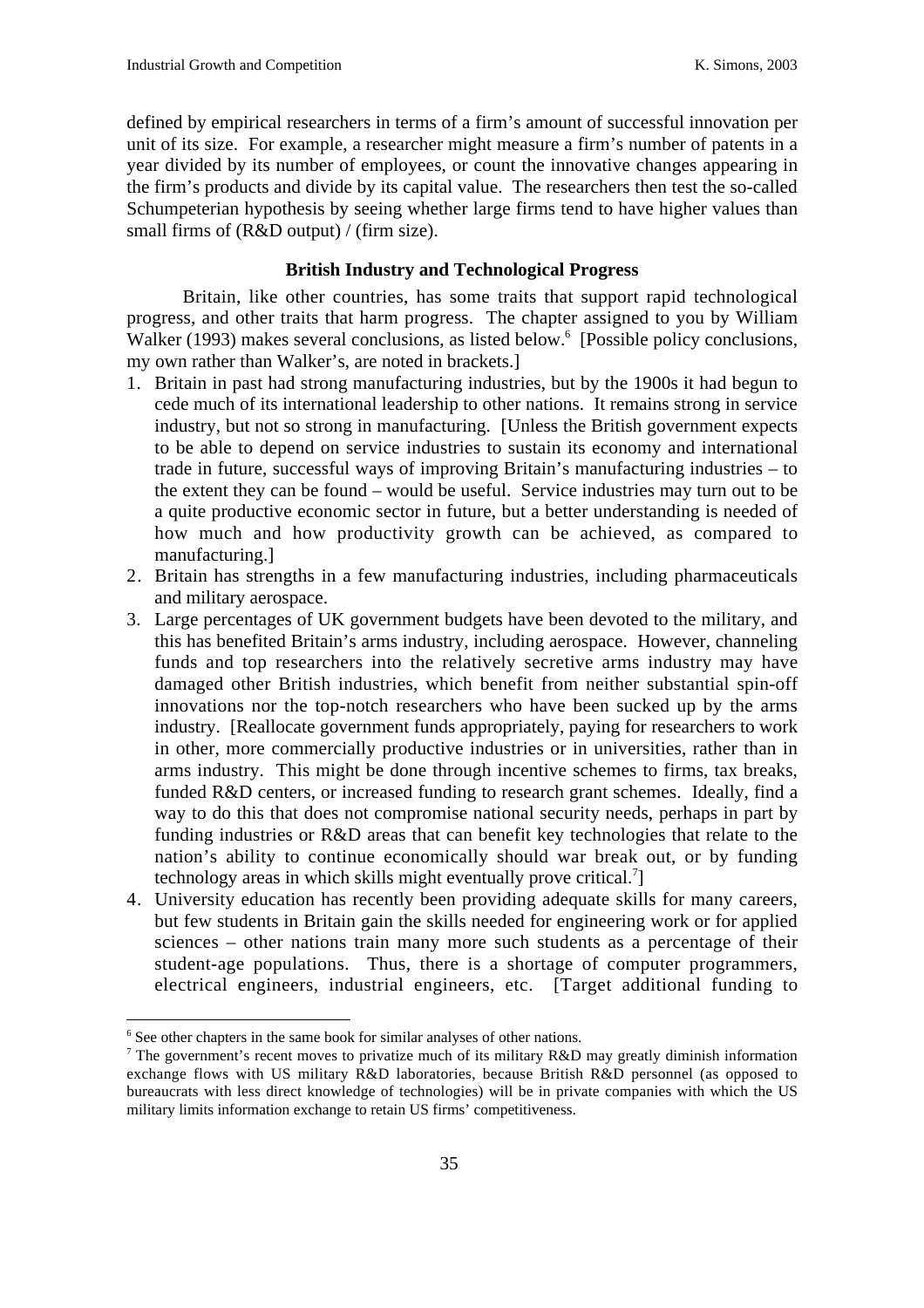defined by empirical researchers in terms of a firm's amount of successful innovation per unit of its size. For example, a researcher might measure a firm's number of patents in a year divided by its number of employees, or count the innovative changes appearing in the firm's products and divide by its capital value. The researchers then test the so-called Schumpeterian hypothesis by seeing whether large firms tend to have higher values than small firms of (R&D output) / (firm size).

### British Industry and Technological Progress

Britain, like other countries, has some traits that support rapid technological progress, and other traits that harm progress. The chapter assigned to you by William Walker (1993) makes several conclusions, as listed below.[6] [Possible policy conclusions, my own rather than Walker's, are noted in brackets.]

1. Britain in past had strong manufacturing industries, but by the 1900s it had begun to cede much of its international leadership to other nations. It remains strong in service industry, but not so strong in manufacturing. [Unless the British government expects to be able to depend on service industries to sustain its economy and international trade in future, successful ways of improving Britain's manufacturing industries – to the extent they can be found – would be useful. Service industries may turn out to be a quite productive economic sector in future, but a better understanding is needed of how much and how productivity growth can be achieved, as compared to manufacturing.]
2. Britain has strengths in a few manufacturing industries, including pharmaceuticals and military aerospace.
3. Large percentages of UK government budgets have been devoted to the military, and this has benefited Britain's arms industry, including aerospace. However, channeling funds and top researchers into the relatively secretive arms industry may have damaged other British industries, which benefit from neither substantial spin-off innovations nor the top-notch researchers who have been sucked up by the arms industry. [Reallocate government funds appropriately, paying for researchers to work in other, more commercially productive industries or in universities, rather than in arms industry. This might be done through incentive schemes to firms, tax breaks, funded R&D centers, or increased funding to research grant schemes. Ideally, find a way to do this that does not compromise national security needs, perhaps in part by funding industries or R&D areas that can benefit key technologies that relate to the nation's ability to continue economically should war break out, or by funding technology areas in which skills might eventually prove critical.[7]]
4. University education has recently been providing adequate skills for many careers, but few students in Britain gain the skills needed for engineering work or for applied sciences – other nations train many more such students as a percentage of their student-age populations. Thus, there is a shortage of computer programmers, electrical engineers, industrial engineers, etc. [Target additional funding to

---

[6] See other chapters in the same book for similar analyses of other nations.

[7] The government's recent moves to privatize much of its military R&D may greatly diminish information exchange flows with US military R&D laboratories, because British R&D personnel (as opposed to bureaucrats with less direct knowledge of technologies) will be in private companies with which the US military limits information exchange to retain US firms' competitiveness.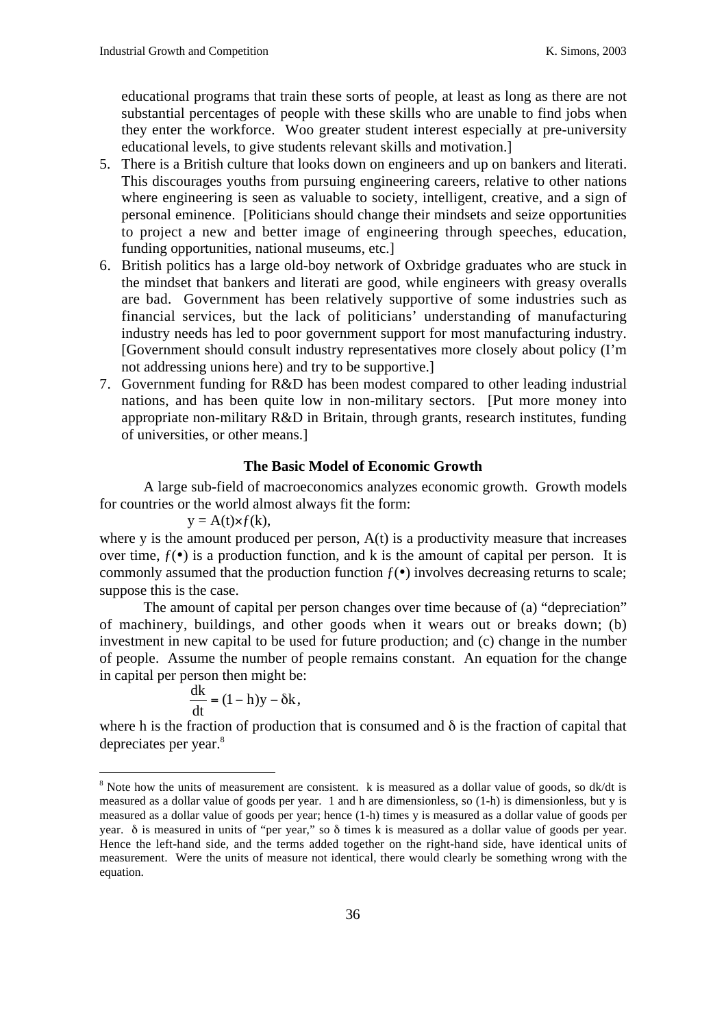educational programs that train these sorts of people, at least as long as there are not substantial percentages of people with these skills who are unable to find jobs when they enter the workforce. Woo greater student interest especially at pre-university educational levels, to give students relevant skills and motivation.]

5. There is a British culture that looks down on engineers and up on bankers and literati. This discourages youths from pursuing engineering careers, relative to other nations where engineering is seen as valuable to society, intelligent, creative, and a sign of personal eminence. [Politicians should change their mindsets and seize opportunities to project a new and better image of engineering through speeches, education, funding opportunities, national museums, etc.]
6. British politics has a large old-boy network of Oxbridge graduates who are stuck in the mindset that bankers and literati are good, while engineers with greasy overalls are bad. Government has been relatively supportive of some industries such as financial services, but the lack of politicians' understanding of manufacturing industry needs has led to poor government support for most manufacturing industry. [Government should consult industry representatives more closely about policy (I'm not addressing unions here) and try to be supportive.]
7. Government funding for R&D has been modest compared to other leading industrial nations, and has been quite low in non-military sectors. [Put more money into appropriate non-military R&D in Britain, through grants, research institutes, funding of universities, or other means.]

**The Basic Model of Economic Growth**

A large sub-field of macroeconomics analyzes economic growth. Growth models for countries or the world almost always fit the form:

$$y = A(t) \times f(k),$$

where y is the amount produced per person, A(t) is a productivity measure that increases over time, $f(\bullet)$ is a production function, and k is the amount of capital per person. It is commonly assumed that the production function $f(\bullet)$ involves decreasing returns to scale; suppose this is the case.

The amount of capital per person changes over time because of (a) "depreciation" of machinery, buildings, and other goods when it wears out or breaks down; (b) investment in new capital to be used for future production; and (c) change in the number of people. Assume the number of people remains constant. An equation for the change in capital per person then might be:

$$\frac{dk}{dt} = (1-h)y - \delta k,$$

where h is the fraction of production that is consumed and $\delta$ is the fraction of capital that depreciates per year.[8]

[8] Note how the units of measurement are consistent. k is measured as a dollar value of goods, so dk/dt is measured as a dollar value of goods per year. 1 and h are dimensionless, so (1-h) is dimensionless, but y is measured as a dollar value of goods per year; hence (1-h) times y is measured as a dollar value of goods per year. $\delta$ is measured in units of "per year," so $\delta$ times k is measured as a dollar value of goods per year. Hence the left-hand side, and the terms added together on the right-hand side, have identical units of measurement. Were the units of measure not identical, there would clearly be something wrong with the equation.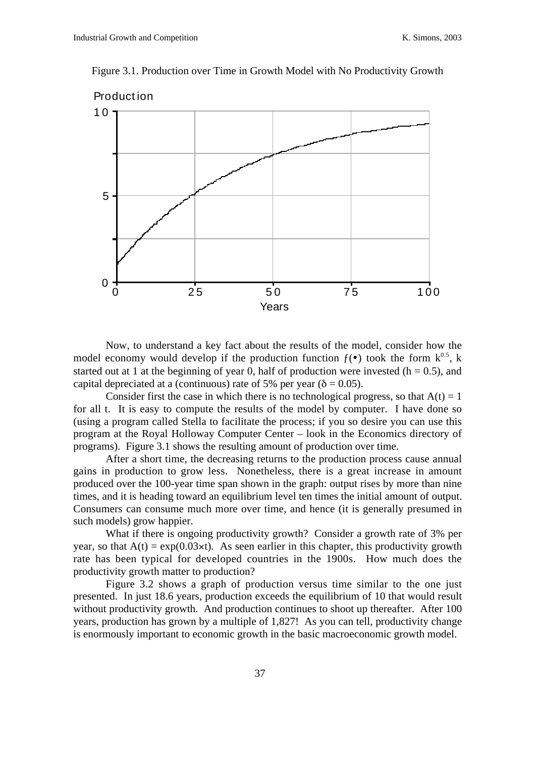Figure 3.1. Production over Time in Growth Model with No Productivity Growth

Now, to understand a key fact about the results of the model, consider how the model economy would develop if the production function $f(\bullet)$ took the form $k^{0.5}$, k started out at 1 at the beginning of year 0, half of production were invested ($h = 0.5$), and capital depreciated at a (continuous) rate of 5% per year ($\delta = 0.05$).

Consider first the case in which there is no technological progress, so that $A(t) = 1$ for all t. It is easy to compute the results of the model by computer. I have done so (using a program called Stella to facilitate the process; if you so desire you can use this program at the Royal Holloway Computer Center – look in the Economics directory of programs). Figure 3.1 shows the resulting amount of production over time.

After a short time, the decreasing returns to the production process cause annual gains in production to grow less. Nonetheless, there is a great increase in amount produced over the 100-year time span shown in the graph: output rises by more than nine times, and it is heading toward an equilibrium level ten times the initial amount of output. Consumers can consume much more over time, and hence (it is generally presumed in such models) grow happier.

What if there is ongoing productivity growth? Consider a growth rate of 3% per year, so that $A(t) = \exp(0.03 \times t)$. As seen earlier in this chapter, this productivity growth rate has been typical for developed countries in the 1900s. How much does the productivity growth matter to production?

Figure 3.2 shows a graph of production versus time similar to the one just presented. In just 18.6 years, production exceeds the equilibrium of 10 that would result without productivity growth. And production continues to shoot up thereafter. After 100 years, production has grown by a multiple of 1,827! As you can tell, productivity change is enormously important to economic growth in the basic macroeconomic growth model.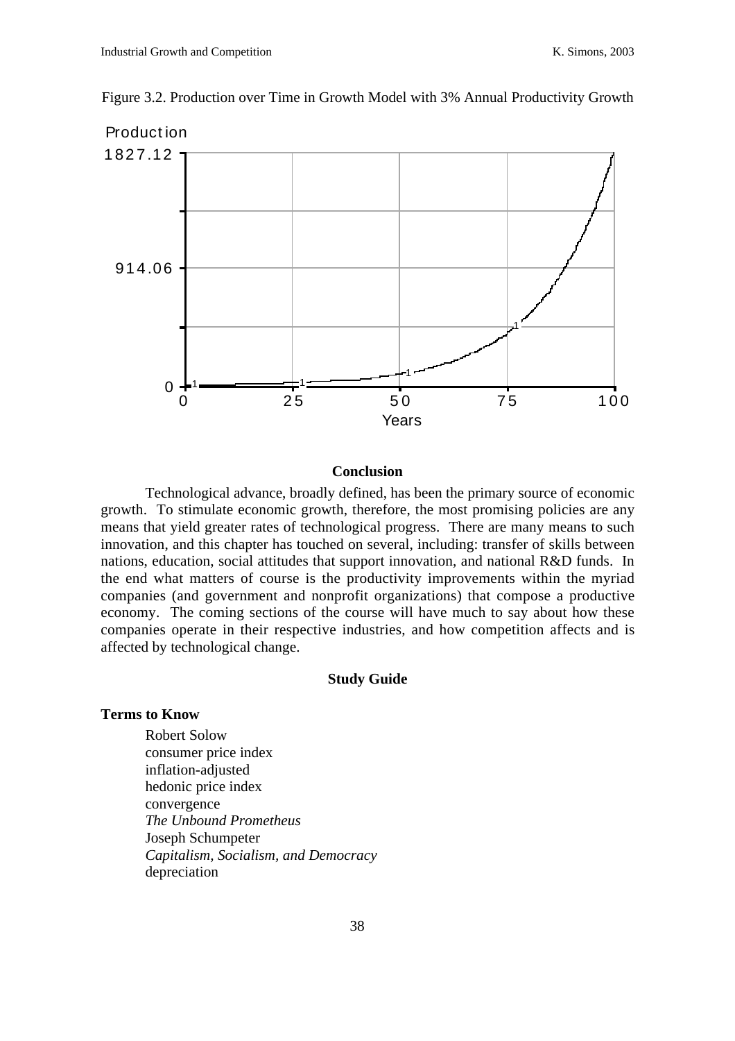Figure 3.2. Production over Time in Growth Model with 3% Annual Productivity Growth

### Conclusion

Technological advance, broadly defined, has been the primary source of economic growth. To stimulate economic growth, therefore, the most promising policies are any means that yield greater rates of technological progress. There are many means to such innovation, and this chapter has touched on several, including: transfer of skills between nations, education, social attitudes that support innovation, and national R&D funds. In the end what matters of course is the productivity improvements within the myriad companies (and government and nonprofit organizations) that compose a productive economy. The coming sections of the course will have much to say about how these companies operate in their respective industries, and how competition affects and is affected by technological change.

### Study Guide

**Terms to Know**

Robert Solow
consumer price index
inflation-adjusted
hedonic price index
convergence
*The Unbound Prometheus*
Joseph Schumpeter
*Capitalism, Socialism, and Democracy*
depreciation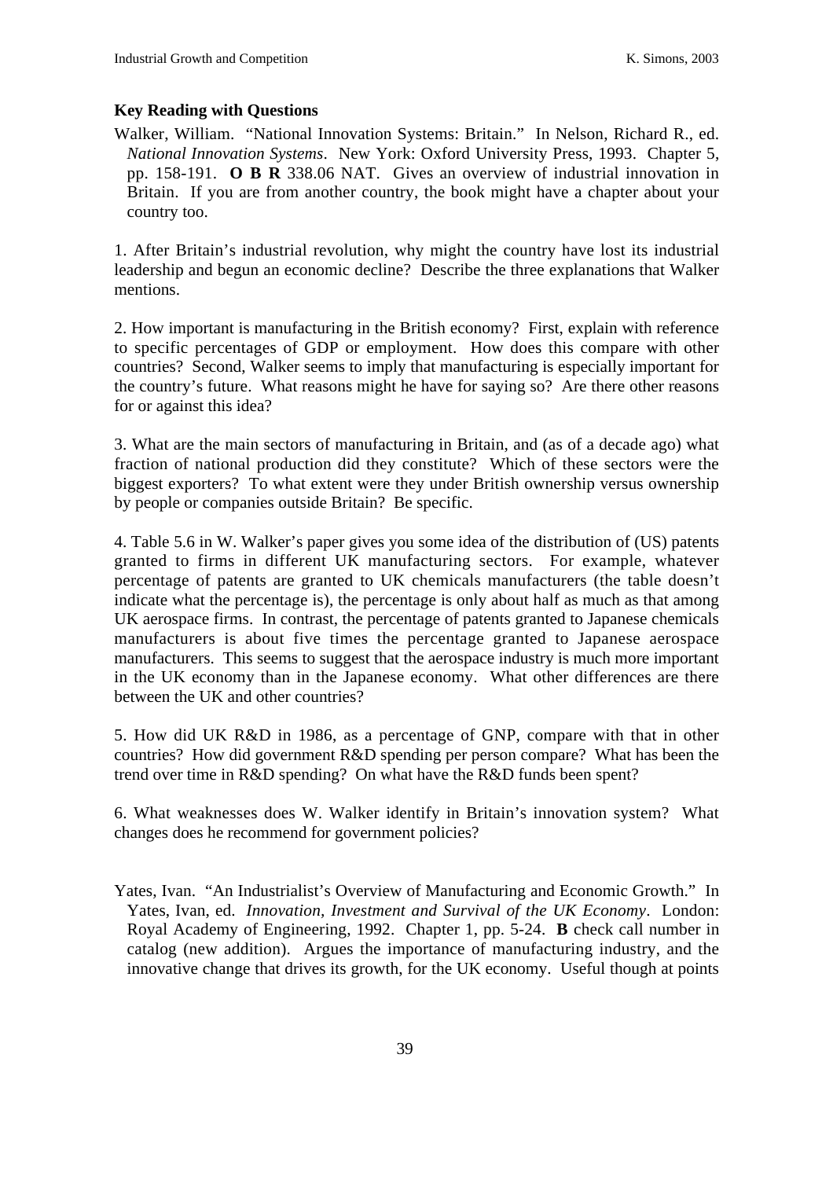**Key Reading with Questions**

Walker, William. "National Innovation Systems: Britain." In Nelson, Richard R., ed. *National Innovation Systems*. New York: Oxford University Press, 1993. Chapter 5, pp. 158-191. **O B R** 338.06 NAT. Gives an overview of industrial innovation in Britain. If you are from another country, the book might have a chapter about your country too.

1. After Britain's industrial revolution, why might the country have lost its industrial leadership and begun an economic decline? Describe the three explanations that Walker mentions.

2. How important is manufacturing in the British economy? First, explain with reference to specific percentages of GDP or employment. How does this compare with other countries? Second, Walker seems to imply that manufacturing is especially important for the country's future. What reasons might he have for saying so? Are there other reasons for or against this idea?

3. What are the main sectors of manufacturing in Britain, and (as of a decade ago) what fraction of national production did they constitute? Which of these sectors were the biggest exporters? To what extent were they under British ownership versus ownership by people or companies outside Britain? Be specific.

4. Table 5.6 in W. Walker's paper gives you some idea of the distribution of (US) patents granted to firms in different UK manufacturing sectors. For example, whatever percentage of patents are granted to UK chemicals manufacturers (the table doesn't indicate what the percentage is), the percentage is only about half as much as that among UK aerospace firms. In contrast, the percentage of patents granted to Japanese chemicals manufacturers is about five times the percentage granted to Japanese aerospace manufacturers. This seems to suggest that the aerospace industry is much more important in the UK economy than in the Japanese economy. What other differences are there between the UK and other countries?

5. How did UK R&D in 1986, as a percentage of GNP, compare with that in other countries? How did government R&D spending per person compare? What has been the trend over time in R&D spending? On what have the R&D funds been spent?

6. What weaknesses does W. Walker identify in Britain's innovation system? What changes does he recommend for government policies?

Yates, Ivan. "An Industrialist's Overview of Manufacturing and Economic Growth." In Yates, Ivan, ed. *Innovation, Investment and Survival of the UK Economy*. London: Royal Academy of Engineering, 1992. Chapter 1, pp. 5-24. **B** check call number in catalog (new addition). Argues the importance of manufacturing industry, and the innovative change that drives its growth, for the UK economy. Useful though at points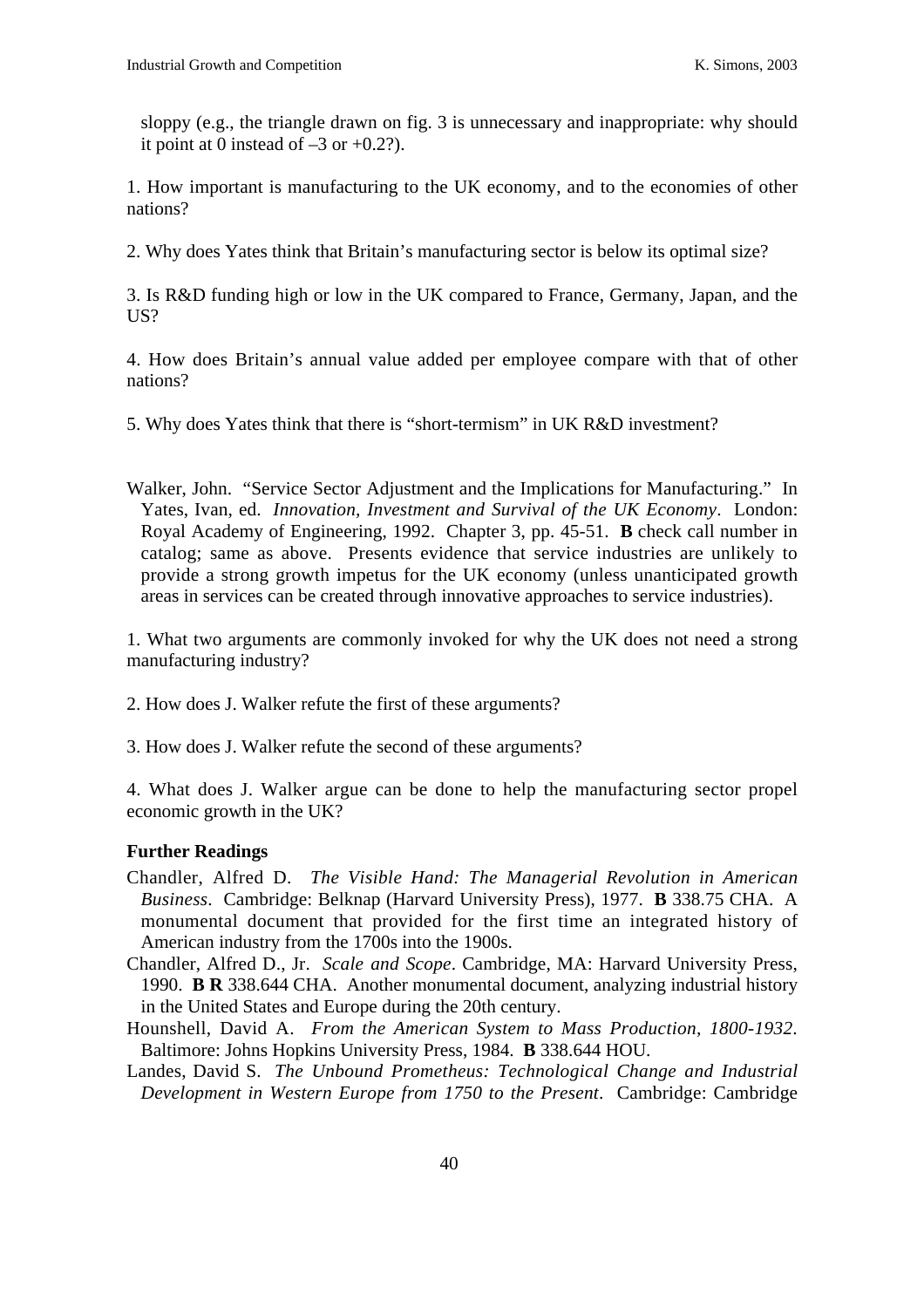sloppy (e.g., the triangle drawn on fig. 3 is unnecessary and inappropriate: why should it point at 0 instead of –3 or +0.2?).

1. How important is manufacturing to the UK economy, and to the economies of other nations?

2. Why does Yates think that Britain's manufacturing sector is below its optimal size?

3. Is R&D funding high or low in the UK compared to France, Germany, Japan, and the US?

4. How does Britain's annual value added per employee compare with that of other nations?

5. Why does Yates think that there is "short-termism" in UK R&D investment?

Walker, John. "Service Sector Adjustment and the Implications for Manufacturing." In Yates, Ivan, ed. *Innovation, Investment and Survival of the UK Economy*. London: Royal Academy of Engineering, 1992. Chapter 3, pp. 45-51. **B** check call number in catalog; same as above. Presents evidence that service industries are unlikely to provide a strong growth impetus for the UK economy (unless unanticipated growth areas in services can be created through innovative approaches to service industries).

1. What two arguments are commonly invoked for why the UK does not need a strong manufacturing industry?

2. How does J. Walker refute the first of these arguments?

3. How does J. Walker refute the second of these arguments?

4. What does J. Walker argue can be done to help the manufacturing sector propel economic growth in the UK?

### Further Readings

Chandler, Alfred D. *The Visible Hand: The Managerial Revolution in American Business*. Cambridge: Belknap (Harvard University Press), 1977. **B** 338.75 CHA. A monumental document that provided for the first time an integrated history of American industry from the 1700s into the 1900s.

Chandler, Alfred D., Jr. *Scale and Scope*. Cambridge, MA: Harvard University Press, 1990. **B R** 338.644 CHA. Another monumental document, analyzing industrial history in the United States and Europe during the 20th century.

Hounshell, David A. *From the American System to Mass Production, 1800-1932*. Baltimore: Johns Hopkins University Press, 1984. **B** 338.644 HOU.

Landes, David S. *The Unbound Prometheus: Technological Change and Industrial Development in Western Europe from 1750 to the Present*. Cambridge: Cambridge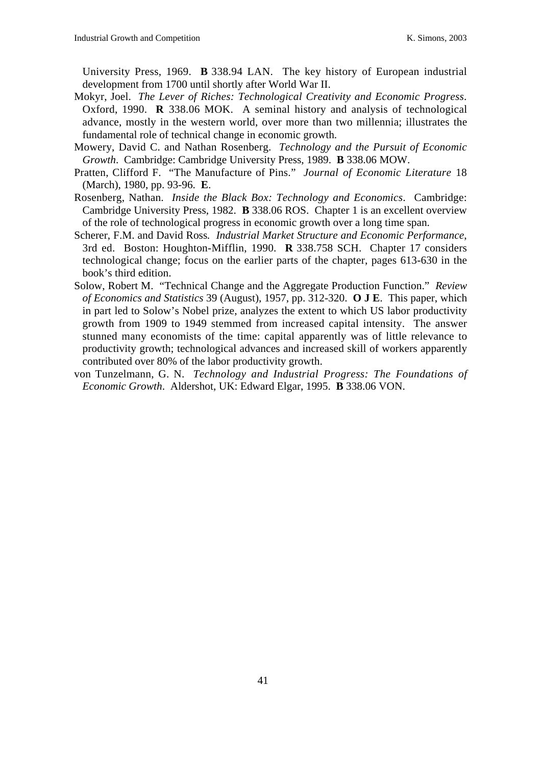University Press, 1969. **B** 338.94 LAN. The key history of European industrial development from 1700 until shortly after World War II.

Mokyr, Joel. *The Lever of Riches: Technological Creativity and Economic Progress*. Oxford, 1990. **R** 338.06 MOK. A seminal history and analysis of technological advance, mostly in the western world, over more than two millennia; illustrates the fundamental role of technical change in economic growth.

Mowery, David C. and Nathan Rosenberg. *Technology and the Pursuit of Economic Growth*. Cambridge: Cambridge University Press, 1989. **B** 338.06 MOW.

Pratten, Clifford F. "The Manufacture of Pins." *Journal of Economic Literature* 18 (March), 1980, pp. 93-96. **E**.

Rosenberg, Nathan. *Inside the Black Box: Technology and Economics*. Cambridge: Cambridge University Press, 1982. **B** 338.06 ROS. Chapter 1 is an excellent overview of the role of technological progress in economic growth over a long time span.

Scherer, F.M. and David Ross. *Industrial Market Structure and Economic Performance*, 3rd ed. Boston: Houghton-Mifflin, 1990. **R** 338.758 SCH. Chapter 17 considers technological change; focus on the earlier parts of the chapter, pages 613-630 in the book's third edition.

Solow, Robert M. "Technical Change and the Aggregate Production Function." *Review of Economics and Statistics* 39 (August), 1957, pp. 312-320. **O J E**. This paper, which in part led to Solow's Nobel prize, analyzes the extent to which US labor productivity growth from 1909 to 1949 stemmed from increased capital intensity. The answer stunned many economists of the time: capital apparently was of little relevance to productivity growth; technological advances and increased skill of workers apparently contributed over 80% of the labor productivity growth.

von Tunzelmann, G. N. *Technology and Industrial Progress: The Foundations of Economic Growth*. Aldershot, UK: Edward Elgar, 1995. **B** 338.06 VON.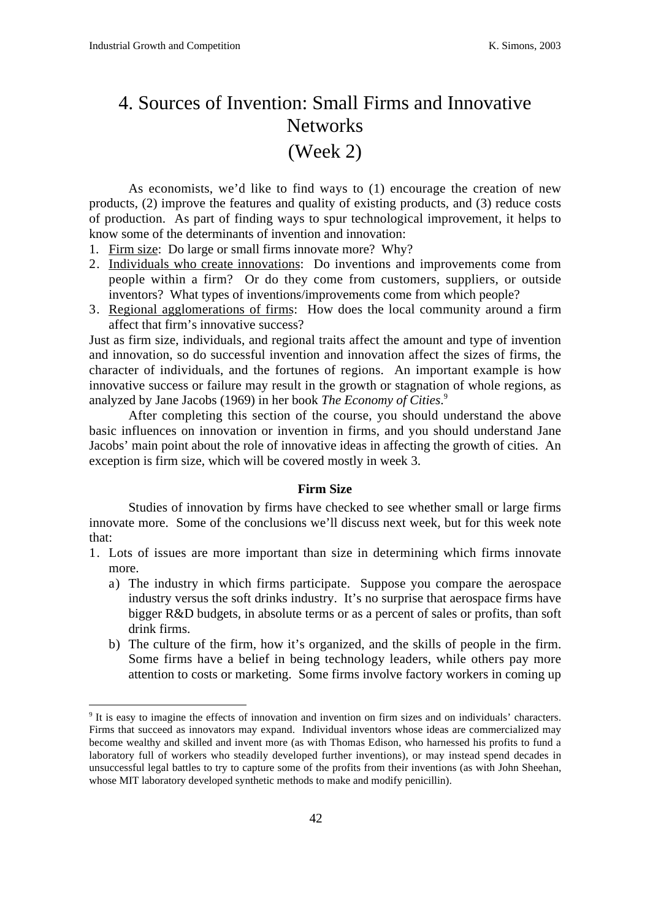# 4. Sources of Invention: Small Firms and Innovative Networks (Week 2)

As economists, we'd like to find ways to (1) encourage the creation of new products, (2) improve the features and quality of existing products, and (3) reduce costs of production. As part of finding ways to spur technological improvement, it helps to know some of the determinants of invention and innovation:

1. Firm size: Do large or small firms innovate more? Why?
2. Individuals who create innovations: Do inventions and improvements come from people within a firm? Or do they come from customers, suppliers, or outside inventors? What types of inventions/improvements come from which people?
3. Regional agglomerations of firms: How does the local community around a firm affect that firm's innovative success?

Just as firm size, individuals, and regional traits affect the amount and type of invention and innovation, so do successful invention and innovation affect the sizes of firms, the character of individuals, and the fortunes of regions. An important example is how innovative success or failure may result in the growth or stagnation of whole regions, as analyzed by Jane Jacobs (1969) in her book *The Economy of Cities*.[9]

After completing this section of the course, you should understand the above basic influences on innovation or invention in firms, and you should understand Jane Jacobs' main point about the role of innovative ideas in affecting the growth of cities. An exception is firm size, which will be covered mostly in week 3.

### Firm Size

Studies of innovation by firms have checked to see whether small or large firms innovate more. Some of the conclusions we'll discuss next week, but for this week note that:

1. Lots of issues are more important than size in determining which firms innovate more.
   a) The industry in which firms participate. Suppose you compare the aerospace industry versus the soft drinks industry. It's no surprise that aerospace firms have bigger R&D budgets, in absolute terms or as a percent of sales or profits, than soft drink firms.
   b) The culture of the firm, how it's organized, and the skills of people in the firm. Some firms have a belief in being technology leaders, while others pay more attention to costs or marketing. Some firms involve factory workers in coming up

---

[9] It is easy to imagine the effects of innovation and invention on firm sizes and on individuals' characters. Firms that succeed as innovators may expand. Individual inventors whose ideas are commercialized may become wealthy and skilled and invent more (as with Thomas Edison, who harnessed his profits to fund a laboratory full of workers who steadily developed further inventions), or may instead spend decades in unsuccessful legal battles to try to capture some of the profits from their inventions (as with John Sheehan, whose MIT laboratory developed synthetic methods to make and modify penicillin).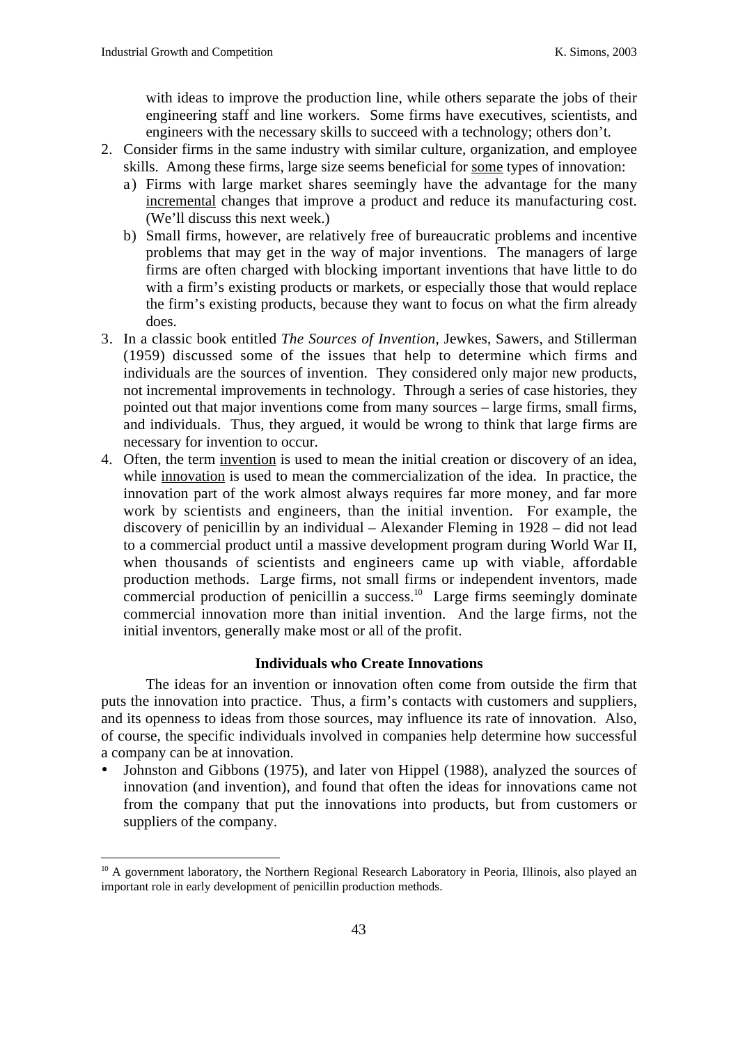with ideas to improve the production line, while others separate the jobs of their engineering staff and line workers. Some firms have executives, scientists, and engineers with the necessary skills to succeed with a technology; others don't.

2. Consider firms in the same industry with similar culture, organization, and employee skills. Among these firms, large size seems beneficial for <u>some</u> types of innovation:
   a) Firms with large market shares seemingly have the advantage for the many <u>incremental</u> changes that improve a product and reduce its manufacturing cost. (We'll discuss this next week.)
   b) Small firms, however, are relatively free of bureaucratic problems and incentive problems that may get in the way of major inventions. The managers of large firms are often charged with blocking important inventions that have little to do with a firm's existing products or markets, or especially those that would replace the firm's existing products, because they want to focus on what the firm already does.
3. In a classic book entitled *The Sources of Invention*, Jewkes, Sawers, and Stillerman (1959) discussed some of the issues that help to determine which firms and individuals are the sources of invention. They considered only major new products, not incremental improvements in technology. Through a series of case histories, they pointed out that major inventions come from many sources – large firms, small firms, and individuals. Thus, they argued, it would be wrong to think that large firms are necessary for invention to occur.
4. Often, the term <u>invention</u> is used to mean the initial creation or discovery of an idea, while <u>innovation</u> is used to mean the commercialization of the idea. In practice, the innovation part of the work almost always requires far more money, and far more work by scientists and engineers, than the initial invention. For example, the discovery of penicillin by an individual – Alexander Fleming in 1928 – did not lead to a commercial product until a massive development program during World War II, when thousands of scientists and engineers came up with viable, affordable production methods. Large firms, not small firms or independent inventors, made commercial production of penicillin a success.[10] Large firms seemingly dominate commercial innovation more than initial invention. And the large firms, not the initial inventors, generally make most or all of the profit.

### Individuals who Create Innovations

The ideas for an invention or innovation often come from outside the firm that puts the innovation into practice. Thus, a firm's contacts with customers and suppliers, and its openness to ideas from those sources, may influence its rate of innovation. Also, of course, the specific individuals involved in companies help determine how successful a company can be at innovation.

- Johnston and Gibbons (1975), and later von Hippel (1988), analyzed the sources of innovation (and invention), and found that often the ideas for innovations came not from the company that put the innovations into products, but from customers or suppliers of the company.

---

[10] A government laboratory, the Northern Regional Research Laboratory in Peoria, Illinois, also played an important role in early development of penicillin production methods.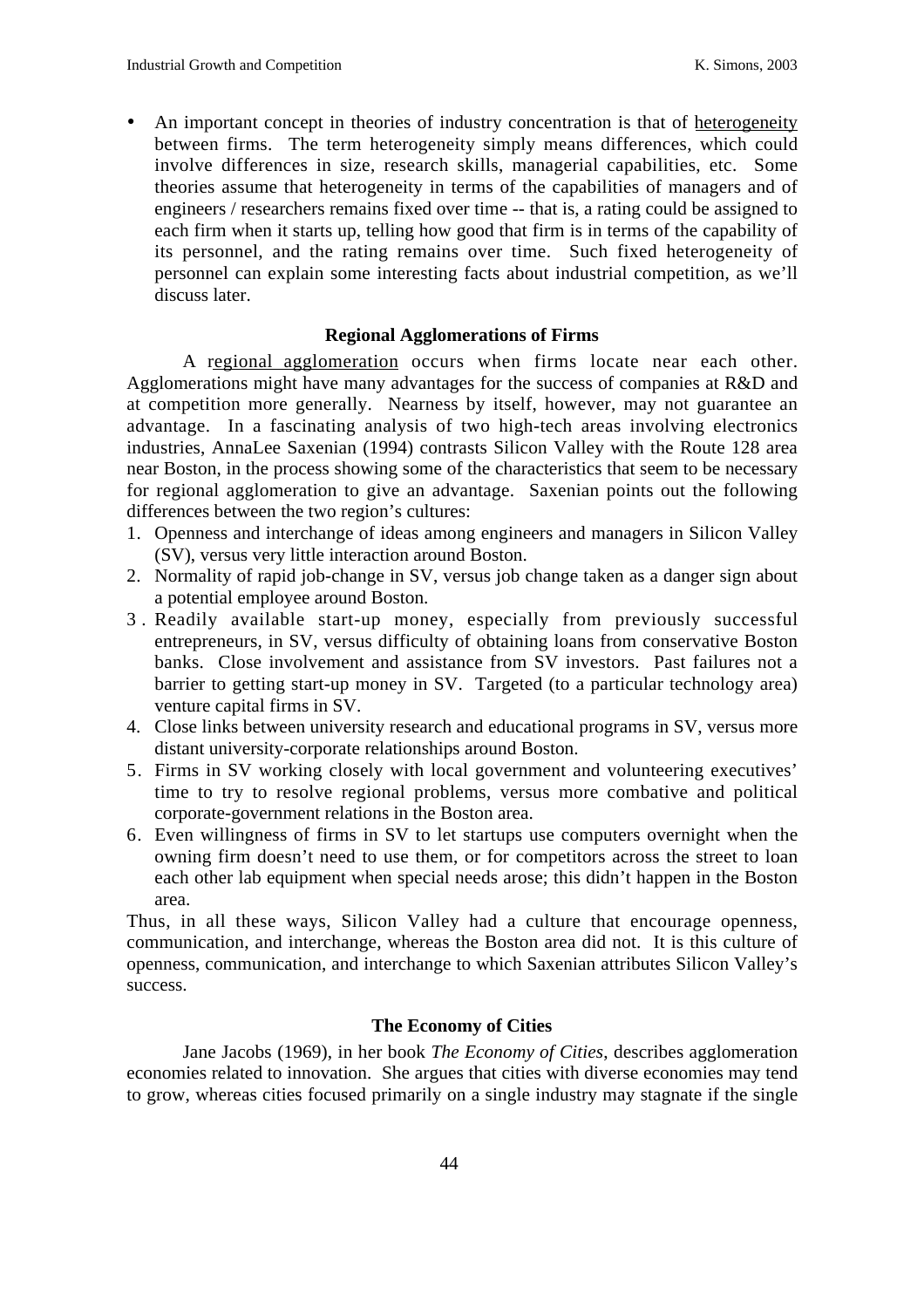- An important concept in theories of industry concentration is that of heterogeneity between firms. The term heterogeneity simply means differences, which could involve differences in size, research skills, managerial capabilities, etc. Some theories assume that heterogeneity in terms of the capabilities of managers and of engineers / researchers remains fixed over time -- that is, a rating could be assigned to each firm when it starts up, telling how good that firm is in terms of the capability of its personnel, and the rating remains over time. Such fixed heterogeneity of personnel can explain some interesting facts about industrial competition, as we'll discuss later.

### Regional Agglomerations of Firms

A regional agglomeration occurs when firms locate near each other. Agglomerations might have many advantages for the success of companies at R&D and at competition more generally. Nearness by itself, however, may not guarantee an advantage. In a fascinating analysis of two high-tech areas involving electronics industries, AnnaLee Saxenian (1994) contrasts Silicon Valley with the Route 128 area near Boston, in the process showing some of the characteristics that seem to be necessary for regional agglomeration to give an advantage. Saxenian points out the following differences between the two region's cultures:

1. Openness and interchange of ideas among engineers and managers in Silicon Valley (SV), versus very little interaction around Boston.
2. Normality of rapid job-change in SV, versus job change taken as a danger sign about a potential employee around Boston.
3. Readily available start-up money, especially from previously successful entrepreneurs, in SV, versus difficulty of obtaining loans from conservative Boston banks. Close involvement and assistance from SV investors. Past failures not a barrier to getting start-up money in SV. Targeted (to a particular technology area) venture capital firms in SV.
4. Close links between university research and educational programs in SV, versus more distant university-corporate relationships around Boston.
5. Firms in SV working closely with local government and volunteering executives' time to try to resolve regional problems, versus more combative and political corporate-government relations in the Boston area.
6. Even willingness of firms in SV to let startups use computers overnight when the owning firm doesn't need to use them, or for competitors across the street to loan each other lab equipment when special needs arose; this didn't happen in the Boston area.

Thus, in all these ways, Silicon Valley had a culture that encourage openness, communication, and interchange, whereas the Boston area did not. It is this culture of openness, communication, and interchange to which Saxenian attributes Silicon Valley's success.

### The Economy of Cities

Jane Jacobs (1969), in her book *The Economy of Cities*, describes agglomeration economies related to innovation. She argues that cities with diverse economies may tend to grow, whereas cities focused primarily on a single industry may stagnate if the single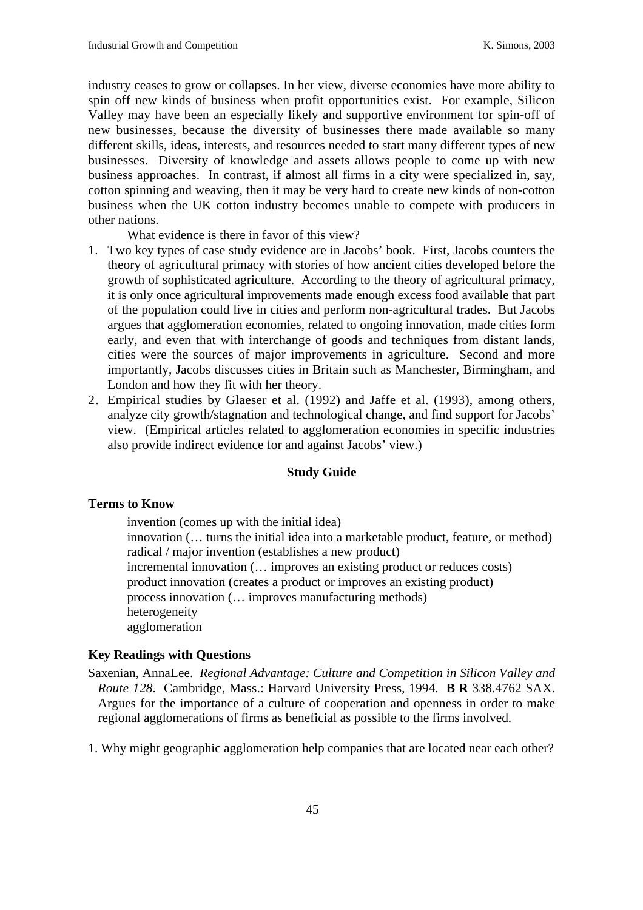industry ceases to grow or collapses. In her view, diverse economies have more ability to spin off new kinds of business when profit opportunities exist. For example, Silicon Valley may have been an especially likely and supportive environment for spin-off of new businesses, because the diversity of businesses there made available so many different skills, ideas, interests, and resources needed to start many different types of new businesses. Diversity of knowledge and assets allows people to come up with new business approaches. In contrast, if almost all firms in a city were specialized in, say, cotton spinning and weaving, then it may be very hard to create new kinds of non-cotton business when the UK cotton industry becomes unable to compete with producers in other nations.

What evidence is there in favor of this view?

1. Two key types of case study evidence are in Jacobs' book. First, Jacobs counters the <u>theory of agricultural primacy</u> with stories of how ancient cities developed before the growth of sophisticated agriculture. According to the theory of agricultural primacy, it is only once agricultural improvements made enough excess food available that part of the population could live in cities and perform non-agricultural trades. But Jacobs argues that agglomeration economies, related to ongoing innovation, made cities form early, and even that with interchange of goods and techniques from distant lands, cities were the sources of major improvements in agriculture. Second and more importantly, Jacobs discusses cities in Britain such as Manchester, Birmingham, and London and how they fit with her theory.
2. Empirical studies by Glaeser et al. (1992) and Jaffe et al. (1993), among others, analyze city growth/stagnation and technological change, and find support for Jacobs' view. (Empirical articles related to agglomeration economies in specific industries also provide indirect evidence for and against Jacobs' view.)

## Study Guide

### Terms to Know

invention (comes up with the initial idea)
innovation (… turns the initial idea into a marketable product, feature, or method)
radical / major invention (establishes a new product)
incremental innovation (… improves an existing product or reduces costs)
product innovation (creates a product or improves an existing product)
process innovation (… improves manufacturing methods)
heterogeneity
agglomeration

### Key Readings with Questions

Saxenian, AnnaLee. *Regional Advantage: Culture and Competition in Silicon Valley and Route 128*. Cambridge, Mass.: Harvard University Press, 1994. **B R** 338.4762 SAX. Argues for the importance of a culture of cooperation and openness in order to make regional agglomerations of firms as beneficial as possible to the firms involved.

1. Why might geographic agglomeration help companies that are located near each other?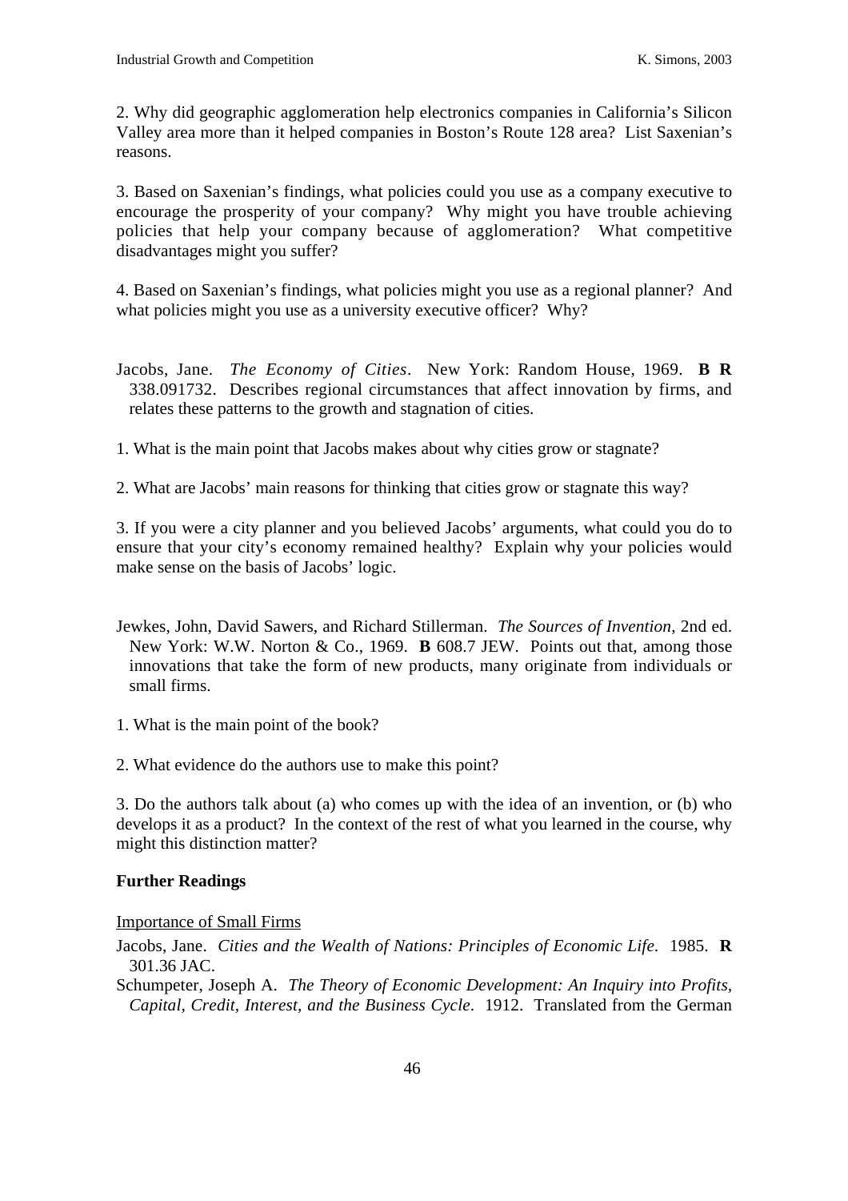2. Why did geographic agglomeration help electronics companies in California's Silicon Valley area more than it helped companies in Boston's Route 128 area? List Saxenian's reasons.

3. Based on Saxenian's findings, what policies could you use as a company executive to encourage the prosperity of your company? Why might you have trouble achieving policies that help your company because of agglomeration? What competitive disadvantages might you suffer?

4. Based on Saxenian's findings, what policies might you use as a regional planner? And what policies might you use as a university executive officer? Why?

Jacobs, Jane. *The Economy of Cities*. New York: Random House, 1969. **B R** 338.091732. Describes regional circumstances that affect innovation by firms, and relates these patterns to the growth and stagnation of cities.

1. What is the main point that Jacobs makes about why cities grow or stagnate?

2. What are Jacobs' main reasons for thinking that cities grow or stagnate this way?

3. If you were a city planner and you believed Jacobs' arguments, what could you do to ensure that your city's economy remained healthy? Explain why your policies would make sense on the basis of Jacobs' logic.

Jewkes, John, David Sawers, and Richard Stillerman. *The Sources of Invention*, 2nd ed. New York: W.W. Norton & Co., 1969. **B** 608.7 JEW. Points out that, among those innovations that take the form of new products, many originate from individuals or small firms.

1. What is the main point of the book?

2. What evidence do the authors use to make this point?

3. Do the authors talk about (a) who comes up with the idea of an invention, or (b) who develops it as a product? In the context of the rest of what you learned in the course, why might this distinction matter?

**Further Readings**

Importance of Small Firms

Jacobs, Jane. *Cities and the Wealth of Nations: Principles of Economic Life.* 1985. **R** 301.36 JAC.

Schumpeter, Joseph A. *The Theory of Economic Development: An Inquiry into Profits, Capital, Credit, Interest, and the Business Cycle*. 1912. Translated from the German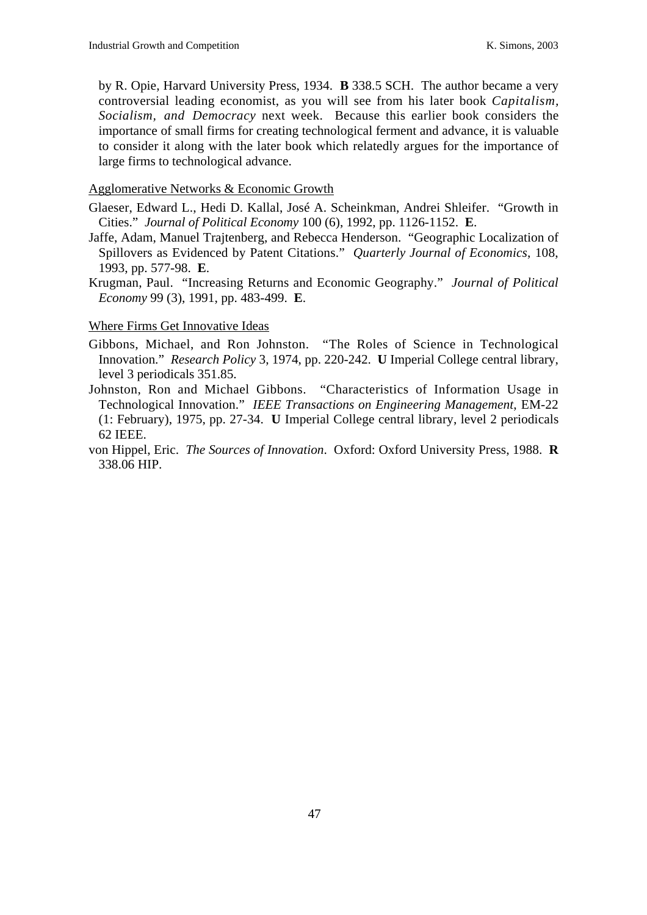by R. Opie, Harvard University Press, 1934. **B** 338.5 SCH. The author became a very controversial leading economist, as you will see from his later book *Capitalism, Socialism, and Democracy* next week. Because this earlier book considers the importance of small firms for creating technological ferment and advance, it is valuable to consider it along with the later book which relatedly argues for the importance of large firms to technological advance.

<u>Agglomerative Networks & Economic Growth</u>

Glaeser, Edward L., Hedi D. Kallal, José A. Scheinkman, Andrei Shleifer. "Growth in Cities." *Journal of Political Economy* 100 (6), 1992, pp. 1126-1152. **E**.

Jaffe, Adam, Manuel Trajtenberg, and Rebecca Henderson. "Geographic Localization of Spillovers as Evidenced by Patent Citations." *Quarterly Journal of Economics*, 108, 1993, pp. 577-98. **E**.

Krugman, Paul. "Increasing Returns and Economic Geography." *Journal of Political Economy* 99 (3), 1991, pp. 483-499. **E**.

<u>Where Firms Get Innovative Ideas</u>

Gibbons, Michael, and Ron Johnston. "The Roles of Science in Technological Innovation." *Research Policy* 3, 1974, pp. 220-242. **U** Imperial College central library, level 3 periodicals 351.85.

Johnston, Ron and Michael Gibbons. "Characteristics of Information Usage in Technological Innovation." *IEEE Transactions on Engineering Management*, EM-22 (1: February), 1975, pp. 27-34. **U** Imperial College central library, level 2 periodicals 62 IEEE.

von Hippel, Eric. *The Sources of Innovation*. Oxford: Oxford University Press, 1988. **R** 338.06 HIP.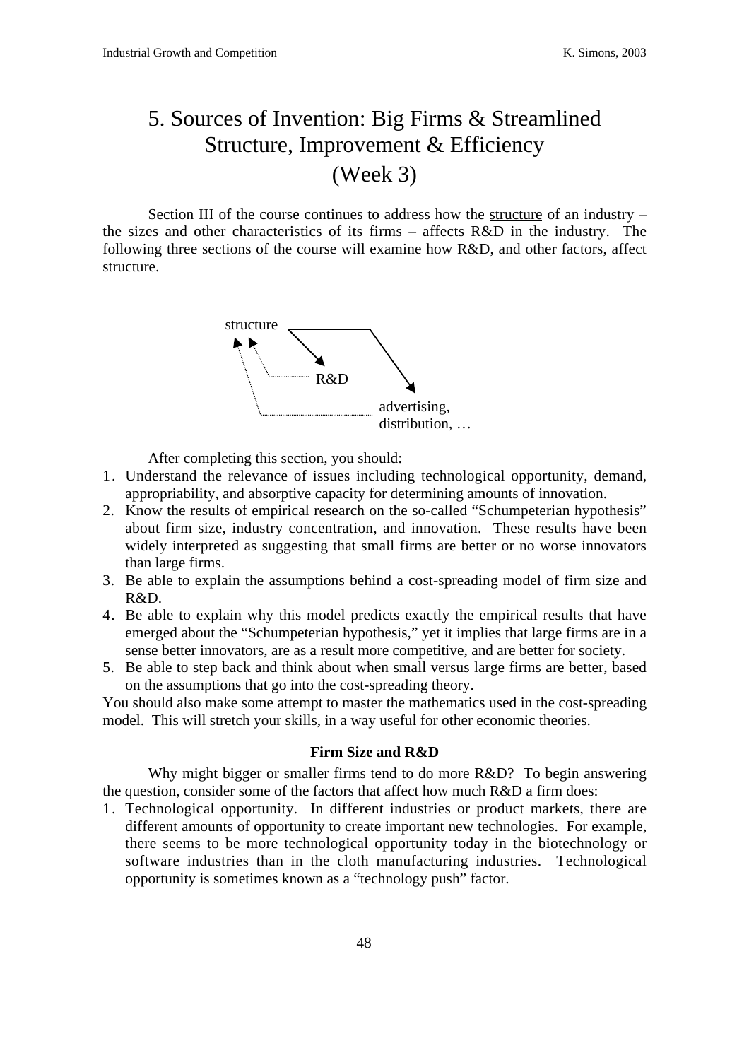# 5. Sources of Invention: Big Firms & Streamlined Structure, Improvement & Efficiency (Week 3)

Section III of the course continues to address how the structure of an industry – the sizes and other characteristics of its firms – affects R&D in the industry. The following three sections of the course will examine how R&D, and other factors, affect structure.

structure

R&D

advertising, distribution, …

After completing this section, you should:

1. Understand the relevance of issues including technological opportunity, demand, appropriability, and absorptive capacity for determining amounts of innovation.
2. Know the results of empirical research on the so-called "Schumpeterian hypothesis" about firm size, industry concentration, and innovation. These results have been widely interpreted as suggesting that small firms are better or no worse innovators than large firms.
3. Be able to explain the assumptions behind a cost-spreading model of firm size and R&D.
4. Be able to explain why this model predicts exactly the empirical results that have emerged about the "Schumpeterian hypothesis," yet it implies that large firms are in a sense better innovators, are as a result more competitive, and are better for society.
5. Be able to step back and think about when small versus large firms are better, based on the assumptions that go into the cost-spreading theory.

You should also make some attempt to master the mathematics used in the cost-spreading model. This will stretch your skills, in a way useful for other economic theories.

### Firm Size and R&D

Why might bigger or smaller firms tend to do more R&D? To begin answering the question, consider some of the factors that affect how much R&D a firm does:

1. Technological opportunity. In different industries or product markets, there are different amounts of opportunity to create important new technologies. For example, there seems to be more technological opportunity today in the biotechnology or software industries than in the cloth manufacturing industries. Technological opportunity is sometimes known as a "technology push" factor.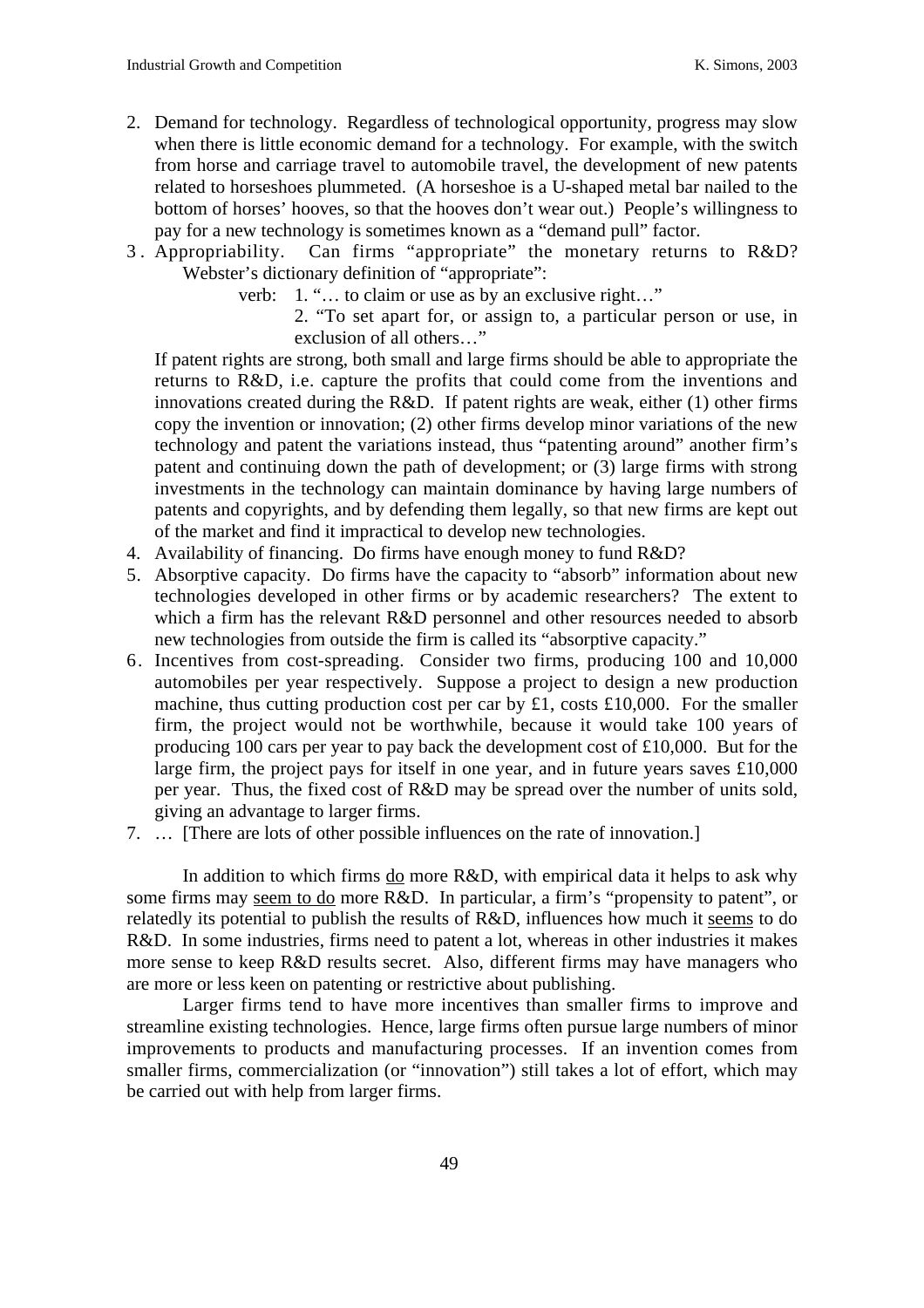2. Demand for technology. Regardless of technological opportunity, progress may slow when there is little economic demand for a technology. For example, with the switch from horse and carriage travel to automobile travel, the development of new patents related to horseshoes plummeted. (A horseshoe is a U-shaped metal bar nailed to the bottom of horses' hooves, so that the hooves don't wear out.) People's willingness to pay for a new technology is sometimes known as a "demand pull" factor.
3. Appropriability. Can firms "appropriate" the monetary returns to R&D? Webster's dictionary definition of "appropriate":

   verb: 1. "… to claim or use as by an exclusive right…"

   2. "To set apart for, or assign to, a particular person or use, in exclusion of all others…"

   If patent rights are strong, both small and large firms should be able to appropriate the returns to R&D, i.e. capture the profits that could come from the inventions and innovations created during the R&D. If patent rights are weak, either (1) other firms copy the invention or innovation; (2) other firms develop minor variations of the new technology and patent the variations instead, thus "patenting around" another firm's patent and continuing down the path of development; or (3) large firms with strong investments in the technology can maintain dominance by having large numbers of patents and copyrights, and by defending them legally, so that new firms are kept out of the market and find it impractical to develop new technologies.
4. Availability of financing. Do firms have enough money to fund R&D?
5. Absorptive capacity. Do firms have the capacity to "absorb" information about new technologies developed in other firms or by academic researchers? The extent to which a firm has the relevant R&D personnel and other resources needed to absorb new technologies from outside the firm is called its "absorptive capacity."
6. Incentives from cost-spreading. Consider two firms, producing 100 and 10,000 automobiles per year respectively. Suppose a project to design a new production machine, thus cutting production cost per car by £1, costs £10,000. For the smaller firm, the project would not be worthwhile, because it would take 100 years of producing 100 cars per year to pay back the development cost of £10,000. But for the large firm, the project pays for itself in one year, and in future years saves £10,000 per year. Thus, the fixed cost of R&D may be spread over the number of units sold, giving an advantage to larger firms.
7. … [There are lots of other possible influences on the rate of innovation.]

In addition to which firms <u>do</u> more R&D, with empirical data it helps to ask why some firms may <u>seem to do</u> more R&D. In particular, a firm's "propensity to patent", or relatedly its potential to publish the results of R&D, influences how much it <u>seems</u> to do R&D. In some industries, firms need to patent a lot, whereas in other industries it makes more sense to keep R&D results secret. Also, different firms may have managers who are more or less keen on patenting or restrictive about publishing.

Larger firms tend to have more incentives than smaller firms to improve and streamline existing technologies. Hence, large firms often pursue large numbers of minor improvements to products and manufacturing processes. If an invention comes from smaller firms, commercialization (or "innovation") still takes a lot of effort, which may be carried out with help from larger firms.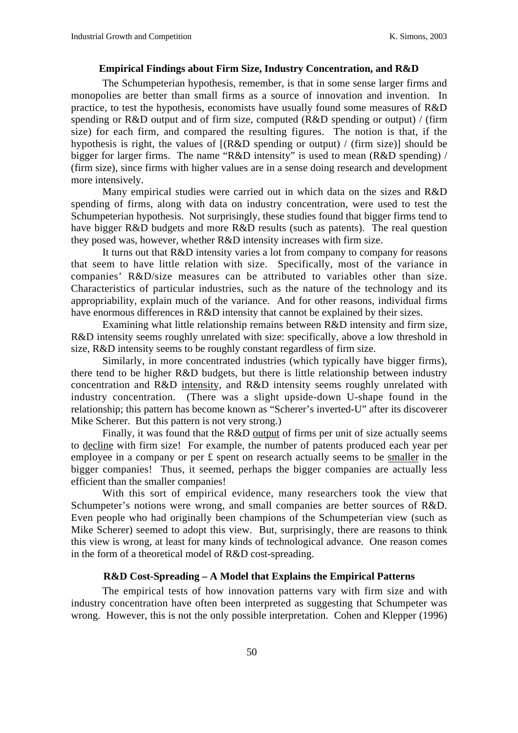## Empirical Findings about Firm Size, Industry Concentration, and R&D

The Schumpeterian hypothesis, remember, is that in some sense larger firms and monopolies are better than small firms as a source of innovation and invention. In practice, to test the hypothesis, economists have usually found some measures of R&D spending or R&D output and of firm size, computed (R&D spending or output) / (firm size) for each firm, and compared the resulting figures. The notion is that, if the hypothesis is right, the values of [(R&D spending or output) / (firm size)] should be bigger for larger firms. The name "R&D intensity" is used to mean (R&D spending) / (firm size), since firms with higher values are in a sense doing research and development more intensively.

Many empirical studies were carried out in which data on the sizes and R&D spending of firms, along with data on industry concentration, were used to test the Schumpeterian hypothesis. Not surprisingly, these studies found that bigger firms tend to have bigger R&D budgets and more R&D results (such as patents). The real question they posed was, however, whether R&D intensity increases with firm size.

It turns out that R&D intensity varies a lot from company to company for reasons that seem to have little relation with size. Specifically, most of the variance in companies' R&D/size measures can be attributed to variables other than size. Characteristics of particular industries, such as the nature of the technology and its appropriability, explain much of the variance. And for other reasons, individual firms have enormous differences in R&D intensity that cannot be explained by their sizes.

Examining what little relationship remains between R&D intensity and firm size, R&D intensity seems roughly unrelated with size: specifically, above a low threshold in size, R&D intensity seems to be roughly constant regardless of firm size.

Similarly, in more concentrated industries (which typically have bigger firms), there tend to be higher R&D budgets, but there is little relationship between industry concentration and R&D <u>intensity</u>, and R&D intensity seems roughly unrelated with industry concentration. (There was a slight upside-down U-shape found in the relationship; this pattern has become known as "Scherer's inverted-U" after its discoverer Mike Scherer. But this pattern is not very strong.)

Finally, it was found that the R&D <u>output</u> of firms per unit of size actually seems to <u>decline</u> with firm size! For example, the number of patents produced each year per employee in a company or per £ spent on research actually seems to be <u>smaller</u> in the bigger companies! Thus, it seemed, perhaps the bigger companies are actually less efficient than the smaller companies!

With this sort of empirical evidence, many researchers took the view that Schumpeter's notions were wrong, and small companies are better sources of R&D. Even people who had originally been champions of the Schumpeterian view (such as Mike Scherer) seemed to adopt this view. But, surprisingly, there are reasons to think this view is wrong, at least for many kinds of technological advance. One reason comes in the form of a theoretical model of R&D cost-spreading.

## R&D Cost-Spreading – A Model that Explains the Empirical Patterns

The empirical tests of how innovation patterns vary with firm size and with industry concentration have often been interpreted as suggesting that Schumpeter was wrong. However, this is not the only possible interpretation. Cohen and Klepper (1996)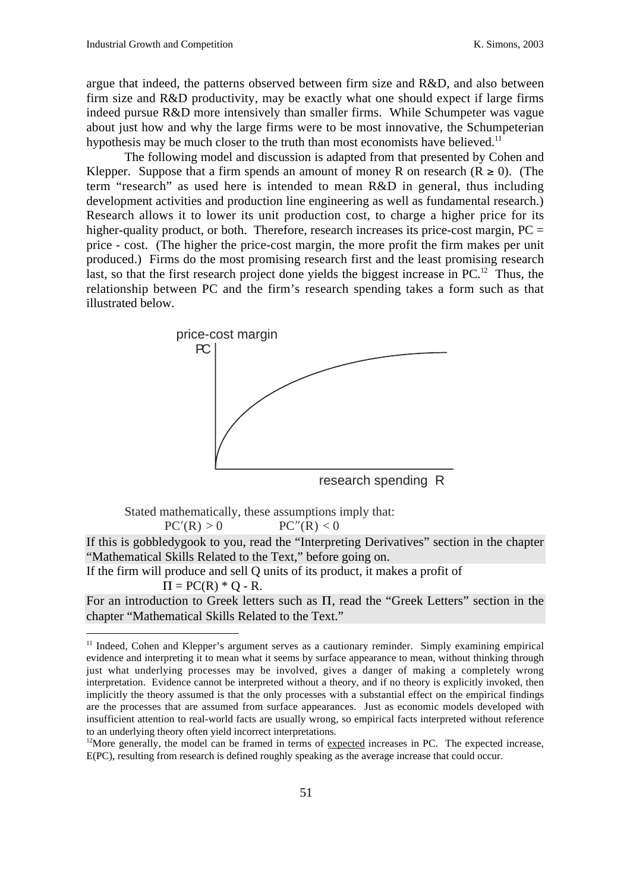argue that indeed, the patterns observed between firm size and R&D, and also between firm size and R&D productivity, may be exactly what one should expect if large firms indeed pursue R&D more intensively than smaller firms. While Schumpeter was vague about just how and why the large firms were to be most innovative, the Schumpeterian hypothesis may be much closer to the truth than most economists have believed.[11]

The following model and discussion is adapted from that presented by Cohen and Klepper. Suppose that a firm spends an amount of money R on research ($R \geq 0$). (The term "research" as used here is intended to mean R&D in general, thus including development activities and production line engineering as well as fundamental research.) Research allows it to lower its unit production cost, to charge a higher price for its higher-quality product, or both. Therefore, research increases its price-cost margin, PC = price - cost. (The higher the price-cost margin, the more profit the firm makes per unit produced.) Firms do the most promising research first and the least promising research last, so that the first research project done yields the biggest increase in PC.[12] Thus, the relationship between PC and the firm's research spending takes a form such as that illustrated below.

price-cost margin
PC

research spending R

Stated mathematically, these assumptions imply that:

$$PC'(R) > 0 \qquad\qquad PC''(R) < 0$$

If this is gobbledygook to you, read the "Interpreting Derivatives" section in the chapter "Mathematical Skills Related to the Text," before going on.

If the firm will produce and sell Q units of its product, it makes a profit of

$$\Pi = PC(R) * Q - R.$$

For an introduction to Greek letters such as Π, read the "Greek Letters" section in the chapter "Mathematical Skills Related to the Text."

---

[11] Indeed, Cohen and Klepper's argument serves as a cautionary reminder. Simply examining empirical evidence and interpreting it to mean what it seems by surface appearance to mean, without thinking through just what underlying processes may be involved, gives a danger of making a completely wrong interpretation. Evidence cannot be interpreted without a theory, and if no theory is explicitly invoked, then implicitly the theory assumed is that the only processes with a substantial effect on the empirical findings are the processes that are assumed from surface appearances. Just as economic models developed with insufficient attention to real-world facts are usually wrong, so empirical facts interpreted without reference to an underlying theory often yield incorrect interpretations.

[12] More generally, the model can be framed in terms of expected increases in PC. The expected increase, E(PC), resulting from research is defined roughly speaking as the average increase that could occur.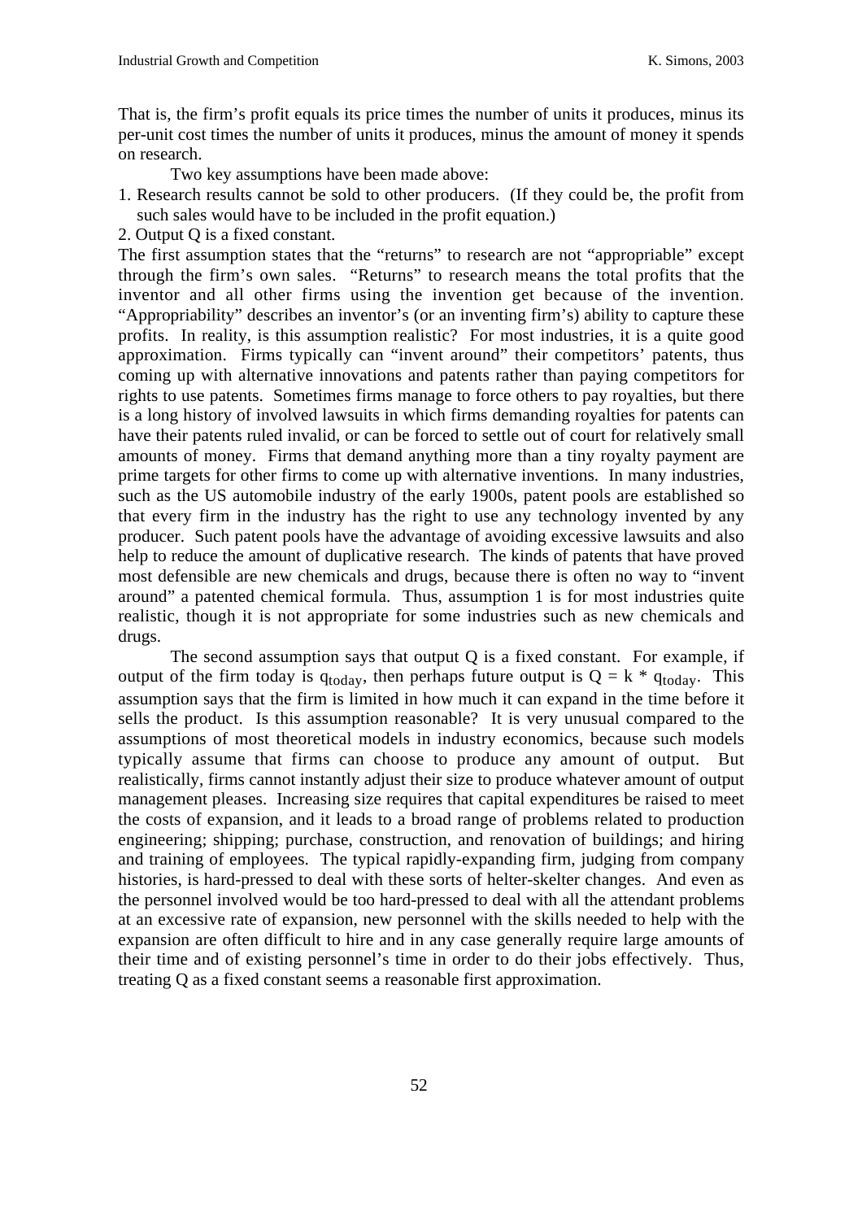That is, the firm's profit equals its price times the number of units it produces, minus its per-unit cost times the number of units it produces, minus the amount of money it spends on research.

Two key assumptions have been made above:

1. Research results cannot be sold to other producers. (If they could be, the profit from such sales would have to be included in the profit equation.)
2. Output Q is a fixed constant.

The first assumption states that the "returns" to research are not "appropriable" except through the firm's own sales. "Returns" to research means the total profits that the inventor and all other firms using the invention get because of the invention. "Appropriability" describes an inventor's (or an inventing firm's) ability to capture these profits. In reality, is this assumption realistic? For most industries, it is a quite good approximation. Firms typically can "invent around" their competitors' patents, thus coming up with alternative innovations and patents rather than paying competitors for rights to use patents. Sometimes firms manage to force others to pay royalties, but there is a long history of involved lawsuits in which firms demanding royalties for patents can have their patents ruled invalid, or can be forced to settle out of court for relatively small amounts of money. Firms that demand anything more than a tiny royalty payment are prime targets for other firms to come up with alternative inventions. In many industries, such as the US automobile industry of the early 1900s, patent pools are established so that every firm in the industry has the right to use any technology invented by any producer. Such patent pools have the advantage of avoiding excessive lawsuits and also help to reduce the amount of duplicative research. The kinds of patents that have proved most defensible are new chemicals and drugs, because there is often no way to "invent around" a patented chemical formula. Thus, assumption 1 is for most industries quite realistic, though it is not appropriate for some industries such as new chemicals and drugs.

The second assumption says that output Q is a fixed constant. For example, if output of the firm today is $q_{today}$, then perhaps future output is $Q = k * q_{today}$. This assumption says that the firm is limited in how much it can expand in the time before it sells the product. Is this assumption reasonable? It is very unusual compared to the assumptions of most theoretical models in industry economics, because such models typically assume that firms can choose to produce any amount of output. But realistically, firms cannot instantly adjust their size to produce whatever amount of output management pleases. Increasing size requires that capital expenditures be raised to meet the costs of expansion, and it leads to a broad range of problems related to production engineering; shipping; purchase, construction, and renovation of buildings; and hiring and training of employees. The typical rapidly-expanding firm, judging from company histories, is hard-pressed to deal with these sorts of helter-skelter changes. And even as the personnel involved would be too hard-pressed to deal with all the attendant problems at an excessive rate of expansion, new personnel with the skills needed to help with the expansion are often difficult to hire and in any case generally require large amounts of their time and of existing personnel's time in order to do their jobs effectively. Thus, treating Q as a fixed constant seems a reasonable first approximation.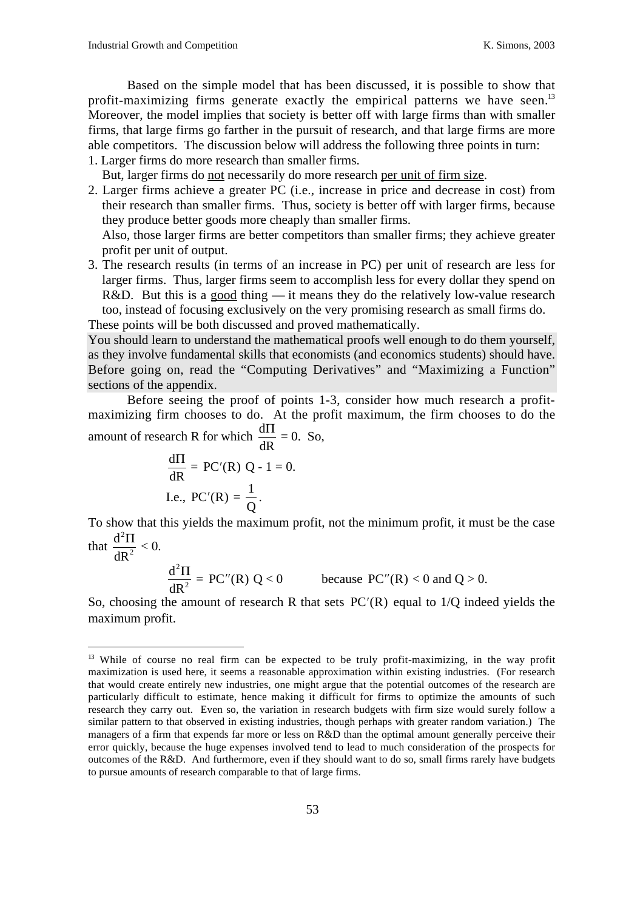Based on the simple model that has been discussed, it is possible to show that profit-maximizing firms generate exactly the empirical patterns we have seen.[13] Moreover, the model implies that society is better off with large firms than with smaller firms, that large firms go farther in the pursuit of research, and that large firms are more able competitors. The discussion below will address the following three points in turn:

1. Larger firms do more research than smaller firms.
   But, larger firms do <u>not</u> necessarily do more research <u>per unit of firm size</u>.
2. Larger firms achieve a greater PC (i.e., increase in price and decrease in cost) from their research than smaller firms. Thus, society is better off with larger firms, because they produce better goods more cheaply than smaller firms.
   Also, those larger firms are better competitors than smaller firms; they achieve greater profit per unit of output.
3. The research results (in terms of an increase in PC) per unit of research are less for larger firms. Thus, larger firms seem to accomplish less for every dollar they spend on R&D. But this is a <u>good</u> thing — it means they do the relatively low-value research too, instead of focusing exclusively on the very promising research as small firms do.

These points will be both discussed and proved mathematically.

You should learn to understand the mathematical proofs well enough to do them yourself, as they involve fundamental skills that economists (and economics students) should have. Before going on, read the "Computing Derivatives" and "Maximizing a Function" sections of the appendix.

Before seeing the proof of points 1-3, consider how much research a profit-maximizing firm chooses to do. At the profit maximum, the firm chooses to do the amount of research R for which $\frac{d\Pi}{dR} = 0$. So,

$$\frac{d\Pi}{dR} = PC'(R)\ Q - 1 = 0.$$

$$\text{I.e., } PC'(R) = \frac{1}{Q}.$$

To show that this yields the maximum profit, not the minimum profit, it must be the case that $\frac{d^2\Pi}{dR^2} < 0$.

$$\frac{d^2\Pi}{dR^2} = PC''(R)\ Q < 0 \qquad \text{because } PC''(R) < 0 \text{ and } Q > 0.$$

So, choosing the amount of research R that sets $PC'(R)$ equal to 1/Q indeed yields the maximum profit.

---

[13] While of course no real firm can be expected to be truly profit-maximizing, in the way profit maximization is used here, it seems a reasonable approximation within existing industries. (For research that would create entirely new industries, one might argue that the potential outcomes of the research are particularly difficult to estimate, hence making it difficult for firms to optimize the amounts of such research they carry out. Even so, the variation in research budgets with firm size would surely follow a similar pattern to that observed in existing industries, though perhaps with greater random variation.) The managers of a firm that expends far more or less on R&D than the optimal amount generally perceive their error quickly, because the huge expenses involved tend to lead to much consideration of the prospects for outcomes of the R&D. And furthermore, even if they should want to do so, small firms rarely have budgets to pursue amounts of research comparable to that of large firms.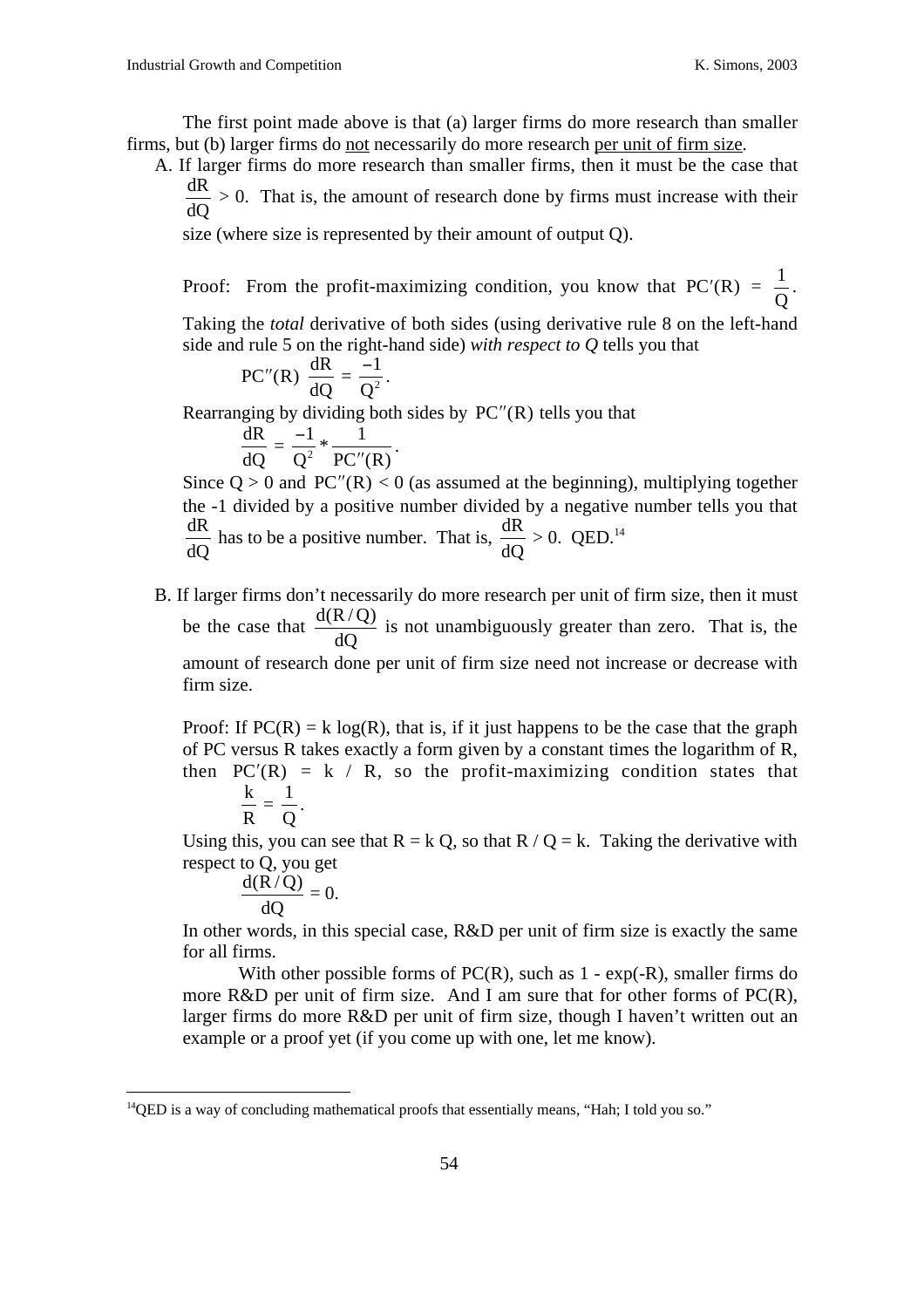The first point made above is that (a) larger firms do more research than smaller firms, but (b) larger firms do not necessarily do more research per unit of firm size.

A. If larger firms do more research than smaller firms, then it must be the case that $\frac{dR}{dQ} > 0$. That is, the amount of research done by firms must increase with their size (where size is represented by their amount of output Q).

   Proof: From the profit-maximizing condition, you know that $PC'(R) = \frac{1}{Q}$.

   Taking the *total* derivative of both sides (using derivative rule 8 on the left-hand side and rule 5 on the right-hand side) *with respect to Q* tells you that

   $$PC''(R)\ \frac{dR}{dQ} = \frac{-1}{Q^2}.$$

   Rearranging by dividing both sides by $PC''(R)$ tells you that

   $$\frac{dR}{dQ} = \frac{-1}{Q^2} * \frac{1}{PC''(R)}.$$

   Since $Q > 0$ and $PC''(R) < 0$ (as assumed at the beginning), multiplying together the -1 divided by a positive number divided by a negative number tells you that $\frac{dR}{dQ}$ has to be a positive number. That is, $\frac{dR}{dQ} > 0$. QED.[14]

B. If larger firms don't necessarily do more research per unit of firm size, then it must be the case that $\frac{d(R/Q)}{dQ}$ is not unambiguously greater than zero. That is, the amount of research done per unit of firm size need not increase or decrease with firm size.

   Proof: If $PC(R) = k \log(R)$, that is, if it just happens to be the case that the graph of PC versus R takes exactly a form given by a constant times the logarithm of R, then $PC'(R) = k / R$, so the profit-maximizing condition states that

   $$\frac{k}{R} = \frac{1}{Q}.$$

   Using this, you can see that $R = k Q$, so that $R / Q = k$. Taking the derivative with respect to Q, you get

   $$\frac{d(R/Q)}{dQ} = 0.$$

   In other words, in this special case, R&D per unit of firm size is exactly the same for all firms.

   With other possible forms of PC(R), such as $1 - \exp(-R)$, smaller firms do more R&D per unit of firm size. And I am sure that for other forms of PC(R), larger firms do more R&D per unit of firm size, though I haven't written out an example or a proof yet (if you come up with one, let me know).

[14] QED is a way of concluding mathematical proofs that essentially means, "Hah; I told you so."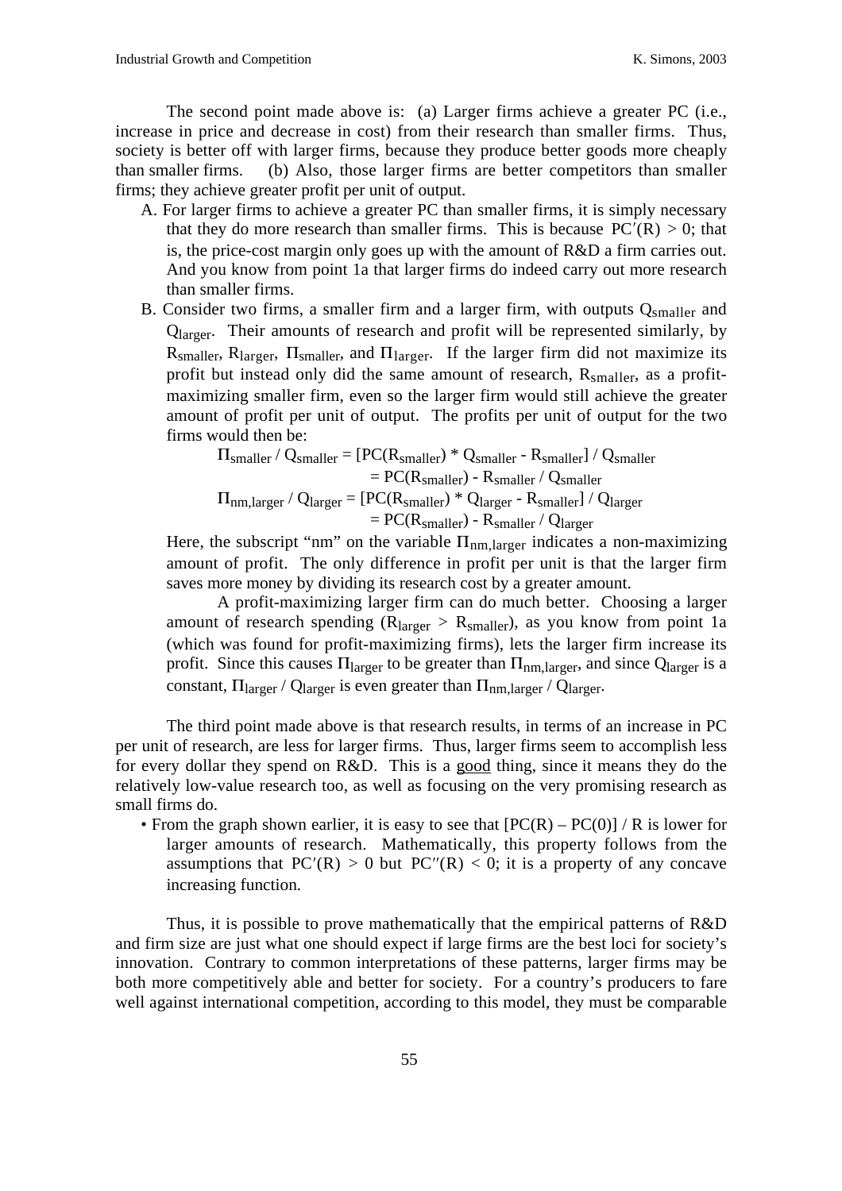The second point made above is: (a) Larger firms achieve a greater PC (i.e., increase in price and decrease in cost) from their research than smaller firms. Thus, society is better off with larger firms, because they produce better goods more cheaply than smaller firms. (b) Also, those larger firms are better competitors than smaller firms; they achieve greater profit per unit of output.

A. For larger firms to achieve a greater PC than smaller firms, it is simply necessary that they do more research than smaller firms. This is because $PC'(R) > 0$; that is, the price-cost margin only goes up with the amount of R&D a firm carries out. And you know from point 1a that larger firms do indeed carry out more research than smaller firms.

B. Consider two firms, a smaller firm and a larger firm, with outputs $Q_{smaller}$ and $Q_{larger}$. Their amounts of research and profit will be represented similarly, by $R_{smaller}$, $R_{larger}$, $\Pi_{smaller}$, and $\Pi_{larger}$. If the larger firm did not maximize its profit but instead only did the same amount of research, $R_{smaller}$, as a profit-maximizing smaller firm, even so the larger firm would still achieve the greater amount of profit per unit of output. The profits per unit of output for the two firms would then be:

$$\Pi_{smaller} / Q_{smaller} = [PC(R_{smaller}) * Q_{smaller} - R_{smaller}] / Q_{smaller}$$
$$= PC(R_{smaller}) - R_{smaller} / Q_{smaller}$$
$$\Pi_{nm,larger} / Q_{larger} = [PC(R_{smaller}) * Q_{larger} - R_{smaller}] / Q_{larger}$$
$$= PC(R_{smaller}) - R_{smaller} / Q_{larger}$$

Here, the subscript "nm" on the variable $\Pi_{nm,larger}$ indicates a non-maximizing amount of profit. The only difference in profit per unit is that the larger firm saves more money by dividing its research cost by a greater amount.

A profit-maximizing larger firm can do much better. Choosing a larger amount of research spending ($R_{larger} > R_{smaller}$), as you know from point 1a (which was found for profit-maximizing firms), lets the larger firm increase its profit. Since this causes $\Pi_{larger}$ to be greater than $\Pi_{nm,larger}$, and since $Q_{larger}$ is a constant, $\Pi_{larger} / Q_{larger}$ is even greater than $\Pi_{nm,larger} / Q_{larger}$.

The third point made above is that research results, in terms of an increase in PC per unit of research, are less for larger firms. Thus, larger firms seem to accomplish less for every dollar they spend on R&D. This is a <u>good</u> thing, since it means they do the relatively low-value research too, as well as focusing on the very promising research as small firms do.

- From the graph shown earlier, it is easy to see that $[PC(R) - PC(0)] / R$ is lower for larger amounts of research. Mathematically, this property follows from the assumptions that $PC'(R) > 0$ but $PC''(R) < 0$; it is a property of any concave increasing function.

Thus, it is possible to prove mathematically that the empirical patterns of R&D and firm size are just what one should expect if large firms are the best loci for society's innovation. Contrary to common interpretations of these patterns, larger firms may be both more competitively able and better for society. For a country's producers to fare well against international competition, according to this model, they must be comparable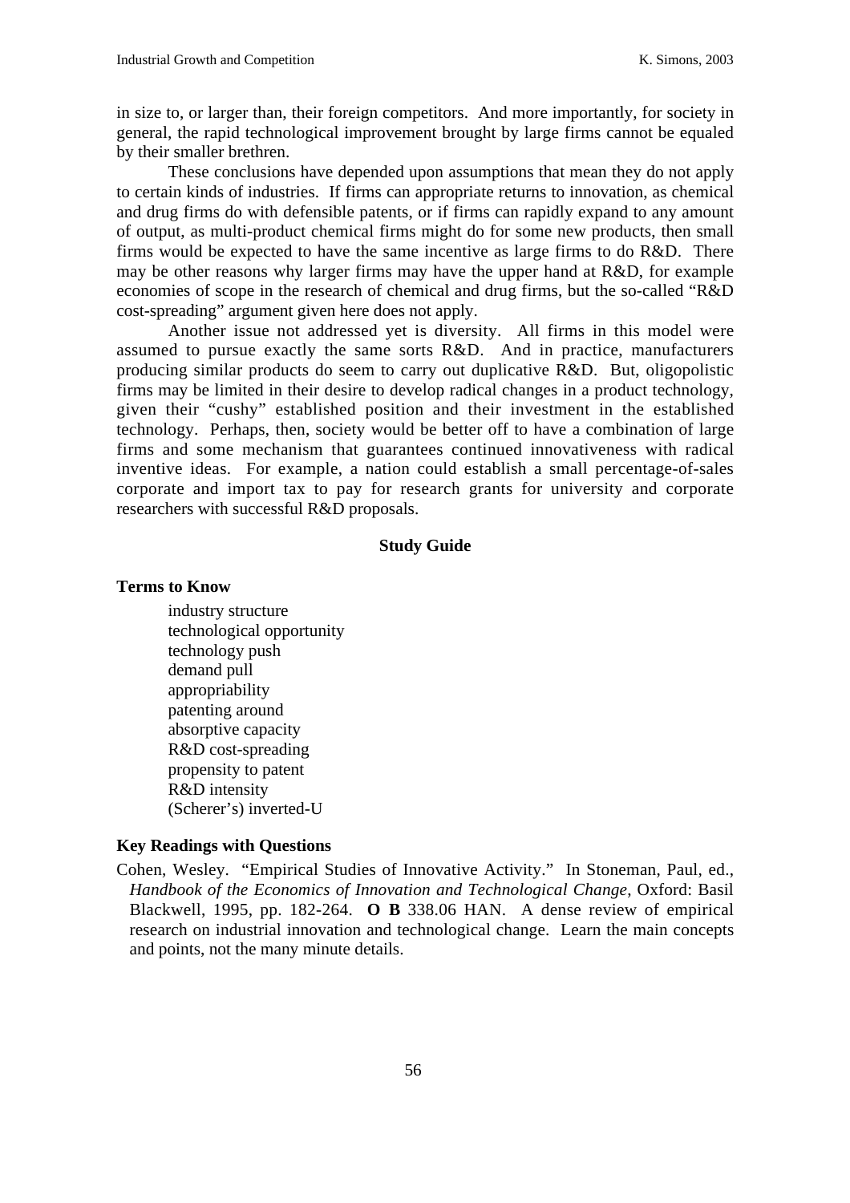in size to, or larger than, their foreign competitors. And more importantly, for society in general, the rapid technological improvement brought by large firms cannot be equaled by their smaller brethren.

These conclusions have depended upon assumptions that mean they do not apply to certain kinds of industries. If firms can appropriate returns to innovation, as chemical and drug firms do with defensible patents, or if firms can rapidly expand to any amount of output, as multi-product chemical firms might do for some new products, then small firms would be expected to have the same incentive as large firms to do R&D. There may be other reasons why larger firms may have the upper hand at R&D, for example economies of scope in the research of chemical and drug firms, but the so-called "R&D cost-spreading" argument given here does not apply.

Another issue not addressed yet is diversity. All firms in this model were assumed to pursue exactly the same sorts R&D. And in practice, manufacturers producing similar products do seem to carry out duplicative R&D. But, oligopolistic firms may be limited in their desire to develop radical changes in a product technology, given their "cushy" established position and their investment in the established technology. Perhaps, then, society would be better off to have a combination of large firms and some mechanism that guarantees continued innovativeness with radical inventive ideas. For example, a nation could establish a small percentage-of-sales corporate and import tax to pay for research grants for university and corporate researchers with successful R&D proposals.

## Study Guide

### Terms to Know

- industry structure
- technological opportunity
- technology push
- demand pull
- appropriability
- patenting around
- absorptive capacity
- R&D cost-spreading
- propensity to patent
- R&D intensity
- (Scherer's) inverted-U

### Key Readings with Questions

Cohen, Wesley. "Empirical Studies of Innovative Activity." In Stoneman, Paul, ed., *Handbook of the Economics of Innovation and Technological Change*, Oxford: Basil Blackwell, 1995, pp. 182-264. **O B** 338.06 HAN. A dense review of empirical research on industrial innovation and technological change. Learn the main concepts and points, not the many minute details.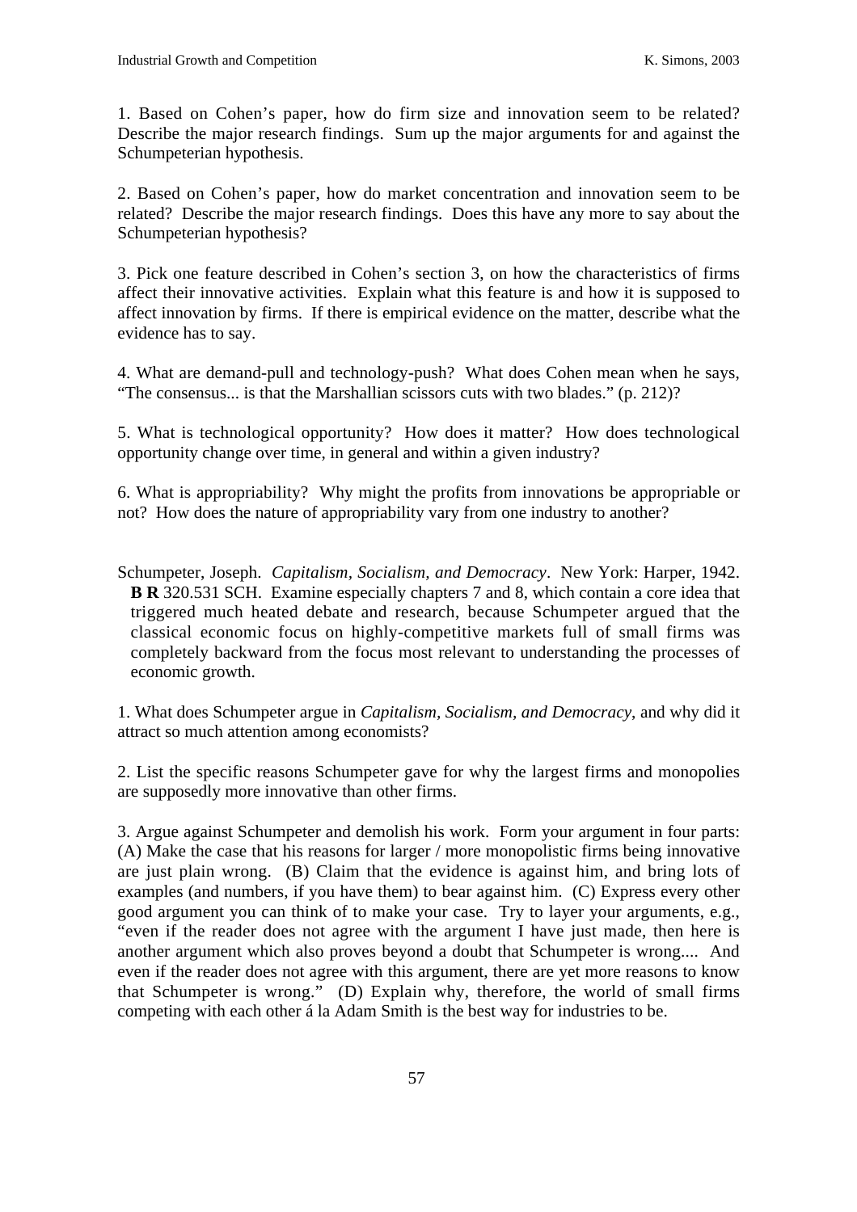1. Based on Cohen's paper, how do firm size and innovation seem to be related? Describe the major research findings. Sum up the major arguments for and against the Schumpeterian hypothesis.

2. Based on Cohen's paper, how do market concentration and innovation seem to be related? Describe the major research findings. Does this have any more to say about the Schumpeterian hypothesis?

3. Pick one feature described in Cohen's section 3, on how the characteristics of firms affect their innovative activities. Explain what this feature is and how it is supposed to affect innovation by firms. If there is empirical evidence on the matter, describe what the evidence has to say.

4. What are demand-pull and technology-push? What does Cohen mean when he says, "The consensus... is that the Marshallian scissors cuts with two blades." (p. 212)?

5. What is technological opportunity? How does it matter? How does technological opportunity change over time, in general and within a given industry?

6. What is appropriability? Why might the profits from innovations be appropriable or not? How does the nature of appropriability vary from one industry to another?

Schumpeter, Joseph. *Capitalism, Socialism, and Democracy*. New York: Harper, 1942. **B R** 320.531 SCH. Examine especially chapters 7 and 8, which contain a core idea that triggered much heated debate and research, because Schumpeter argued that the classical economic focus on highly-competitive markets full of small firms was completely backward from the focus most relevant to understanding the processes of economic growth.

1. What does Schumpeter argue in *Capitalism, Socialism, and Democracy*, and why did it attract so much attention among economists?

2. List the specific reasons Schumpeter gave for why the largest firms and monopolies are supposedly more innovative than other firms.

3. Argue against Schumpeter and demolish his work. Form your argument in four parts: (A) Make the case that his reasons for larger / more monopolistic firms being innovative are just plain wrong. (B) Claim that the evidence is against him, and bring lots of examples (and numbers, if you have them) to bear against him. (C) Express every other good argument you can think of to make your case. Try to layer your arguments, e.g., "even if the reader does not agree with the argument I have just made, then here is another argument which also proves beyond a doubt that Schumpeter is wrong.... And even if the reader does not agree with this argument, there are yet more reasons to know that Schumpeter is wrong." (D) Explain why, therefore, the world of small firms competing with each other á la Adam Smith is the best way for industries to be.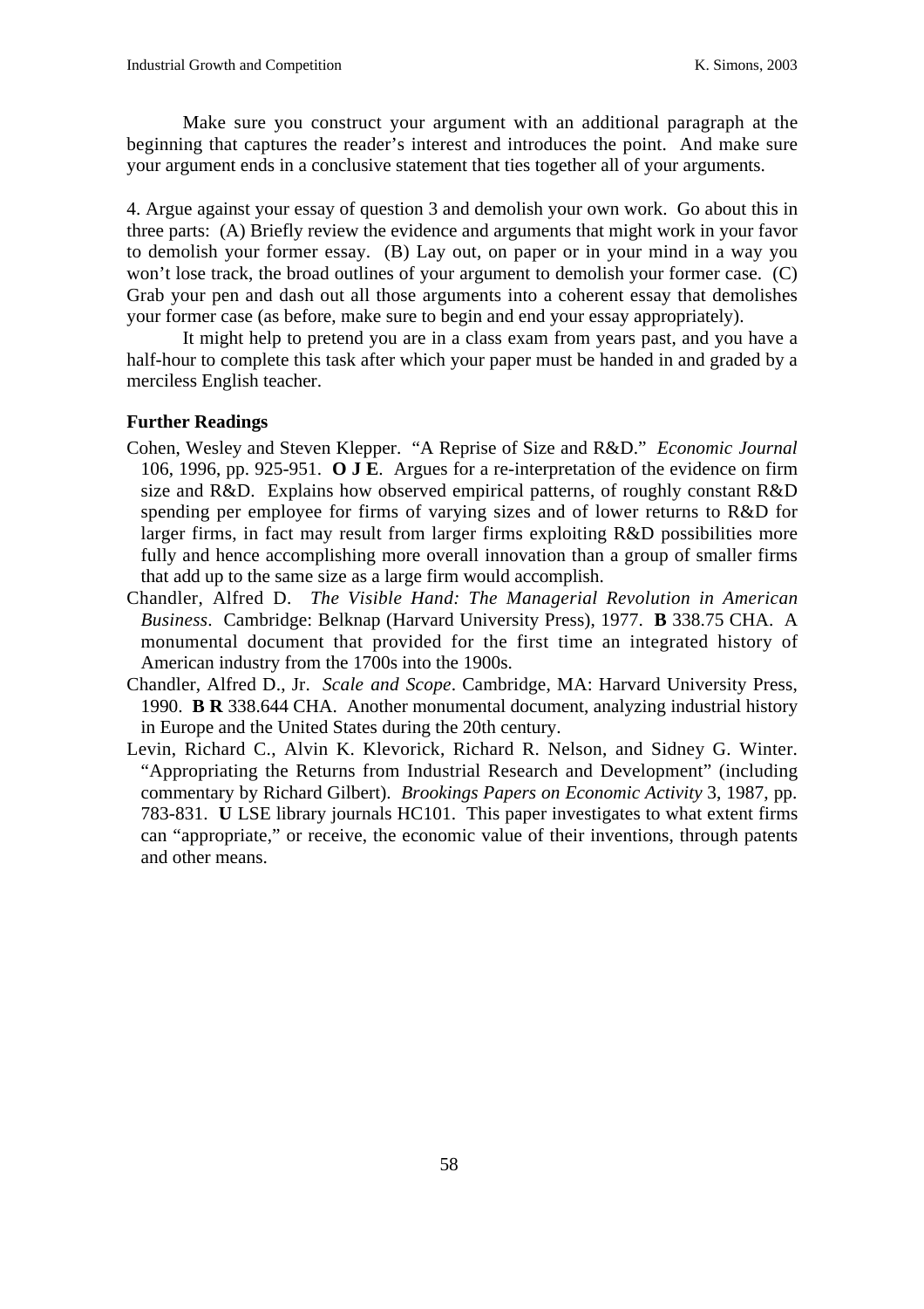Make sure you construct your argument with an additional paragraph at the beginning that captures the reader's interest and introduces the point. And make sure your argument ends in a conclusive statement that ties together all of your arguments.

4. Argue against your essay of question 3 and demolish your own work. Go about this in three parts: (A) Briefly review the evidence and arguments that might work in your favor to demolish your former essay. (B) Lay out, on paper or in your mind in a way you won't lose track, the broad outlines of your argument to demolish your former case. (C) Grab your pen and dash out all those arguments into a coherent essay that demolishes your former case (as before, make sure to begin and end your essay appropriately).

It might help to pretend you are in a class exam from years past, and you have a half-hour to complete this task after which your paper must be handed in and graded by a merciless English teacher.

**Further Readings**

Cohen, Wesley and Steven Klepper. "A Reprise of Size and R&D." *Economic Journal* 106, 1996, pp. 925-951. **O J E**. Argues for a re-interpretation of the evidence on firm size and R&D. Explains how observed empirical patterns, of roughly constant R&D spending per employee for firms of varying sizes and of lower returns to R&D for larger firms, in fact may result from larger firms exploiting R&D possibilities more fully and hence accomplishing more overall innovation than a group of smaller firms that add up to the same size as a large firm would accomplish.

Chandler, Alfred D. *The Visible Hand: The Managerial Revolution in American Business*. Cambridge: Belknap (Harvard University Press), 1977. **B** 338.75 CHA. A monumental document that provided for the first time an integrated history of American industry from the 1700s into the 1900s.

Chandler, Alfred D., Jr. *Scale and Scope*. Cambridge, MA: Harvard University Press, 1990. **B R** 338.644 CHA. Another monumental document, analyzing industrial history in Europe and the United States during the 20th century.

Levin, Richard C., Alvin K. Klevorick, Richard R. Nelson, and Sidney G. Winter. "Appropriating the Returns from Industrial Research and Development" (including commentary by Richard Gilbert). *Brookings Papers on Economic Activity* 3, 1987, pp. 783-831. **U** LSE library journals HC101. This paper investigates to what extent firms can "appropriate," or receive, the economic value of their inventions, through patents and other means.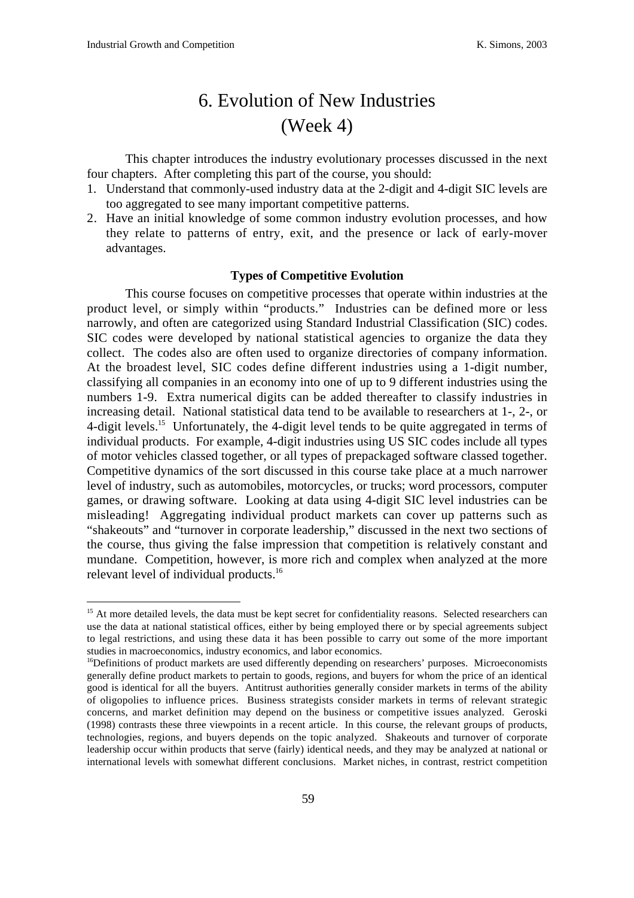# 6. Evolution of New Industries (Week 4)

This chapter introduces the industry evolutionary processes discussed in the next four chapters. After completing this part of the course, you should:

1. Understand that commonly-used industry data at the 2-digit and 4-digit SIC levels are too aggregated to see many important competitive patterns.
2. Have an initial knowledge of some common industry evolution processes, and how they relate to patterns of entry, exit, and the presence or lack of early-mover advantages.

### Types of Competitive Evolution

This course focuses on competitive processes that operate within industries at the product level, or simply within "products." Industries can be defined more or less narrowly, and often are categorized using Standard Industrial Classification (SIC) codes. SIC codes were developed by national statistical agencies to organize the data they collect. The codes also are often used to organize directories of company information. At the broadest level, SIC codes define different industries using a 1-digit number, classifying all companies in an economy into one of up to 9 different industries using the numbers 1-9. Extra numerical digits can be added thereafter to classify industries in increasing detail. National statistical data tend to be available to researchers at 1-, 2-, or 4-digit levels.[15] Unfortunately, the 4-digit level tends to be quite aggregated in terms of individual products. For example, 4-digit industries using US SIC codes include all types of motor vehicles classed together, or all types of prepackaged software classed together. Competitive dynamics of the sort discussed in this course take place at a much narrower level of industry, such as automobiles, motorcycles, or trucks; word processors, computer games, or drawing software. Looking at data using 4-digit SIC level industries can be misleading! Aggregating individual product markets can cover up patterns such as "shakeouts" and "turnover in corporate leadership," discussed in the next two sections of the course, thus giving the false impression that competition is relatively constant and mundane. Competition, however, is more rich and complex when analyzed at the more relevant level of individual products.[16]

---

[15] At more detailed levels, the data must be kept secret for confidentiality reasons. Selected researchers can use the data at national statistical offices, either by being employed there or by special agreements subject to legal restrictions, and using these data it has been possible to carry out some of the more important studies in macroeconomics, industry economics, and labor economics.

[16] Definitions of product markets are used differently depending on researchers' purposes. Microeconomists generally define product markets to pertain to goods, regions, and buyers for whom the price of an identical good is identical for all the buyers. Antitrust authorities generally consider markets in terms of the ability of oligopolies to influence prices. Business strategists consider markets in terms of relevant strategic concerns, and market definition may depend on the business or competitive issues analyzed. Geroski (1998) contrasts these three viewpoints in a recent article. In this course, the relevant groups of products, technologies, regions, and buyers depends on the topic analyzed. Shakeouts and turnover of corporate leadership occur within products that serve (fairly) identical needs, and they may be analyzed at national or international levels with somewhat different conclusions. Market niches, in contrast, restrict competition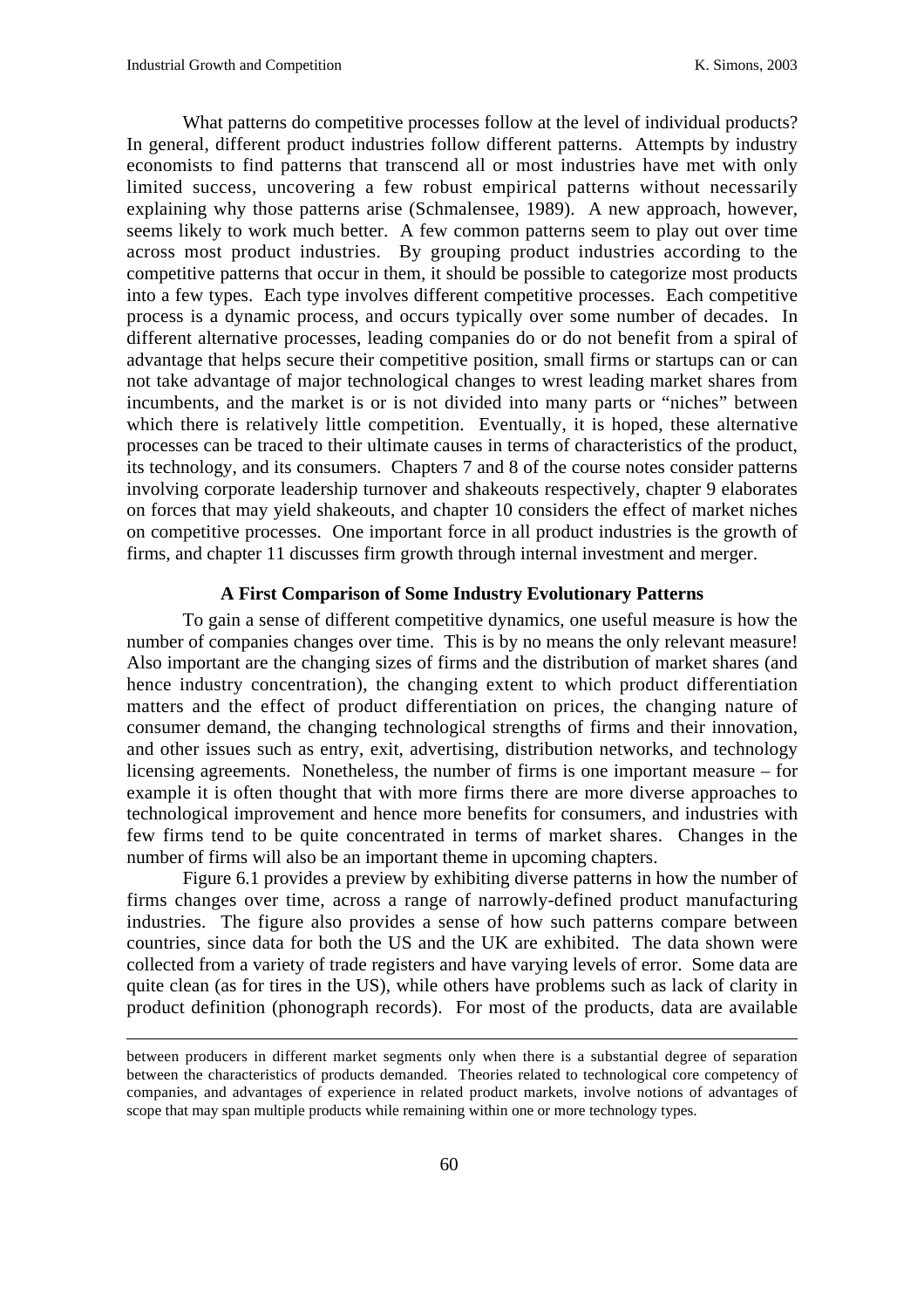What patterns do competitive processes follow at the level of individual products? In general, different product industries follow different patterns. Attempts by industry economists to find patterns that transcend all or most industries have met with only limited success, uncovering a few robust empirical patterns without necessarily explaining why those patterns arise (Schmalensee, 1989). A new approach, however, seems likely to work much better. A few common patterns seem to play out over time across most product industries. By grouping product industries according to the competitive patterns that occur in them, it should be possible to categorize most products into a few types. Each type involves different competitive processes. Each competitive process is a dynamic process, and occurs typically over some number of decades. In different alternative processes, leading companies do or do not benefit from a spiral of advantage that helps secure their competitive position, small firms or startups can or can not take advantage of major technological changes to wrest leading market shares from incumbents, and the market is or is not divided into many parts or "niches" between which there is relatively little competition. Eventually, it is hoped, these alternative processes can be traced to their ultimate causes in terms of characteristics of the product, its technology, and its consumers. Chapters 7 and 8 of the course notes consider patterns involving corporate leadership turnover and shakeouts respectively, chapter 9 elaborates on forces that may yield shakeouts, and chapter 10 considers the effect of market niches on competitive processes. One important force in all product industries is the growth of firms, and chapter 11 discusses firm growth through internal investment and merger.

### A First Comparison of Some Industry Evolutionary Patterns

To gain a sense of different competitive dynamics, one useful measure is how the number of companies changes over time. This is by no means the only relevant measure! Also important are the changing sizes of firms and the distribution of market shares (and hence industry concentration), the changing extent to which product differentiation matters and the effect of product differentiation on prices, the changing nature of consumer demand, the changing technological strengths of firms and their innovation, and other issues such as entry, exit, advertising, distribution networks, and technology licensing agreements. Nonetheless, the number of firms is one important measure – for example it is often thought that with more firms there are more diverse approaches to technological improvement and hence more benefits for consumers, and industries with few firms tend to be quite concentrated in terms of market shares. Changes in the number of firms will also be an important theme in upcoming chapters.

Figure 6.1 provides a preview by exhibiting diverse patterns in how the number of firms changes over time, across a range of narrowly-defined product manufacturing industries. The figure also provides a sense of how such patterns compare between countries, since data for both the US and the UK are exhibited. The data shown were collected from a variety of trade registers and have varying levels of error. Some data are quite clean (as for tires in the US), while others have problems such as lack of clarity in product definition (phonograph records). For most of the products, data are available

---

between producers in different market segments only when there is a substantial degree of separation between the characteristics of products demanded. Theories related to technological core competency of companies, and advantages of experience in related product markets, involve notions of advantages of scope that may span multiple products while remaining within one or more technology types.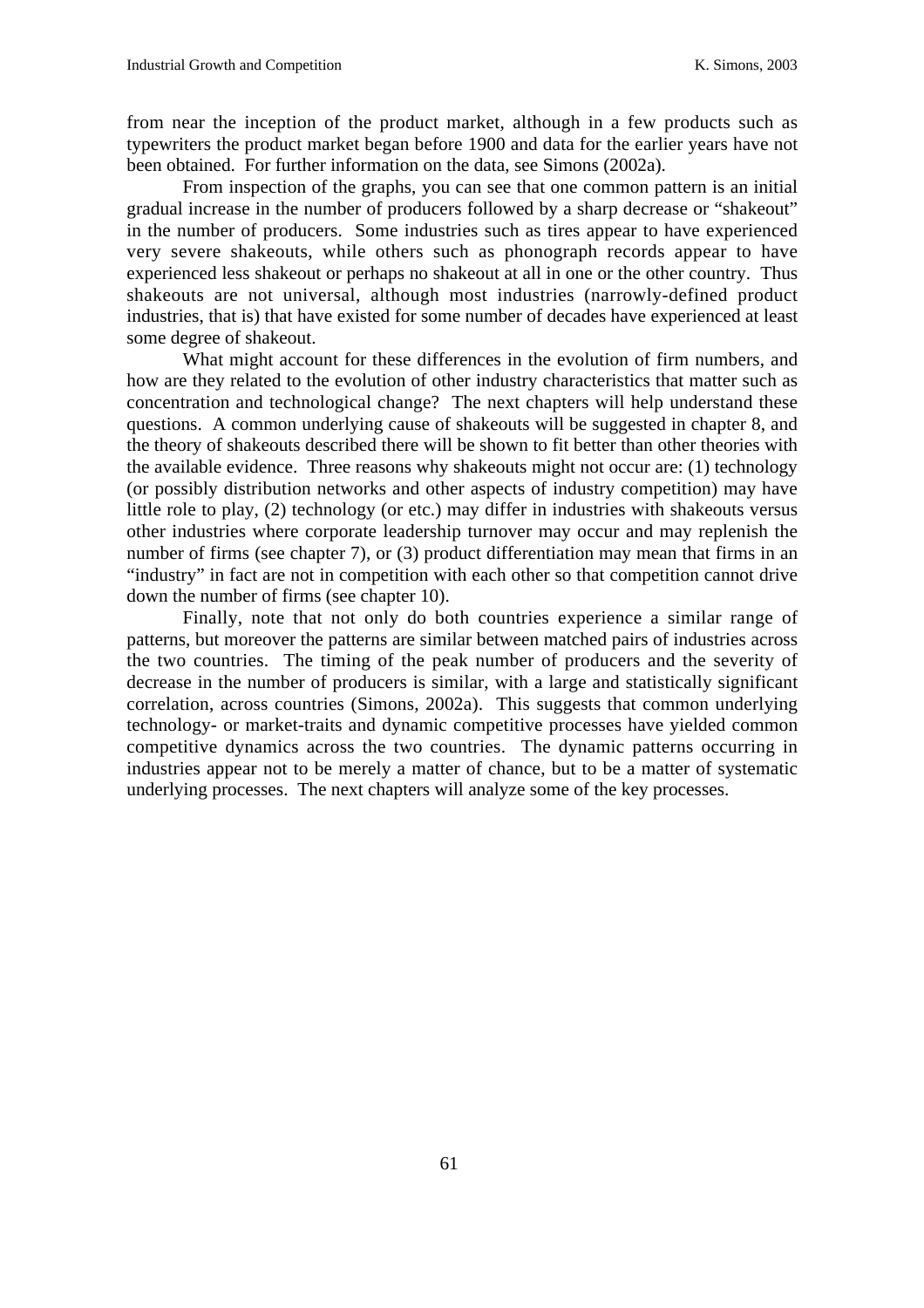from near the inception of the product market, although in a few products such as typewriters the product market began before 1900 and data for the earlier years have not been obtained. For further information on the data, see Simons (2002a).

From inspection of the graphs, you can see that one common pattern is an initial gradual increase in the number of producers followed by a sharp decrease or "shakeout" in the number of producers. Some industries such as tires appear to have experienced very severe shakeouts, while others such as phonograph records appear to have experienced less shakeout or perhaps no shakeout at all in one or the other country. Thus shakeouts are not universal, although most industries (narrowly-defined product industries, that is) that have existed for some number of decades have experienced at least some degree of shakeout.

What might account for these differences in the evolution of firm numbers, and how are they related to the evolution of other industry characteristics that matter such as concentration and technological change? The next chapters will help understand these questions. A common underlying cause of shakeouts will be suggested in chapter 8, and the theory of shakeouts described there will be shown to fit better than other theories with the available evidence. Three reasons why shakeouts might not occur are: (1) technology (or possibly distribution networks and other aspects of industry competition) may have little role to play, (2) technology (or etc.) may differ in industries with shakeouts versus other industries where corporate leadership turnover may occur and may replenish the number of firms (see chapter 7), or (3) product differentiation may mean that firms in an "industry" in fact are not in competition with each other so that competition cannot drive down the number of firms (see chapter 10).

Finally, note that not only do both countries experience a similar range of patterns, but moreover the patterns are similar between matched pairs of industries across the two countries. The timing of the peak number of producers and the severity of decrease in the number of producers is similar, with a large and statistically significant correlation, across countries (Simons, 2002a). This suggests that common underlying technology- or market-traits and dynamic competitive processes have yielded common competitive dynamics across the two countries. The dynamic patterns occurring in industries appear not to be merely a matter of chance, but to be a matter of systematic underlying processes. The next chapters will analyze some of the key processes.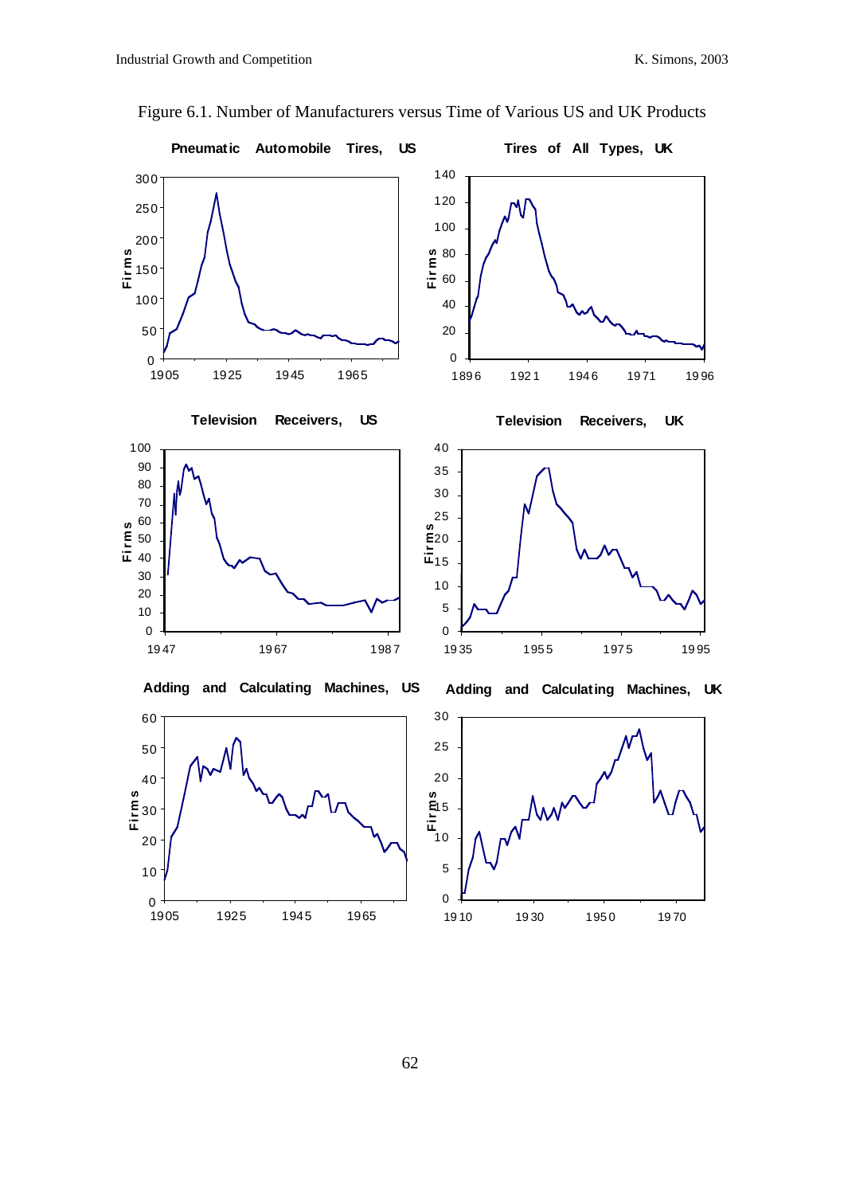Figure 6.1. Number of Manufacturers versus Time of Various US and UK Products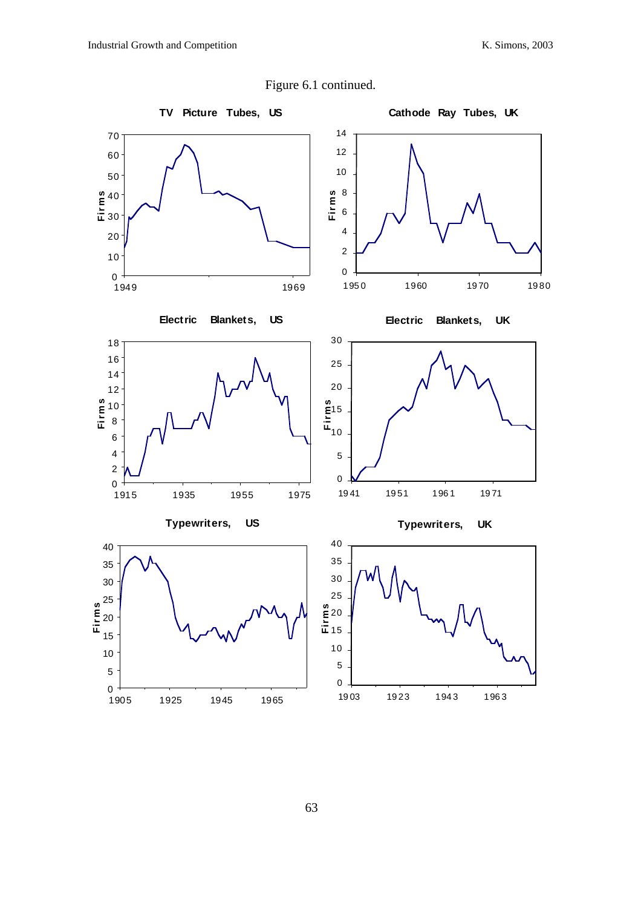Figure 6.1 continued.

**TV Picture Tubes, US**

**Cathode Ray Tubes, UK**

**Electric Blankets, US**

**Electric Blankets, UK**

**Typewriters, US**

**Typewriters, UK**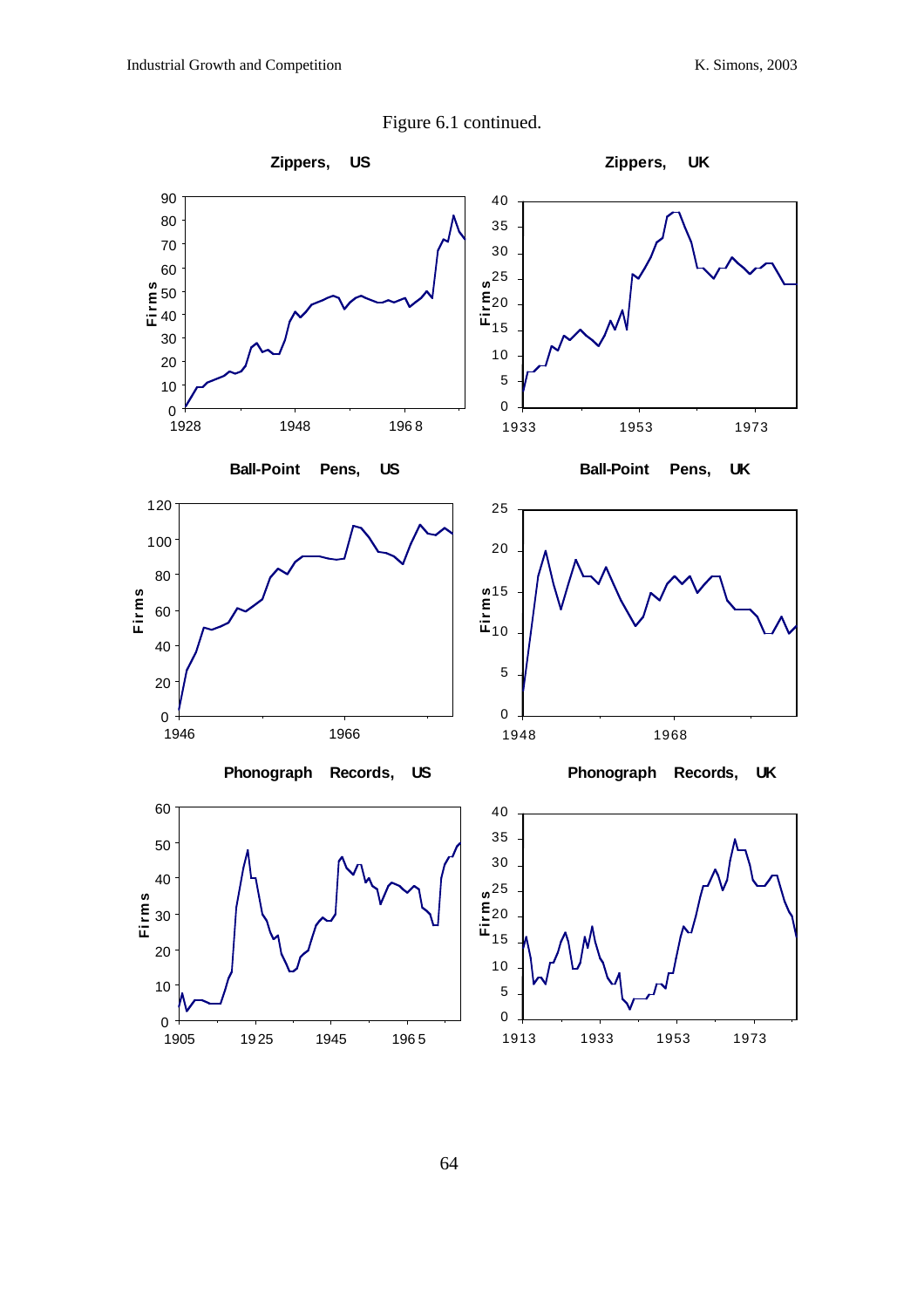Figure 6.1 continued.

**Zippers, US**

**Zippers, UK**

**Ball-Point Pens, US**

**Ball-Point Pens, UK**

**Phonograph Records, US**

**Phonograph Records, UK**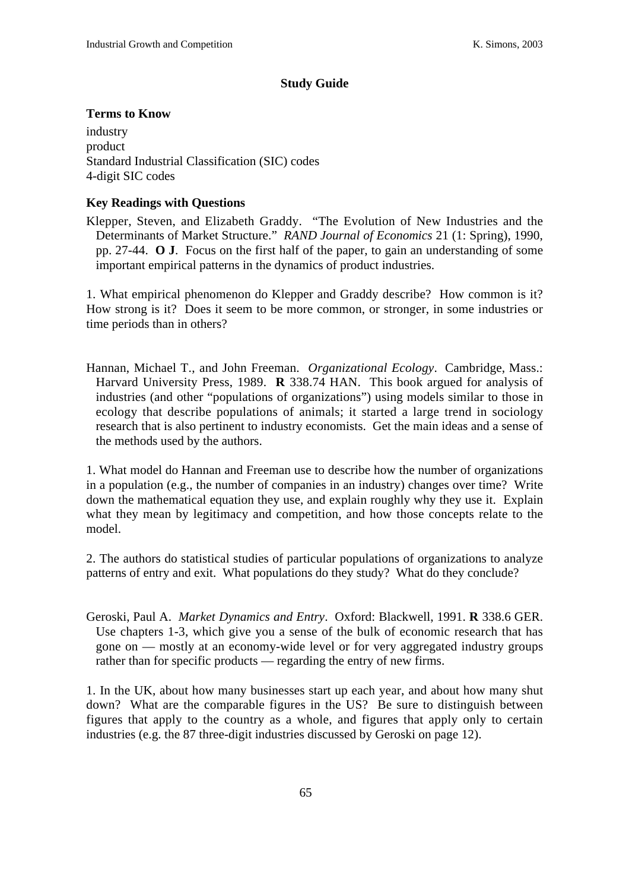## Study Guide

### Terms to Know

industry
product
Standard Industrial Classification (SIC) codes
4-digit SIC codes

### Key Readings with Questions

Klepper, Steven, and Elizabeth Graddy. "The Evolution of New Industries and the Determinants of Market Structure." *RAND Journal of Economics* 21 (1: Spring), 1990, pp. 27-44. **O J**. Focus on the first half of the paper, to gain an understanding of some important empirical patterns in the dynamics of product industries.

1. What empirical phenomenon do Klepper and Graddy describe? How common is it? How strong is it? Does it seem to be more common, or stronger, in some industries or time periods than in others?

Hannan, Michael T., and John Freeman. *Organizational Ecology*. Cambridge, Mass.: Harvard University Press, 1989. **R** 338.74 HAN. This book argued for analysis of industries (and other "populations of organizations") using models similar to those in ecology that describe populations of animals; it started a large trend in sociology research that is also pertinent to industry economists. Get the main ideas and a sense of the methods used by the authors.

1. What model do Hannan and Freeman use to describe how the number of organizations in a population (e.g., the number of companies in an industry) changes over time? Write down the mathematical equation they use, and explain roughly why they use it. Explain what they mean by legitimacy and competition, and how those concepts relate to the model.

2. The authors do statistical studies of particular populations of organizations to analyze patterns of entry and exit. What populations do they study? What do they conclude?

Geroski, Paul A. *Market Dynamics and Entry*. Oxford: Blackwell, 1991. **R** 338.6 GER. Use chapters 1-3, which give you a sense of the bulk of economic research that has gone on — mostly at an economy-wide level or for very aggregated industry groups rather than for specific products — regarding the entry of new firms.

1. In the UK, about how many businesses start up each year, and about how many shut down? What are the comparable figures in the US? Be sure to distinguish between figures that apply to the country as a whole, and figures that apply only to certain industries (e.g. the 87 three-digit industries discussed by Geroski on page 12).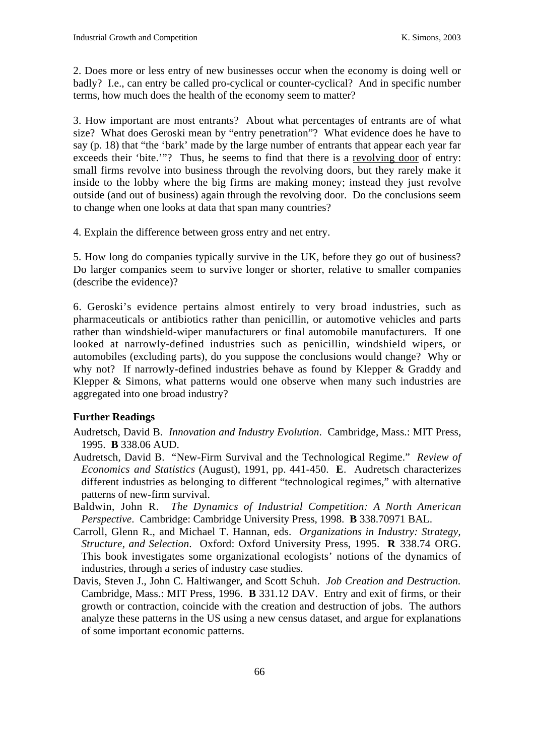2. Does more or less entry of new businesses occur when the economy is doing well or badly? I.e., can entry be called pro-cyclical or counter-cyclical? And in specific number terms, how much does the health of the economy seem to matter?

3. How important are most entrants? About what percentages of entrants are of what size? What does Geroski mean by "entry penetration"? What evidence does he have to say (p. 18) that "the 'bark' made by the large number of entrants that appear each year far exceeds their 'bite.'"? Thus, he seems to find that there is a <u>revolving door</u> of entry: small firms revolve into business through the revolving doors, but they rarely make it inside to the lobby where the big firms are making money; instead they just revolve outside (and out of business) again through the revolving door. Do the conclusions seem to change when one looks at data that span many countries?

4. Explain the difference between gross entry and net entry.

5. How long do companies typically survive in the UK, before they go out of business? Do larger companies seem to survive longer or shorter, relative to smaller companies (describe the evidence)?

6. Geroski's evidence pertains almost entirely to very broad industries, such as pharmaceuticals or antibiotics rather than penicillin, or automotive vehicles and parts rather than windshield-wiper manufacturers or final automobile manufacturers. If one looked at narrowly-defined industries such as penicillin, windshield wipers, or automobiles (excluding parts), do you suppose the conclusions would change? Why or why not? If narrowly-defined industries behave as found by Klepper & Graddy and Klepper & Simons, what patterns would one observe when many such industries are aggregated into one broad industry?

### Further Readings

Audretsch, David B. *Innovation and Industry Evolution*. Cambridge, Mass.: MIT Press, 1995. **B** 338.06 AUD.

Audretsch, David B. "New-Firm Survival and the Technological Regime." *Review of Economics and Statistics* (August), 1991, pp. 441-450. **E**. Audretsch characterizes different industries as belonging to different "technological regimes," with alternative patterns of new-firm survival.

Baldwin, John R. *The Dynamics of Industrial Competition: A North American Perspective*. Cambridge: Cambridge University Press, 1998. **B** 338.70971 BAL.

Carroll, Glenn R., and Michael T. Hannan, eds. *Organizations in Industry: Strategy, Structure, and Selection*. Oxford: Oxford University Press, 1995. **R** 338.74 ORG. This book investigates some organizational ecologists' notions of the dynamics of industries, through a series of industry case studies.

Davis, Steven J., John C. Haltiwanger, and Scott Schuh. *Job Creation and Destruction.* Cambridge, Mass.: MIT Press, 1996. **B** 331.12 DAV. Entry and exit of firms, or their growth or contraction, coincide with the creation and destruction of jobs. The authors analyze these patterns in the US using a new census dataset, and argue for explanations of some important economic patterns.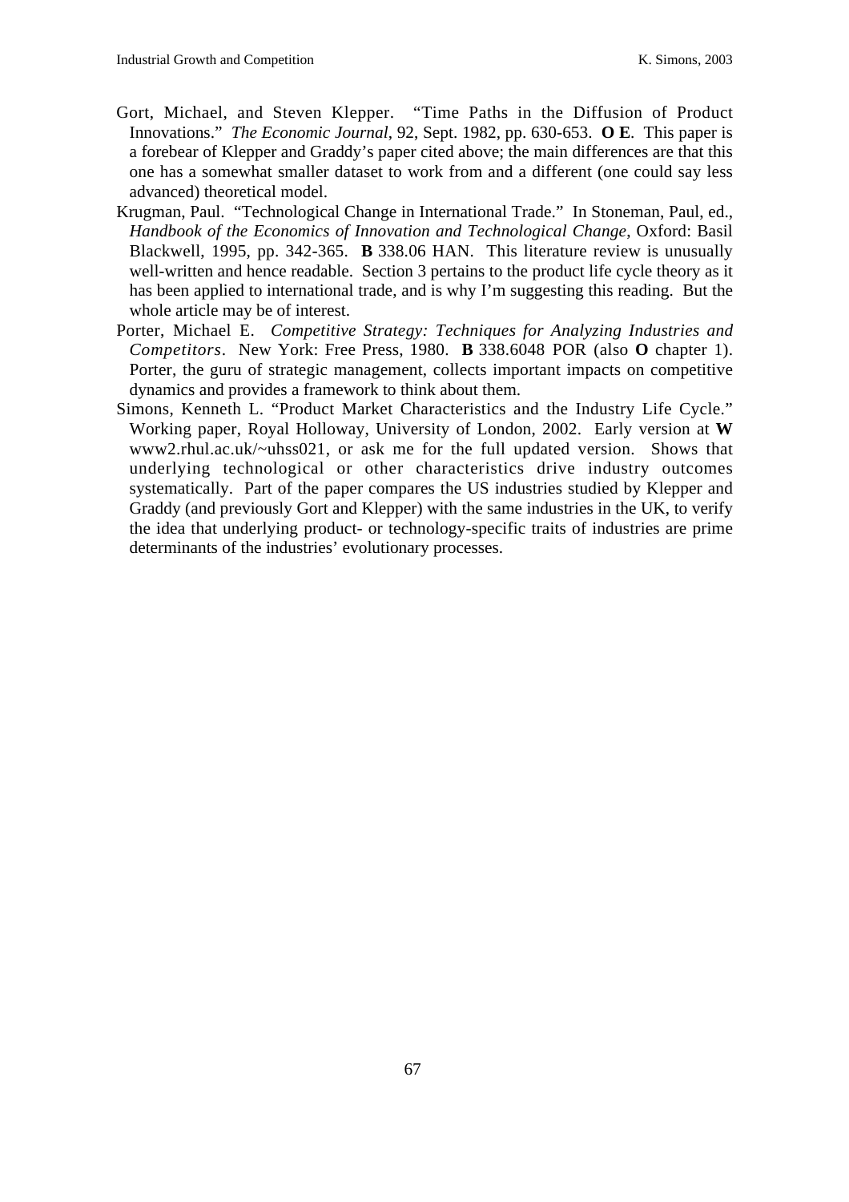Gort, Michael, and Steven Klepper. "Time Paths in the Diffusion of Product Innovations." *The Economic Journal*, 92, Sept. 1982, pp. 630-653. **O E**. This paper is a forebear of Klepper and Graddy's paper cited above; the main differences are that this one has a somewhat smaller dataset to work from and a different (one could say less advanced) theoretical model.

Krugman, Paul. "Technological Change in International Trade." In Stoneman, Paul, ed., *Handbook of the Economics of Innovation and Technological Change*, Oxford: Basil Blackwell, 1995, pp. 342-365. **B** 338.06 HAN. This literature review is unusually well-written and hence readable. Section 3 pertains to the product life cycle theory as it has been applied to international trade, and is why I'm suggesting this reading. But the whole article may be of interest.

Porter, Michael E. *Competitive Strategy: Techniques for Analyzing Industries and Competitors*. New York: Free Press, 1980. **B** 338.6048 POR (also **O** chapter 1). Porter, the guru of strategic management, collects important impacts on competitive dynamics and provides a framework to think about them.

Simons, Kenneth L. "Product Market Characteristics and the Industry Life Cycle." Working paper, Royal Holloway, University of London, 2002. Early version at **W** www2.rhul.ac.uk/~uhss021, or ask me for the full updated version. Shows that underlying technological or other characteristics drive industry outcomes systematically. Part of the paper compares the US industries studied by Klepper and Graddy (and previously Gort and Klepper) with the same industries in the UK, to verify the idea that underlying product- or technology-specific traits of industries are prime determinants of the industries' evolutionary processes.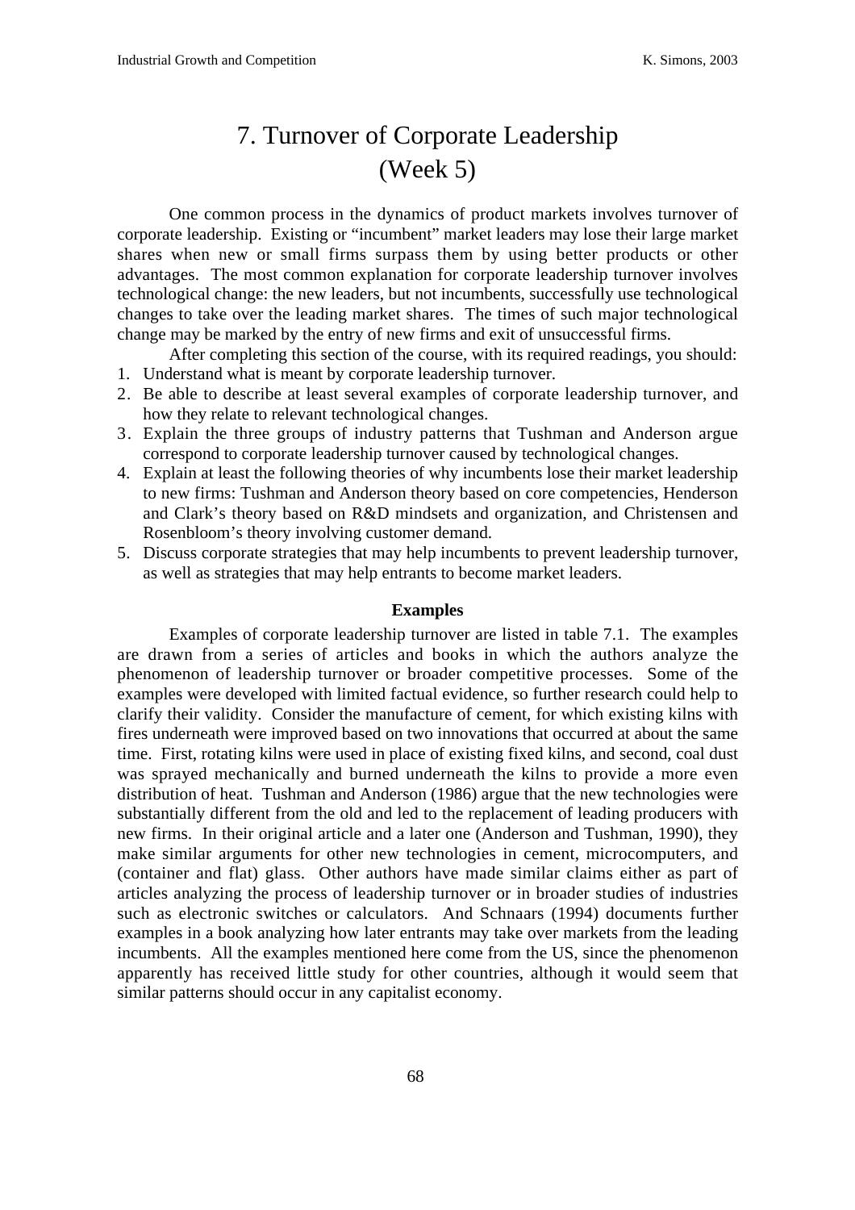# 7. Turnover of Corporate Leadership (Week 5)

One common process in the dynamics of product markets involves turnover of corporate leadership. Existing or "incumbent" market leaders may lose their large market shares when new or small firms surpass them by using better products or other advantages. The most common explanation for corporate leadership turnover involves technological change: the new leaders, but not incumbents, successfully use technological changes to take over the leading market shares. The times of such major technological change may be marked by the entry of new firms and exit of unsuccessful firms.

After completing this section of the course, with its required readings, you should:

1. Understand what is meant by corporate leadership turnover.
2. Be able to describe at least several examples of corporate leadership turnover, and how they relate to relevant technological changes.
3. Explain the three groups of industry patterns that Tushman and Anderson argue correspond to corporate leadership turnover caused by technological changes.
4. Explain at least the following theories of why incumbents lose their market leadership to new firms: Tushman and Anderson theory based on core competencies, Henderson and Clark's theory based on R&D mindsets and organization, and Christensen and Rosenbloom's theory involving customer demand.
5. Discuss corporate strategies that may help incumbents to prevent leadership turnover, as well as strategies that may help entrants to become market leaders.

### Examples

Examples of corporate leadership turnover are listed in table 7.1. The examples are drawn from a series of articles and books in which the authors analyze the phenomenon of leadership turnover or broader competitive processes. Some of the examples were developed with limited factual evidence, so further research could help to clarify their validity. Consider the manufacture of cement, for which existing kilns with fires underneath were improved based on two innovations that occurred at about the same time. First, rotating kilns were used in place of existing fixed kilns, and second, coal dust was sprayed mechanically and burned underneath the kilns to provide a more even distribution of heat. Tushman and Anderson (1986) argue that the new technologies were substantially different from the old and led to the replacement of leading producers with new firms. In their original article and a later one (Anderson and Tushman, 1990), they make similar arguments for other new technologies in cement, microcomputers, and (container and flat) glass. Other authors have made similar claims either as part of articles analyzing the process of leadership turnover or in broader studies of industries such as electronic switches or calculators. And Schnaars (1994) documents further examples in a book analyzing how later entrants may take over markets from the leading incumbents. All the examples mentioned here come from the US, since the phenomenon apparently has received little study for other countries, although it would seem that similar patterns should occur in any capitalist economy.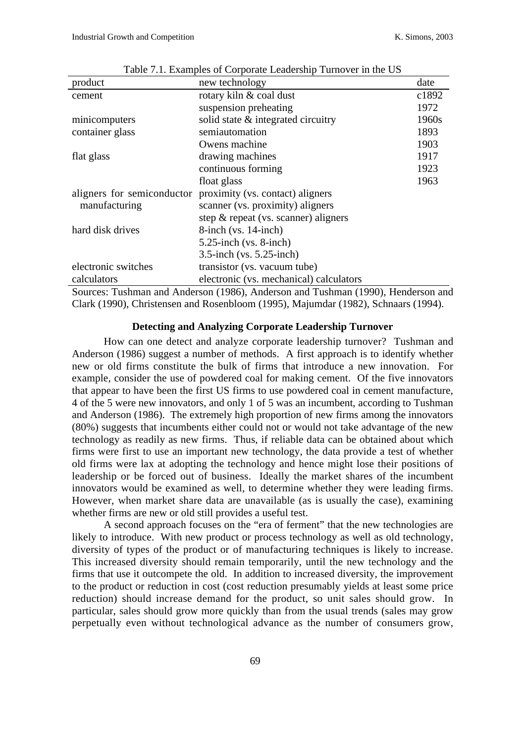Table 7.1. Examples of Corporate Leadership Turnover in the US

| product | new technology | date |
|---|---|---|
| cement | rotary kiln & coal dust | c1892 |
| | suspension preheating | 1972 |
| minicomputers | solid state & integrated circuitry | 1960s |
| container glass | semiautomation | 1893 |
| | Owens machine | 1903 |
| flat glass | drawing machines | 1917 |
| | continuous forming | 1923 |
| | float glass | 1963 |
| aligners for semiconductor manufacturing | proximity (vs. contact) aligners | |
| | scanner (vs. proximity) aligners | |
| | step & repeat (vs. scanner) aligners | |
| hard disk drives | 8-inch (vs. 14-inch) | |
| | 5.25-inch (vs. 8-inch) | |
| | 3.5-inch (vs. 5.25-inch) | |
| electronic switches | transistor (vs. vacuum tube) | |
| calculators | electronic (vs. mechanical) calculators | |

Sources: Tushman and Anderson (1986), Anderson and Tushman (1990), Henderson and Clark (1990), Christensen and Rosenbloom (1995), Majumdar (1982), Schnaars (1994).

### Detecting and Analyzing Corporate Leadership Turnover

How can one detect and analyze corporate leadership turnover? Tushman and Anderson (1986) suggest a number of methods. A first approach is to identify whether new or old firms constitute the bulk of firms that introduce a new innovation. For example, consider the use of powdered coal for making cement. Of the five innovators that appear to have been the first US firms to use powdered coal in cement manufacture, 4 of the 5 were new innovators, and only 1 of 5 was an incumbent, according to Tushman and Anderson (1986). The extremely high proportion of new firms among the innovators (80%) suggests that incumbents either could not or would not take advantage of the new technology as readily as new firms. Thus, if reliable data can be obtained about which firms were first to use an important new technology, the data provide a test of whether old firms were lax at adopting the technology and hence might lose their positions of leadership or be forced out of business. Ideally the market shares of the incumbent innovators would be examined as well, to determine whether they were leading firms. However, when market share data are unavailable (as is usually the case), examining whether firms are new or old still provides a useful test.

A second approach focuses on the "era of ferment" that the new technologies are likely to introduce. With new product or process technology as well as old technology, diversity of types of the product or of manufacturing techniques is likely to increase. This increased diversity should remain temporarily, until the new technology and the firms that use it outcompete the old. In addition to increased diversity, the improvement to the product or reduction in cost (cost reduction presumably yields at least some price reduction) should increase demand for the product, so unit sales should grow. In particular, sales should grow more quickly than from the usual trends (sales may grow perpetually even without technological advance as the number of consumers grow,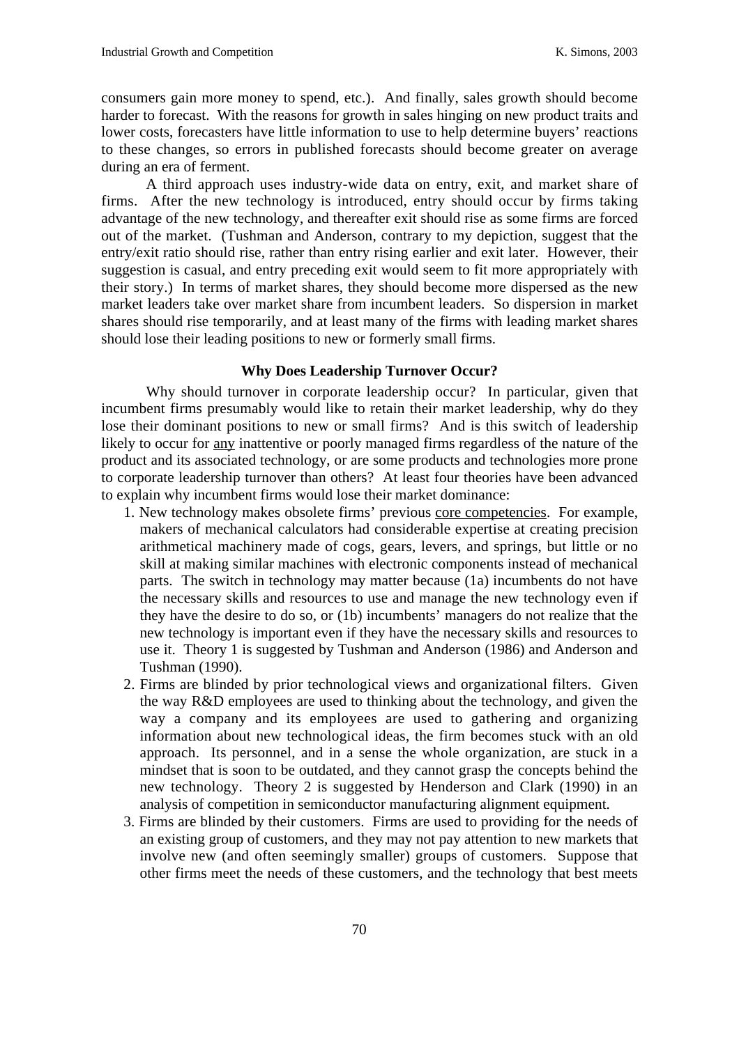consumers gain more money to spend, etc.). And finally, sales growth should become harder to forecast. With the reasons for growth in sales hinging on new product traits and lower costs, forecasters have little information to use to help determine buyers' reactions to these changes, so errors in published forecasts should become greater on average during an era of ferment.

A third approach uses industry-wide data on entry, exit, and market share of firms. After the new technology is introduced, entry should occur by firms taking advantage of the new technology, and thereafter exit should rise as some firms are forced out of the market. (Tushman and Anderson, contrary to my depiction, suggest that the entry/exit ratio should rise, rather than entry rising earlier and exit later. However, their suggestion is casual, and entry preceding exit would seem to fit more appropriately with their story.) In terms of market shares, they should become more dispersed as the new market leaders take over market share from incumbent leaders. So dispersion in market shares should rise temporarily, and at least many of the firms with leading market shares should lose their leading positions to new or formerly small firms.

### Why Does Leadership Turnover Occur?

Why should turnover in corporate leadership occur? In particular, given that incumbent firms presumably would like to retain their market leadership, why do they lose their dominant positions to new or small firms? And is this switch of leadership likely to occur for <u>any</u> inattentive or poorly managed firms regardless of the nature of the product and its associated technology, or are some products and technologies more prone to corporate leadership turnover than others? At least four theories have been advanced to explain why incumbent firms would lose their market dominance:

1. New technology makes obsolete firms' previous <u>core competencies</u>. For example, makers of mechanical calculators had considerable expertise at creating precision arithmetical machinery made of cogs, gears, levers, and springs, but little or no skill at making similar machines with electronic components instead of mechanical parts. The switch in technology may matter because (1a) incumbents do not have the necessary skills and resources to use and manage the new technology even if they have the desire to do so, or (1b) incumbents' managers do not realize that the new technology is important even if they have the necessary skills and resources to use it. Theory 1 is suggested by Tushman and Anderson (1986) and Anderson and Tushman (1990).
2. Firms are blinded by prior technological views and organizational filters. Given the way R&D employees are used to thinking about the technology, and given the way a company and its employees are used to gathering and organizing information about new technological ideas, the firm becomes stuck with an old approach. Its personnel, and in a sense the whole organization, are stuck in a mindset that is soon to be outdated, and they cannot grasp the concepts behind the new technology. Theory 2 is suggested by Henderson and Clark (1990) in an analysis of competition in semiconductor manufacturing alignment equipment.
3. Firms are blinded by their customers. Firms are used to providing for the needs of an existing group of customers, and they may not pay attention to new markets that involve new (and often seemingly smaller) groups of customers. Suppose that other firms meet the needs of these customers, and the technology that best meets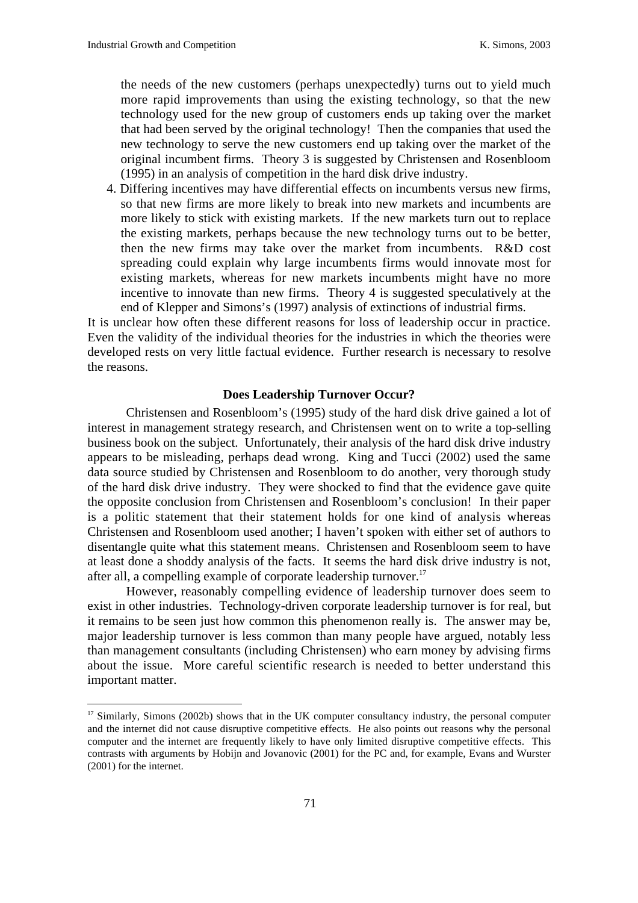the needs of the new customers (perhaps unexpectedly) turns out to yield much more rapid improvements than using the existing technology, so that the new technology used for the new group of customers ends up taking over the market that had been served by the original technology! Then the companies that used the new technology to serve the new customers end up taking over the market of the original incumbent firms. Theory 3 is suggested by Christensen and Rosenbloom (1995) in an analysis of competition in the hard disk drive industry.

4. Differing incentives may have differential effects on incumbents versus new firms, so that new firms are more likely to break into new markets and incumbents are more likely to stick with existing markets. If the new markets turn out to replace the existing markets, perhaps because the new technology turns out to be better, then the new firms may take over the market from incumbents. R&D cost spreading could explain why large incumbents firms would innovate most for existing markets, whereas for new markets incumbents might have no more incentive to innovate than new firms. Theory 4 is suggested speculatively at the end of Klepper and Simons's (1997) analysis of extinctions of industrial firms.

It is unclear how often these different reasons for loss of leadership occur in practice. Even the validity of the individual theories for the industries in which the theories were developed rests on very little factual evidence. Further research is necessary to resolve the reasons.

### Does Leadership Turnover Occur?

Christensen and Rosenbloom's (1995) study of the hard disk drive gained a lot of interest in management strategy research, and Christensen went on to write a top-selling business book on the subject. Unfortunately, their analysis of the hard disk drive industry appears to be misleading, perhaps dead wrong. King and Tucci (2002) used the same data source studied by Christensen and Rosenbloom to do another, very thorough study of the hard disk drive industry. They were shocked to find that the evidence gave quite the opposite conclusion from Christensen and Rosenbloom's conclusion! In their paper is a politic statement that their statement holds for one kind of analysis whereas Christensen and Rosenbloom used another; I haven't spoken with either set of authors to disentangle quite what this statement means. Christensen and Rosenbloom seem to have at least done a shoddy analysis of the facts. It seems the hard disk drive industry is not, after all, a compelling example of corporate leadership turnover.[17]

However, reasonably compelling evidence of leadership turnover does seem to exist in other industries. Technology-driven corporate leadership turnover is for real, but it remains to be seen just how common this phenomenon really is. The answer may be, major leadership turnover is less common than many people have argued, notably less than management consultants (including Christensen) who earn money by advising firms about the issue. More careful scientific research is needed to better understand this important matter.

---

[17] Similarly, Simons (2002b) shows that in the UK computer consultancy industry, the personal computer and the internet did not cause disruptive competitive effects. He also points out reasons why the personal computer and the internet are frequently likely to have only limited disruptive competitive effects. This contrasts with arguments by Hobijn and Jovanovic (2001) for the PC and, for example, Evans and Wurster (2001) for the internet.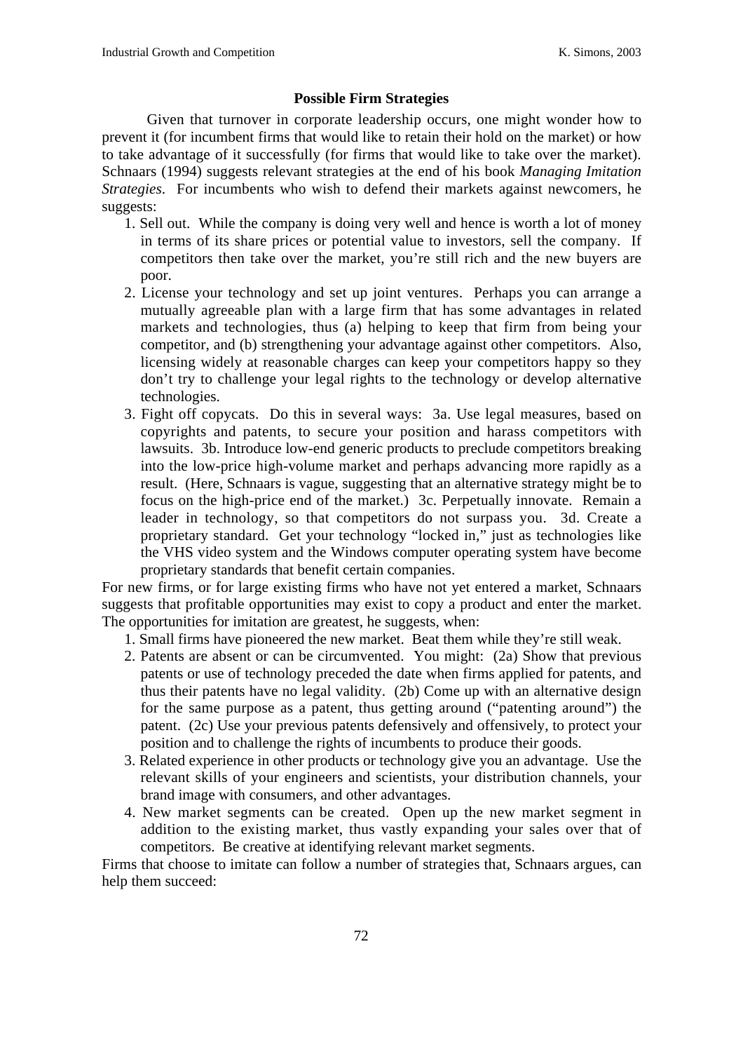### Possible Firm Strategies

Given that turnover in corporate leadership occurs, one might wonder how to prevent it (for incumbent firms that would like to retain their hold on the market) or how to take advantage of it successfully (for firms that would like to take over the market). Schnaars (1994) suggests relevant strategies at the end of his book *Managing Imitation Strategies*. For incumbents who wish to defend their markets against newcomers, he suggests:

1. Sell out. While the company is doing very well and hence is worth a lot of money in terms of its share prices or potential value to investors, sell the company. If competitors then take over the market, you're still rich and the new buyers are poor.
2. License your technology and set up joint ventures. Perhaps you can arrange a mutually agreeable plan with a large firm that has some advantages in related markets and technologies, thus (a) helping to keep that firm from being your competitor, and (b) strengthening your advantage against other competitors. Also, licensing widely at reasonable charges can keep your competitors happy so they don't try to challenge your legal rights to the technology or develop alternative technologies.
3. Fight off copycats. Do this in several ways: 3a. Use legal measures, based on copyrights and patents, to secure your position and harass competitors with lawsuits. 3b. Introduce low-end generic products to preclude competitors breaking into the low-price high-volume market and perhaps advancing more rapidly as a result. (Here, Schnaars is vague, suggesting that an alternative strategy might be to focus on the high-price end of the market.) 3c. Perpetually innovate. Remain a leader in technology, so that competitors do not surpass you. 3d. Create a proprietary standard. Get your technology "locked in," just as technologies like the VHS video system and the Windows computer operating system have become proprietary standards that benefit certain companies.

For new firms, or for large existing firms who have not yet entered a market, Schnaars suggests that profitable opportunities may exist to copy a product and enter the market. The opportunities for imitation are greatest, he suggests, when:

1. Small firms have pioneered the new market. Beat them while they're still weak.
2. Patents are absent or can be circumvented. You might: (2a) Show that previous patents or use of technology preceded the date when firms applied for patents, and thus their patents have no legal validity. (2b) Come up with an alternative design for the same purpose as a patent, thus getting around ("patenting around") the patent. (2c) Use your previous patents defensively and offensively, to protect your position and to challenge the rights of incumbents to produce their goods.
3. Related experience in other products or technology give you an advantage. Use the relevant skills of your engineers and scientists, your distribution channels, your brand image with consumers, and other advantages.
4. New market segments can be created. Open up the new market segment in addition to the existing market, thus vastly expanding your sales over that of competitors. Be creative at identifying relevant market segments.

Firms that choose to imitate can follow a number of strategies that, Schnaars argues, can help them succeed: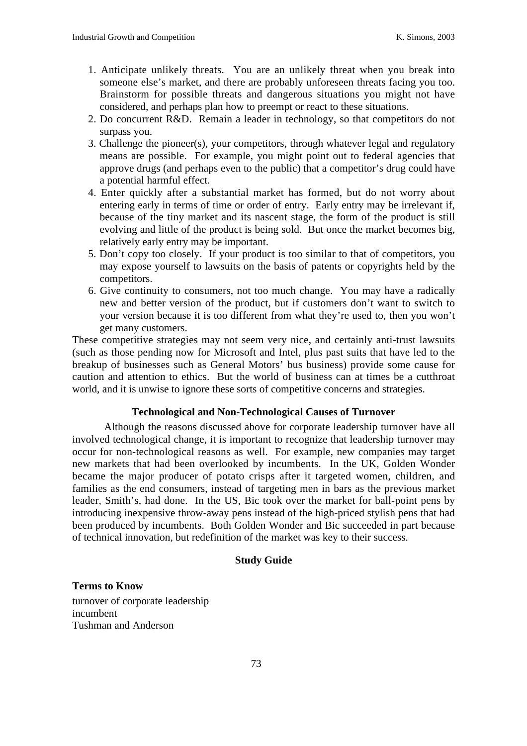1. Anticipate unlikely threats. You are an unlikely threat when you break into someone else's market, and there are probably unforeseen threats facing you too. Brainstorm for possible threats and dangerous situations you might not have considered, and perhaps plan how to preempt or react to these situations.
2. Do concurrent R&D. Remain a leader in technology, so that competitors do not surpass you.
3. Challenge the pioneer(s), your competitors, through whatever legal and regulatory means are possible. For example, you might point out to federal agencies that approve drugs (and perhaps even to the public) that a competitor's drug could have a potential harmful effect.
4. Enter quickly after a substantial market has formed, but do not worry about entering early in terms of time or order of entry. Early entry may be irrelevant if, because of the tiny market and its nascent stage, the form of the product is still evolving and little of the product is being sold. But once the market becomes big, relatively early entry may be important.
5. Don't copy too closely. If your product is too similar to that of competitors, you may expose yourself to lawsuits on the basis of patents or copyrights held by the competitors.
6. Give continuity to consumers, not too much change. You may have a radically new and better version of the product, but if customers don't want to switch to your version because it is too different from what they're used to, then you won't get many customers.

These competitive strategies may not seem very nice, and certainly anti-trust lawsuits (such as those pending now for Microsoft and Intel, plus past suits that have led to the breakup of businesses such as General Motors' bus business) provide some cause for caution and attention to ethics. But the world of business can at times be a cutthroat world, and it is unwise to ignore these sorts of competitive concerns and strategies.

### Technological and Non-Technological Causes of Turnover

Although the reasons discussed above for corporate leadership turnover have all involved technological change, it is important to recognize that leadership turnover may occur for non-technological reasons as well. For example, new companies may target new markets that had been overlooked by incumbents. In the UK, Golden Wonder became the major producer of potato crisps after it targeted women, children, and families as the end consumers, instead of targeting men in bars as the previous market leader, Smith's, had done. In the US, Bic took over the market for ball-point pens by introducing inexpensive throw-away pens instead of the high-priced stylish pens that had been produced by incumbents. Both Golden Wonder and Bic succeeded in part because of technical innovation, but redefinition of the market was key to their success.

## Study Guide

**Terms to Know**

turnover of corporate leadership
incumbent
Tushman and Anderson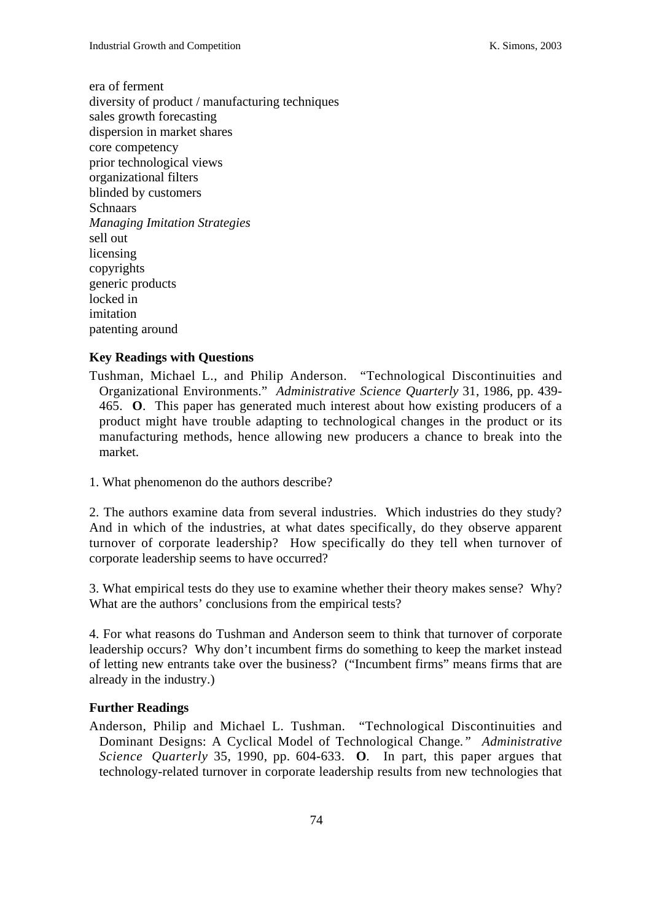era of ferment
diversity of product / manufacturing techniques
sales growth forecasting
dispersion in market shares
core competency
prior technological views
organizational filters
blinded by customers
Schnaars
*Managing Imitation Strategies*
sell out
licensing
copyrights
generic products
locked in
imitation
patenting around

### Key Readings with Questions

Tushman, Michael L., and Philip Anderson. "Technological Discontinuities and Organizational Environments." *Administrative Science Quarterly* 31, 1986, pp. 439-465. **O**. This paper has generated much interest about how existing producers of a product might have trouble adapting to technological changes in the product or its manufacturing methods, hence allowing new producers a chance to break into the market.

1. What phenomenon do the authors describe?

2. The authors examine data from several industries. Which industries do they study? And in which of the industries, at what dates specifically, do they observe apparent turnover of corporate leadership? How specifically do they tell when turnover of corporate leadership seems to have occurred?

3. What empirical tests do they use to examine whether their theory makes sense? Why? What are the authors' conclusions from the empirical tests?

4. For what reasons do Tushman and Anderson seem to think that turnover of corporate leadership occurs? Why don't incumbent firms do something to keep the market instead of letting new entrants take over the business? ("Incumbent firms" means firms that are already in the industry.)

### Further Readings

Anderson, Philip and Michael L. Tushman. "Technological Discontinuities and Dominant Designs: A Cyclical Model of Technological Change." *Administrative Science Quarterly* 35, 1990, pp. 604-633. **O**. In part, this paper argues that technology-related turnover in corporate leadership results from new technologies that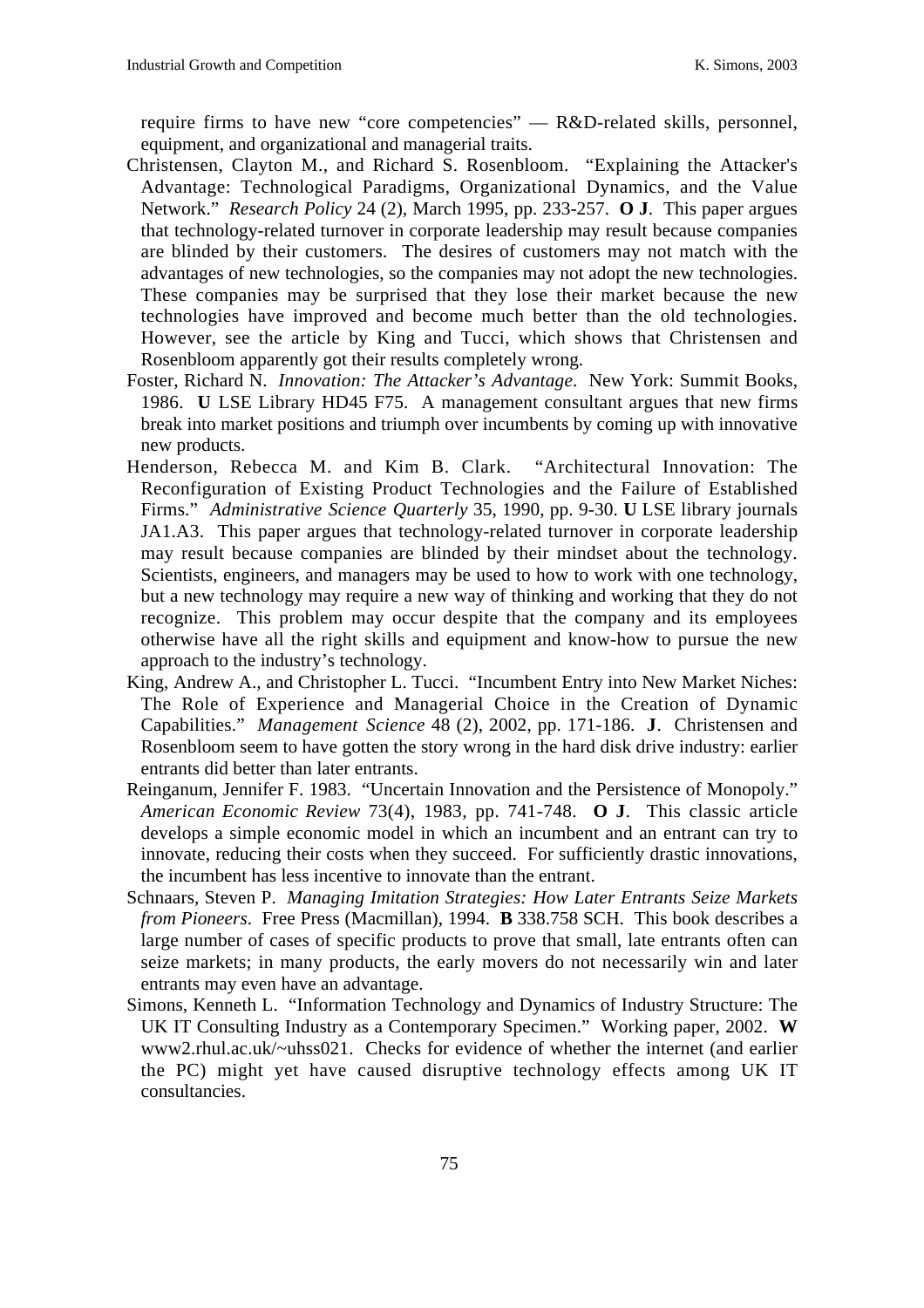require firms to have new "core competencies" — R&D-related skills, personnel, equipment, and organizational and managerial traits.

Christensen, Clayton M., and Richard S. Rosenbloom. "Explaining the Attacker's Advantage: Technological Paradigms, Organizational Dynamics, and the Value Network." *Research Policy* 24 (2), March 1995, pp. 233-257. **O J**. This paper argues that technology-related turnover in corporate leadership may result because companies are blinded by their customers. The desires of customers may not match with the advantages of new technologies, so the companies may not adopt the new technologies. These companies may be surprised that they lose their market because the new technologies have improved and become much better than the old technologies. However, see the article by King and Tucci, which shows that Christensen and Rosenbloom apparently got their results completely wrong.

Foster, Richard N. *Innovation: The Attacker's Advantage*. New York: Summit Books, 1986. **U** LSE Library HD45 F75. A management consultant argues that new firms break into market positions and triumph over incumbents by coming up with innovative new products.

Henderson, Rebecca M. and Kim B. Clark. "Architectural Innovation: The Reconfiguration of Existing Product Technologies and the Failure of Established Firms." *Administrative Science Quarterly* 35, 1990, pp. 9-30. **U** LSE library journals JA1.A3. This paper argues that technology-related turnover in corporate leadership may result because companies are blinded by their mindset about the technology. Scientists, engineers, and managers may be used to how to work with one technology, but a new technology may require a new way of thinking and working that they do not recognize. This problem may occur despite that the company and its employees otherwise have all the right skills and equipment and know-how to pursue the new approach to the industry's technology.

King, Andrew A., and Christopher L. Tucci. "Incumbent Entry into New Market Niches: The Role of Experience and Managerial Choice in the Creation of Dynamic Capabilities." *Management Science* 48 (2), 2002, pp. 171-186. **J**. Christensen and Rosenbloom seem to have gotten the story wrong in the hard disk drive industry: earlier entrants did better than later entrants.

Reinganum, Jennifer F. 1983. "Uncertain Innovation and the Persistence of Monopoly." *American Economic Review* 73(4), 1983, pp. 741-748. **O J**. This classic article develops a simple economic model in which an incumbent and an entrant can try to innovate, reducing their costs when they succeed. For sufficiently drastic innovations, the incumbent has less incentive to innovate than the entrant.

Schnaars, Steven P. *Managing Imitation Strategies: How Later Entrants Seize Markets from Pioneers*. Free Press (Macmillan), 1994. **B** 338.758 SCH. This book describes a large number of cases of specific products to prove that small, late entrants often can seize markets; in many products, the early movers do not necessarily win and later entrants may even have an advantage.

Simons, Kenneth L. "Information Technology and Dynamics of Industry Structure: The UK IT Consulting Industry as a Contemporary Specimen." Working paper, 2002. **W** www2.rhul.ac.uk/~uhss021. Checks for evidence of whether the internet (and earlier the PC) might yet have caused disruptive technology effects among UK IT consultancies.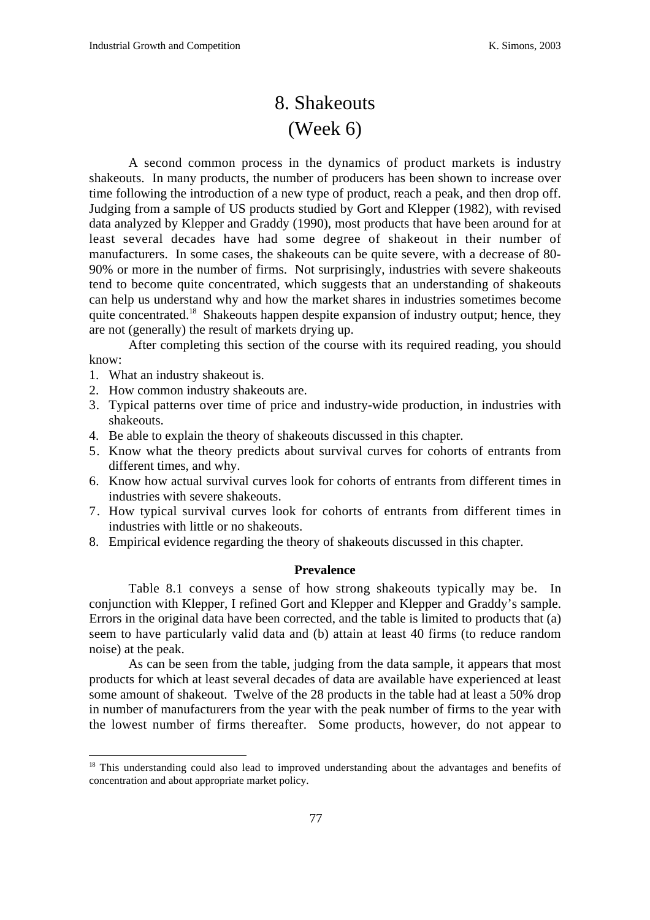# 8. Shakeouts
# (Week 6)

A second common process in the dynamics of product markets is industry shakeouts. In many products, the number of producers has been shown to increase over time following the introduction of a new type of product, reach a peak, and then drop off. Judging from a sample of US products studied by Gort and Klepper (1982), with revised data analyzed by Klepper and Graddy (1990), most products that have been around for at least several decades have had some degree of shakeout in their number of manufacturers. In some cases, the shakeouts can be quite severe, with a decrease of 80-90% or more in the number of firms. Not surprisingly, industries with severe shakeouts tend to become quite concentrated, which suggests that an understanding of shakeouts can help us understand why and how the market shares in industries sometimes become quite concentrated.[18] Shakeouts happen despite expansion of industry output; hence, they are not (generally) the result of markets drying up.

After completing this section of the course with its required reading, you should know:

1. What an industry shakeout is.
2. How common industry shakeouts are.
3. Typical patterns over time of price and industry-wide production, in industries with shakeouts.
4. Be able to explain the theory of shakeouts discussed in this chapter.
5. Know what the theory predicts about survival curves for cohorts of entrants from different times, and why.
6. Know how actual survival curves look for cohorts of entrants from different times in industries with severe shakeouts.
7. How typical survival curves look for cohorts of entrants from different times in industries with little or no shakeouts.
8. Empirical evidence regarding the theory of shakeouts discussed in this chapter.

### Prevalence

Table 8.1 conveys a sense of how strong shakeouts typically may be. In conjunction with Klepper, I refined Gort and Klepper and Klepper and Graddy's sample. Errors in the original data have been corrected, and the table is limited to products that (a) seem to have particularly valid data and (b) attain at least 40 firms (to reduce random noise) at the peak.

As can be seen from the table, judging from the data sample, it appears that most products for which at least several decades of data are available have experienced at least some amount of shakeout. Twelve of the 28 products in the table had at least a 50% drop in number of manufacturers from the year with the peak number of firms to the year with the lowest number of firms thereafter. Some products, however, do not appear to

---

[18] This understanding could also lead to improved understanding about the advantages and benefits of concentration and about appropriate market policy.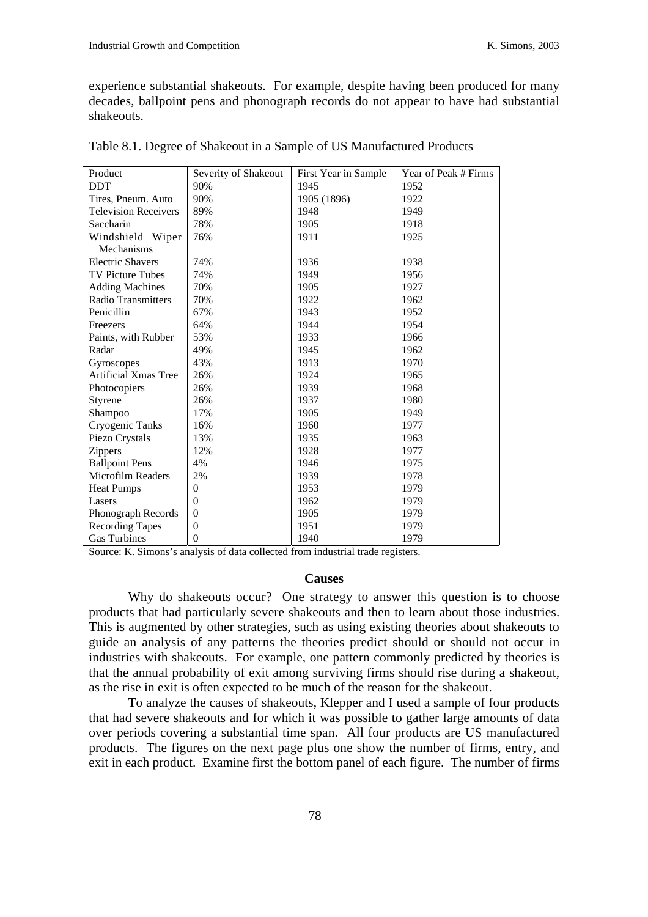experience substantial shakeouts. For example, despite having been produced for many decades, ballpoint pens and phonograph records do not appear to have had substantial shakeouts.

Table 8.1. Degree of Shakeout in a Sample of US Manufactured Products

| Product | Severity of Shakeout | First Year in Sample | Year of Peak # Firms |
|---|---|---|---|
| DDT | 90% | 1945 | 1952 |
| Tires, Pneum. Auto | 90% | 1905 (1896) | 1922 |
| Television Receivers | 89% | 1948 | 1949 |
| Saccharin | 78% | 1905 | 1918 |
| Windshield Wiper Mechanisms | 76% | 1911 | 1925 |
| Electric Shavers | 74% | 1936 | 1938 |
| TV Picture Tubes | 74% | 1949 | 1956 |
| Adding Machines | 70% | 1905 | 1927 |
| Radio Transmitters | 70% | 1922 | 1962 |
| Penicillin | 67% | 1943 | 1952 |
| Freezers | 64% | 1944 | 1954 |
| Paints, with Rubber | 53% | 1933 | 1966 |
| Radar | 49% | 1945 | 1962 |
| Gyroscopes | 43% | 1913 | 1970 |
| Artificial Xmas Tree | 26% | 1924 | 1965 |
| Photocopiers | 26% | 1939 | 1968 |
| Styrene | 26% | 1937 | 1980 |
| Shampoo | 17% | 1905 | 1949 |
| Cryogenic Tanks | 16% | 1960 | 1977 |
| Piezo Crystals | 13% | 1935 | 1963 |
| Zippers | 12% | 1928 | 1977 |
| Ballpoint Pens | 4% | 1946 | 1975 |
| Microfilm Readers | 2% | 1939 | 1978 |
| Heat Pumps | 0 | 1953 | 1979 |
| Lasers | 0 | 1962 | 1979 |
| Phonograph Records | 0 | 1905 | 1979 |
| Recording Tapes | 0 | 1951 | 1979 |
| Gas Turbines | 0 | 1940 | 1979 |

Source: K. Simons's analysis of data collected from industrial trade registers.

### Causes

Why do shakeouts occur? One strategy to answer this question is to choose products that had particularly severe shakeouts and then to learn about those industries. This is augmented by other strategies, such as using existing theories about shakeouts to guide an analysis of any patterns the theories predict should or should not occur in industries with shakeouts. For example, one pattern commonly predicted by theories is that the annual probability of exit among surviving firms should rise during a shakeout, as the rise in exit is often expected to be much of the reason for the shakeout.

To analyze the causes of shakeouts, Klepper and I used a sample of four products that had severe shakeouts and for which it was possible to gather large amounts of data over periods covering a substantial time span. All four products are US manufactured products. The figures on the next page plus one show the number of firms, entry, and exit in each product. Examine first the bottom panel of each figure. The number of firms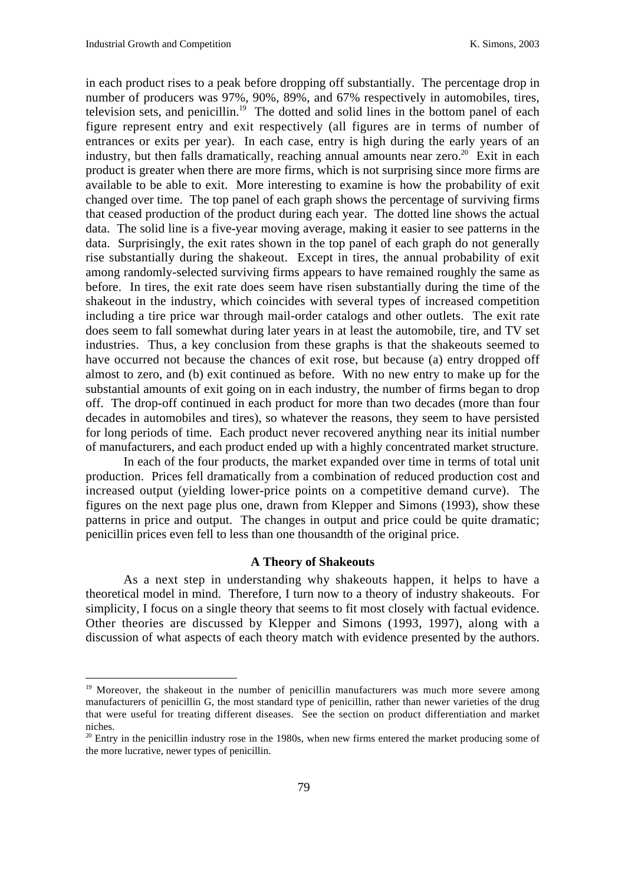in each product rises to a peak before dropping off substantially. The percentage drop in number of producers was 97%, 90%, 89%, and 67% respectively in automobiles, tires, television sets, and penicillin.[19] The dotted and solid lines in the bottom panel of each figure represent entry and exit respectively (all figures are in terms of number of entrances or exits per year). In each case, entry is high during the early years of an industry, but then falls dramatically, reaching annual amounts near zero.[20] Exit in each product is greater when there are more firms, which is not surprising since more firms are available to be able to exit. More interesting to examine is how the probability of exit changed over time. The top panel of each graph shows the percentage of surviving firms that ceased production of the product during each year. The dotted line shows the actual data. The solid line is a five-year moving average, making it easier to see patterns in the data. Surprisingly, the exit rates shown in the top panel of each graph do not generally rise substantially during the shakeout. Except in tires, the annual probability of exit among randomly-selected surviving firms appears to have remained roughly the same as before. In tires, the exit rate does seem have risen substantially during the time of the shakeout in the industry, which coincides with several types of increased competition including a tire price war through mail-order catalogs and other outlets. The exit rate does seem to fall somewhat during later years in at least the automobile, tire, and TV set industries. Thus, a key conclusion from these graphs is that the shakeouts seemed to have occurred not because the chances of exit rose, but because (a) entry dropped off almost to zero, and (b) exit continued as before. With no new entry to make up for the substantial amounts of exit going on in each industry, the number of firms began to drop off. The drop-off continued in each product for more than two decades (more than four decades in automobiles and tires), so whatever the reasons, they seem to have persisted for long periods of time. Each product never recovered anything near its initial number of manufacturers, and each product ended up with a highly concentrated market structure.

In each of the four products, the market expanded over time in terms of total unit production. Prices fell dramatically from a combination of reduced production cost and increased output (yielding lower-price points on a competitive demand curve). The figures on the next page plus one, drawn from Klepper and Simons (1993), show these patterns in price and output. The changes in output and price could be quite dramatic; penicillin prices even fell to less than one thousandth of the original price.

### A Theory of Shakeouts

As a next step in understanding why shakeouts happen, it helps to have a theoretical model in mind. Therefore, I turn now to a theory of industry shakeouts. For simplicity, I focus on a single theory that seems to fit most closely with factual evidence. Other theories are discussed by Klepper and Simons (1993, 1997), along with a discussion of what aspects of each theory match with evidence presented by the authors.

---

[19] Moreover, the shakeout in the number of penicillin manufacturers was much more severe among manufacturers of penicillin G, the most standard type of penicillin, rather than newer varieties of the drug that were useful for treating different diseases. See the section on product differentiation and market niches.

[20] Entry in the penicillin industry rose in the 1980s, when new firms entered the market producing some of the more lucrative, newer types of penicillin.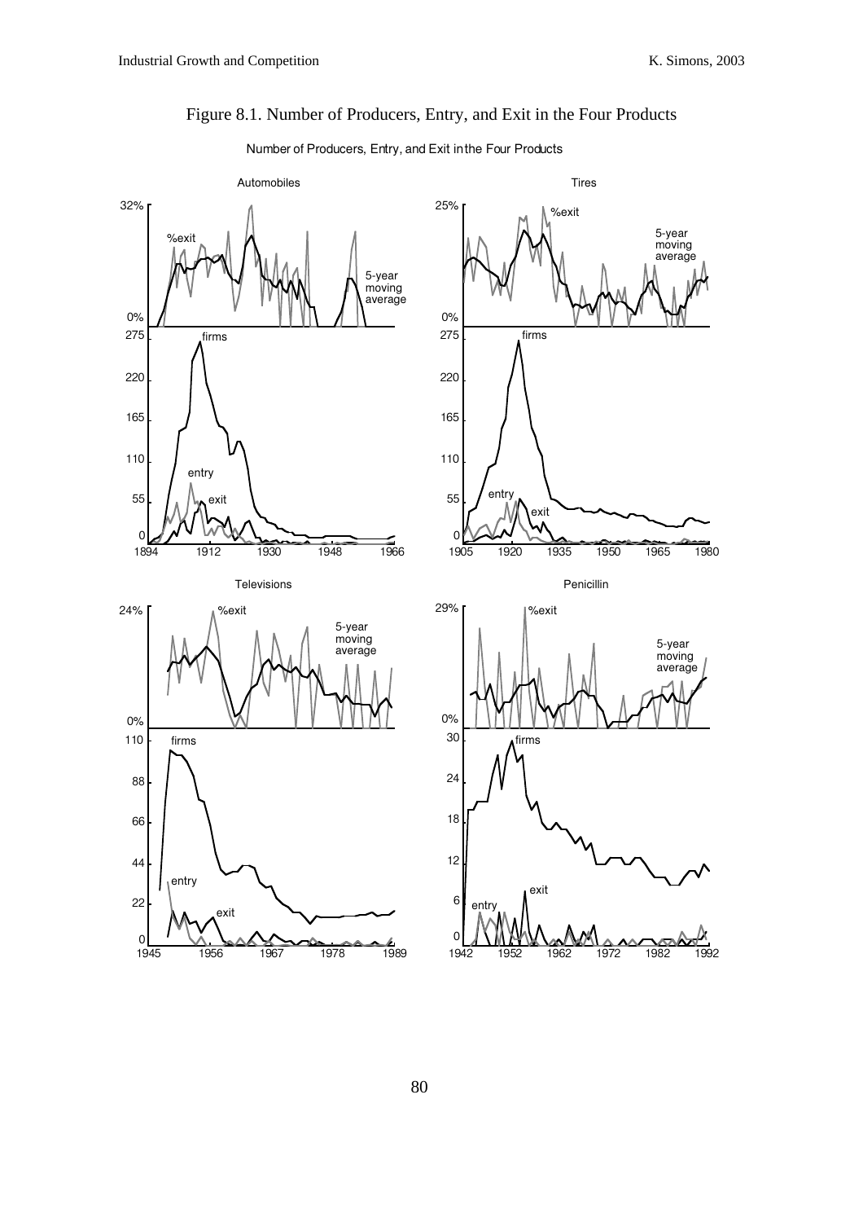Figure 8.1. Number of Producers, Entry, and Exit in the Four Products

Number of Producers, Entry, and Exit in the Four Products

Automobiles

32% %exit 5-year moving average 0%

275 firms 220 165 110 entry 55 exit 0

1894 1912 1930 1948 1966

Tires

25% %exit 5-year moving average 0%

275 firms 220 165 110 entry 55 exit 0

1905 1920 1935 1950 1965 1980

Televisions

24% %exit 5-year moving average 0%

110 firms 88 66 44 entry 22 exit 0

1945 1956 1967 1978 1989

Penicillin

29% %exit 5-year moving average 0%

30 firms 24 18 12 exit 6 entry 0

1942 1952 1962 1972 1982 1992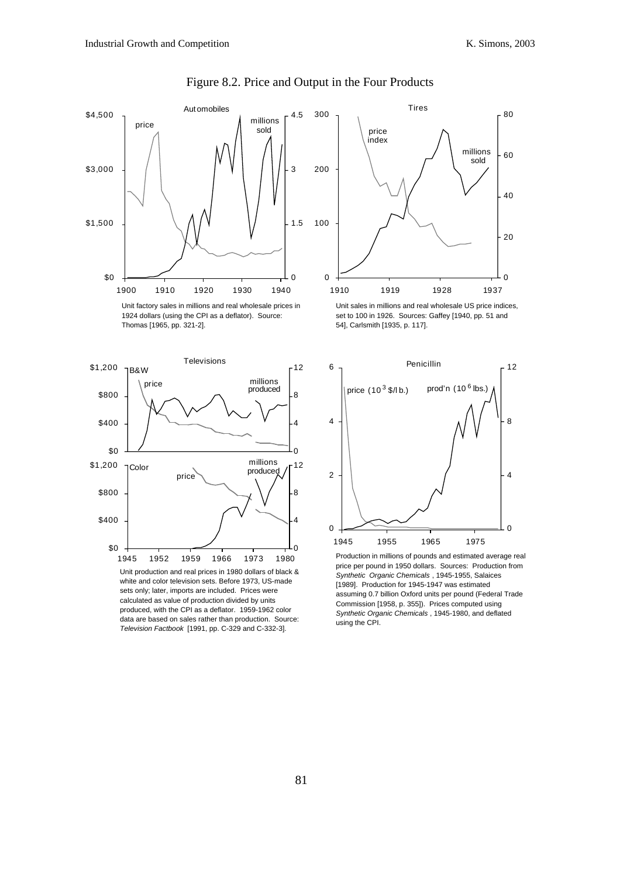# Figure 8.2. Price and Output in the Four Products

Unit factory sales in millions and real wholesale prices in 1924 dollars (using the CPI as a deflator). Source: Thomas [1965, pp. 321-2].

Unit sales in millions and real wholesale US price indices, set to 100 in 1926. Sources: Gaffey [1940, pp. 51 and 54], Carlsmith [1935, p. 117].

Unit production and real prices in 1980 dollars of black & white and color television sets. Before 1973, US-made sets only; later, imports are included. Prices were calculated as value of production divided by units produced, with the CPI as a deflator. 1959-1962 color data are based on sales rather than production. Source: *Television Factbook* [1991, pp. C-329 and C-332-3].

Production in millions of pounds and estimated average real price per pound in 1950 dollars. Sources: Production from *Synthetic Organic Chemicals*, 1945-1955, Salaices [1989]. Production for 1945-1947 was estimated assuming 0.7 billion Oxford units per pound (Federal Trade Commission [1958, p. 355]). Prices computed using *Synthetic Organic Chemicals*, 1945-1980, and deflated using the CPI.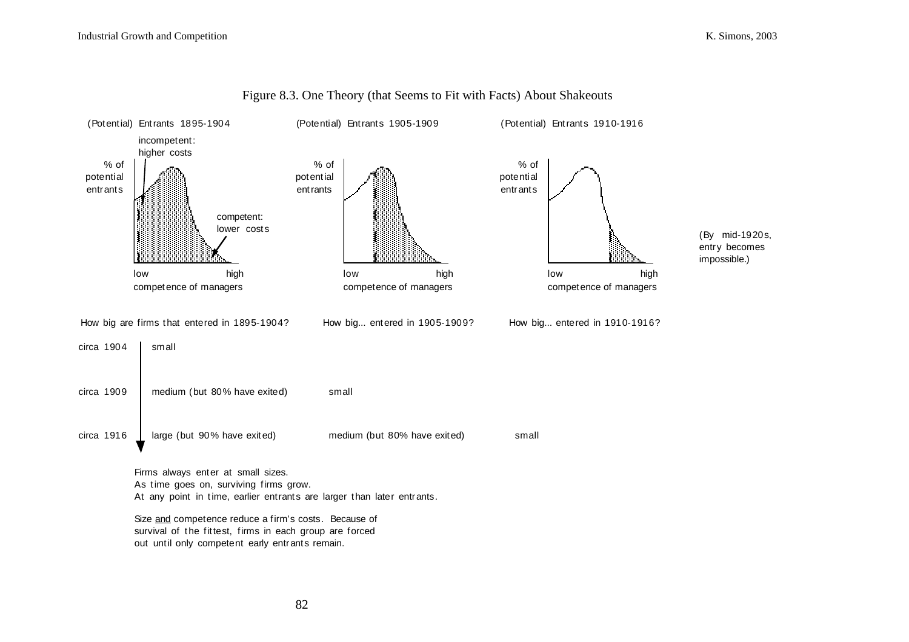Figure 8.3. One Theory (that Seems to Fit with Facts) About Shakeouts

(Potential) Entrants 1895-1904 — incompetent: higher costs; competent: lower costs — % of potential entrants; low — high competence of managers

(Potential) Entrants 1905-1909 — % of potential entrants; low — high competence of managers

(Potential) Entrants 1910-1916 — % of potential entrants; low — high competence of managers

(By mid-1920s, entry becomes impossible.)

| | How big are firms that entered in 1895-1904? | How big... entered in 1905-1909? | How big... entered in 1910-1916? |
|---|---|---|---|
| circa 1904 | small | | |
| circa 1909 | medium (but 80% have exited) | small | |
| circa 1916 | large (but 90% have exited) | medium (but 80% have exited) | small |

Firms always enter at small sizes.
As time goes on, surviving firms grow.
At any point in time, earlier entrants are larger than later entrants.

Size and competence reduce a firm's costs. Because of survival of the fittest, firms in each group are forced out until only competent early entrants remain.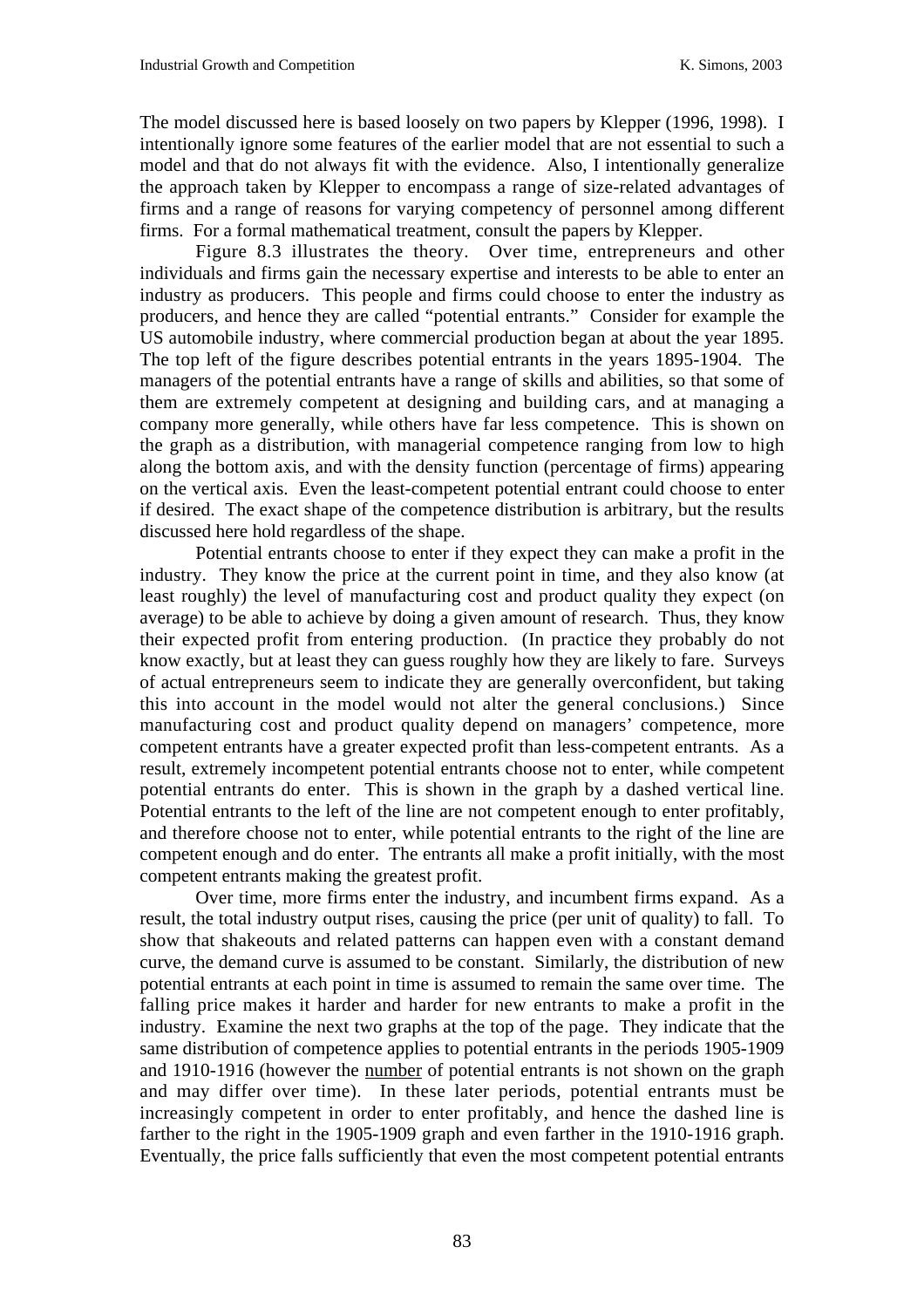The model discussed here is based loosely on two papers by Klepper (1996, 1998). I intentionally ignore some features of the earlier model that are not essential to such a model and that do not always fit with the evidence. Also, I intentionally generalize the approach taken by Klepper to encompass a range of size-related advantages of firms and a range of reasons for varying competency of personnel among different firms. For a formal mathematical treatment, consult the papers by Klepper.

Figure 8.3 illustrates the theory. Over time, entrepreneurs and other individuals and firms gain the necessary expertise and interests to be able to enter an industry as producers. This people and firms could choose to enter the industry as producers, and hence they are called "potential entrants." Consider for example the US automobile industry, where commercial production began at about the year 1895. The top left of the figure describes potential entrants in the years 1895-1904. The managers of the potential entrants have a range of skills and abilities, so that some of them are extremely competent at designing and building cars, and at managing a company more generally, while others have far less competence. This is shown on the graph as a distribution, with managerial competence ranging from low to high along the bottom axis, and with the density function (percentage of firms) appearing on the vertical axis. Even the least-competent potential entrant could choose to enter if desired. The exact shape of the competence distribution is arbitrary, but the results discussed here hold regardless of the shape.

Potential entrants choose to enter if they expect they can make a profit in the industry. They know the price at the current point in time, and they also know (at least roughly) the level of manufacturing cost and product quality they expect (on average) to be able to achieve by doing a given amount of research. Thus, they know their expected profit from entering production. (In practice they probably do not know exactly, but at least they can guess roughly how they are likely to fare. Surveys of actual entrepreneurs seem to indicate they are generally overconfident, but taking this into account in the model would not alter the general conclusions.) Since manufacturing cost and product quality depend on managers' competence, more competent entrants have a greater expected profit than less-competent entrants. As a result, extremely incompetent potential entrants choose not to enter, while competent potential entrants do enter. This is shown in the graph by a dashed vertical line. Potential entrants to the left of the line are not competent enough to enter profitably, and therefore choose not to enter, while potential entrants to the right of the line are competent enough and do enter. The entrants all make a profit initially, with the most competent entrants making the greatest profit.

Over time, more firms enter the industry, and incumbent firms expand. As a result, the total industry output rises, causing the price (per unit of quality) to fall. To show that shakeouts and related patterns can happen even with a constant demand curve, the demand curve is assumed to be constant. Similarly, the distribution of new potential entrants at each point in time is assumed to remain the same over time. The falling price makes it harder and harder for new entrants to make a profit in the industry. Examine the next two graphs at the top of the page. They indicate that the same distribution of competence applies to potential entrants in the periods 1905-1909 and 1910-1916 (however the <u>number</u> of potential entrants is not shown on the graph and may differ over time). In these later periods, potential entrants must be increasingly competent in order to enter profitably, and hence the dashed line is farther to the right in the 1905-1909 graph and even farther in the 1910-1916 graph. Eventually, the price falls sufficiently that even the most competent potential entrants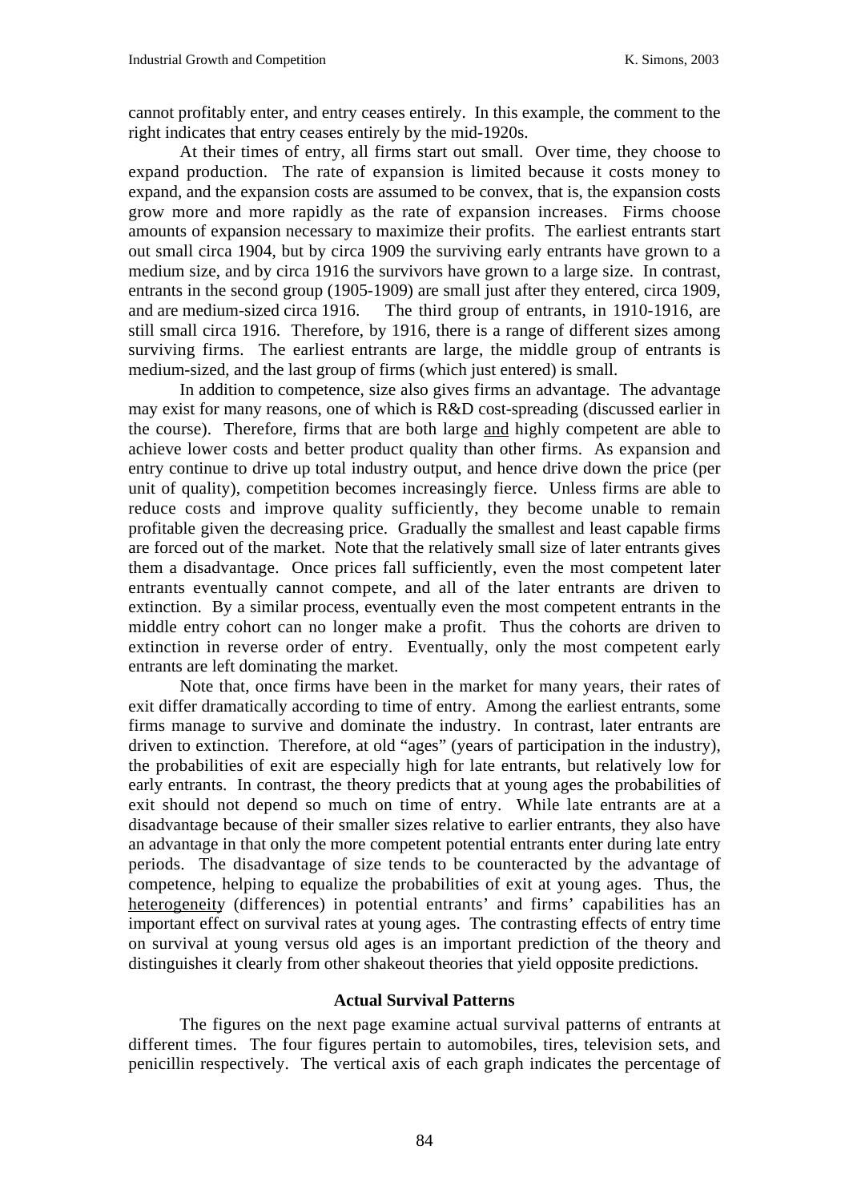cannot profitably enter, and entry ceases entirely. In this example, the comment to the right indicates that entry ceases entirely by the mid-1920s.

At their times of entry, all firms start out small. Over time, they choose to expand production. The rate of expansion is limited because it costs money to expand, and the expansion costs are assumed to be convex, that is, the expansion costs grow more and more rapidly as the rate of expansion increases. Firms choose amounts of expansion necessary to maximize their profits. The earliest entrants start out small circa 1904, but by circa 1909 the surviving early entrants have grown to a medium size, and by circa 1916 the survivors have grown to a large size. In contrast, entrants in the second group (1905-1909) are small just after they entered, circa 1909, and are medium-sized circa 1916. The third group of entrants, in 1910-1916, are still small circa 1916. Therefore, by 1916, there is a range of different sizes among surviving firms. The earliest entrants are large, the middle group of entrants is medium-sized, and the last group of firms (which just entered) is small.

In addition to competence, size also gives firms an advantage. The advantage may exist for many reasons, one of which is R&D cost-spreading (discussed earlier in the course). Therefore, firms that are both large <u>and</u> highly competent are able to achieve lower costs and better product quality than other firms. As expansion and entry continue to drive up total industry output, and hence drive down the price (per unit of quality), competition becomes increasingly fierce. Unless firms are able to reduce costs and improve quality sufficiently, they become unable to remain profitable given the decreasing price. Gradually the smallest and least capable firms are forced out of the market. Note that the relatively small size of later entrants gives them a disadvantage. Once prices fall sufficiently, even the most competent later entrants eventually cannot compete, and all of the later entrants are driven to extinction. By a similar process, eventually even the most competent entrants in the middle entry cohort can no longer make a profit. Thus the cohorts are driven to extinction in reverse order of entry. Eventually, only the most competent early entrants are left dominating the market.

Note that, once firms have been in the market for many years, their rates of exit differ dramatically according to time of entry. Among the earliest entrants, some firms manage to survive and dominate the industry. In contrast, later entrants are driven to extinction. Therefore, at old "ages" (years of participation in the industry), the probabilities of exit are especially high for late entrants, but relatively low for early entrants. In contrast, the theory predicts that at young ages the probabilities of exit should not depend so much on time of entry. While late entrants are at a disadvantage because of their smaller sizes relative to earlier entrants, they also have an advantage in that only the more competent potential entrants enter during late entry periods. The disadvantage of size tends to be counteracted by the advantage of competence, helping to equalize the probabilities of exit at young ages. Thus, the <u>heterogeneity</u> (differences) in potential entrants' and firms' capabilities has an important effect on survival rates at young ages. The contrasting effects of entry time on survival at young versus old ages is an important prediction of the theory and distinguishes it clearly from other shakeout theories that yield opposite predictions.

### Actual Survival Patterns

The figures on the next page examine actual survival patterns of entrants at different times. The four figures pertain to automobiles, tires, television sets, and penicillin respectively. The vertical axis of each graph indicates the percentage of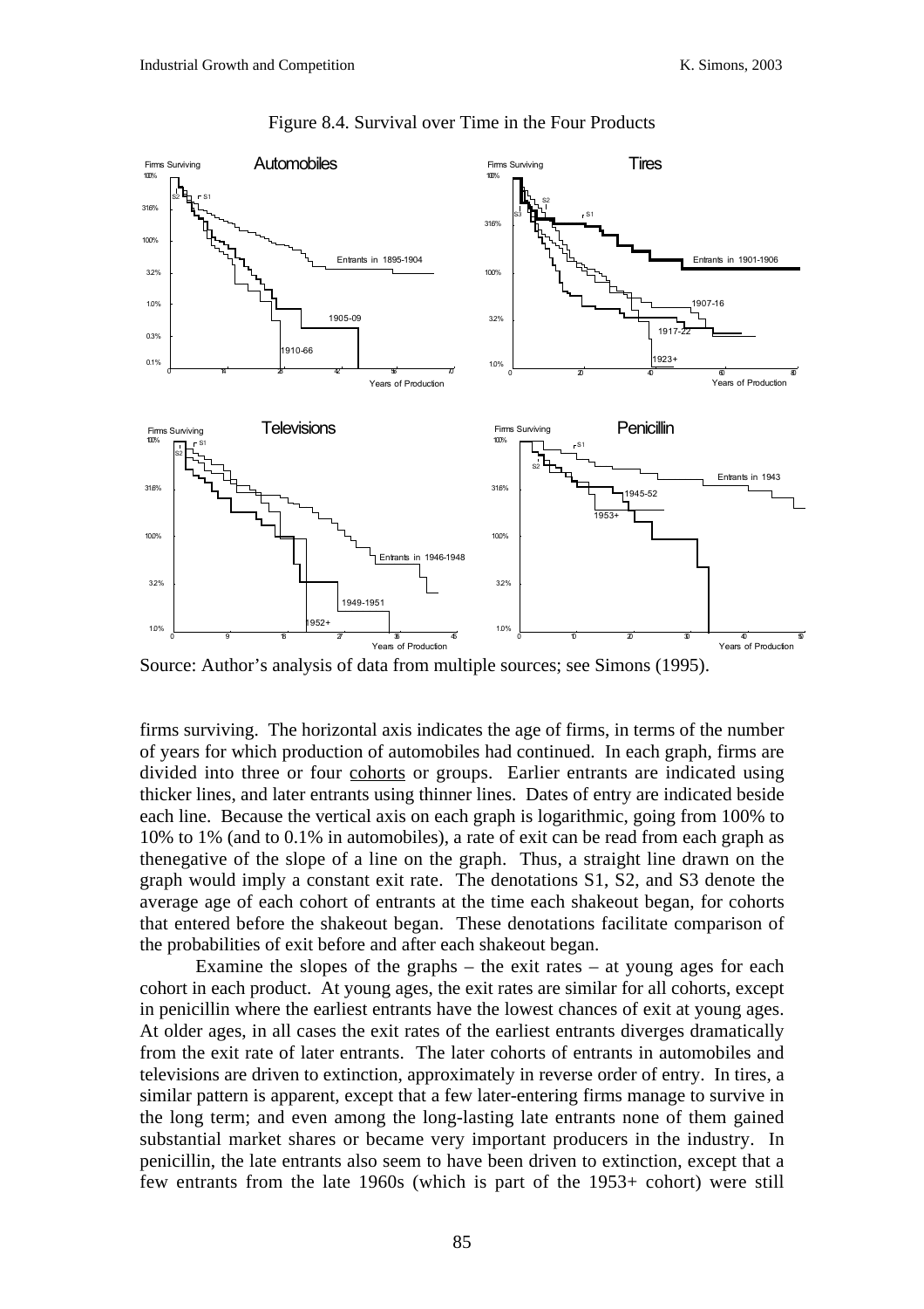Figure 8.4. Survival over Time in the Four Products

Source: Author's analysis of data from multiple sources; see Simons (1995).

firms surviving. The horizontal axis indicates the age of firms, in terms of the number of years for which production of automobiles had continued. In each graph, firms are divided into three or four <u>cohorts</u> or groups. Earlier entrants are indicated using thicker lines, and later entrants using thinner lines. Dates of entry are indicated beside each line. Because the vertical axis on each graph is logarithmic, going from 100% to 10% to 1% (and to 0.1% in automobiles), a rate of exit can be read from each graph as thenegative of the slope of a line on the graph. Thus, a straight line drawn on the graph would imply a constant exit rate. The denotations S1, S2, and S3 denote the average age of each cohort of entrants at the time each shakeout began, for cohorts that entered before the shakeout began. These denotations facilitate comparison of the probabilities of exit before and after each shakeout began.

Examine the slopes of the graphs – the exit rates – at young ages for each cohort in each product. At young ages, the exit rates are similar for all cohorts, except in penicillin where the earliest entrants have the lowest chances of exit at young ages. At older ages, in all cases the exit rates of the earliest entrants diverges dramatically from the exit rate of later entrants. The later cohorts of entrants in automobiles and televisions are driven to extinction, approximately in reverse order of entry. In tires, a similar pattern is apparent, except that a few later-entering firms manage to survive in the long term; and even among the long-lasting late entrants none of them gained substantial market shares or became very important producers in the industry. In penicillin, the late entrants also seem to have been driven to extinction, except that a few entrants from the late 1960s (which is part of the 1953+ cohort) were still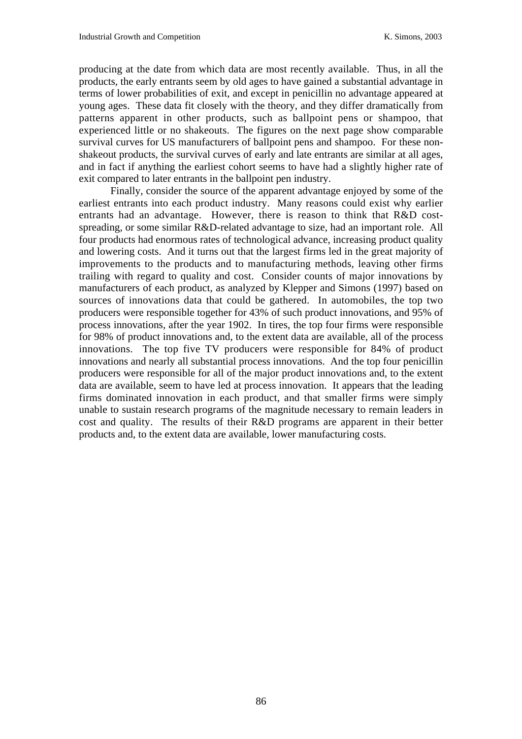producing at the date from which data are most recently available. Thus, in all the products, the early entrants seem by old ages to have gained a substantial advantage in terms of lower probabilities of exit, and except in penicillin no advantage appeared at young ages. These data fit closely with the theory, and they differ dramatically from patterns apparent in other products, such as ballpoint pens or shampoo, that experienced little or no shakeouts. The figures on the next page show comparable survival curves for US manufacturers of ballpoint pens and shampoo. For these non-shakeout products, the survival curves of early and late entrants are similar at all ages, and in fact if anything the earliest cohort seems to have had a slightly higher rate of exit compared to later entrants in the ballpoint pen industry.

Finally, consider the source of the apparent advantage enjoyed by some of the earliest entrants into each product industry. Many reasons could exist why earlier entrants had an advantage. However, there is reason to think that R&D cost-spreading, or some similar R&D-related advantage to size, had an important role. All four products had enormous rates of technological advance, increasing product quality and lowering costs. And it turns out that the largest firms led in the great majority of improvements to the products and to manufacturing methods, leaving other firms trailing with regard to quality and cost. Consider counts of major innovations by manufacturers of each product, as analyzed by Klepper and Simons (1997) based on sources of innovations data that could be gathered. In automobiles, the top two producers were responsible together for 43% of such product innovations, and 95% of process innovations, after the year 1902. In tires, the top four firms were responsible for 98% of product innovations and, to the extent data are available, all of the process innovations. The top five TV producers were responsible for 84% of product innovations and nearly all substantial process innovations. And the top four penicillin producers were responsible for all of the major product innovations and, to the extent data are available, seem to have led at process innovation. It appears that the leading firms dominated innovation in each product, and that smaller firms were simply unable to sustain research programs of the magnitude necessary to remain leaders in cost and quality. The results of their R&D programs are apparent in their better products and, to the extent data are available, lower manufacturing costs.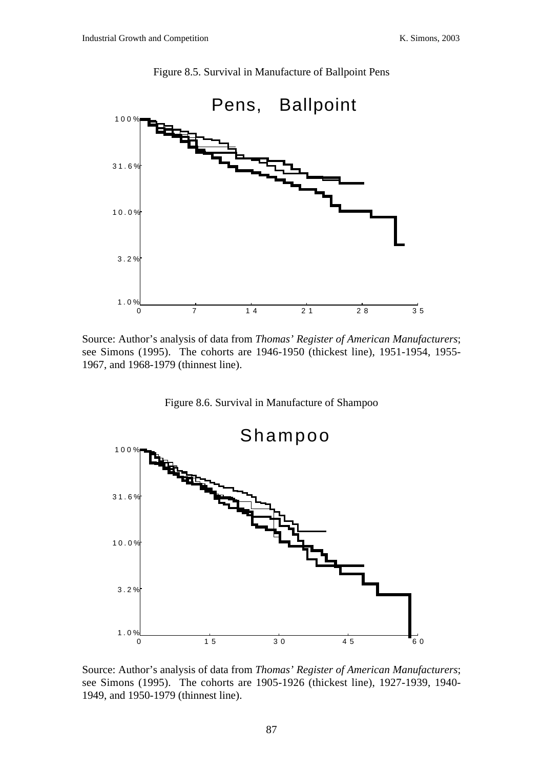Figure 8.5. Survival in Manufacture of Ballpoint Pens

Source: Author's analysis of data from *Thomas' Register of American Manufacturers*; see Simons (1995). The cohorts are 1946-1950 (thickest line), 1951-1954, 1955-1967, and 1968-1979 (thinnest line).

Figure 8.6. Survival in Manufacture of Shampoo

Source: Author's analysis of data from *Thomas' Register of American Manufacturers*; see Simons (1995). The cohorts are 1905-1926 (thickest line), 1927-1939, 1940-1949, and 1950-1979 (thinnest line).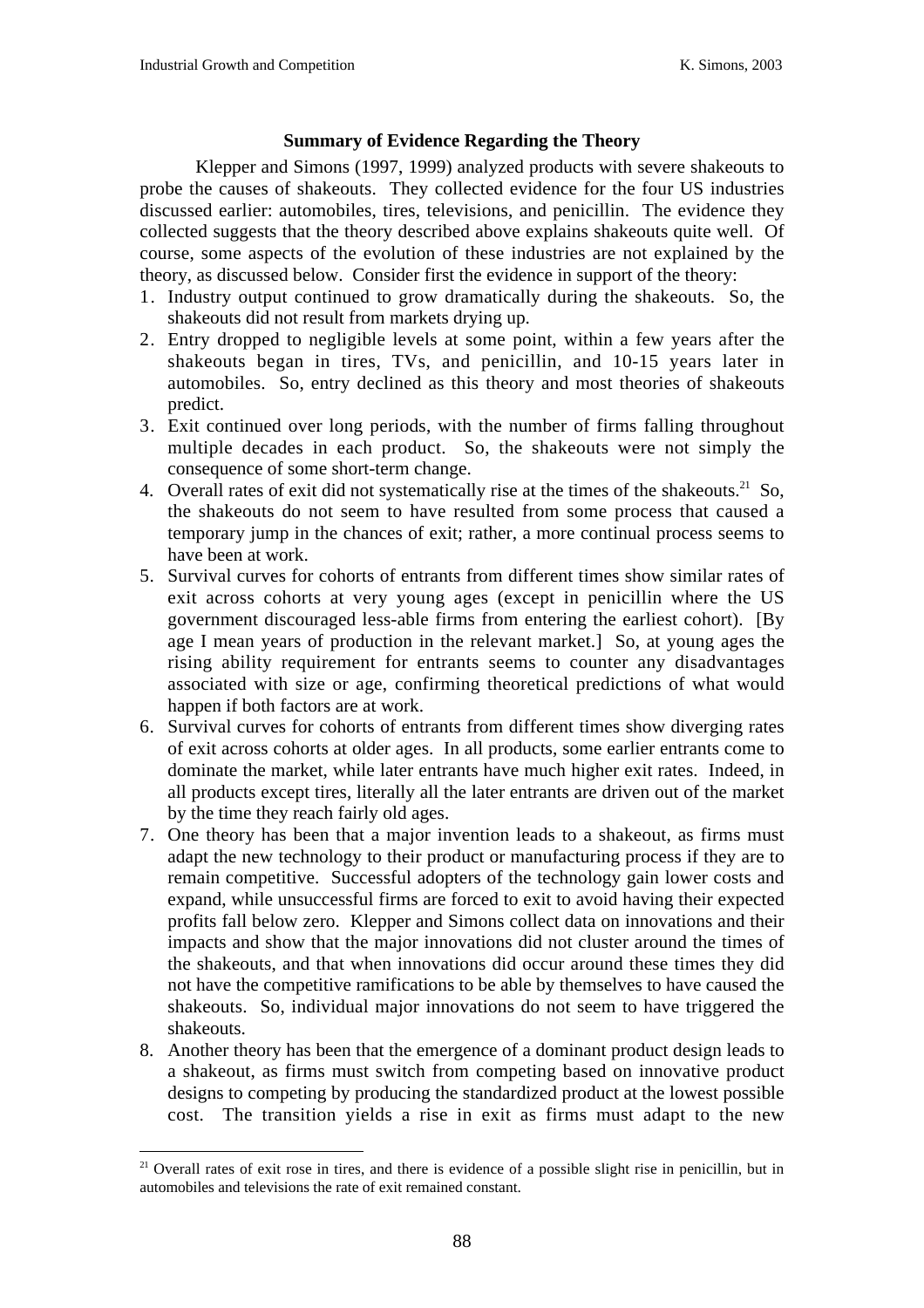### Summary of Evidence Regarding the Theory

Klepper and Simons (1997, 1999) analyzed products with severe shakeouts to probe the causes of shakeouts. They collected evidence for the four US industries discussed earlier: automobiles, tires, televisions, and penicillin. The evidence they collected suggests that the theory described above explains shakeouts quite well. Of course, some aspects of the evolution of these industries are not explained by the theory, as discussed below. Consider first the evidence in support of the theory:

1. Industry output continued to grow dramatically during the shakeouts. So, the shakeouts did not result from markets drying up.
2. Entry dropped to negligible levels at some point, within a few years after the shakeouts began in tires, TVs, and penicillin, and 10-15 years later in automobiles. So, entry declined as this theory and most theories of shakeouts predict.
3. Exit continued over long periods, with the number of firms falling throughout multiple decades in each product. So, the shakeouts were not simply the consequence of some short-term change.
4. Overall rates of exit did not systematically rise at the times of the shakeouts.[21] So, the shakeouts do not seem to have resulted from some process that caused a temporary jump in the chances of exit; rather, a more continual process seems to have been at work.
5. Survival curves for cohorts of entrants from different times show similar rates of exit across cohorts at very young ages (except in penicillin where the US government discouraged less-able firms from entering the earliest cohort). [By age I mean years of production in the relevant market.] So, at young ages the rising ability requirement for entrants seems to counter any disadvantages associated with size or age, confirming theoretical predictions of what would happen if both factors are at work.
6. Survival curves for cohorts of entrants from different times show diverging rates of exit across cohorts at older ages. In all products, some earlier entrants come to dominate the market, while later entrants have much higher exit rates. Indeed, in all products except tires, literally all the later entrants are driven out of the market by the time they reach fairly old ages.
7. One theory has been that a major invention leads to a shakeout, as firms must adapt the new technology to their product or manufacturing process if they are to remain competitive. Successful adopters of the technology gain lower costs and expand, while unsuccessful firms are forced to exit to avoid having their expected profits fall below zero. Klepper and Simons collect data on innovations and their impacts and show that the major innovations did not cluster around the times of the shakeouts, and that when innovations did occur around these times they did not have the competitive ramifications to be able by themselves to have caused the shakeouts. So, individual major innovations do not seem to have triggered the shakeouts.
8. Another theory has been that the emergence of a dominant product design leads to a shakeout, as firms must switch from competing based on innovative product designs to competing by producing the standardized product at the lowest possible cost. The transition yields a rise in exit as firms must adapt to the new

[21] Overall rates of exit rose in tires, and there is evidence of a possible slight rise in penicillin, but in automobiles and televisions the rate of exit remained constant.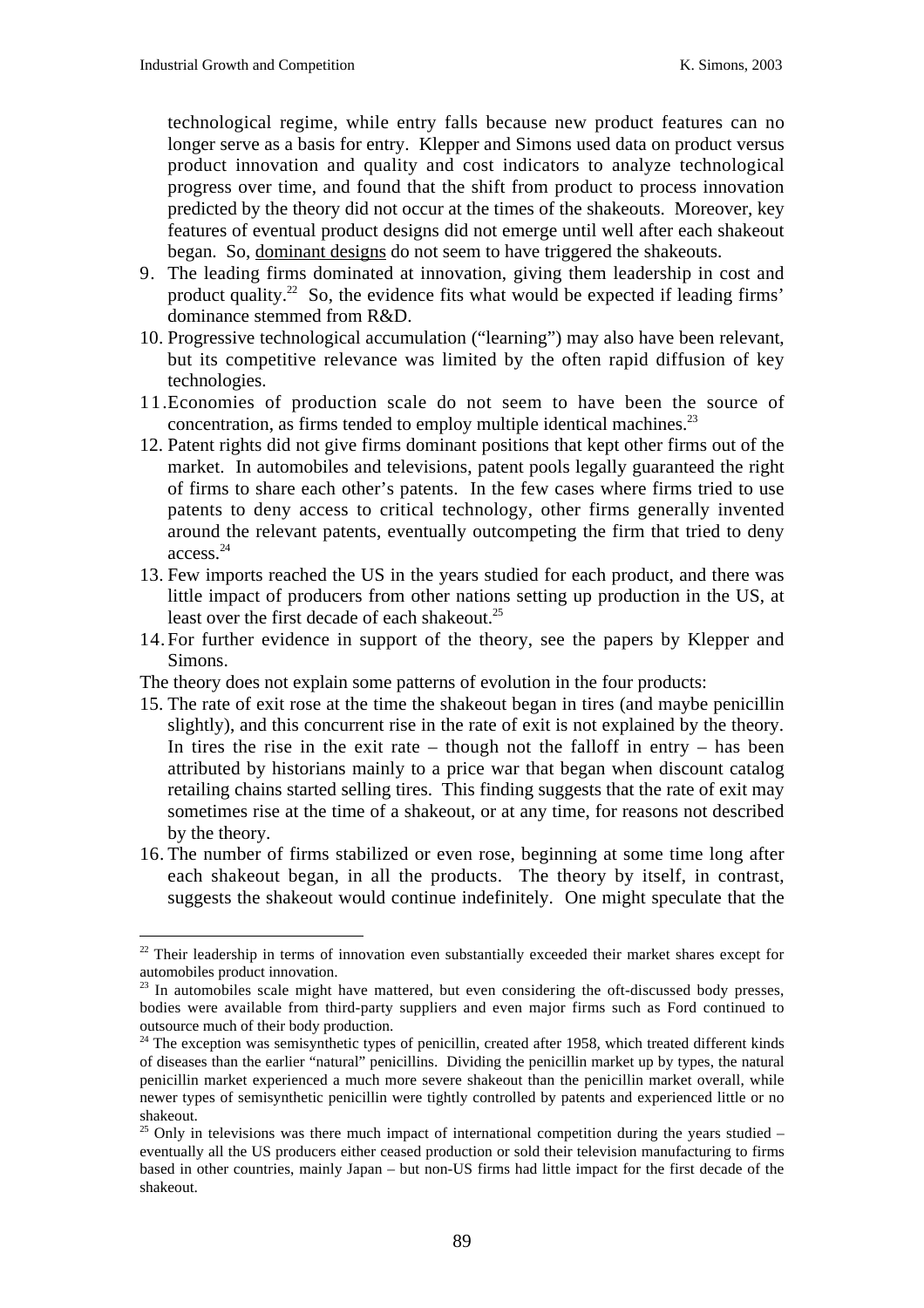technological regime, while entry falls because new product features can no longer serve as a basis for entry. Klepper and Simons used data on product versus product innovation and quality and cost indicators to analyze technological progress over time, and found that the shift from product to process innovation predicted by the theory did not occur at the times of the shakeouts. Moreover, key features of eventual product designs did not emerge until well after each shakeout began. So, dominant designs do not seem to have triggered the shakeouts.

9. The leading firms dominated at innovation, giving them leadership in cost and product quality.[22] So, the evidence fits what would be expected if leading firms' dominance stemmed from R&D.
10. Progressive technological accumulation ("learning") may also have been relevant, but its competitive relevance was limited by the often rapid diffusion of key technologies.
11. Economies of production scale do not seem to have been the source of concentration, as firms tended to employ multiple identical machines.[23]
12. Patent rights did not give firms dominant positions that kept other firms out of the market. In automobiles and televisions, patent pools legally guaranteed the right of firms to share each other's patents. In the few cases where firms tried to use patents to deny access to critical technology, other firms generally invented around the relevant patents, eventually outcompeting the firm that tried to deny access.[24]
13. Few imports reached the US in the years studied for each product, and there was little impact of producers from other nations setting up production in the US, at least over the first decade of each shakeout.[25]
14. For further evidence in support of the theory, see the papers by Klepper and Simons.

The theory does not explain some patterns of evolution in the four products:

15. The rate of exit rose at the time the shakeout began in tires (and maybe penicillin slightly), and this concurrent rise in the rate of exit is not explained by the theory. In tires the rise in the exit rate – though not the falloff in entry – has been attributed by historians mainly to a price war that began when discount catalog retailing chains started selling tires. This finding suggests that the rate of exit may sometimes rise at the time of a shakeout, or at any time, for reasons not described by the theory.
16. The number of firms stabilized or even rose, beginning at some time long after each shakeout began, in all the products. The theory by itself, in contrast, suggests the shakeout would continue indefinitely. One might speculate that the

---

[22] Their leadership in terms of innovation even substantially exceeded their market shares except for automobiles product innovation.

[23] In automobiles scale might have mattered, but even considering the oft-discussed body presses, bodies were available from third-party suppliers and even major firms such as Ford continued to outsource much of their body production.

[24] The exception was semisynthetic types of penicillin, created after 1958, which treated different kinds of diseases than the earlier "natural" penicillins. Dividing the penicillin market up by types, the natural penicillin market experienced a much more severe shakeout than the penicillin market overall, while newer types of semisynthetic penicillin were tightly controlled by patents and experienced little or no shakeout.

[25] Only in televisions was there much impact of international competition during the years studied – eventually all the US producers either ceased production or sold their television manufacturing to firms based in other countries, mainly Japan – but non-US firms had little impact for the first decade of the shakeout.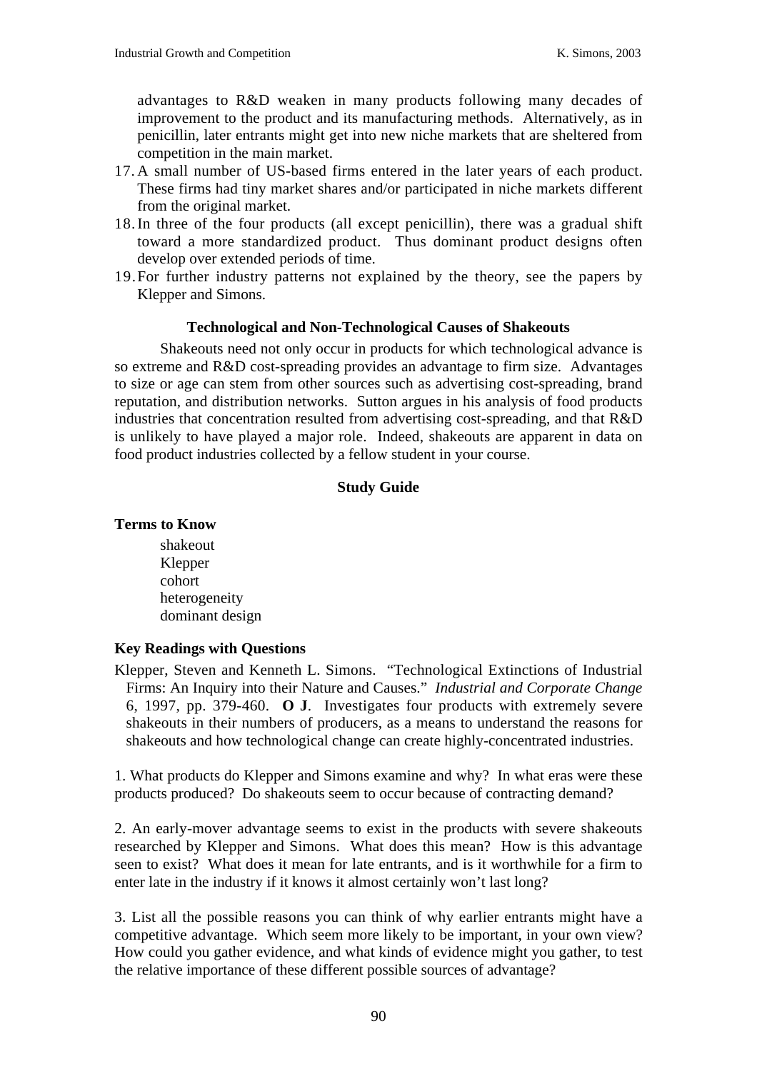advantages to R&D weaken in many products following many decades of improvement to the product and its manufacturing methods. Alternatively, as in penicillin, later entrants might get into new niche markets that are sheltered from competition in the main market.

17. A small number of US-based firms entered in the later years of each product. These firms had tiny market shares and/or participated in niche markets different from the original market.
18. In three of the four products (all except penicillin), there was a gradual shift toward a more standardized product. Thus dominant product designs often develop over extended periods of time.
19. For further industry patterns not explained by the theory, see the papers by Klepper and Simons.

### Technological and Non-Technological Causes of Shakeouts

Shakeouts need not only occur in products for which technological advance is so extreme and R&D cost-spreading provides an advantage to firm size. Advantages to size or age can stem from other sources such as advertising cost-spreading, brand reputation, and distribution networks. Sutton argues in his analysis of food products industries that concentration resulted from advertising cost-spreading, and that R&D is unlikely to have played a major role. Indeed, shakeouts are apparent in data on food product industries collected by a fellow student in your course.

### Study Guide

**Terms to Know**

shakeout
Klepper
cohort
heterogeneity
dominant design

**Key Readings with Questions**

Klepper, Steven and Kenneth L. Simons. "Technological Extinctions of Industrial Firms: An Inquiry into their Nature and Causes." *Industrial and Corporate Change* 6, 1997, pp. 379-460. **O J**. Investigates four products with extremely severe shakeouts in their numbers of producers, as a means to understand the reasons for shakeouts and how technological change can create highly-concentrated industries.

1. What products do Klepper and Simons examine and why? In what eras were these products produced? Do shakeouts seem to occur because of contracting demand?

2. An early-mover advantage seems to exist in the products with severe shakeouts researched by Klepper and Simons. What does this mean? How is this advantage seen to exist? What does it mean for late entrants, and is it worthwhile for a firm to enter late in the industry if it knows it almost certainly won't last long?

3. List all the possible reasons you can think of why earlier entrants might have a competitive advantage. Which seem more likely to be important, in your own view? How could you gather evidence, and what kinds of evidence might you gather, to test the relative importance of these different possible sources of advantage?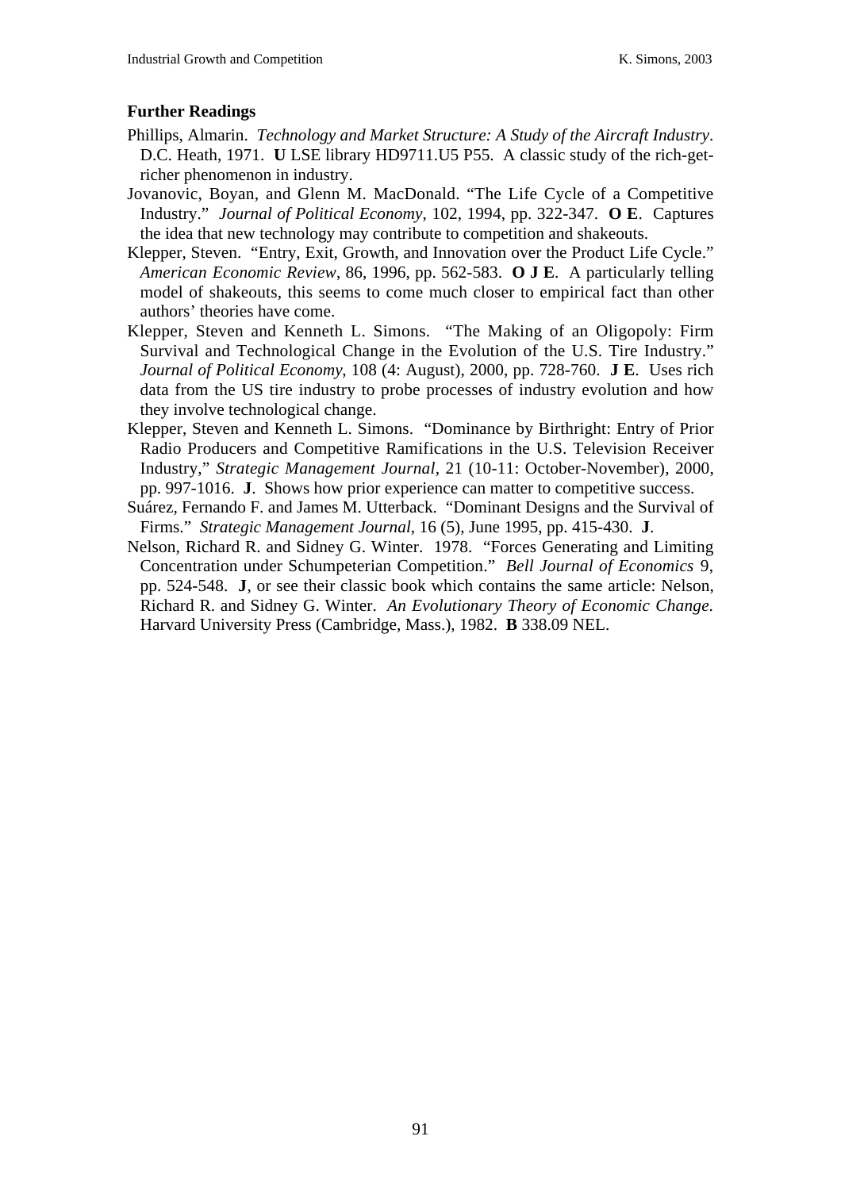**Further Readings**

Phillips, Almarin. *Technology and Market Structure: A Study of the Aircraft Industry*. D.C. Heath, 1971. **U** LSE library HD9711.U5 P55. A classic study of the rich-get-richer phenomenon in industry.

Jovanovic, Boyan, and Glenn M. MacDonald. "The Life Cycle of a Competitive Industry." *Journal of Political Economy*, 102, 1994, pp. 322-347. **O E**. Captures the idea that new technology may contribute to competition and shakeouts.

Klepper, Steven. "Entry, Exit, Growth, and Innovation over the Product Life Cycle." *American Economic Review*, 86, 1996, pp. 562-583. **O J E**. A particularly telling model of shakeouts, this seems to come much closer to empirical fact than other authors' theories have come.

Klepper, Steven and Kenneth L. Simons. "The Making of an Oligopoly: Firm Survival and Technological Change in the Evolution of the U.S. Tire Industry." *Journal of Political Economy*, 108 (4: August), 2000, pp. 728-760. **J E**. Uses rich data from the US tire industry to probe processes of industry evolution and how they involve technological change.

Klepper, Steven and Kenneth L. Simons. "Dominance by Birthright: Entry of Prior Radio Producers and Competitive Ramifications in the U.S. Television Receiver Industry," *Strategic Management Journal*, 21 (10-11: October-November), 2000, pp. 997-1016. **J**. Shows how prior experience can matter to competitive success.

Suárez, Fernando F. and James M. Utterback. "Dominant Designs and the Survival of Firms." *Strategic Management Journal*, 16 (5), June 1995, pp. 415-430. **J**.

Nelson, Richard R. and Sidney G. Winter. 1978. "Forces Generating and Limiting Concentration under Schumpeterian Competition." *Bell Journal of Economics* 9, pp. 524-548. **J**, or see their classic book which contains the same article: Nelson, Richard R. and Sidney G. Winter. *An Evolutionary Theory of Economic Change*. Harvard University Press (Cambridge, Mass.), 1982. **B** 338.09 NEL.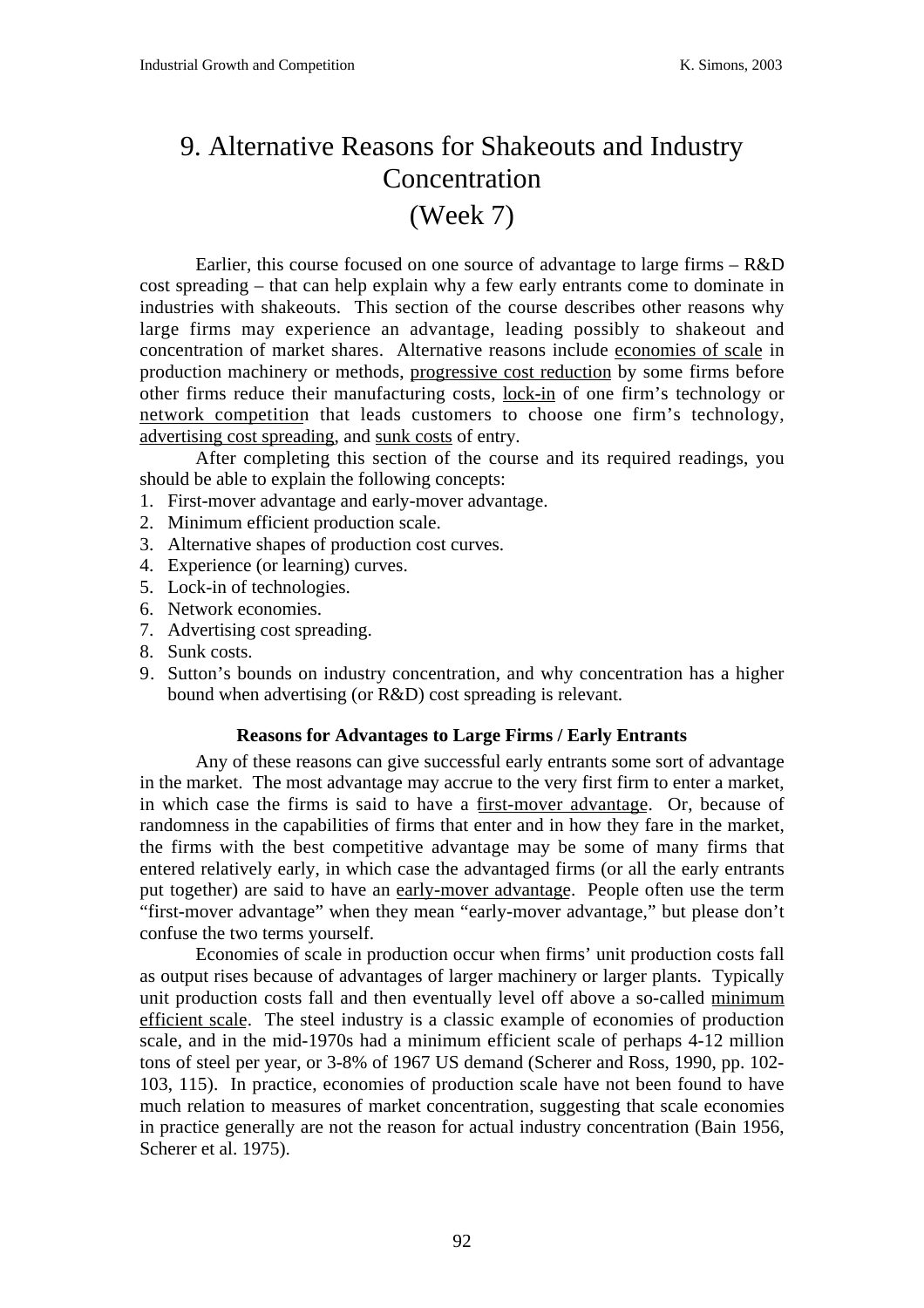# 9. Alternative Reasons for Shakeouts and Industry Concentration
# (Week 7)

Earlier, this course focused on one source of advantage to large firms – R&D cost spreading – that can help explain why a few early entrants come to dominate in industries with shakeouts. This section of the course describes other reasons why large firms may experience an advantage, leading possibly to shakeout and concentration of market shares. Alternative reasons include economies of scale in production machinery or methods, progressive cost reduction by some firms before other firms reduce their manufacturing costs, lock-in of one firm's technology or network competition that leads customers to choose one firm's technology, advertising cost spreading, and sunk costs of entry.

After completing this section of the course and its required readings, you should be able to explain the following concepts:

1. First-mover advantage and early-mover advantage.
2. Minimum efficient production scale.
3. Alternative shapes of production cost curves.
4. Experience (or learning) curves.
5. Lock-in of technologies.
6. Network economies.
7. Advertising cost spreading.
8. Sunk costs.
9. Sutton's bounds on industry concentration, and why concentration has a higher bound when advertising (or R&D) cost spreading is relevant.

### Reasons for Advantages to Large Firms / Early Entrants

Any of these reasons can give successful early entrants some sort of advantage in the market. The most advantage may accrue to the very first firm to enter a market, in which case the firms is said to have a first-mover advantage. Or, because of randomness in the capabilities of firms that enter and in how they fare in the market, the firms with the best competitive advantage may be some of many firms that entered relatively early, in which case the advantaged firms (or all the early entrants put together) are said to have an early-mover advantage. People often use the term "first-mover advantage" when they mean "early-mover advantage," but please don't confuse the two terms yourself.

Economies of scale in production occur when firms' unit production costs fall as output rises because of advantages of larger machinery or larger plants. Typically unit production costs fall and then eventually level off above a so-called minimum efficient scale. The steel industry is a classic example of economies of production scale, and in the mid-1970s had a minimum efficient scale of perhaps 4-12 million tons of steel per year, or 3-8% of 1967 US demand (Scherer and Ross, 1990, pp. 102-103, 115). In practice, economies of production scale have not been found to have much relation to measures of market concentration, suggesting that scale economies in practice generally are not the reason for actual industry concentration (Bain 1956, Scherer et al. 1975).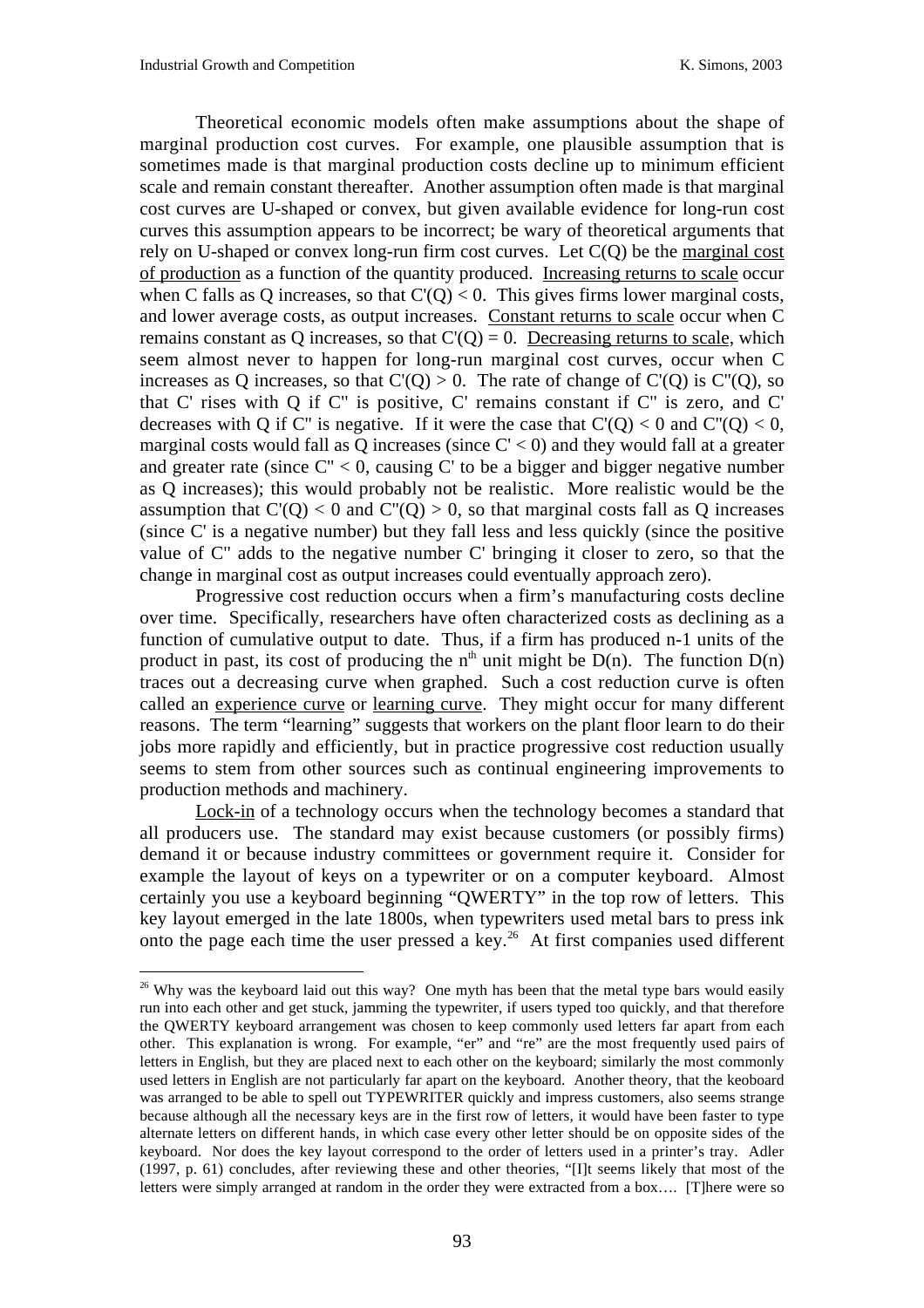Theoretical economic models often make assumptions about the shape of marginal production cost curves. For example, one plausible assumption that is sometimes made is that marginal production costs decline up to minimum efficient scale and remain constant thereafter. Another assumption often made is that marginal cost curves are U-shaped or convex, but given available evidence for long-run cost curves this assumption appears to be incorrect; be wary of theoretical arguments that rely on U-shaped or convex long-run firm cost curves. Let $C(Q)$ be the marginal cost of production as a function of the quantity produced. Increasing returns to scale occur when C falls as Q increases, so that $C'(Q) < 0$. This gives firms lower marginal costs, and lower average costs, as output increases. Constant returns to scale occur when C remains constant as Q increases, so that $C'(Q) = 0$. Decreasing returns to scale, which seem almost never to happen for long-run marginal cost curves, occur when C increases as Q increases, so that $C'(Q) > 0$. The rate of change of $C'(Q)$ is $C''(Q)$, so that $C'$ rises with Q if $C''$ is positive, $C'$ remains constant if $C''$ is zero, and $C'$ decreases with Q if $C''$ is negative. If it were the case that $C'(Q) < 0$ and $C''(Q) < 0$, marginal costs would fall as Q increases (since $C' < 0$) and they would fall at a greater and greater rate (since $C'' < 0$, causing $C'$ to be a bigger and bigger negative number as Q increases); this would probably not be realistic. More realistic would be the assumption that $C'(Q) < 0$ and $C''(Q) > 0$, so that marginal costs fall as Q increases (since $C'$ is a negative number) but they fall less and less quickly (since the positive value of $C''$ adds to the negative number $C'$ bringing it closer to zero, so that the change in marginal cost as output increases could eventually approach zero).

Progressive cost reduction occurs when a firm's manufacturing costs decline over time. Specifically, researchers have often characterized costs as declining as a function of cumulative output to date. Thus, if a firm has produced n-1 units of the product in past, its cost of producing the $n^{th}$ unit might be $D(n)$. The function $D(n)$ traces out a decreasing curve when graphed. Such a cost reduction curve is often called an experience curve or learning curve. They might occur for many different reasons. The term "learning" suggests that workers on the plant floor learn to do their jobs more rapidly and efficiently, but in practice progressive cost reduction usually seems to stem from other sources such as continual engineering improvements to production methods and machinery.

Lock-in of a technology occurs when the technology becomes a standard that all producers use. The standard may exist because customers (or possibly firms) demand it or because industry committees or government require it. Consider for example the layout of keys on a typewriter or on a computer keyboard. Almost certainly you use a keyboard beginning "QWERTY" in the top row of letters. This key layout emerged in the late 1800s, when typewriters used metal bars to press ink onto the page each time the user pressed a key.[26] At first companies used different

---

[26] Why was the keyboard laid out this way? One myth has been that the metal type bars would easily run into each other and get stuck, jamming the typewriter, if users typed too quickly, and that therefore the QWERTY keyboard arrangement was chosen to keep commonly used letters far apart from each other. This explanation is wrong. For example, "er" and "re" are the most frequently used pairs of letters in English, but they are placed next to each other on the keyboard; similarly the most commonly used letters in English are not particularly far apart on the keyboard. Another theory, that the keoboard was arranged to be able to spell out TYPEWRITER quickly and impress customers, also seems strange because although all the necessary keys are in the first row of letters, it would have been faster to type alternate letters on different hands, in which case every other letter should be on opposite sides of the keyboard. Nor does the key layout correspond to the order of letters used in a printer's tray. Adler (1997, p. 61) concludes, after reviewing these and other theories, "[I]t seems likely that most of the letters were simply arranged at random in the order they were extracted from a box…. [T]here were so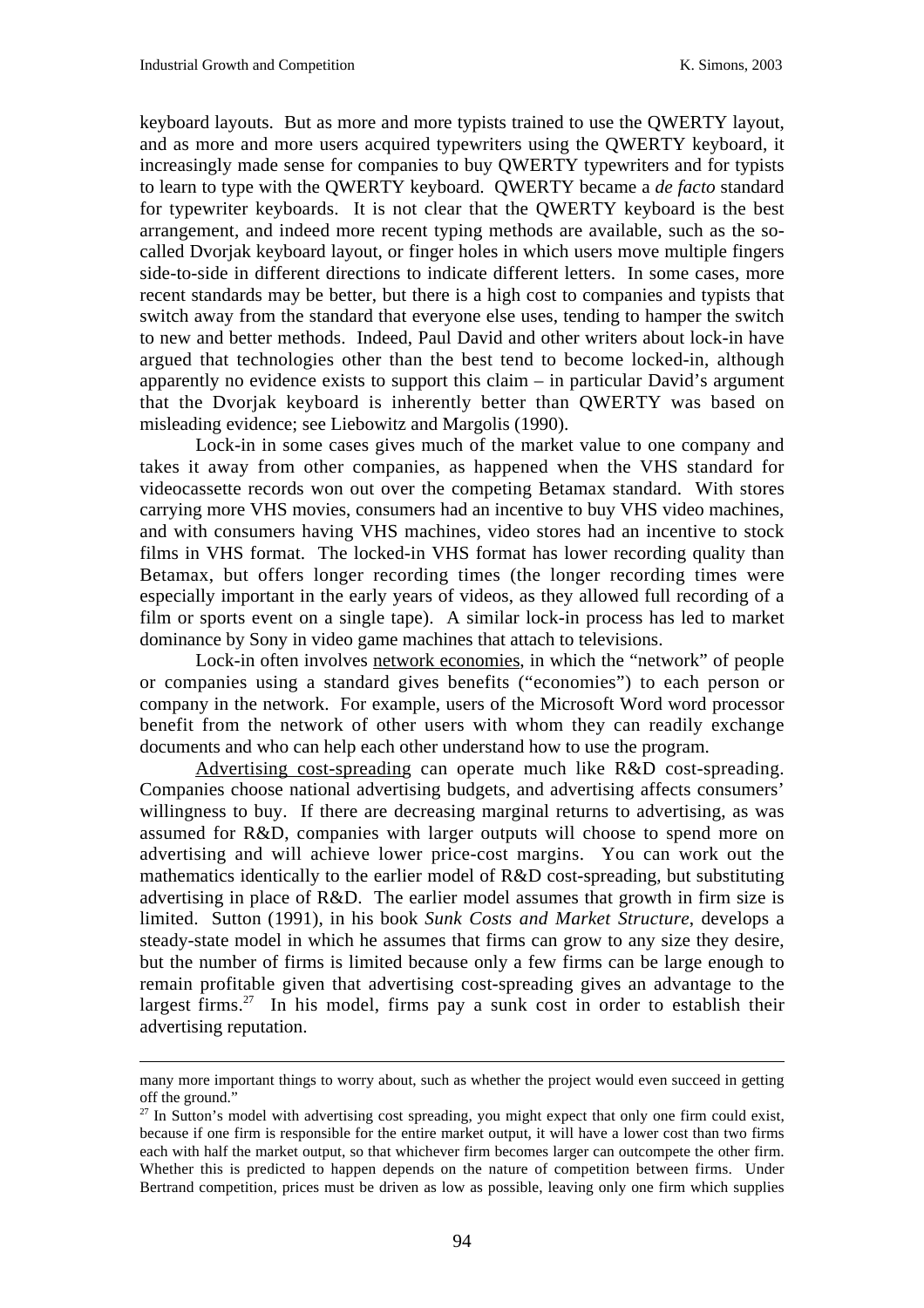keyboard layouts. But as more and more typists trained to use the QWERTY layout, and as more and more users acquired typewriters using the QWERTY keyboard, it increasingly made sense for companies to buy QWERTY typewriters and for typists to learn to type with the QWERTY keyboard. QWERTY became a *de facto* standard for typewriter keyboards. It is not clear that the QWERTY keyboard is the best arrangement, and indeed more recent typing methods are available, such as the so-called Dvorjak keyboard layout, or finger holes in which users move multiple fingers side-to-side in different directions to indicate different letters. In some cases, more recent standards may be better, but there is a high cost to companies and typists that switch away from the standard that everyone else uses, tending to hamper the switch to new and better methods. Indeed, Paul David and other writers about lock-in have argued that technologies other than the best tend to become locked-in, although apparently no evidence exists to support this claim – in particular David's argument that the Dvorjak keyboard is inherently better than QWERTY was based on misleading evidence; see Liebowitz and Margolis (1990).

Lock-in in some cases gives much of the market value to one company and takes it away from other companies, as happened when the VHS standard for videocassette records won out over the competing Betamax standard. With stores carrying more VHS movies, consumers had an incentive to buy VHS video machines, and with consumers having VHS machines, video stores had an incentive to stock films in VHS format. The locked-in VHS format has lower recording quality than Betamax, but offers longer recording times (the longer recording times were especially important in the early years of videos, as they allowed full recording of a film or sports event on a single tape). A similar lock-in process has led to market dominance by Sony in video game machines that attach to televisions.

Lock-in often involves network economies, in which the "network" of people or companies using a standard gives benefits ("economies") to each person or company in the network. For example, users of the Microsoft Word word processor benefit from the network of other users with whom they can readily exchange documents and who can help each other understand how to use the program.

Advertising cost-spreading can operate much like R&D cost-spreading. Companies choose national advertising budgets, and advertising affects consumers' willingness to buy. If there are decreasing marginal returns to advertising, as was assumed for R&D, companies with larger outputs will choose to spend more on advertising and will achieve lower price-cost margins. You can work out the mathematics identically to the earlier model of R&D cost-spreading, but substituting advertising in place of R&D. The earlier model assumes that growth in firm size is limited. Sutton (1991), in his book *Sunk Costs and Market Structure*, develops a steady-state model in which he assumes that firms can grow to any size they desire, but the number of firms is limited because only a few firms can be large enough to remain profitable given that advertising cost-spreading gives an advantage to the largest firms.[27] In his model, firms pay a sunk cost in order to establish their advertising reputation.

---

many more important things to worry about, such as whether the project would even succeed in getting off the ground."

[27] In Sutton's model with advertising cost spreading, you might expect that only one firm could exist, because if one firm is responsible for the entire market output, it will have a lower cost than two firms each with half the market output, so that whichever firm becomes larger can outcompete the other firm. Whether this is predicted to happen depends on the nature of competition between firms. Under Bertrand competition, prices must be driven as low as possible, leaving only one firm which supplies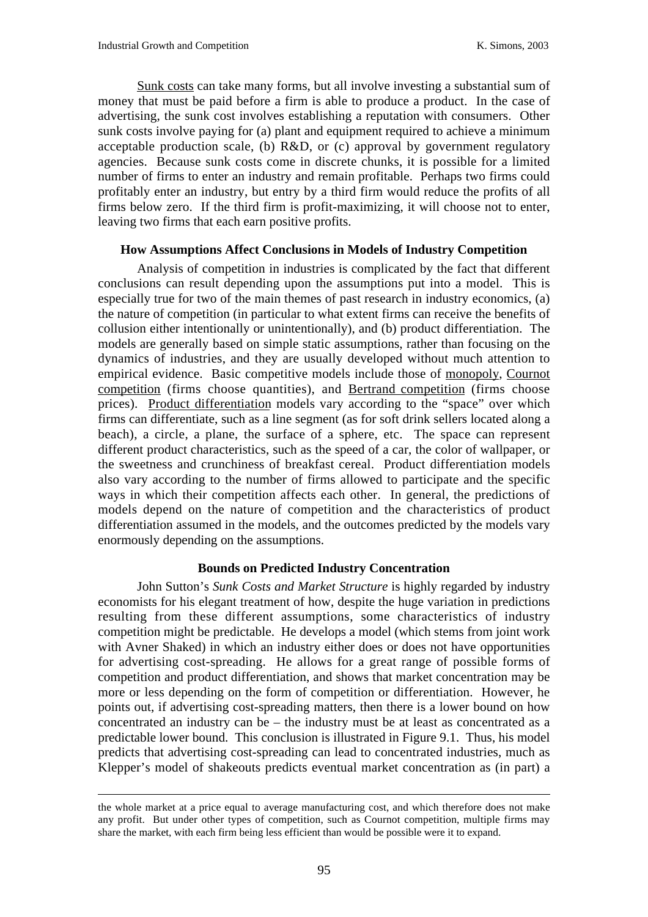Sunk costs can take many forms, but all involve investing a substantial sum of money that must be paid before a firm is able to produce a product. In the case of advertising, the sunk cost involves establishing a reputation with consumers. Other sunk costs involve paying for (a) plant and equipment required to achieve a minimum acceptable production scale, (b) R&D, or (c) approval by government regulatory agencies. Because sunk costs come in discrete chunks, it is possible for a limited number of firms to enter an industry and remain profitable. Perhaps two firms could profitably enter an industry, but entry by a third firm would reduce the profits of all firms below zero. If the third firm is profit-maximizing, it will choose not to enter, leaving two firms that each earn positive profits.

### How Assumptions Affect Conclusions in Models of Industry Competition

Analysis of competition in industries is complicated by the fact that different conclusions can result depending upon the assumptions put into a model. This is especially true for two of the main themes of past research in industry economics, (a) the nature of competition (in particular to what extent firms can receive the benefits of collusion either intentionally or unintentionally), and (b) product differentiation. The models are generally based on simple static assumptions, rather than focusing on the dynamics of industries, and they are usually developed without much attention to empirical evidence. Basic competitive models include those of monopoly, Cournot competition (firms choose quantities), and Bertrand competition (firms choose prices). Product differentiation models vary according to the "space" over which firms can differentiate, such as a line segment (as for soft drink sellers located along a beach), a circle, a plane, the surface of a sphere, etc. The space can represent different product characteristics, such as the speed of a car, the color of wallpaper, or the sweetness and crunchiness of breakfast cereal. Product differentiation models also vary according to the number of firms allowed to participate and the specific ways in which their competition affects each other. In general, the predictions of models depend on the nature of competition and the characteristics of product differentiation assumed in the models, and the outcomes predicted by the models vary enormously depending on the assumptions.

### Bounds on Predicted Industry Concentration

John Sutton's *Sunk Costs and Market Structure* is highly regarded by industry economists for his elegant treatment of how, despite the huge variation in predictions resulting from these different assumptions, some characteristics of industry competition might be predictable. He develops a model (which stems from joint work with Avner Shaked) in which an industry either does or does not have opportunities for advertising cost-spreading. He allows for a great range of possible forms of competition and product differentiation, and shows that market concentration may be more or less depending on the form of competition or differentiation. However, he points out, if advertising cost-spreading matters, then there is a lower bound on how concentrated an industry can be – the industry must be at least as concentrated as a predictable lower bound. This conclusion is illustrated in Figure 9.1. Thus, his model predicts that advertising cost-spreading can lead to concentrated industries, much as Klepper's model of shakeouts predicts eventual market concentration as (in part) a

---

the whole market at a price equal to average manufacturing cost, and which therefore does not make any profit. But under other types of competition, such as Cournot competition, multiple firms may share the market, with each firm being less efficient than would be possible were it to expand.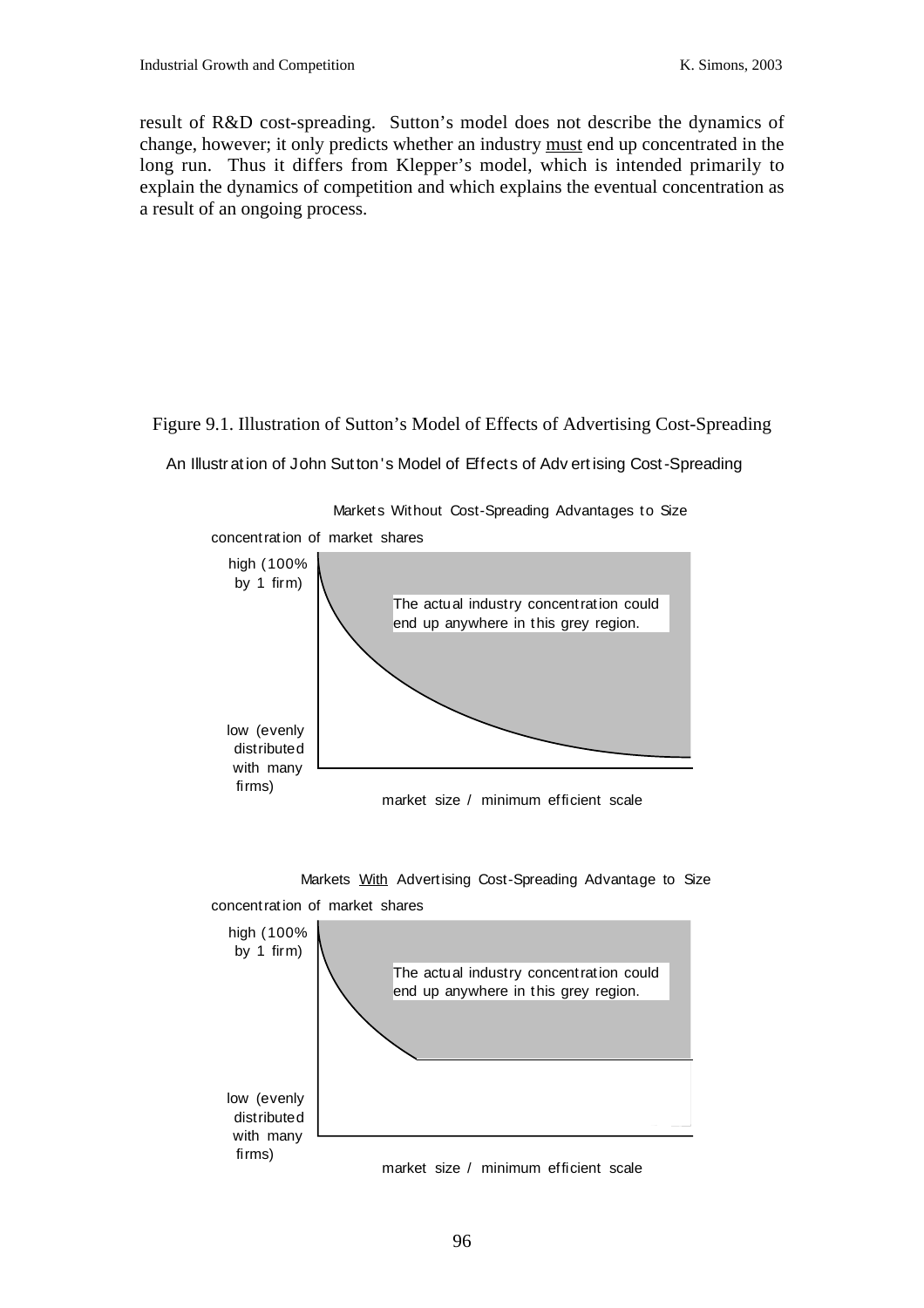result of R&D cost-spreading. Sutton's model does not describe the dynamics of change, however; it only predicts whether an industry must end up concentrated in the long run. Thus it differs from Klepper's model, which is intended primarily to explain the dynamics of competition and which explains the eventual concentration as a result of an ongoing process.

Figure 9.1. Illustration of Sutton's Model of Effects of Advertising Cost-Spreading

An Illustration of John Sutton's Model of Effects of Advertising Cost-Spreading

Markets Without Cost-Spreading Advantages to Size

concentration of market shares

high (100% by 1 firm)

The actual industry concentration could end up anywhere in this grey region.

low (evenly distributed with many firms)

market size / minimum efficient scale

Markets With Advertising Cost-Spreading Advantage to Size

concentration of market shares

high (100% by 1 firm)

The actual industry concentration could end up anywhere in this grey region.

low (evenly distributed with many firms)

market size / minimum efficient scale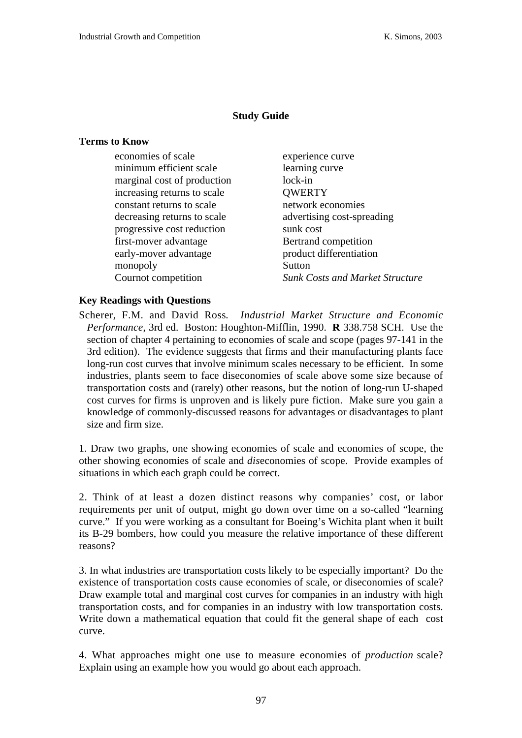## Study Guide

### Terms to Know

| | |
|---|---|
| economies of scale | experience curve |
| minimum efficient scale | learning curve |
| marginal cost of production | lock-in |
| increasing returns to scale | QWERTY |
| constant returns to scale | network economies |
| decreasing returns to scale | advertising cost-spreading |
| progressive cost reduction | sunk cost |
| first-mover advantage | Bertrand competition |
| early-mover advantage | product differentiation |
| monopoly | Sutton |
| Cournot competition | *Sunk Costs and Market Structure* |

### Key Readings with Questions

Scherer, F.M. and David Ross. *Industrial Market Structure and Economic Performance*, 3rd ed. Boston: Houghton-Mifflin, 1990. **R** 338.758 SCH. Use the section of chapter 4 pertaining to economies of scale and scope (pages 97-141 in the 3rd edition). The evidence suggests that firms and their manufacturing plants face long-run cost curves that involve minimum scales necessary to be efficient. In some industries, plants seem to face diseconomies of scale above some size because of transportation costs and (rarely) other reasons, but the notion of long-run U-shaped cost curves for firms is unproven and is likely pure fiction. Make sure you gain a knowledge of commonly-discussed reasons for advantages or disadvantages to plant size and firm size.

1. Draw two graphs, one showing economies of scale and economies of scope, the other showing economies of scale and *dis*economies of scope. Provide examples of situations in which each graph could be correct.

2. Think of at least a dozen distinct reasons why companies' cost, or labor requirements per unit of output, might go down over time on a so-called "learning curve." If you were working as a consultant for Boeing's Wichita plant when it built its B-29 bombers, how could you measure the relative importance of these different reasons?

3. In what industries are transportation costs likely to be especially important? Do the existence of transportation costs cause economies of scale, or diseconomies of scale? Draw example total and marginal cost curves for companies in an industry with high transportation costs, and for companies in an industry with low transportation costs. Write down a mathematical equation that could fit the general shape of each cost curve.

4. What approaches might one use to measure economies of *production* scale? Explain using an example how you would go about each approach.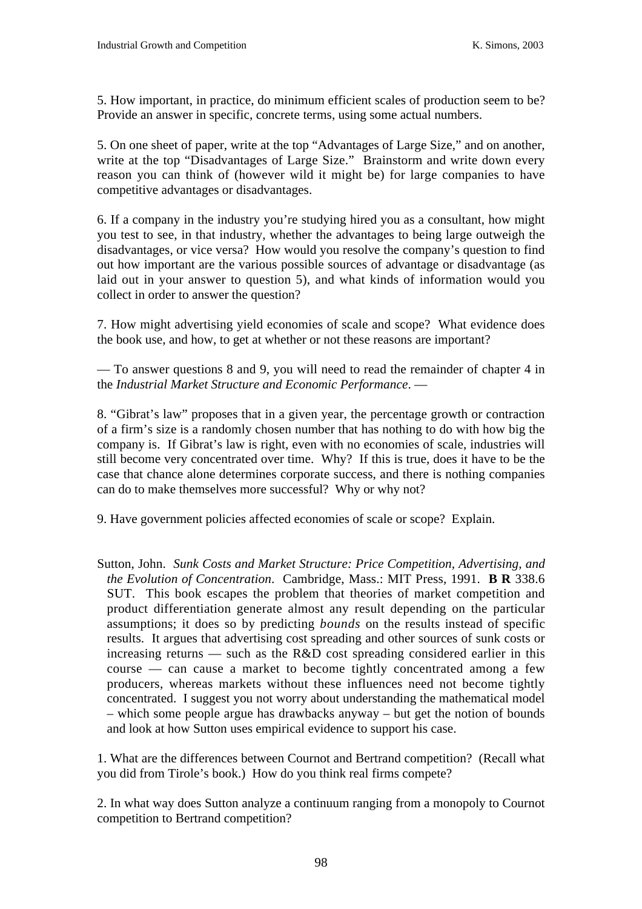5. How important, in practice, do minimum efficient scales of production seem to be? Provide an answer in specific, concrete terms, using some actual numbers.

5. On one sheet of paper, write at the top "Advantages of Large Size," and on another, write at the top "Disadvantages of Large Size." Brainstorm and write down every reason you can think of (however wild it might be) for large companies to have competitive advantages or disadvantages.

6. If a company in the industry you're studying hired you as a consultant, how might you test to see, in that industry, whether the advantages to being large outweigh the disadvantages, or vice versa? How would you resolve the company's question to find out how important are the various possible sources of advantage or disadvantage (as laid out in your answer to question 5), and what kinds of information would you collect in order to answer the question?

7. How might advertising yield economies of scale and scope? What evidence does the book use, and how, to get at whether or not these reasons are important?

— To answer questions 8 and 9, you will need to read the remainder of chapter 4 in the *Industrial Market Structure and Economic Performance*. —

8. "Gibrat's law" proposes that in a given year, the percentage growth or contraction of a firm's size is a randomly chosen number that has nothing to do with how big the company is. If Gibrat's law is right, even with no economies of scale, industries will still become very concentrated over time. Why? If this is true, does it have to be the case that chance alone determines corporate success, and there is nothing companies can do to make themselves more successful? Why or why not?

9. Have government policies affected economies of scale or scope? Explain.

Sutton, John. *Sunk Costs and Market Structure: Price Competition, Advertising, and the Evolution of Concentration*. Cambridge, Mass.: MIT Press, 1991. **B R** 338.6 SUT. This book escapes the problem that theories of market competition and product differentiation generate almost any result depending on the particular assumptions; it does so by predicting *bounds* on the results instead of specific results. It argues that advertising cost spreading and other sources of sunk costs or increasing returns — such as the R&D cost spreading considered earlier in this course — can cause a market to become tightly concentrated among a few producers, whereas markets without these influences need not become tightly concentrated. I suggest you not worry about understanding the mathematical model – which some people argue has drawbacks anyway – but get the notion of bounds and look at how Sutton uses empirical evidence to support his case.

1. What are the differences between Cournot and Bertrand competition? (Recall what you did from Tirole's book.) How do you think real firms compete?

2. In what way does Sutton analyze a continuum ranging from a monopoly to Cournot competition to Bertrand competition?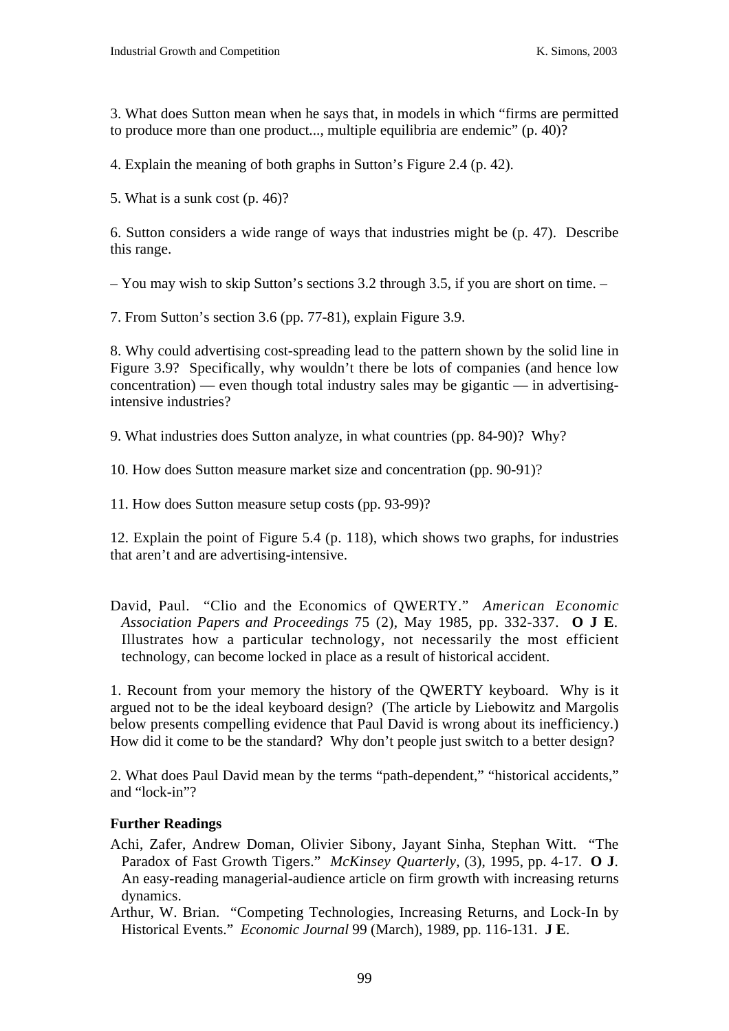3. What does Sutton mean when he says that, in models in which "firms are permitted to produce more than one product..., multiple equilibria are endemic" (p. 40)?

4. Explain the meaning of both graphs in Sutton's Figure 2.4 (p. 42).

5. What is a sunk cost (p. 46)?

6. Sutton considers a wide range of ways that industries might be (p. 47). Describe this range.

– You may wish to skip Sutton's sections 3.2 through 3.5, if you are short on time. –

7. From Sutton's section 3.6 (pp. 77-81), explain Figure 3.9.

8. Why could advertising cost-spreading lead to the pattern shown by the solid line in Figure 3.9? Specifically, why wouldn't there be lots of companies (and hence low concentration) — even though total industry sales may be gigantic — in advertising-intensive industries?

9. What industries does Sutton analyze, in what countries (pp. 84-90)? Why?

10. How does Sutton measure market size and concentration (pp. 90-91)?

11. How does Sutton measure setup costs (pp. 93-99)?

12. Explain the point of Figure 5.4 (p. 118), which shows two graphs, for industries that aren't and are advertising-intensive.

David, Paul. "Clio and the Economics of QWERTY." *American Economic Association Papers and Proceedings* 75 (2), May 1985, pp. 332-337. **O J E**. Illustrates how a particular technology, not necessarily the most efficient technology, can become locked in place as a result of historical accident.

1. Recount from your memory the history of the QWERTY keyboard. Why is it argued not to be the ideal keyboard design? (The article by Liebowitz and Margolis below presents compelling evidence that Paul David is wrong about its inefficiency.) How did it come to be the standard? Why don't people just switch to a better design?

2. What does Paul David mean by the terms "path-dependent," "historical accidents," and "lock-in"?

**Further Readings**

Achi, Zafer, Andrew Doman, Olivier Sibony, Jayant Sinha, Stephan Witt. "The Paradox of Fast Growth Tigers." *McKinsey Quarterly*, (3), 1995, pp. 4-17. **O J**. An easy-reading managerial-audience article on firm growth with increasing returns dynamics.

Arthur, W. Brian. "Competing Technologies, Increasing Returns, and Lock-In by Historical Events." *Economic Journal* 99 (March), 1989, pp. 116-131. **J E**.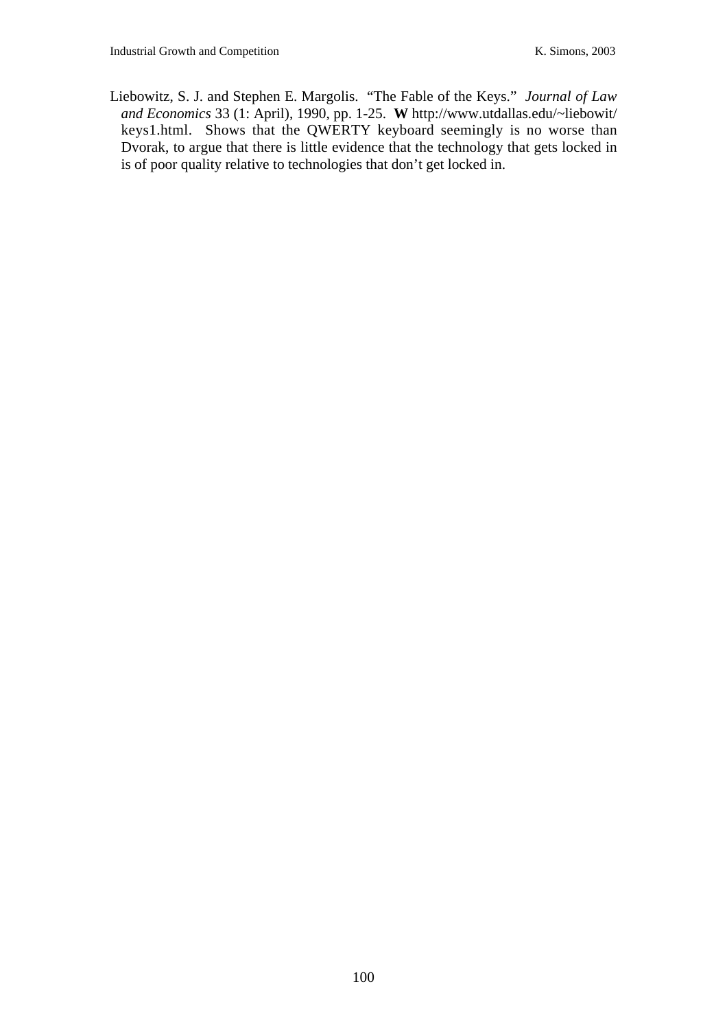Liebowitz, S. J. and Stephen E. Margolis. "The Fable of the Keys." *Journal of Law and Economics* 33 (1: April), 1990, pp. 1-25. **W** http://www.utdallas.edu/~liebowit/keys1.html. Shows that the QWERTY keyboard seemingly is no worse than Dvorak, to argue that there is little evidence that the technology that gets locked in is of poor quality relative to technologies that don't get locked in.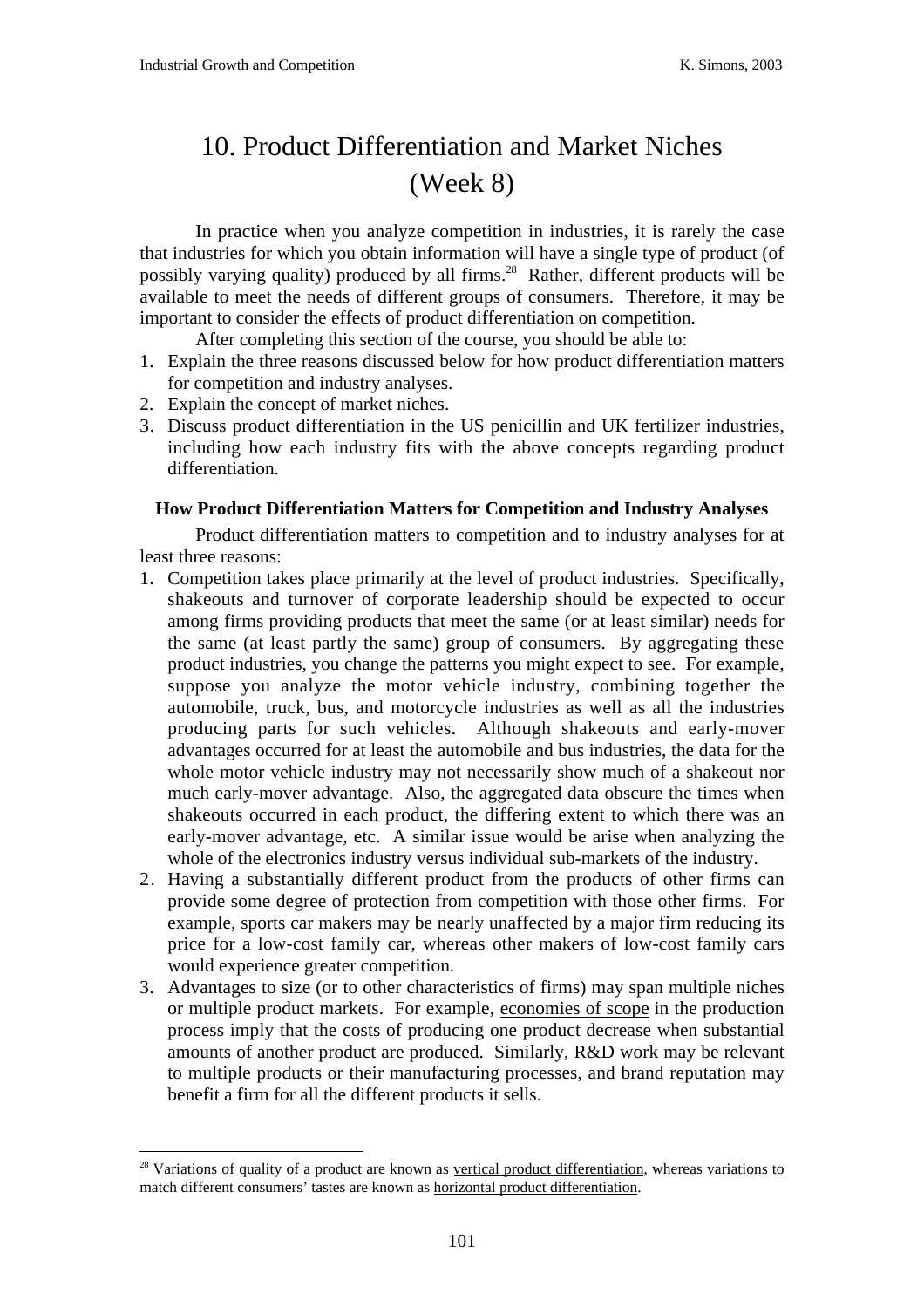# 10. Product Differentiation and Market Niches (Week 8)

In practice when you analyze competition in industries, it is rarely the case that industries for which you obtain information will have a single type of product (of possibly varying quality) produced by all firms.[28] Rather, different products will be available to meet the needs of different groups of consumers. Therefore, it may be important to consider the effects of product differentiation on competition.

After completing this section of the course, you should be able to:

1. Explain the three reasons discussed below for how product differentiation matters for competition and industry analyses.
2. Explain the concept of market niches.
3. Discuss product differentiation in the US penicillin and UK fertilizer industries, including how each industry fits with the above concepts regarding product differentiation.

### How Product Differentiation Matters for Competition and Industry Analyses

Product differentiation matters to competition and to industry analyses for at least three reasons:

1. Competition takes place primarily at the level of product industries. Specifically, shakeouts and turnover of corporate leadership should be expected to occur among firms providing products that meet the same (or at least similar) needs for the same (at least partly the same) group of consumers. By aggregating these product industries, you change the patterns you might expect to see. For example, suppose you analyze the motor vehicle industry, combining together the automobile, truck, bus, and motorcycle industries as well as all the industries producing parts for such vehicles. Although shakeouts and early-mover advantages occurred for at least the automobile and bus industries, the data for the whole motor vehicle industry may not necessarily show much of a shakeout nor much early-mover advantage. Also, the aggregated data obscure the times when shakeouts occurred in each product, the differing extent to which there was an early-mover advantage, etc. A similar issue would be arise when analyzing the whole of the electronics industry versus individual sub-markets of the industry.
2. Having a substantially different product from the products of other firms can provide some degree of protection from competition with those other firms. For example, sports car makers may be nearly unaffected by a major firm reducing its price for a low-cost family car, whereas other makers of low-cost family cars would experience greater competition.
3. Advantages to size (or to other characteristics of firms) may span multiple niches or multiple product markets. For example, economies of scope in the production process imply that the costs of producing one product decrease when substantial amounts of another product are produced. Similarly, R&D work may be relevant to multiple products or their manufacturing processes, and brand reputation may benefit a firm for all the different products it sells.

---

[28] Variations of quality of a product are known as vertical product differentiation, whereas variations to match different consumers' tastes are known as horizontal product differentiation.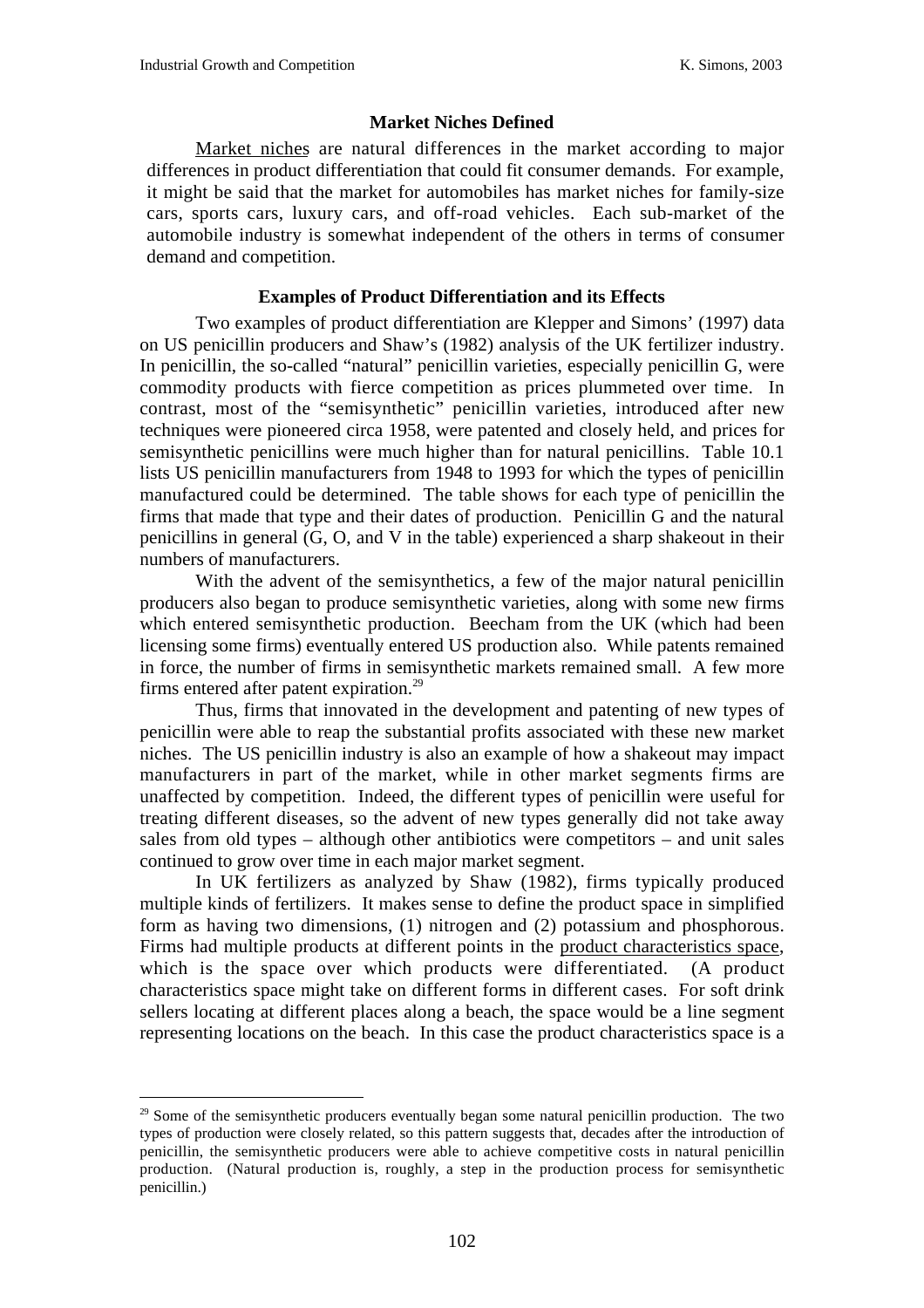### Market Niches Defined

Market niches are natural differences in the market according to major differences in product differentiation that could fit consumer demands. For example, it might be said that the market for automobiles has market niches for family-size cars, sports cars, luxury cars, and off-road vehicles. Each sub-market of the automobile industry is somewhat independent of the others in terms of consumer demand and competition.

### Examples of Product Differentiation and its Effects

Two examples of product differentiation are Klepper and Simons' (1997) data on US penicillin producers and Shaw's (1982) analysis of the UK fertilizer industry. In penicillin, the so-called "natural" penicillin varieties, especially penicillin G, were commodity products with fierce competition as prices plummeted over time. In contrast, most of the "semisynthetic" penicillin varieties, introduced after new techniques were pioneered circa 1958, were patented and closely held, and prices for semisynthetic penicillins were much higher than for natural penicillins. Table 10.1 lists US penicillin manufacturers from 1948 to 1993 for which the types of penicillin manufactured could be determined. The table shows for each type of penicillin the firms that made that type and their dates of production. Penicillin G and the natural penicillins in general (G, O, and V in the table) experienced a sharp shakeout in their numbers of manufacturers.

With the advent of the semisynthetics, a few of the major natural penicillin producers also began to produce semisynthetic varieties, along with some new firms which entered semisynthetic production. Beecham from the UK (which had been licensing some firms) eventually entered US production also. While patents remained in force, the number of firms in semisynthetic markets remained small. A few more firms entered after patent expiration.[29]

Thus, firms that innovated in the development and patenting of new types of penicillin were able to reap the substantial profits associated with these new market niches. The US penicillin industry is also an example of how a shakeout may impact manufacturers in part of the market, while in other market segments firms are unaffected by competition. Indeed, the different types of penicillin were useful for treating different diseases, so the advent of new types generally did not take away sales from old types – although other antibiotics were competitors – and unit sales continued to grow over time in each major market segment.

In UK fertilizers as analyzed by Shaw (1982), firms typically produced multiple kinds of fertilizers. It makes sense to define the product space in simplified form as having two dimensions, (1) nitrogen and (2) potassium and phosphorous. Firms had multiple products at different points in the product characteristics space, which is the space over which products were differentiated. (A product characteristics space might take on different forms in different cases. For soft drink sellers locating at different places along a beach, the space would be a line segment representing locations on the beach. In this case the product characteristics space is a

---

[29] Some of the semisynthetic producers eventually began some natural penicillin production. The two types of production were closely related, so this pattern suggests that, decades after the introduction of penicillin, the semisynthetic producers were able to achieve competitive costs in natural penicillin production. (Natural production is, roughly, a step in the production process for semisynthetic penicillin.)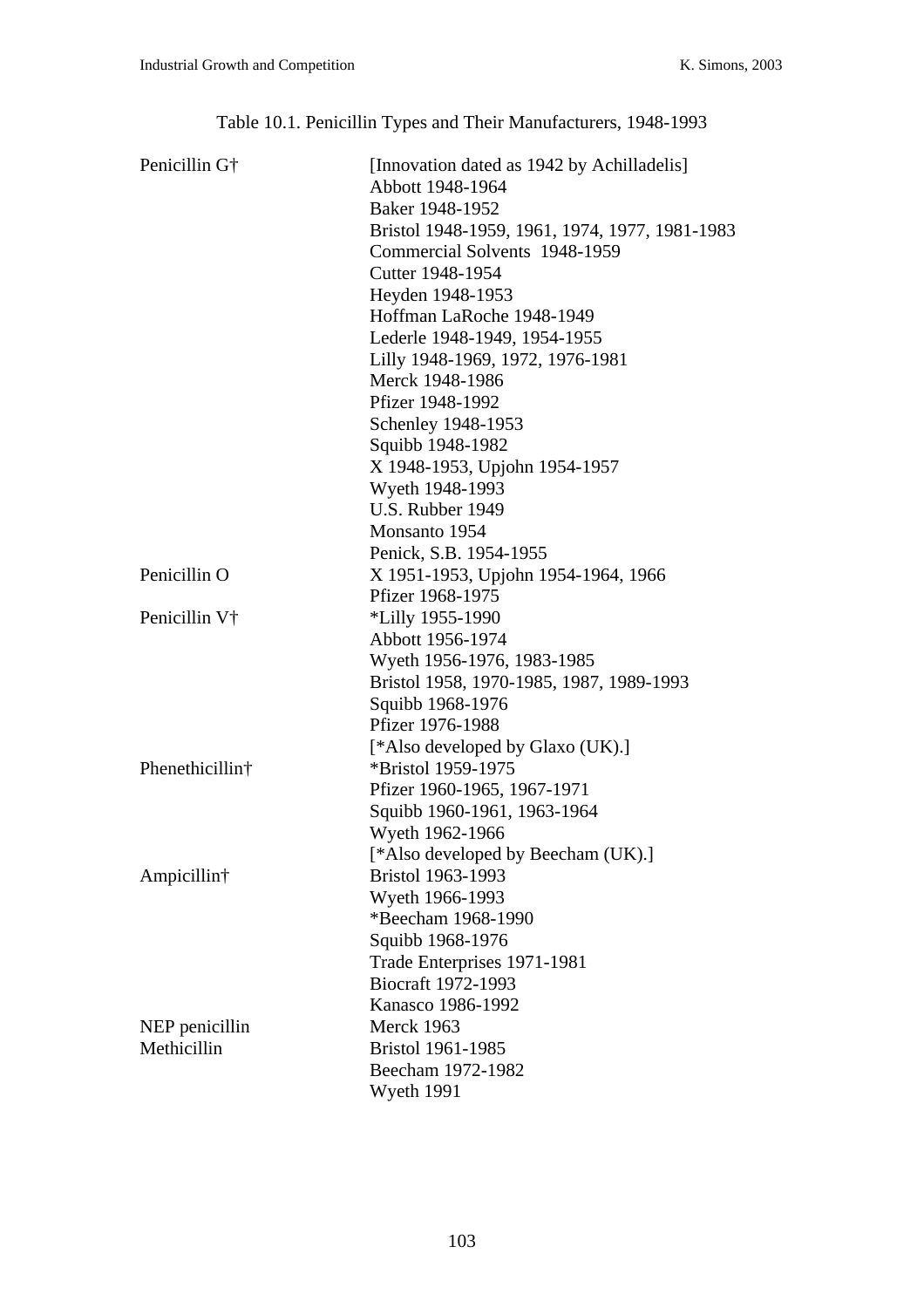Table 10.1. Penicillin Types and Their Manufacturers, 1948-1993

| | |
|---|---|
| Penicillin G† | [Innovation dated as 1942 by Achilladelis] |
| | Abbott 1948-1964 |
| | Baker 1948-1952 |
| | Bristol 1948-1959, 1961, 1974, 1977, 1981-1983 |
| | Commercial Solvents 1948-1959 |
| | Cutter 1948-1954 |
| | Heyden 1948-1953 |
| | Hoffman LaRoche 1948-1949 |
| | Lederle 1948-1949, 1954-1955 |
| | Lilly 1948-1969, 1972, 1976-1981 |
| | Merck 1948-1986 |
| | Pfizer 1948-1992 |
| | Schenley 1948-1953 |
| | Squibb 1948-1982 |
| | X 1948-1953, Upjohn 1954-1957 |
| | Wyeth 1948-1993 |
| | U.S. Rubber 1949 |
| | Monsanto 1954 |
| | Penick, S.B. 1954-1955 |
| Penicillin O | X 1951-1953, Upjohn 1954-1964, 1966 |
| | Pfizer 1968-1975 |
| Penicillin V† | *Lilly 1955-1990 |
| | Abbott 1956-1974 |
| | Wyeth 1956-1976, 1983-1985 |
| | Bristol 1958, 1970-1985, 1987, 1989-1993 |
| | Squibb 1968-1976 |
| | Pfizer 1976-1988 |
| | [*Also developed by Glaxo (UK).] |
| Phenethicillin† | *Bristol 1959-1975 |
| | Pfizer 1960-1965, 1967-1971 |
| | Squibb 1960-1961, 1963-1964 |
| | Wyeth 1962-1966 |
| | [*Also developed by Beecham (UK).] |
| Ampicillin† | Bristol 1963-1993 |
| | Wyeth 1966-1993 |
| | *Beecham 1968-1990 |
| | Squibb 1968-1976 |
| | Trade Enterprises 1971-1981 |
| | Biocraft 1972-1993 |
| | Kanasco 1986-1992 |
| NEP penicillin | Merck 1963 |
| Methicillin | Bristol 1961-1985 |
| | Beecham 1972-1982 |
| | Wyeth 1991 |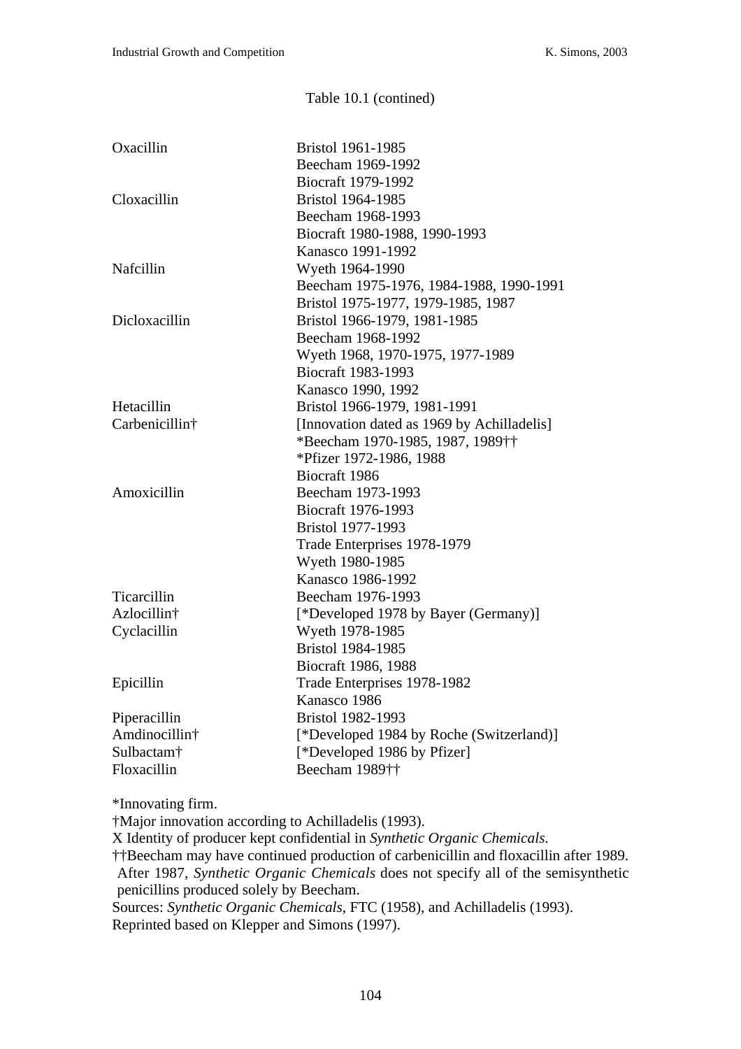Table 10.1 (contined)

| | |
|---|---|
| Oxacillin | Bristol 1961-1985 |
| | Beecham 1969-1992 |
| | Biocraft 1979-1992 |
| Cloxacillin | Bristol 1964-1985 |
| | Beecham 1968-1993 |
| | Biocraft 1980-1988, 1990-1993 |
| | Kanasco 1991-1992 |
| Nafcillin | Wyeth 1964-1990 |
| | Beecham 1975-1976, 1984-1988, 1990-1991 |
| | Bristol 1975-1977, 1979-1985, 1987 |
| Dicloxacillin | Bristol 1966-1979, 1981-1985 |
| | Beecham 1968-1992 |
| | Wyeth 1968, 1970-1975, 1977-1989 |
| | Biocraft 1983-1993 |
| | Kanasco 1990, 1992 |
| Hetacillin | Bristol 1966-1979, 1981-1991 |
| Carbenicillin† | [Innovation dated as 1969 by Achilladelis] |
| | *Beecham 1970-1985, 1987, 1989†† |
| | *Pfizer 1972-1986, 1988 |
| | Biocraft 1986 |
| Amoxicillin | Beecham 1973-1993 |
| | Biocraft 1976-1993 |
| | Bristol 1977-1993 |
| | Trade Enterprises 1978-1979 |
| | Wyeth 1980-1985 |
| | Kanasco 1986-1992 |
| Ticarcillin | Beecham 1976-1993 |
| Azlocillin† | [*Developed 1978 by Bayer (Germany)] |
| Cyclacillin | Wyeth 1978-1985 |
| | Bristol 1984-1985 |
| | Biocraft 1986, 1988 |
| Epicillin | Trade Enterprises 1978-1982 |
| | Kanasco 1986 |
| Piperacillin | Bristol 1982-1993 |
| Amdinocillin† | [*Developed 1984 by Roche (Switzerland)] |
| Sulbactam† | [*Developed 1986 by Pfizer] |
| Floxacillin | Beecham 1989†† |

*Innovating firm.
†Major innovation according to Achilladelis (1993).
X Identity of producer kept confidential in *Synthetic Organic Chemicals*.
††Beecham may have continued production of carbenicillin and floxacillin after 1989. After 1987, *Synthetic Organic Chemicals* does not specify all of the semisynthetic penicillins produced solely by Beecham.
Sources: *Synthetic Organic Chemicals*, FTC (1958), and Achilladelis (1993).
Reprinted based on Klepper and Simons (1997).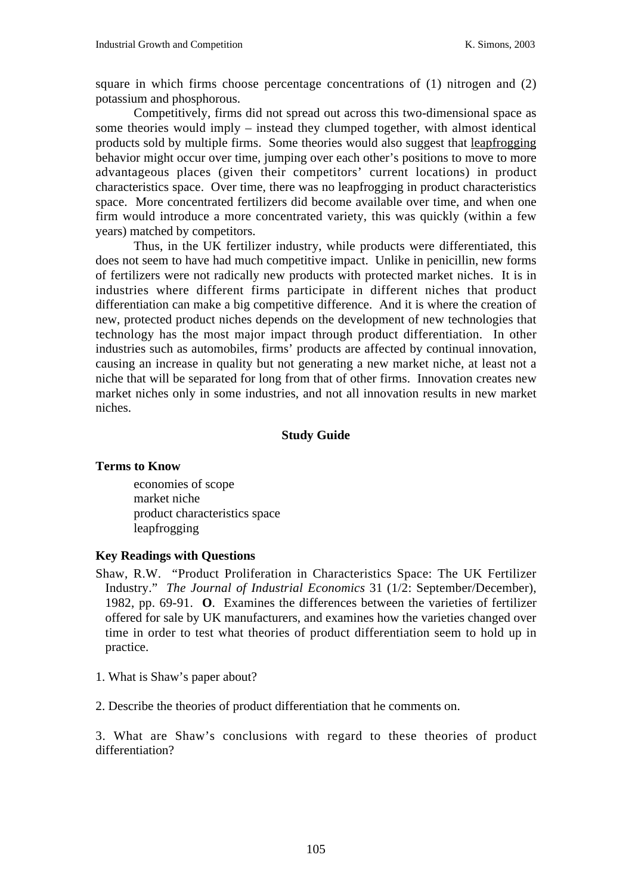square in which firms choose percentage concentrations of (1) nitrogen and (2) potassium and phosphorous.

Competitively, firms did not spread out across this two-dimensional space as some theories would imply – instead they clumped together, with almost identical products sold by multiple firms. Some theories would also suggest that leapfrogging behavior might occur over time, jumping over each other's positions to move to more advantageous places (given their competitors' current locations) in product characteristics space. Over time, there was no leapfrogging in product characteristics space. More concentrated fertilizers did become available over time, and when one firm would introduce a more concentrated variety, this was quickly (within a few years) matched by competitors.

Thus, in the UK fertilizer industry, while products were differentiated, this does not seem to have had much competitive impact. Unlike in penicillin, new forms of fertilizers were not radically new products with protected market niches. It is in industries where different firms participate in different niches that product differentiation can make a big competitive difference. And it is where the creation of new, protected product niches depends on the development of new technologies that technology has the most major impact through product differentiation. In other industries such as automobiles, firms' products are affected by continual innovation, causing an increase in quality but not generating a new market niche, at least not a niche that will be separated for long from that of other firms. Innovation creates new market niches only in some industries, and not all innovation results in new market niches.

## Study Guide

### Terms to Know

economies of scope
market niche
product characteristics space
leapfrogging

### Key Readings with Questions

Shaw, R.W. "Product Proliferation in Characteristics Space: The UK Fertilizer Industry." *The Journal of Industrial Economics* 31 (1/2: September/December), 1982, pp. 69-91. **O**. Examines the differences between the varieties of fertilizer offered for sale by UK manufacturers, and examines how the varieties changed over time in order to test what theories of product differentiation seem to hold up in practice.

1. What is Shaw's paper about?

2. Describe the theories of product differentiation that he comments on.

3. What are Shaw's conclusions with regard to these theories of product differentiation?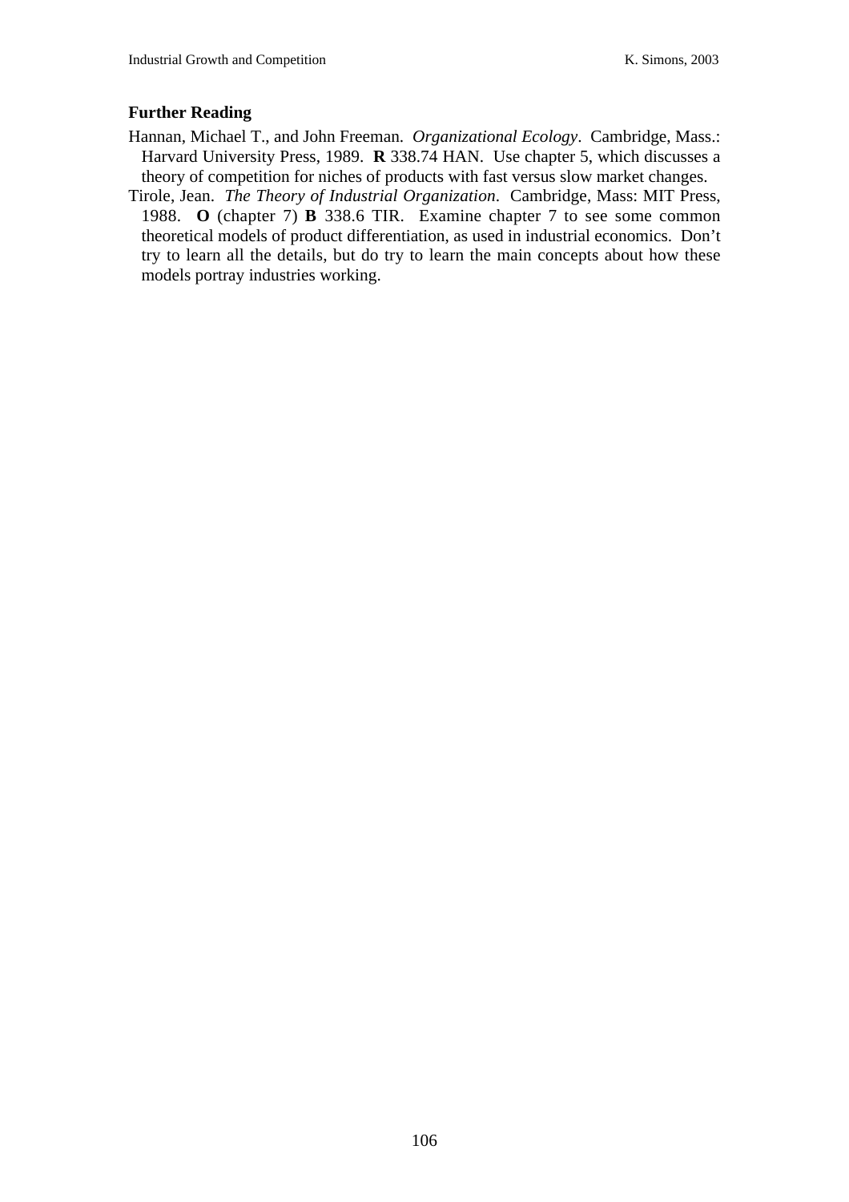### Further Reading

Hannan, Michael T., and John Freeman. *Organizational Ecology*. Cambridge, Mass.: Harvard University Press, 1989. **R** 338.74 HAN. Use chapter 5, which discusses a theory of competition for niches of products with fast versus slow market changes.

Tirole, Jean. *The Theory of Industrial Organization*. Cambridge, Mass: MIT Press, 1988. **O** (chapter 7) **B** 338.6 TIR. Examine chapter 7 to see some common theoretical models of product differentiation, as used in industrial economics. Don't try to learn all the details, but do try to learn the main concepts about how these models portray industries working.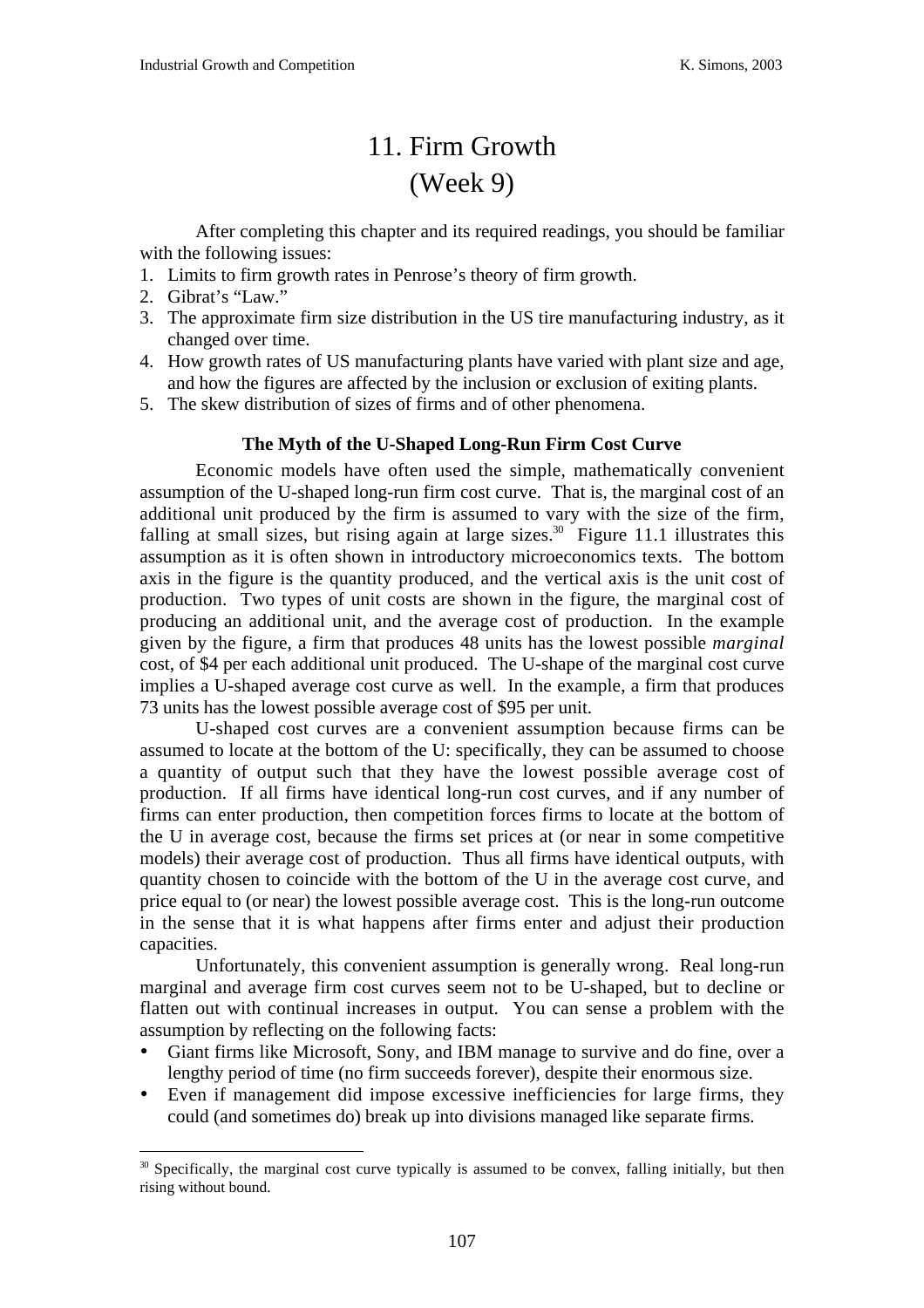# 11. Firm Growth
# (Week 9)

After completing this chapter and its required readings, you should be familiar with the following issues:

1. Limits to firm growth rates in Penrose's theory of firm growth.
2. Gibrat's "Law."
3. The approximate firm size distribution in the US tire manufacturing industry, as it changed over time.
4. How growth rates of US manufacturing plants have varied with plant size and age, and how the figures are affected by the inclusion or exclusion of exiting plants.
5. The skew distribution of sizes of firms and of other phenomena.

### The Myth of the U-Shaped Long-Run Firm Cost Curve

Economic models have often used the simple, mathematically convenient assumption of the U-shaped long-run firm cost curve. That is, the marginal cost of an additional unit produced by the firm is assumed to vary with the size of the firm, falling at small sizes, but rising again at large sizes.[30] Figure 11.1 illustrates this assumption as it is often shown in introductory microeconomics texts. The bottom axis in the figure is the quantity produced, and the vertical axis is the unit cost of production. Two types of unit costs are shown in the figure, the marginal cost of producing an additional unit, and the average cost of production. In the example given by the figure, a firm that produces 48 units has the lowest possible *marginal* cost, of $4 per each additional unit produced. The U-shape of the marginal cost curve implies a U-shaped average cost curve as well. In the example, a firm that produces 73 units has the lowest possible average cost of $95 per unit.

U-shaped cost curves are a convenient assumption because firms can be assumed to locate at the bottom of the U: specifically, they can be assumed to choose a quantity of output such that they have the lowest possible average cost of production. If all firms have identical long-run cost curves, and if any number of firms can enter production, then competition forces firms to locate at the bottom of the U in average cost, because the firms set prices at (or near in some competitive models) their average cost of production. Thus all firms have identical outputs, with quantity chosen to coincide with the bottom of the U in the average cost curve, and price equal to (or near) the lowest possible average cost. This is the long-run outcome in the sense that it is what happens after firms enter and adjust their production capacities.

Unfortunately, this convenient assumption is generally wrong. Real long-run marginal and average firm cost curves seem not to be U-shaped, but to decline or flatten out with continual increases in output. You can sense a problem with the assumption by reflecting on the following facts:

- Giant firms like Microsoft, Sony, and IBM manage to survive and do fine, over a lengthy period of time (no firm succeeds forever), despite their enormous size.
- Even if management did impose excessive inefficiencies for large firms, they could (and sometimes do) break up into divisions managed like separate firms.

[30] Specifically, the marginal cost curve typically is assumed to be convex, falling initially, but then rising without bound.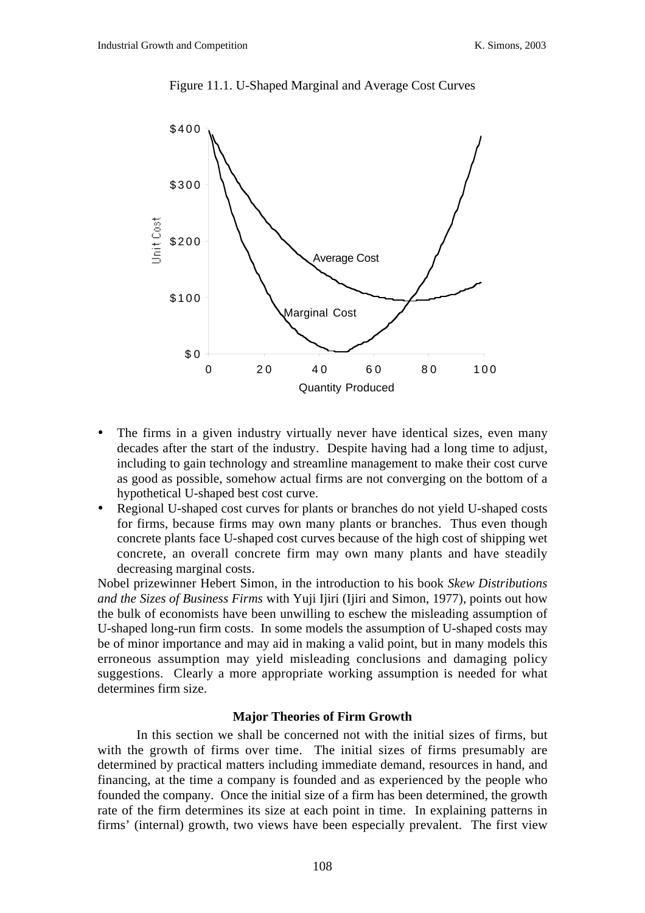Figure 11.1. U-Shaped Marginal and Average Cost Curves

- The firms in a given industry virtually never have identical sizes, even many decades after the start of the industry. Despite having had a long time to adjust, including to gain technology and streamline management to make their cost curve as good as possible, somehow actual firms are not converging on the bottom of a hypothetical U-shaped best cost curve.
- Regional U-shaped cost curves for plants or branches do not yield U-shaped costs for firms, because firms may own many plants or branches. Thus even though concrete plants face U-shaped cost curves because of the high cost of shipping wet concrete, an overall concrete firm may own many plants and have steadily decreasing marginal costs.

Nobel prizewinner Hebert Simon, in the introduction to his book *Skew Distributions and the Sizes of Business Firms* with Yuji Ijiri (Ijiri and Simon, 1977), points out how the bulk of economists have been unwilling to eschew the misleading assumption of U-shaped long-run firm costs. In some models the assumption of U-shaped costs may be of minor importance and may aid in making a valid point, but in many models this erroneous assumption may yield misleading conclusions and damaging policy suggestions. Clearly a more appropriate working assumption is needed for what determines firm size.

### Major Theories of Firm Growth

In this section we shall be concerned not with the initial sizes of firms, but with the growth of firms over time. The initial sizes of firms presumably are determined by practical matters including immediate demand, resources in hand, and financing, at the time a company is founded and as experienced by the people who founded the company. Once the initial size of a firm has been determined, the growth rate of the firm determines its size at each point in time. In explaining patterns in firms' (internal) growth, two views have been especially prevalent. The first view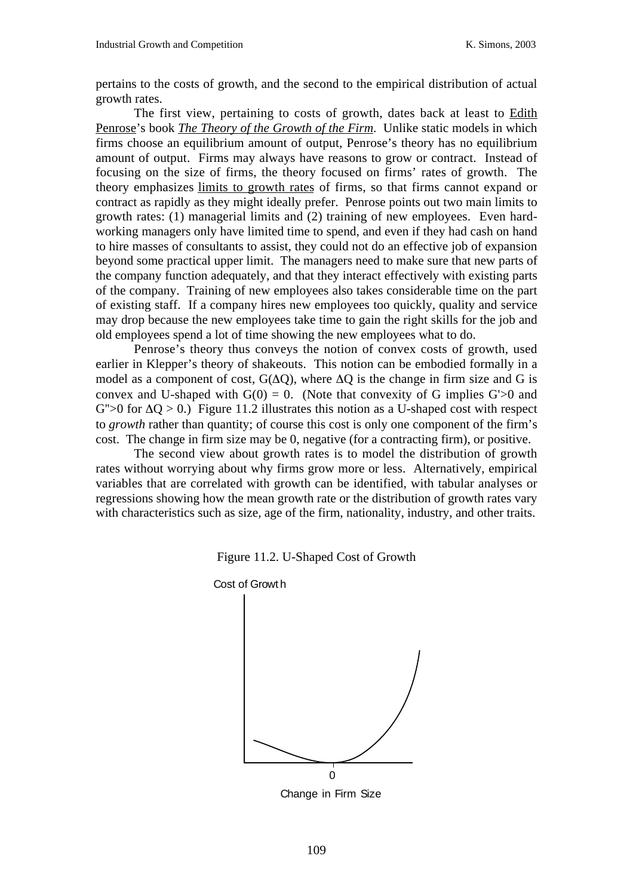pertains to the costs of growth, and the second to the empirical distribution of actual growth rates.

The first view, pertaining to costs of growth, dates back at least to Edith Penrose's book ***The Theory of the Growth of the Firm***. Unlike static models in which firms choose an equilibrium amount of output, Penrose's theory has no equilibrium amount of output. Firms may always have reasons to grow or contract. Instead of focusing on the size of firms, the theory focused on firms' rates of growth. The theory emphasizes limits to growth rates of firms, so that firms cannot expand or contract as rapidly as they might ideally prefer. Penrose points out two main limits to growth rates: (1) managerial limits and (2) training of new employees. Even hard-working managers only have limited time to spend, and even if they had cash on hand to hire masses of consultants to assist, they could not do an effective job of expansion beyond some practical upper limit. The managers need to make sure that new parts of the company function adequately, and that they interact effectively with existing parts of the company. Training of new employees also takes considerable time on the part of existing staff. If a company hires new employees too quickly, quality and service may drop because the new employees take time to gain the right skills for the job and old employees spend a lot of time showing the new employees what to do.

Penrose's theory thus conveys the notion of convex costs of growth, used earlier in Klepper's theory of shakeouts. This notion can be embodied formally in a model as a component of cost, $G(\Delta Q)$, where $\Delta Q$ is the change in firm size and G is convex and U-shaped with $G(0) = 0$. (Note that convexity of G implies $G'>0$ and $G''>0$ for $\Delta Q > 0$.) Figure 11.2 illustrates this notion as a U-shaped cost with respect to *growth* rather than quantity; of course this cost is only one component of the firm's cost. The change in firm size may be 0, negative (for a contracting firm), or positive.

The second view about growth rates is to model the distribution of growth rates without worrying about why firms grow more or less. Alternatively, empirical variables that are correlated with growth can be identified, with tabular analyses or regressions showing how the mean growth rate or the distribution of growth rates vary with characteristics such as size, age of the firm, nationality, industry, and other traits.

Figure 11.2. U-Shaped Cost of Growth

Cost of Growth

0

Change in Firm Size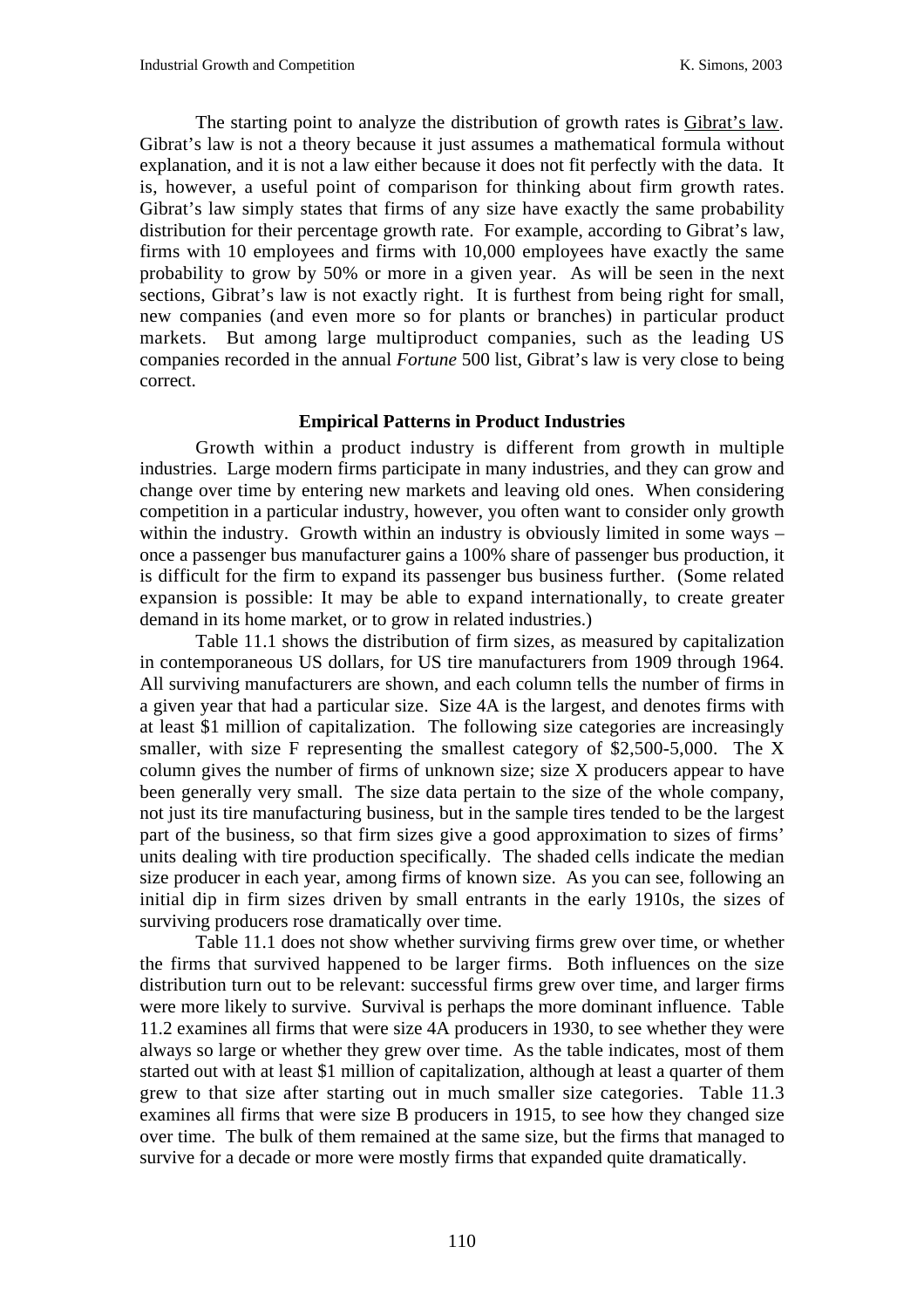The starting point to analyze the distribution of growth rates is Gibrat's law. Gibrat's law is not a theory because it just assumes a mathematical formula without explanation, and it is not a law either because it does not fit perfectly with the data. It is, however, a useful point of comparison for thinking about firm growth rates. Gibrat's law simply states that firms of any size have exactly the same probability distribution for their percentage growth rate. For example, according to Gibrat's law, firms with 10 employees and firms with 10,000 employees have exactly the same probability to grow by 50% or more in a given year. As will be seen in the next sections, Gibrat's law is not exactly right. It is furthest from being right for small, new companies (and even more so for plants or branches) in particular product markets. But among large multiproduct companies, such as the leading US companies recorded in the annual *Fortune* 500 list, Gibrat's law is very close to being correct.

### Empirical Patterns in Product Industries

Growth within a product industry is different from growth in multiple industries. Large modern firms participate in many industries, and they can grow and change over time by entering new markets and leaving old ones. When considering competition in a particular industry, however, you often want to consider only growth within the industry. Growth within an industry is obviously limited in some ways – once a passenger bus manufacturer gains a 100% share of passenger bus production, it is difficult for the firm to expand its passenger bus business further. (Some related expansion is possible: It may be able to expand internationally, to create greater demand in its home market, or to grow in related industries.)

Table 11.1 shows the distribution of firm sizes, as measured by capitalization in contemporaneous US dollars, for US tire manufacturers from 1909 through 1964. All surviving manufacturers are shown, and each column tells the number of firms in a given year that had a particular size. Size 4A is the largest, and denotes firms with at least $1 million of capitalization. The following size categories are increasingly smaller, with size F representing the smallest category of $2,500-5,000. The X column gives the number of firms of unknown size; size X producers appear to have been generally very small. The size data pertain to the size of the whole company, not just its tire manufacturing business, but in the sample tires tended to be the largest part of the business, so that firm sizes give a good approximation to sizes of firms' units dealing with tire production specifically. The shaded cells indicate the median size producer in each year, among firms of known size. As you can see, following an initial dip in firm sizes driven by small entrants in the early 1910s, the sizes of surviving producers rose dramatically over time.

Table 11.1 does not show whether surviving firms grew over time, or whether the firms that survived happened to be larger firms. Both influences on the size distribution turn out to be relevant: successful firms grew over time, and larger firms were more likely to survive. Survival is perhaps the more dominant influence. Table 11.2 examines all firms that were size 4A producers in 1930, to see whether they were always so large or whether they grew over time. As the table indicates, most of them started out with at least $1 million of capitalization, although at least a quarter of them grew to that size after starting out in much smaller size categories. Table 11.3 examines all firms that were size B producers in 1915, to see how they changed size over time. The bulk of them remained at the same size, but the firms that managed to survive for a decade or more were mostly firms that expanded quite dramatically.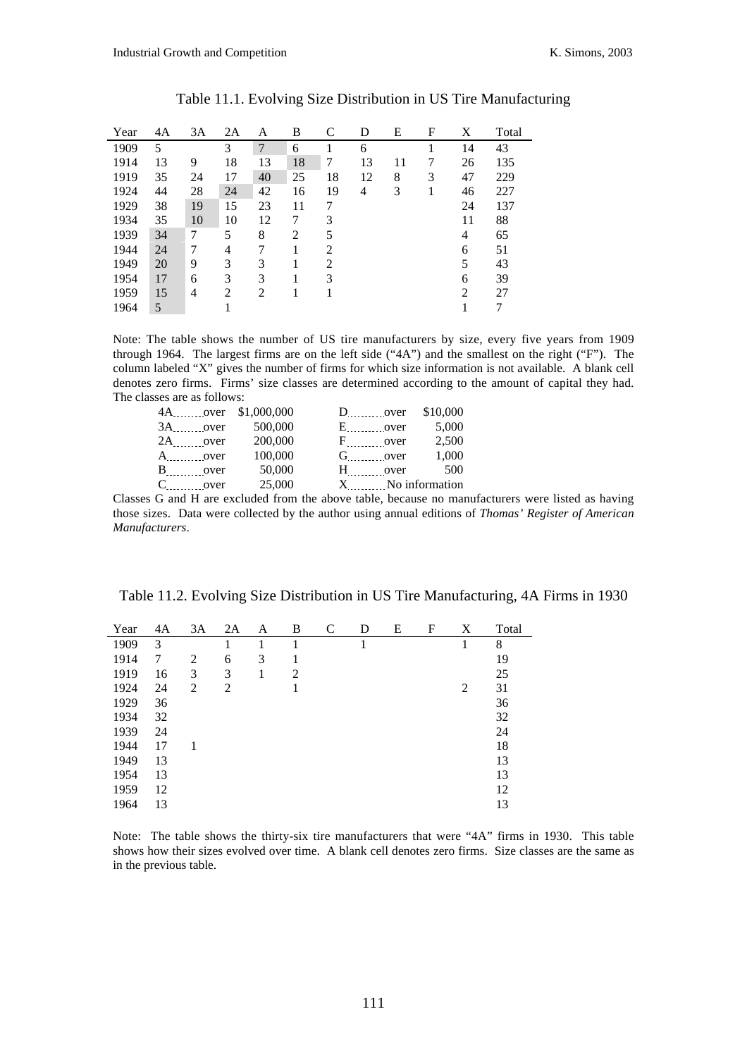Table 11.1. Evolving Size Distribution in US Tire Manufacturing

| Year | 4A | 3A | 2A | A | B | C | D | E | F | X | Total |
|---|---|---|---|---|---|---|---|---|---|---|---|
| 1909 | 5 | | 3 | 7 | 6 | 1 | 6 | | 1 | 14 | 43 |
| 1914 | 13 | 9 | 18 | 13 | 18 | 7 | 13 | 11 | 7 | 26 | 135 |
| 1919 | 35 | 24 | 17 | 40 | 25 | 18 | 12 | 8 | 3 | 47 | 229 |
| 1924 | 44 | 28 | 24 | 42 | 16 | 19 | 4 | 3 | 1 | 46 | 227 |
| 1929 | 38 | 19 | 15 | 23 | 11 | 7 | | | | 24 | 137 |
| 1934 | 35 | 10 | 10 | 12 | 7 | 3 | | | | 11 | 88 |
| 1939 | 34 | 7 | 5 | 8 | 2 | 5 | | | | 4 | 65 |
| 1944 | 24 | 7 | 4 | 7 | 1 | 2 | | | | 6 | 51 |
| 1949 | 20 | 9 | 3 | 3 | 1 | 2 | | | | 5 | 43 |
| 1954 | 17 | 6 | 3 | 3 | 1 | 3 | | | | 6 | 39 |
| 1959 | 15 | 4 | 2 | 2 | 1 | 1 | | | | 2 | 27 |
| 1964 | 5 | | 1 | | | | | | | 1 | 7 |

Note: The table shows the number of US tire manufacturers by size, every five years from 1909 through 1964. The largest firms are on the left side ("4A") and the smallest on the right ("F"). The column labeled "X" gives the number of firms for which size information is not available. A blank cell denotes zero firms. Firms' size classes are determined according to the amount of capital they had. The classes are as follows:

| | | | | |
|---|---|---|---|---|
| 4A | over $1,000,000 | | D | over $10,000 |
| 3A | over 500,000 | | E | over 5,000 |
| 2A | over 200,000 | | F | over 2,500 |
| A | over 100,000 | | G | over 1,000 |
| B | over 50,000 | | H | over 500 |
| C | over 25,000 | | X | No information |

Classes G and H are excluded from the above table, because no manufacturers were listed as having those sizes. Data were collected by the author using annual editions of *Thomas' Register of American Manufacturers*.

Table 11.2. Evolving Size Distribution in US Tire Manufacturing, 4A Firms in 1930

| Year | 4A | 3A | 2A | A | B | C | D | E | F | X | Total |
|---|---|---|---|---|---|---|---|---|---|---|---|
| 1909 | 3 | | 1 | 1 | 1 | | 1 | | | 1 | 8 |
| 1914 | 7 | 2 | 6 | 3 | 1 | | | | | | 19 |
| 1919 | 16 | 3 | 3 | 1 | 2 | | | | | | 25 |
| 1924 | 24 | 2 | 2 | | 1 | | | | | 2 | 31 |
| 1929 | 36 | | | | | | | | | | 36 |
| 1934 | 32 | | | | | | | | | | 32 |
| 1939 | 24 | | | | | | | | | | 24 |
| 1944 | 17 | 1 | | | | | | | | | 18 |
| 1949 | 13 | | | | | | | | | | 13 |
| 1954 | 13 | | | | | | | | | | 13 |
| 1959 | 12 | | | | | | | | | | 12 |
| 1964 | 13 | | | | | | | | | | 13 |

Note: The table shows the thirty-six tire manufacturers that were "4A" firms in 1930. This table shows how their sizes evolved over time. A blank cell denotes zero firms. Size classes are the same as in the previous table.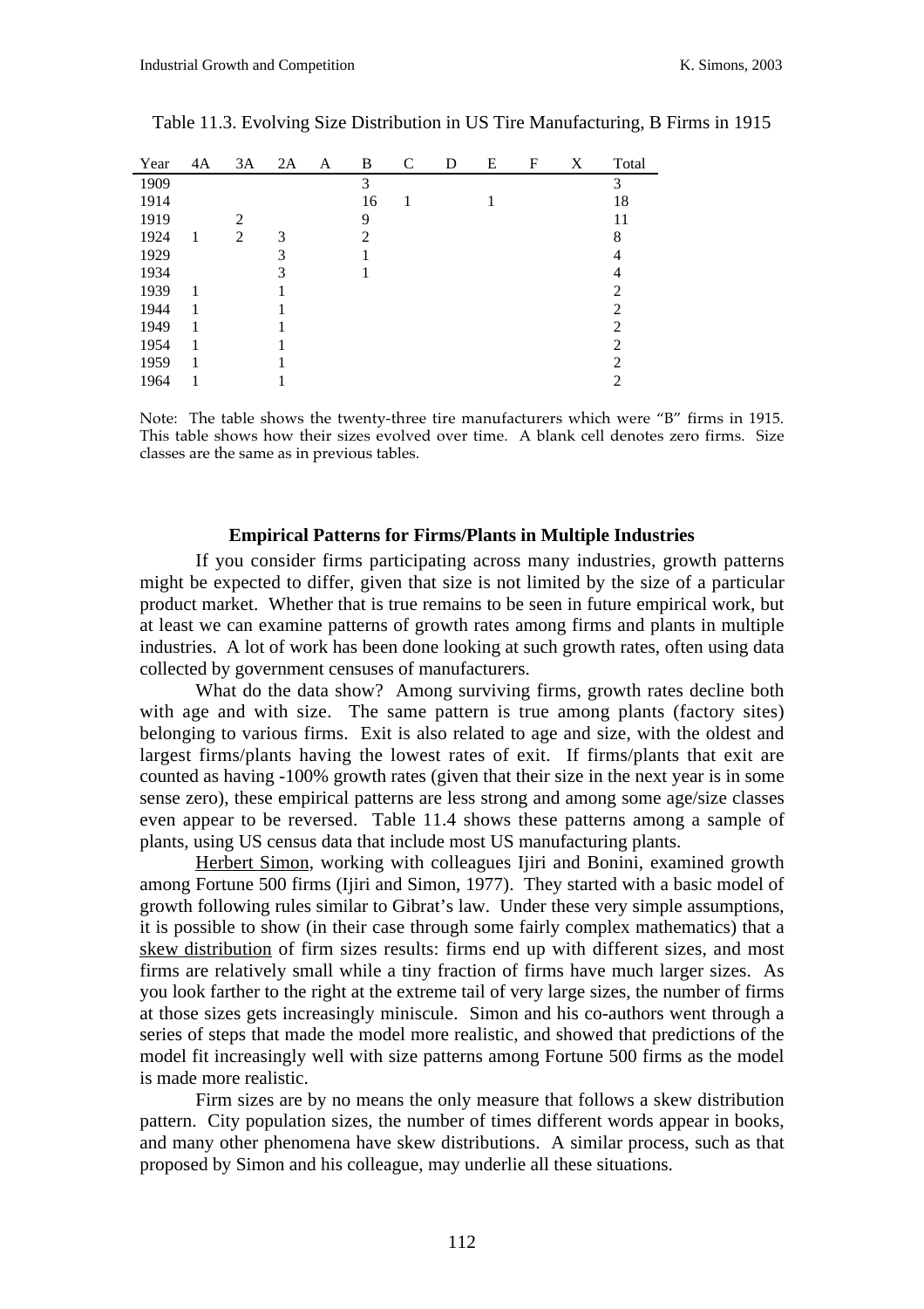Table 11.3. Evolving Size Distribution in US Tire Manufacturing, B Firms in 1915

| Year | 4A | 3A | 2A | A | B | C | D | E | F | X | Total |
|---|---|---|---|---|---|---|---|---|---|---|---|
| 1909 | | | | | 3 | | | | | | 3 |
| 1914 | | | | | 16 | 1 | | 1 | | | 18 |
| 1919 | | 2 | | | 9 | | | | | | 11 |
| 1924 | 1 | 2 | 3 | | 2 | | | | | | 8 |
| 1929 | | | 3 | | 1 | | | | | | 4 |
| 1934 | | | 3 | | 1 | | | | | | 4 |
| 1939 | 1 | | 1 | | | | | | | | 2 |
| 1944 | 1 | | 1 | | | | | | | | 2 |
| 1949 | 1 | | 1 | | | | | | | | 2 |
| 1954 | 1 | | 1 | | | | | | | | 2 |
| 1959 | 1 | | 1 | | | | | | | | 2 |
| 1964 | 1 | | 1 | | | | | | | | 2 |

Note: The table shows the twenty-three tire manufacturers which were "B" firms in 1915. This table shows how their sizes evolved over time. A blank cell denotes zero firms. Size classes are the same as in previous tables.

### Empirical Patterns for Firms/Plants in Multiple Industries

If you consider firms participating across many industries, growth patterns might be expected to differ, given that size is not limited by the size of a particular product market. Whether that is true remains to be seen in future empirical work, but at least we can examine patterns of growth rates among firms and plants in multiple industries. A lot of work has been done looking at such growth rates, often using data collected by government censuses of manufacturers.

What do the data show? Among surviving firms, growth rates decline both with age and with size. The same pattern is true among plants (factory sites) belonging to various firms. Exit is also related to age and size, with the oldest and largest firms/plants having the lowest rates of exit. If firms/plants that exit are counted as having -100% growth rates (given that their size in the next year is in some sense zero), these empirical patterns are less strong and among some age/size classes even appear to be reversed. Table 11.4 shows these patterns among a sample of plants, using US census data that include most US manufacturing plants.

Herbert Simon, working with colleagues Ijiri and Bonini, examined growth among Fortune 500 firms (Ijiri and Simon, 1977). They started with a basic model of growth following rules similar to Gibrat's law. Under these very simple assumptions, it is possible to show (in their case through some fairly complex mathematics) that a skew distribution of firm sizes results: firms end up with different sizes, and most firms are relatively small while a tiny fraction of firms have much larger sizes. As you look farther to the right at the extreme tail of very large sizes, the number of firms at those sizes gets increasingly miniscule. Simon and his co-authors went through a series of steps that made the model more realistic, and showed that predictions of the model fit increasingly well with size patterns among Fortune 500 firms as the model is made more realistic.

Firm sizes are by no means the only measure that follows a skew distribution pattern. City population sizes, the number of times different words appear in books, and many other phenomena have skew distributions. A similar process, such as that proposed by Simon and his colleague, may underlie all these situations.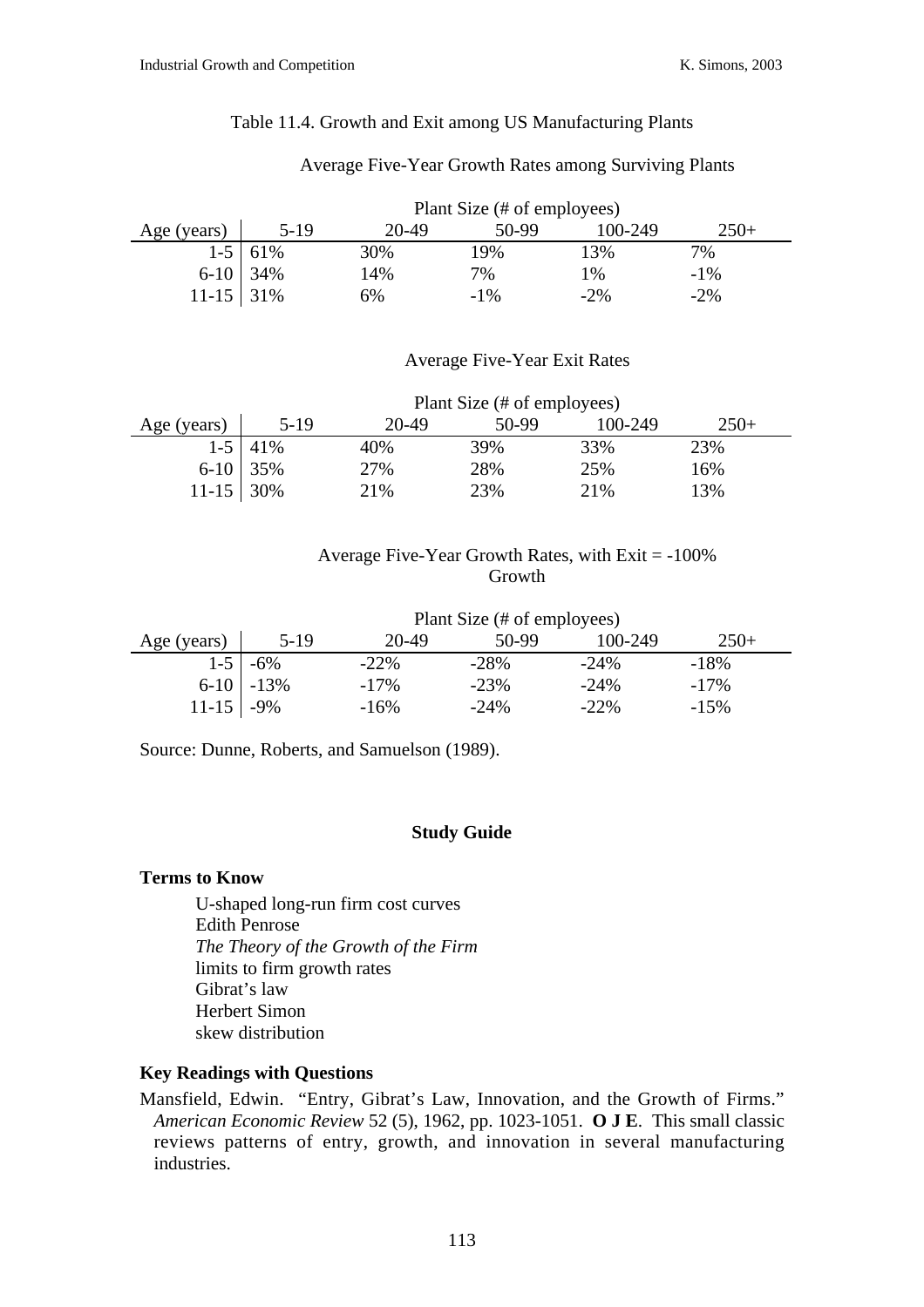Table 11.4. Growth and Exit among US Manufacturing Plants

Average Five-Year Growth Rates among Surviving Plants

| | Plant Size (# of employees) | | | | |
|---|---|---|---|---|---|
| Age (years) | 5-19 | 20-49 | 50-99 | 100-249 | 250+ |
| 1-5 | 61% | 30% | 19% | 13% | 7% |
| 6-10 | 34% | 14% | 7% | 1% | -1% |
| 11-15 | 31% | 6% | -1% | -2% | -2% |

Average Five-Year Exit Rates

| | Plant Size (# of employees) | | | | |
|---|---|---|---|---|---|
| Age (years) | 5-19 | 20-49 | 50-99 | 100-249 | 250+ |
| 1-5 | 41% | 40% | 39% | 33% | 23% |
| 6-10 | 35% | 27% | 28% | 25% | 16% |
| 11-15 | 30% | 21% | 23% | 21% | 13% |

Average Five-Year Growth Rates, with Exit = -100% Growth

| | Plant Size (# of employees) | | | | |
|---|---|---|---|---|---|
| Age (years) | 5-19 | 20-49 | 50-99 | 100-249 | 250+ |
| 1-5 | -6% | -22% | -28% | -24% | -18% |
| 6-10 | -13% | -17% | -23% | -24% | -17% |
| 11-15 | -9% | -16% | -24% | -22% | -15% |

Source: Dunne, Roberts, and Samuelson (1989).

## Study Guide

### Terms to Know

- U-shaped long-run firm cost curves
- Edith Penrose
- *The Theory of the Growth of the Firm*
- limits to firm growth rates
- Gibrat's law
- Herbert Simon
- skew distribution

### Key Readings with Questions

Mansfield, Edwin. "Entry, Gibrat's Law, Innovation, and the Growth of Firms." *American Economic Review* 52 (5), 1962, pp. 1023-1051. **O J E**. This small classic reviews patterns of entry, growth, and innovation in several manufacturing industries.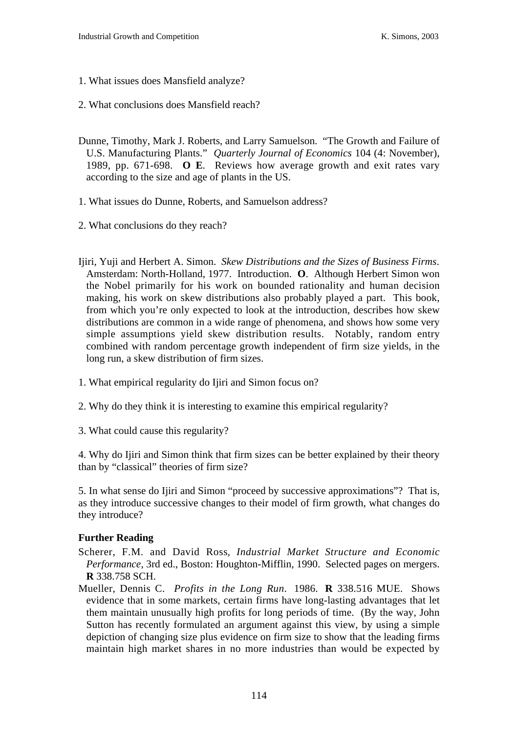1. What issues does Mansfield analyze?

2. What conclusions does Mansfield reach?

Dunne, Timothy, Mark J. Roberts, and Larry Samuelson. "The Growth and Failure of U.S. Manufacturing Plants." *Quarterly Journal of Economics* 104 (4: November), 1989, pp. 671-698. **O E**. Reviews how average growth and exit rates vary according to the size and age of plants in the US.

1. What issues do Dunne, Roberts, and Samuelson address?

2. What conclusions do they reach?

Ijiri, Yuji and Herbert A. Simon. *Skew Distributions and the Sizes of Business Firms*. Amsterdam: North-Holland, 1977. Introduction. **O**. Although Herbert Simon won the Nobel primarily for his work on bounded rationality and human decision making, his work on skew distributions also probably played a part. This book, from which you're only expected to look at the introduction, describes how skew distributions are common in a wide range of phenomena, and shows how some very simple assumptions yield skew distribution results. Notably, random entry combined with random percentage growth independent of firm size yields, in the long run, a skew distribution of firm sizes.

1. What empirical regularity do Ijiri and Simon focus on?

2. Why do they think it is interesting to examine this empirical regularity?

3. What could cause this regularity?

4. Why do Ijiri and Simon think that firm sizes can be better explained by their theory than by "classical" theories of firm size?

5. In what sense do Ijiri and Simon "proceed by successive approximations"? That is, as they introduce successive changes to their model of firm growth, what changes do they introduce?

**Further Reading**

Scherer, F.M. and David Ross, *Industrial Market Structure and Economic Performance*, 3rd ed., Boston: Houghton-Mifflin, 1990. Selected pages on mergers. **R** 338.758 SCH.

Mueller, Dennis C. *Profits in the Long Run*. 1986. **R** 338.516 MUE. Shows evidence that in some markets, certain firms have long-lasting advantages that let them maintain unusually high profits for long periods of time. (By the way, John Sutton has recently formulated an argument against this view, by using a simple depiction of changing size plus evidence on firm size to show that the leading firms maintain high market shares in no more industries than would be expected by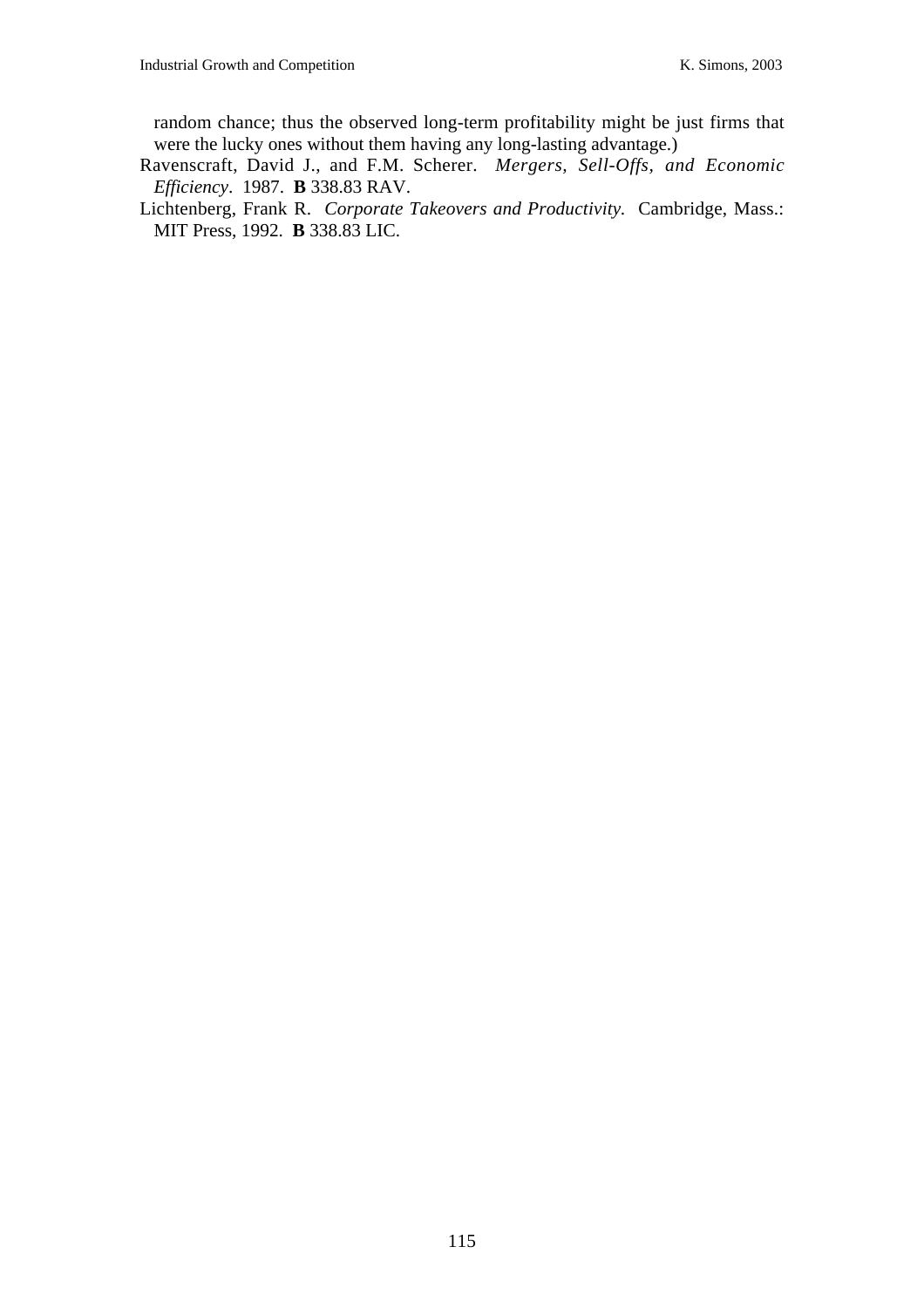random chance; thus the observed long-term profitability might be just firms that were the lucky ones without them having any long-lasting advantage.)

Ravenscraft, David J., and F.M. Scherer. *Mergers, Sell-Offs, and Economic Efficiency*. 1987. **B** 338.83 RAV.

Lichtenberg, Frank R. *Corporate Takeovers and Productivity.* Cambridge, Mass.: MIT Press, 1992. **B** 338.83 LIC.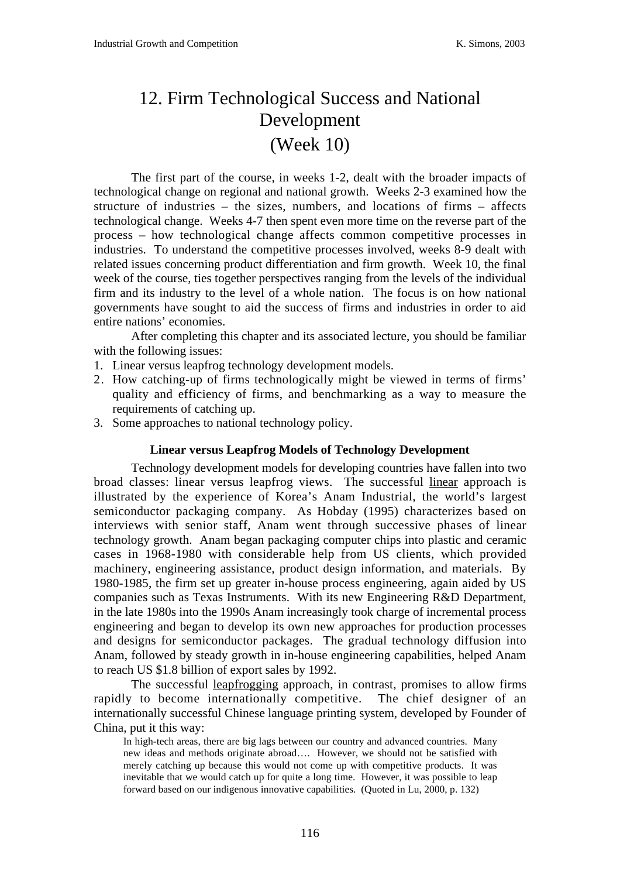# 12. Firm Technological Success and National Development (Week 10)

The first part of the course, in weeks 1-2, dealt with the broader impacts of technological change on regional and national growth. Weeks 2-3 examined how the structure of industries – the sizes, numbers, and locations of firms – affects technological change. Weeks 4-7 then spent even more time on the reverse part of the process – how technological change affects common competitive processes in industries. To understand the competitive processes involved, weeks 8-9 dealt with related issues concerning product differentiation and firm growth. Week 10, the final week of the course, ties together perspectives ranging from the levels of the individual firm and its industry to the level of a whole nation. The focus is on how national governments have sought to aid the success of firms and industries in order to aid entire nations' economies.

After completing this chapter and its associated lecture, you should be familiar with the following issues:

1. Linear versus leapfrog technology development models.
2. How catching-up of firms technologically might be viewed in terms of firms' quality and efficiency of firms, and benchmarking as a way to measure the requirements of catching up.
3. Some approaches to national technology policy.

### Linear versus Leapfrog Models of Technology Development

Technology development models for developing countries have fallen into two broad classes: linear versus leapfrog views. The successful <u>linear</u> approach is illustrated by the experience of Korea's Anam Industrial, the world's largest semiconductor packaging company. As Hobday (1995) characterizes based on interviews with senior staff, Anam went through successive phases of linear technology growth. Anam began packaging computer chips into plastic and ceramic cases in 1968-1980 with considerable help from US clients, which provided machinery, engineering assistance, product design information, and materials. By 1980-1985, the firm set up greater in-house process engineering, again aided by US companies such as Texas Instruments. With its new Engineering R&D Department, in the late 1980s into the 1990s Anam increasingly took charge of incremental process engineering and began to develop its own new approaches for production processes and designs for semiconductor packages. The gradual technology diffusion into Anam, followed by steady growth in in-house engineering capabilities, helped Anam to reach US $1.8 billion of export sales by 1992.

The successful <u>leapfrogging</u> approach, in contrast, promises to allow firms rapidly to become internationally competitive. The chief designer of an internationally successful Chinese language printing system, developed by Founder of China, put it this way:

> In high-tech areas, there are big lags between our country and advanced countries. Many new ideas and methods originate abroad…. However, we should not be satisfied with merely catching up because this would not come up with competitive products. It was inevitable that we would catch up for quite a long time. However, it was possible to leap forward based on our indigenous innovative capabilities. (Quoted in Lu, 2000, p. 132)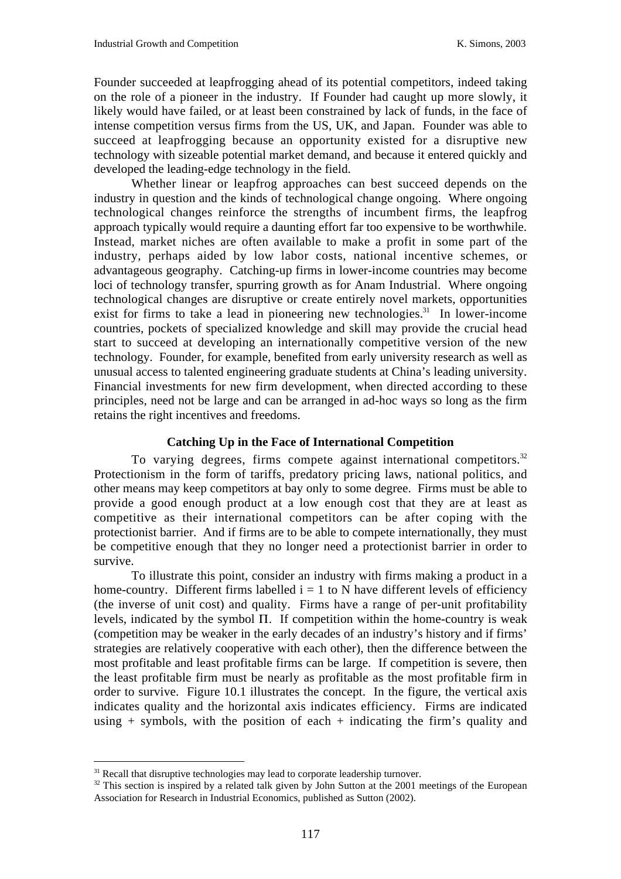Founder succeeded at leapfrogging ahead of its potential competitors, indeed taking on the role of a pioneer in the industry. If Founder had caught up more slowly, it likely would have failed, or at least been constrained by lack of funds, in the face of intense competition versus firms from the US, UK, and Japan. Founder was able to succeed at leapfrogging because an opportunity existed for a disruptive new technology with sizeable potential market demand, and because it entered quickly and developed the leading-edge technology in the field.

Whether linear or leapfrog approaches can best succeed depends on the industry in question and the kinds of technological change ongoing. Where ongoing technological changes reinforce the strengths of incumbent firms, the leapfrog approach typically would require a daunting effort far too expensive to be worthwhile. Instead, market niches are often available to make a profit in some part of the industry, perhaps aided by low labor costs, national incentive schemes, or advantageous geography. Catching-up firms in lower-income countries may become loci of technology transfer, spurring growth as for Anam Industrial. Where ongoing technological changes are disruptive or create entirely novel markets, opportunities exist for firms to take a lead in pioneering new technologies.[31] In lower-income countries, pockets of specialized knowledge and skill may provide the crucial head start to succeed at developing an internationally competitive version of the new technology. Founder, for example, benefited from early university research as well as unusual access to talented engineering graduate students at China's leading university. Financial investments for new firm development, when directed according to these principles, need not be large and can be arranged in ad-hoc ways so long as the firm retains the right incentives and freedoms.

### Catching Up in the Face of International Competition

To varying degrees, firms compete against international competitors.[32] Protectionism in the form of tariffs, predatory pricing laws, national politics, and other means may keep competitors at bay only to some degree. Firms must be able to provide a good enough product at a low enough cost that they are at least as competitive as their international competitors can be after coping with the protectionist barrier. And if firms are to be able to compete internationally, they must be competitive enough that they no longer need a protectionist barrier in order to survive.

To illustrate this point, consider an industry with firms making a product in a home-country. Different firms labelled $i = 1$ to $N$ have different levels of efficiency (the inverse of unit cost) and quality. Firms have a range of per-unit profitability levels, indicated by the symbol $\Pi$. If competition within the home-country is weak (competition may be weaker in the early decades of an industry's history and if firms' strategies are relatively cooperative with each other), then the difference between the most profitable and least profitable firms can be large. If competition is severe, then the least profitable firm must be nearly as profitable as the most profitable firm in order to survive. Figure 10.1 illustrates the concept. In the figure, the vertical axis indicates quality and the horizontal axis indicates efficiency. Firms are indicated using + symbols, with the position of each + indicating the firm's quality and

[31] Recall that disruptive technologies may lead to corporate leadership turnover.

[32] This section is inspired by a related talk given by John Sutton at the 2001 meetings of the European Association for Research in Industrial Economics, published as Sutton (2002).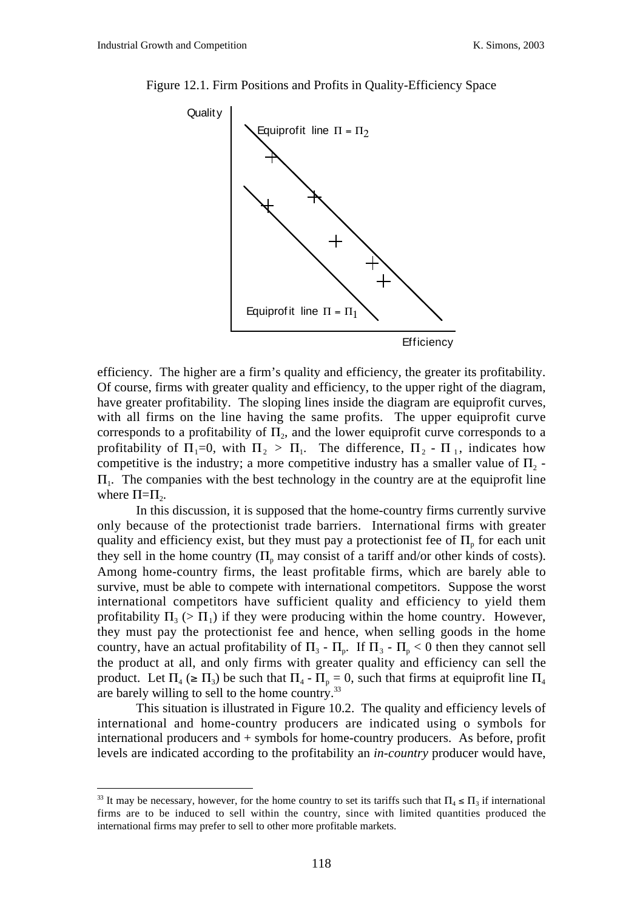Figure 12.1. Firm Positions and Profits in Quality-Efficiency Space

efficiency. The higher are a firm's quality and efficiency, the greater its profitability. Of course, firms with greater quality and efficiency, to the upper right of the diagram, have greater profitability. The sloping lines inside the diagram are equiprofit curves, with all firms on the line having the same profits. The upper equiprofit curve corresponds to a profitability of $\Pi_2$, and the lower equiprofit curve corresponds to a profitability of $\Pi_1$=0, with $\Pi_2 > \Pi_1$. The difference, $\Pi_2 - \Pi_1$, indicates how competitive is the industry; a more competitive industry has a smaller value of $\Pi_2 - \Pi_1$. The companies with the best technology in the country are at the equiprofit line where $\Pi$=$\Pi_2$.

In this discussion, it is supposed that the home-country firms currently survive only because of the protectionist trade barriers. International firms with greater quality and efficiency exist, but they must pay a protectionist fee of $\Pi_p$ for each unit they sell in the home country ($\Pi_p$ may consist of a tariff and/or other kinds of costs). Among home-country firms, the least profitable firms, which are barely able to survive, must be able to compete with international competitors. Suppose the worst international competitors have sufficient quality and efficiency to yield them profitability $\Pi_3$ ($> \Pi_1$) if they were producing within the home country. However, they must pay the protectionist fee and hence, when selling goods in the home country, have an actual profitability of $\Pi_3 - \Pi_p$. If $\Pi_3 - \Pi_p < 0$ then they cannot sell the product at all, and only firms with greater quality and efficiency can sell the product. Let $\Pi_4$ ($\geq \Pi_3$) be such that $\Pi_4 - \Pi_p = 0$, such that firms at equiprofit line $\Pi_4$ are barely willing to sell to the home country.[33]

This situation is illustrated in Figure 10.2. The quality and efficiency levels of international and home-country producers are indicated using o symbols for international producers and + symbols for home-country producers. As before, profit levels are indicated according to the profitability an *in-country* producer would have,

[33] It may be necessary, however, for the home country to set its tariffs such that $\Pi_4 \leq \Pi_3$ if international firms are to be induced to sell within the country, since with limited quantities produced the international firms may prefer to sell to other more profitable markets.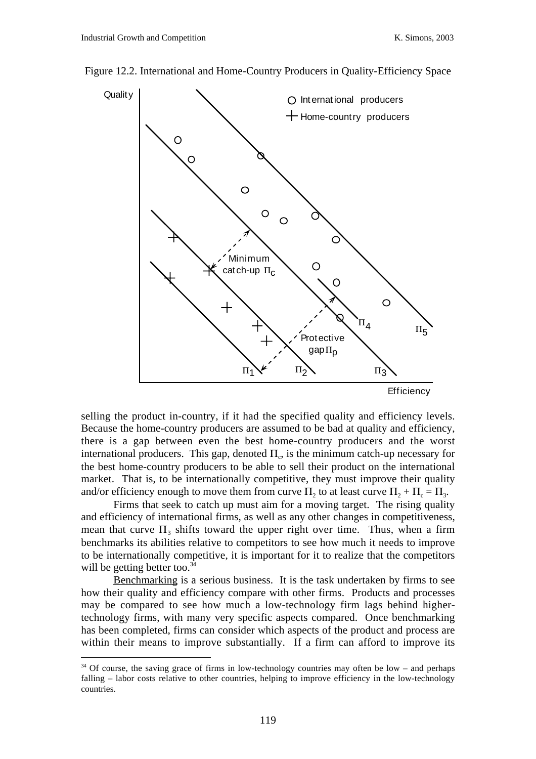Figure 12.2. International and Home-Country Producers in Quality-Efficiency Space

selling the product in-country, if it had the specified quality and efficiency levels. Because the home-country producers are assumed to be bad at quality and efficiency, there is a gap between even the best home-country producers and the worst international producers. This gap, denoted $\Pi_c$, is the minimum catch-up necessary for the best home-country producers to be able to sell their product on the international market. That is, to be internationally competitive, they must improve their quality and/or efficiency enough to move them from curve $\Pi_2$ to at least curve $\Pi_2 + \Pi_c = \Pi_3$.

Firms that seek to catch up must aim for a moving target. The rising quality and efficiency of international firms, as well as any other changes in competitiveness, mean that curve $\Pi_3$ shifts toward the upper right over time. Thus, when a firm benchmarks its abilities relative to competitors to see how much it needs to improve to be internationally competitive, it is important for it to realize that the competitors will be getting better too.[34]

Benchmarking is a serious business. It is the task undertaken by firms to see how their quality and efficiency compare with other firms. Products and processes may be compared to see how much a low-technology firm lags behind higher-technology firms, with many very specific aspects compared. Once benchmarking has been completed, firms can consider which aspects of the product and process are within their means to improve substantially. If a firm can afford to improve its

[34] Of course, the saving grace of firms in low-technology countries may often be low – and perhaps falling – labor costs relative to other countries, helping to improve efficiency in the low-technology countries.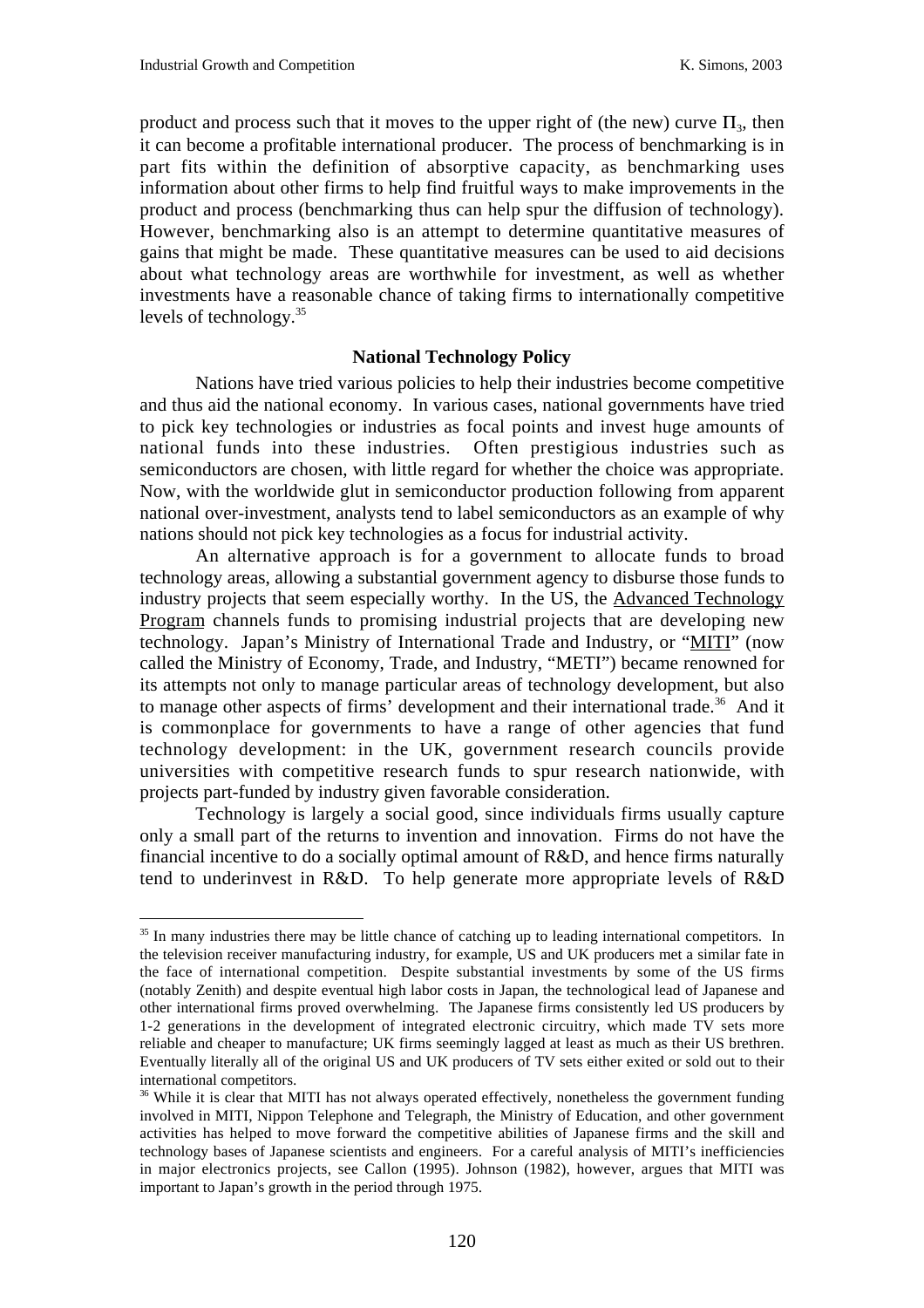product and process such that it moves to the upper right of (the new) curve $\Pi_3$, then it can become a profitable international producer. The process of benchmarking is in part fits within the definition of absorptive capacity, as benchmarking uses information about other firms to help find fruitful ways to make improvements in the product and process (benchmarking thus can help spur the diffusion of technology). However, benchmarking also is an attempt to determine quantitative measures of gains that might be made. These quantitative measures can be used to aid decisions about what technology areas are worthwhile for investment, as well as whether investments have a reasonable chance of taking firms to internationally competitive levels of technology.[35]

### National Technology Policy

Nations have tried various policies to help their industries become competitive and thus aid the national economy. In various cases, national governments have tried to pick key technologies or industries as focal points and invest huge amounts of national funds into these industries. Often prestigious industries such as semiconductors are chosen, with little regard for whether the choice was appropriate. Now, with the worldwide glut in semiconductor production following from apparent national over-investment, analysts tend to label semiconductors as an example of why nations should not pick key technologies as a focus for industrial activity.

An alternative approach is for a government to allocate funds to broad technology areas, allowing a substantial government agency to disburse those funds to industry projects that seem especially worthy. In the US, the Advanced Technology Program channels funds to promising industrial projects that are developing new technology. Japan's Ministry of International Trade and Industry, or "MITI" (now called the Ministry of Economy, Trade, and Industry, "METI") became renowned for its attempts not only to manage particular areas of technology development, but also to manage other aspects of firms' development and their international trade.[36] And it is commonplace for governments to have a range of other agencies that fund technology development: in the UK, government research councils provide universities with competitive research funds to spur research nationwide, with projects part-funded by industry given favorable consideration.

Technology is largely a social good, since individuals firms usually capture only a small part of the returns to invention and innovation. Firms do not have the financial incentive to do a socially optimal amount of R&D, and hence firms naturally tend to underinvest in R&D. To help generate more appropriate levels of R&D

---

[35] In many industries there may be little chance of catching up to leading international competitors. In the television receiver manufacturing industry, for example, US and UK producers met a similar fate in the face of international competition. Despite substantial investments by some of the US firms (notably Zenith) and despite eventual high labor costs in Japan, the technological lead of Japanese and other international firms proved overwhelming. The Japanese firms consistently led US producers by 1-2 generations in the development of integrated electronic circuitry, which made TV sets more reliable and cheaper to manufacture; UK firms seemingly lagged at least as much as their US brethren. Eventually literally all of the original US and UK producers of TV sets either exited or sold out to their international competitors.

[36] While it is clear that MITI has not always operated effectively, nonetheless the government funding involved in MITI, Nippon Telephone and Telegraph, the Ministry of Education, and other government activities has helped to move forward the competitive abilities of Japanese firms and the skill and technology bases of Japanese scientists and engineers. For a careful analysis of MITI's inefficiencies in major electronics projects, see Callon (1995). Johnson (1982), however, argues that MITI was important to Japan's growth in the period through 1975.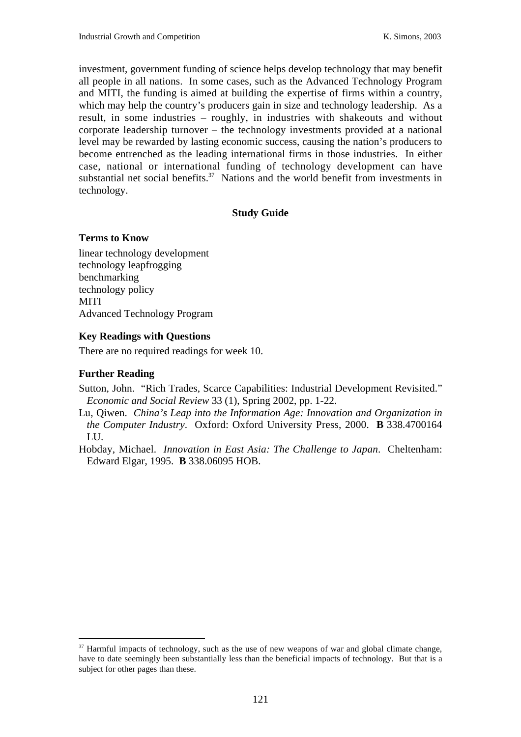investment, government funding of science helps develop technology that may benefit all people in all nations. In some cases, such as the Advanced Technology Program and MITI, the funding is aimed at building the expertise of firms within a country, which may help the country's producers gain in size and technology leadership. As a result, in some industries – roughly, in industries with shakeouts and without corporate leadership turnover – the technology investments provided at a national level may be rewarded by lasting economic success, causing the nation's producers to become entrenched as the leading international firms in those industries. In either case, national or international funding of technology development can have substantial net social benefits.[37] Nations and the world benefit from investments in technology.

## Study Guide

### Terms to Know

linear technology development
technology leapfrogging
benchmarking
technology policy
MITI
Advanced Technology Program

### Key Readings with Questions

There are no required readings for week 10.

### Further Reading

Sutton, John. "Rich Trades, Scarce Capabilities: Industrial Development Revisited." *Economic and Social Review* 33 (1), Spring 2002, pp. 1-22.

Lu, Qiwen. *China's Leap into the Information Age: Innovation and Organization in the Computer Industry*. Oxford: Oxford University Press, 2000. **B** 338.4700164 LU.

Hobday, Michael. *Innovation in East Asia: The Challenge to Japan*. Cheltenham: Edward Elgar, 1995. **B** 338.06095 HOB.

---

[37] Harmful impacts of technology, such as the use of new weapons of war and global climate change, have to date seemingly been substantially less than the beneficial impacts of technology. But that is a subject for other pages than these.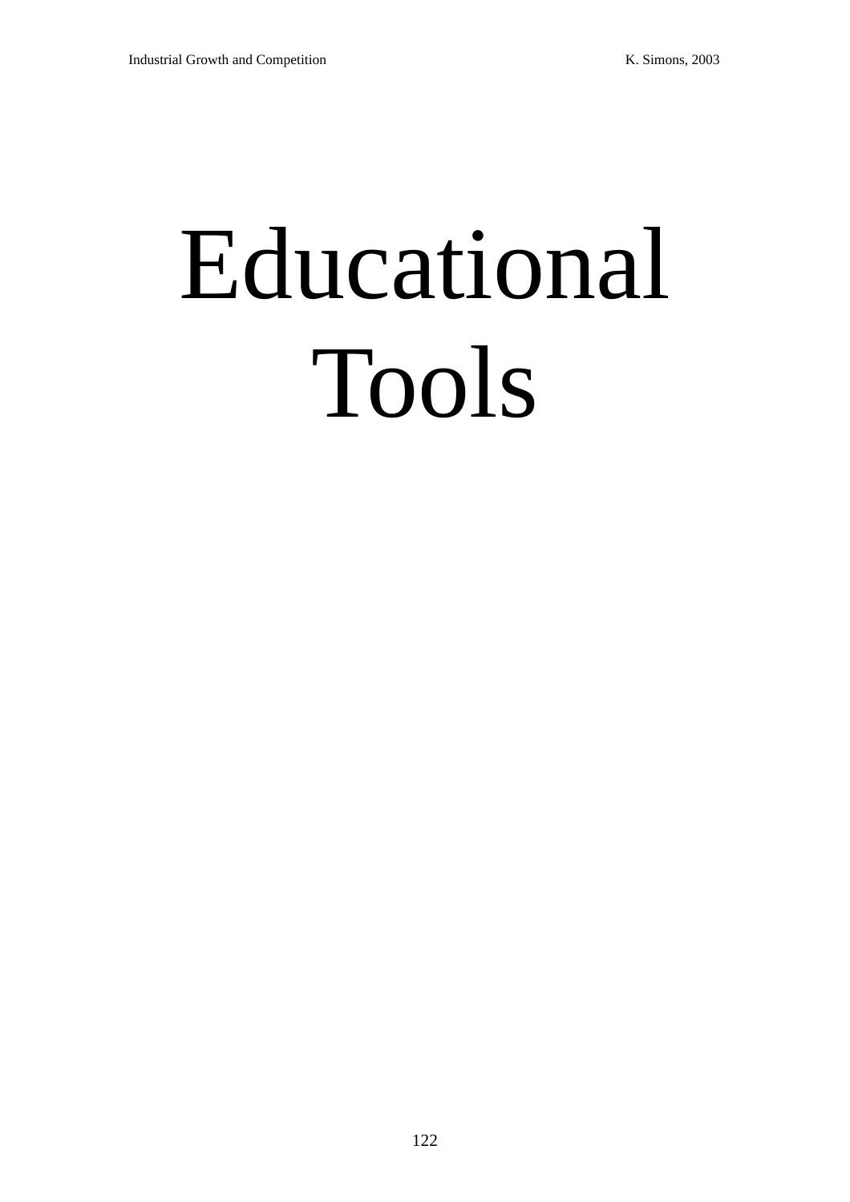# Educational Tools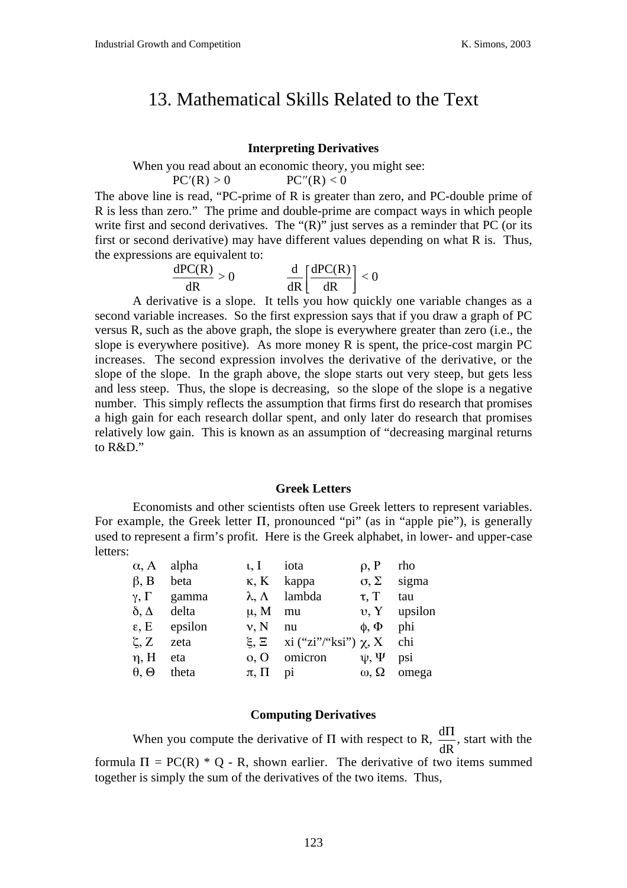# 13. Mathematical Skills Related to the Text

### Interpreting Derivatives

When you read about an economic theory, you might see:

$$PC'(R) > 0 \qquad\qquad PC''(R) < 0$$

The above line is read, "PC-prime of R is greater than zero, and PC-double prime of R is less than zero." The prime and double-prime are compact ways in which people write first and second derivatives. The "(R)" just serves as a reminder that PC (or its first or second derivative) may have different values depending on what R is. Thus, the expressions are equivalent to:

$$\frac{dPC(R)}{dR} > 0 \qquad\qquad \frac{d}{dR}\left[\frac{dPC(R)}{dR}\right] < 0$$

A derivative is a slope. It tells you how quickly one variable changes as a second variable increases. So the first expression says that if you draw a graph of PC versus R, such as the above graph, the slope is everywhere greater than zero (i.e., the slope is everywhere positive). As more money R is spent, the price-cost margin PC increases. The second expression involves the derivative of the derivative, or the slope of the slope. In the graph above, the slope starts out very steep, but gets less and less steep. Thus, the slope is decreasing, so the slope of the slope is a negative number. This simply reflects the assumption that firms first do research that promises a high gain for each research dollar spent, and only later do research that promises relatively low gain. This is known as an assumption of "decreasing marginal returns to R&D."

### Greek Letters

Economists and other scientists often use Greek letters to represent variables. For example, the Greek letter Π, pronounced "pi" (as in "apple pie"), is generally used to represent a firm's profit. Here is the Greek alphabet, in lower- and upper-case letters:

| | | | | | |
|---|---|---|---|---|---|
| α, Α | alpha | ι, Ι | iota | ρ, Ρ | rho |
| β, Β | beta | κ, Κ | kappa | σ, Σ | sigma |
| γ, Γ | gamma | λ, Λ | lambda | τ, Τ | tau |
| δ, Δ | delta | μ, Μ | mu | υ, Υ | upsilon |
| ε, Ε | epsilon | ν, Ν | nu | φ, Φ | phi |
| ζ, Ζ | zeta | ξ, Ξ | xi ("zi"/"ksi") | χ, Χ | chi |
| η, Η | eta | ο, Ο | omicron | ψ, Ψ | psi |
| θ, Θ | theta | π, Π | pi | ω, Ω | omega |

### Computing Derivatives

When you compute the derivative of Π with respect to R, $\frac{d\Pi}{dR}$, start with the formula $\Pi = PC(R) * Q - R$, shown earlier. The derivative of two items summed together is simply the sum of the derivatives of the two items. Thus,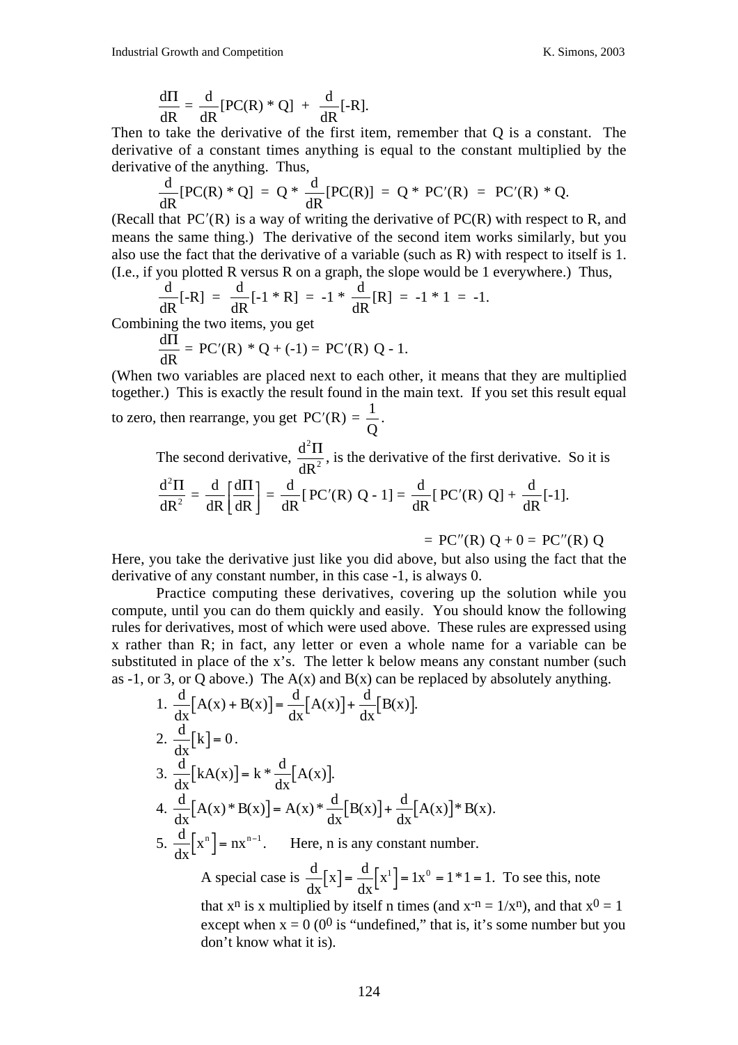$$\frac{d\Pi}{dR} = \frac{d}{dR}[PC(R) * Q] + \frac{d}{dR}[-R].$$

Then to take the derivative of the first item, remember that Q is a constant. The derivative of a constant times anything is equal to the constant multiplied by the derivative of the anything. Thus,

$$\frac{d}{dR}[PC(R) * Q] = Q * \frac{d}{dR}[PC(R)] = Q * PC'(R) = PC'(R) * Q.$$

(Recall that $PC'(R)$ is a way of writing the derivative of PC(R) with respect to R, and means the same thing.) The derivative of the second item works similarly, but you also use the fact that the derivative of a variable (such as R) with respect to itself is 1. (I.e., if you plotted R versus R on a graph, the slope would be 1 everywhere.) Thus,

$$\frac{d}{dR}[-R] = \frac{d}{dR}[-1 * R] = -1 * \frac{d}{dR}[R] = -1 * 1 = -1.$$

Combining the two items, you get

$$\frac{d\Pi}{dR} = PC'(R) * Q + (-1) = PC'(R)\ Q - 1.$$

(When two variables are placed next to each other, it means that they are multiplied together.) This is exactly the result found in the main text. If you set this result equal to zero, then rearrange, you get $PC'(R) = \frac{1}{Q}$.

The second derivative, $\frac{d^2\Pi}{dR^2}$, is the derivative of the first derivative. So it is

$$\frac{d^2\Pi}{dR^2} = \frac{d}{dR}\left[\frac{d\Pi}{dR}\right] = \frac{d}{dR}[PC'(R)\ Q - 1] = \frac{d}{dR}[PC'(R)\ Q] + \frac{d}{dR}[-1].$$

$$= PC''(R)\ Q + 0 = PC''(R)\ Q$$

Here, you take the derivative just like you did above, but also using the fact that the derivative of any constant number, in this case -1, is always 0.

Practice computing these derivatives, covering up the solution while you compute, until you can do them quickly and easily. You should know the following rules for derivatives, most of which were used above. These rules are expressed using x rather than R; in fact, any letter or even a whole name for a variable can be substituted in place of the x's. The letter k below means any constant number (such as -1, or 3, or Q above.) The A(x) and B(x) can be replaced by absolutely anything.

1. $\frac{d}{dx}[A(x) + B(x)] = \frac{d}{dx}[A(x)] + \frac{d}{dx}[B(x)].$
2. $\frac{d}{dx}[k] = 0.$
3. $\frac{d}{dx}[kA(x)] = k * \frac{d}{dx}[A(x)].$
4. $\frac{d}{dx}[A(x) * B(x)] = A(x) * \frac{d}{dx}[B(x)] + \frac{d}{dx}[A(x)] * B(x).$
5. $\frac{d}{dx}[x^n] = nx^{n-1}.$ Here, n is any constant number.

   A special case is $\frac{d}{dx}[x] = \frac{d}{dx}[x^1] = 1x^0 = 1 * 1 = 1$. To see this, note that $x^n$ is x multiplied by itself n times (and $x^{-n} = 1/x^n$), and that $x^0 = 1$ except when x = 0 ($0^0$ is "undefined," that is, it's some number but you don't know what it is).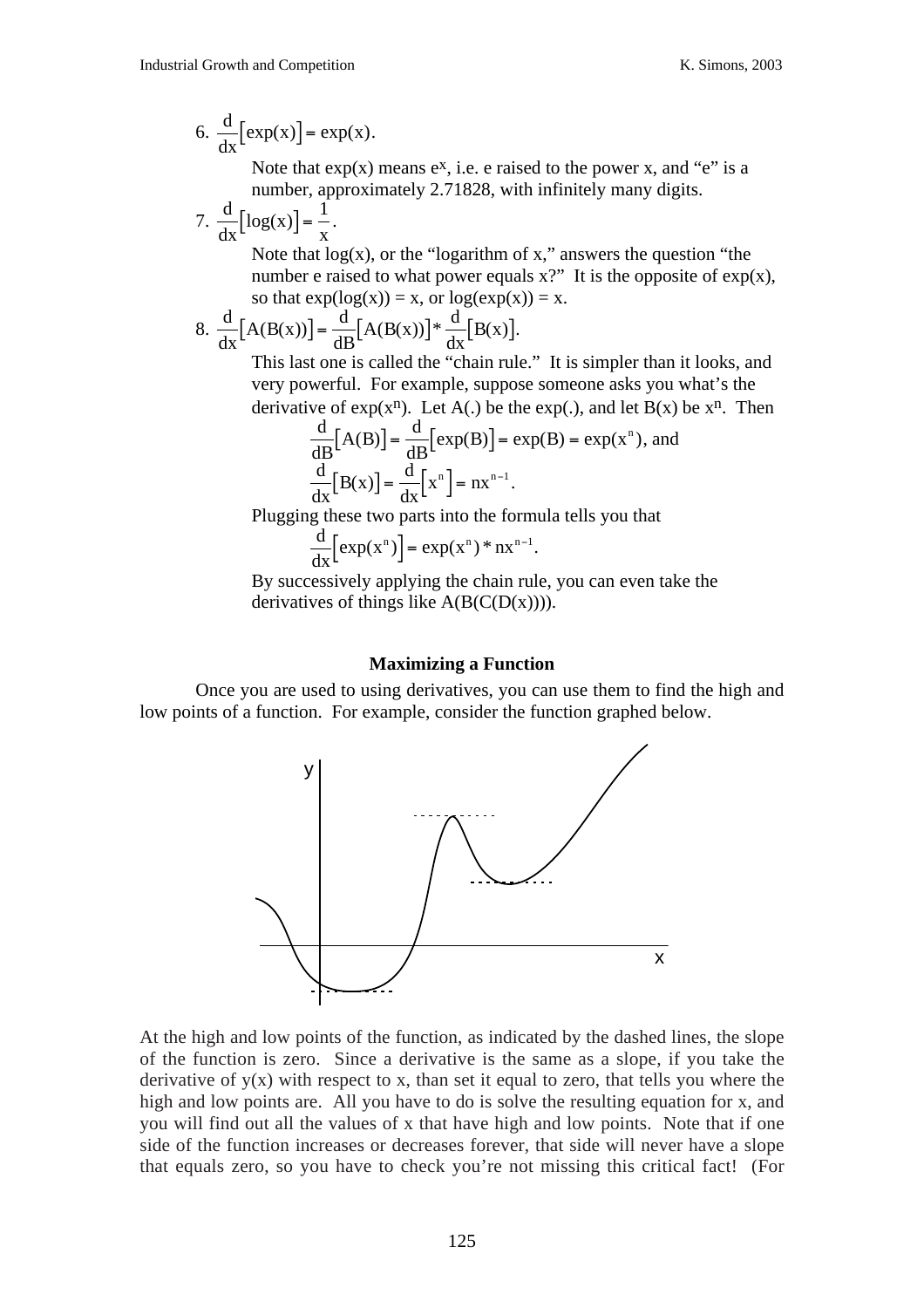6. $\frac{d}{dx}\left[\exp(x)\right] = \exp(x)$.

   Note that exp(x) means $e^x$, i.e. e raised to the power x, and "e" is a number, approximately 2.71828, with infinitely many digits.

7. $\frac{d}{dx}\left[\log(x)\right] = \frac{1}{x}$.

   Note that log(x), or the "logarithm of x," answers the question "the number e raised to what power equals x?" It is the opposite of exp(x), so that exp(log(x)) = x, or log(exp(x)) = x.

8. $\frac{d}{dx}\left[A(B(x))\right] = \frac{d}{dB}\left[A(B(x))\right] * \frac{d}{dx}\left[B(x)\right]$.

   This last one is called the "chain rule." It is simpler than it looks, and very powerful. For example, suppose someone asks you what's the derivative of $\exp(x^n)$. Let A(.) be the exp(.), and let B(x) be $x^n$. Then

   $$\frac{d}{dB}\left[A(B)\right] = \frac{d}{dB}\left[\exp(B)\right] = \exp(B) = \exp(x^n), \text{ and}$$

   $$\frac{d}{dx}\left[B(x)\right] = \frac{d}{dx}\left[x^n\right] = nx^{n-1}.$$

   Plugging these two parts into the formula tells you that

   $$\frac{d}{dx}\left[\exp(x^n)\right] = \exp(x^n) * nx^{n-1}.$$

   By successively applying the chain rule, you can even take the derivatives of things like A(B(C(D(x)))).

### Maximizing a Function

Once you are used to using derivatives, you can use them to find the high and low points of a function. For example, consider the function graphed below.

At the high and low points of the function, as indicated by the dashed lines, the slope of the function is zero. Since a derivative is the same as a slope, if you take the derivative of y(x) with respect to x, than set it equal to zero, that tells you where the high and low points are. All you have to do is solve the resulting equation for x, and you will find out all the values of x that have high and low points. Note that if one side of the function increases or decreases forever, that side will never have a slope that equals zero, so you have to check you're not missing this critical fact! (For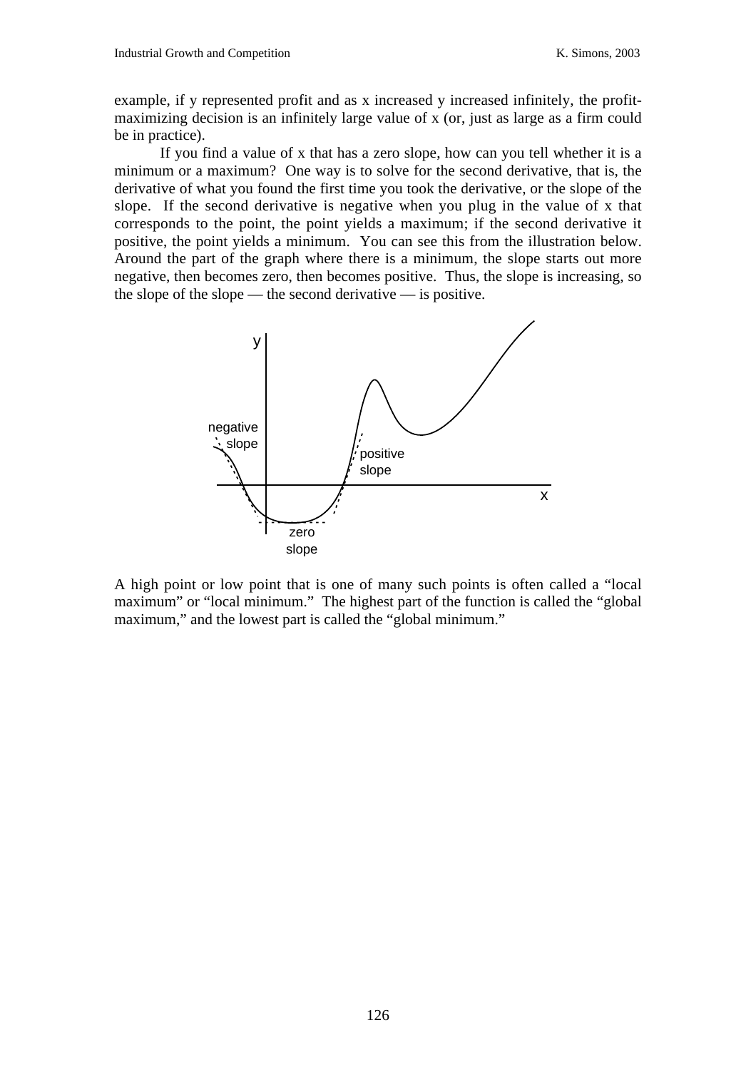example, if y represented profit and as x increased y increased infinitely, the profit-maximizing decision is an infinitely large value of x (or, just as large as a firm could be in practice).

If you find a value of x that has a zero slope, how can you tell whether it is a minimum or a maximum? One way is to solve for the second derivative, that is, the derivative of what you found the first time you took the derivative, or the slope of the slope. If the second derivative is negative when you plug in the value of x that corresponds to the point, the point yields a maximum; if the second derivative it positive, the point yields a minimum. You can see this from the illustration below. Around the part of the graph where there is a minimum, the slope starts out more negative, then becomes zero, then becomes positive. Thus, the slope is increasing, so the slope of the slope — the second derivative — is positive.

A high point or low point that is one of many such points is often called a "local maximum" or "local minimum." The highest part of the function is called the "global maximum," and the lowest part is called the "global minimum."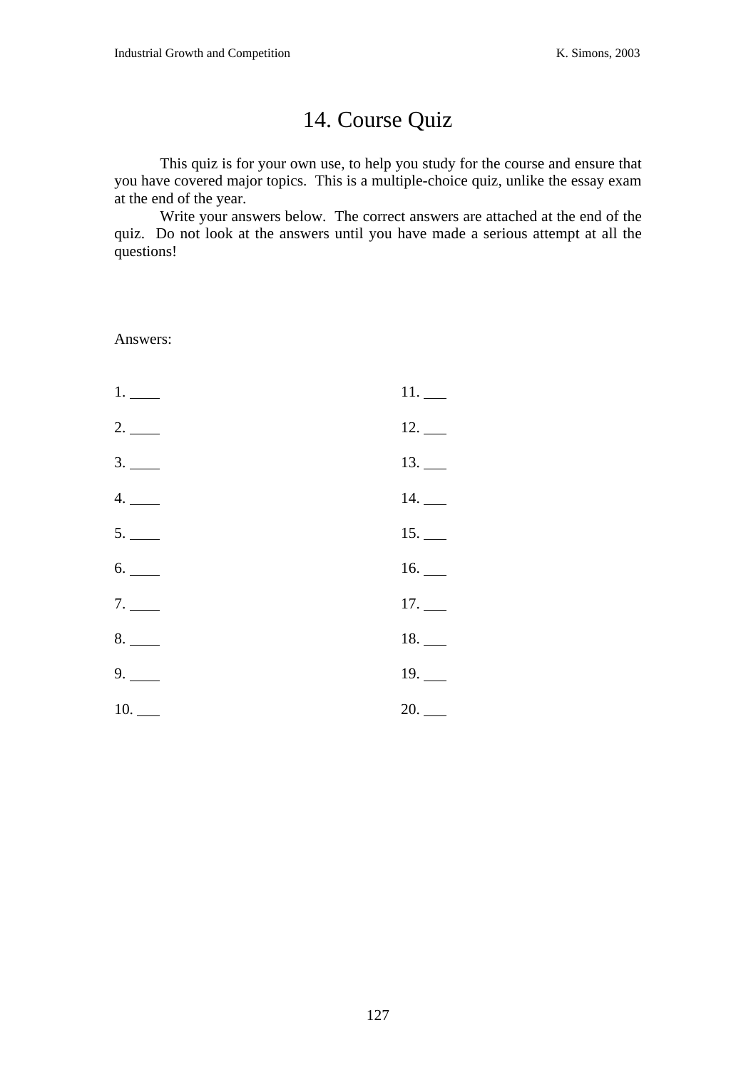# 14. Course Quiz

This quiz is for your own use, to help you study for the course and ensure that you have covered major topics. This is a multiple-choice quiz, unlike the essay exam at the end of the year.

Write your answers below. The correct answers are attached at the end of the quiz. Do not look at the answers until you have made a serious attempt at all the questions!

Answers:

| | |
|---|---|
| 1. ____ | 11. ___ |
| 2. ____ | 12. ___ |
| 3. ____ | 13. ___ |
| 4. ____ | 14. ___ |
| 5. ____ | 15. ___ |
| 6. ____ | 16. ___ |
| 7. ____ | 17. ___ |
| 8. ____ | 18. ___ |
| 9. ____ | 19. ___ |
| 10. ___ | 20. ___ |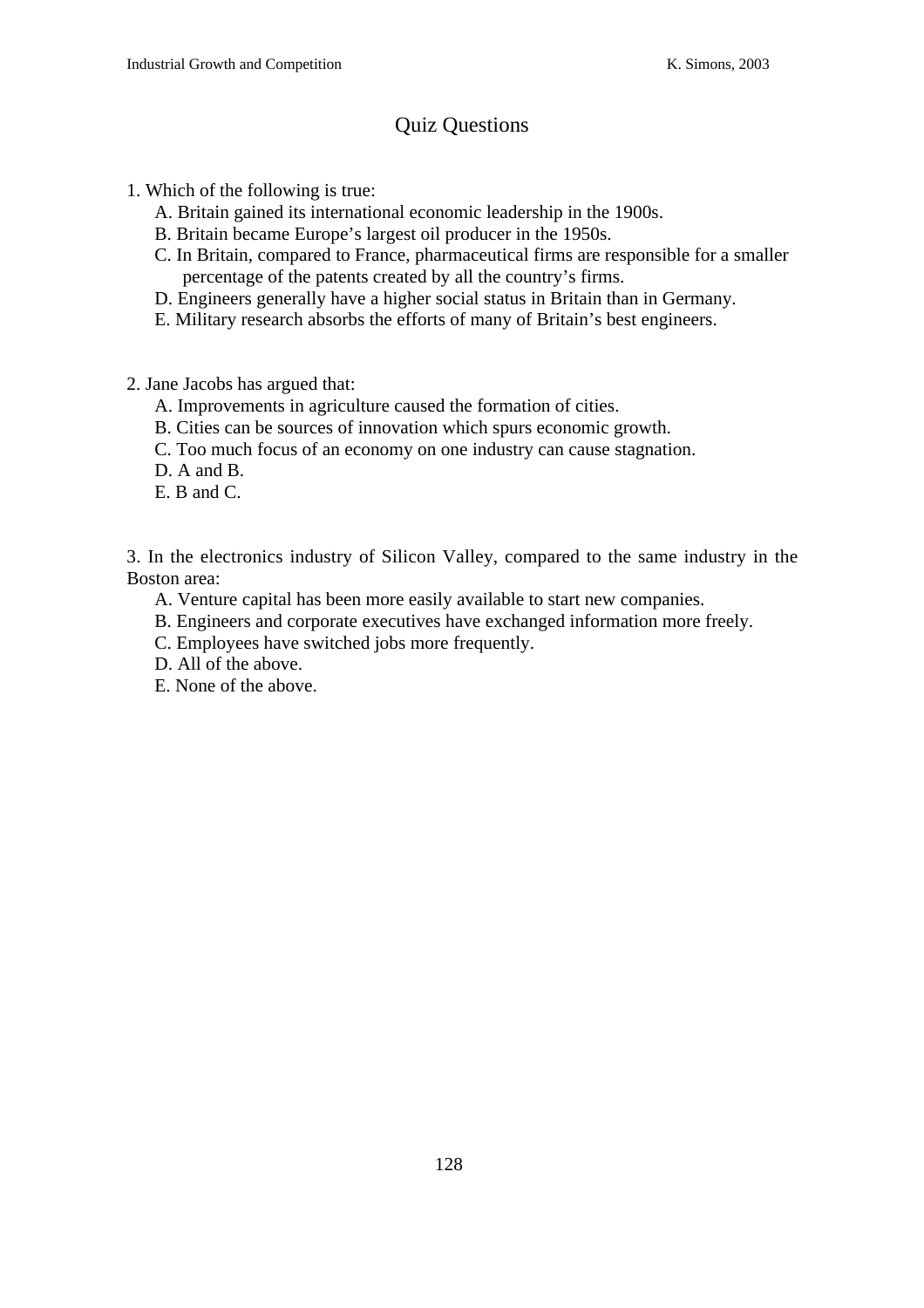# Quiz Questions

1. Which of the following is true:
   - A. Britain gained its international economic leadership in the 1900s.
   - B. Britain became Europe's largest oil producer in the 1950s.
   - C. In Britain, compared to France, pharmaceutical firms are responsible for a smaller percentage of the patents created by all the country's firms.
   - D. Engineers generally have a higher social status in Britain than in Germany.
   - E. Military research absorbs the efforts of many of Britain's best engineers.

2. Jane Jacobs has argued that:
   - A. Improvements in agriculture caused the formation of cities.
   - B. Cities can be sources of innovation which spurs economic growth.
   - C. Too much focus of an economy on one industry can cause stagnation.
   - D. A and B.
   - E. B and C.

3. In the electronics industry of Silicon Valley, compared to the same industry in the Boston area:
   - A. Venture capital has been more easily available to start new companies.
   - B. Engineers and corporate executives have exchanged information more freely.
   - C. Employees have switched jobs more frequently.
   - D. All of the above.
   - E. None of the above.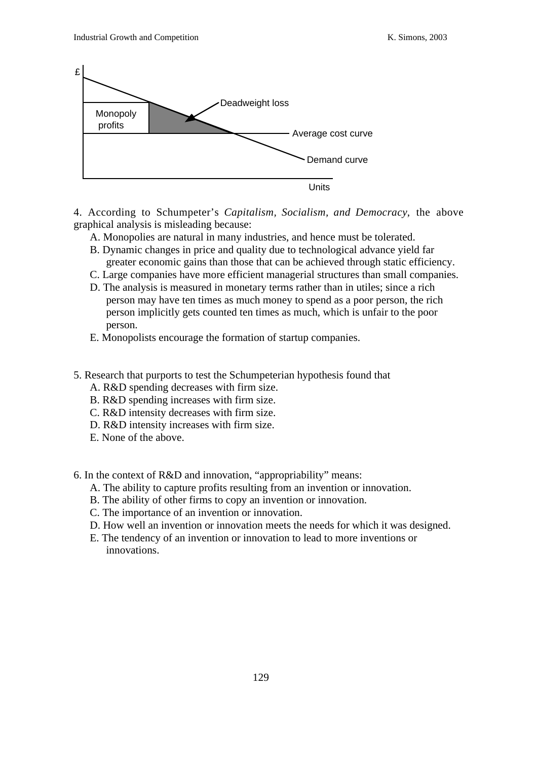4. According to Schumpeter's *Capitalism, Socialism, and Democracy*, the above graphical analysis is misleading because:

A. Monopolies are natural in many industries, and hence must be tolerated.
B. Dynamic changes in price and quality due to technological advance yield far greater economic gains than those that can be achieved through static efficiency.
C. Large companies have more efficient managerial structures than small companies.
D. The analysis is measured in monetary terms rather than in utiles; since a rich person may have ten times as much money to spend as a poor person, the rich person implicitly gets counted ten times as much, which is unfair to the poor person.
E. Monopolists encourage the formation of startup companies.

5. Research that purports to test the Schumpeterian hypothesis found that

A. R&D spending decreases with firm size.
B. R&D spending increases with firm size.
C. R&D intensity decreases with firm size.
D. R&D intensity increases with firm size.
E. None of the above.

6. In the context of R&D and innovation, "appropriability" means:

A. The ability to capture profits resulting from an invention or innovation.
B. The ability of other firms to copy an invention or innovation.
C. The importance of an invention or innovation.
D. How well an invention or innovation meets the needs for which it was designed.
E. The tendency of an invention or innovation to lead to more inventions or innovations.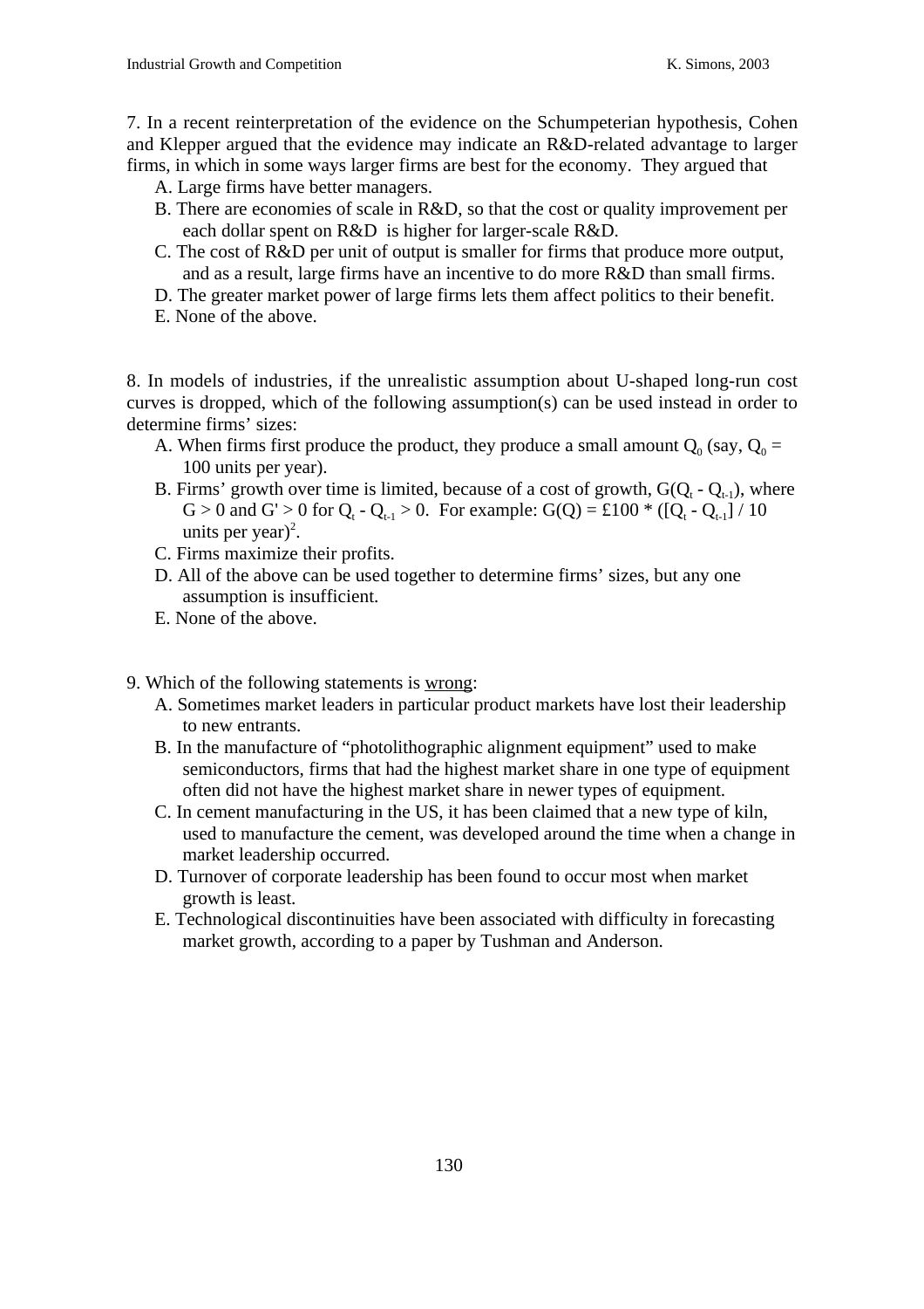7. In a recent reinterpretation of the evidence on the Schumpeterian hypothesis, Cohen and Klepper argued that the evidence may indicate an R&D-related advantage to larger firms, in which in some ways larger firms are best for the economy. They argued that

A. Large firms have better managers.
B. There are economies of scale in R&D, so that the cost or quality improvement per each dollar spent on R&D is higher for larger-scale R&D.
C. The cost of R&D per unit of output is smaller for firms that produce more output, and as a result, large firms have an incentive to do more R&D than small firms.
D. The greater market power of large firms lets them affect politics to their benefit.
E. None of the above.

8. In models of industries, if the unrealistic assumption about U-shaped long-run cost curves is dropped, which of the following assumption(s) can be used instead in order to determine firms' sizes:

A. When firms first produce the product, they produce a small amount $Q_0$ (say, $Q_0$ = 100 units per year).
B. Firms' growth over time is limited, because of a cost of growth, $G(Q_t - Q_{t-1})$, where $G > 0$ and $G' > 0$ for $Q_t - Q_{t-1} > 0$. For example: $G(Q) = £100 * ([Q_t - Q_{t-1}] / 10 \text{ units per year})^2$.
C. Firms maximize their profits.
D. All of the above can be used together to determine firms' sizes, but any one assumption is insufficient.
E. None of the above.

9. Which of the following statements is <u>wrong</u>:

A. Sometimes market leaders in particular product markets have lost their leadership to new entrants.
B. In the manufacture of "photolithographic alignment equipment" used to make semiconductors, firms that had the highest market share in one type of equipment often did not have the highest market share in newer types of equipment.
C. In cement manufacturing in the US, it has been claimed that a new type of kiln, used to manufacture the cement, was developed around the time when a change in market leadership occurred.
D. Turnover of corporate leadership has been found to occur most when market growth is least.
E. Technological discontinuities have been associated with difficulty in forecasting market growth, according to a paper by Tushman and Anderson.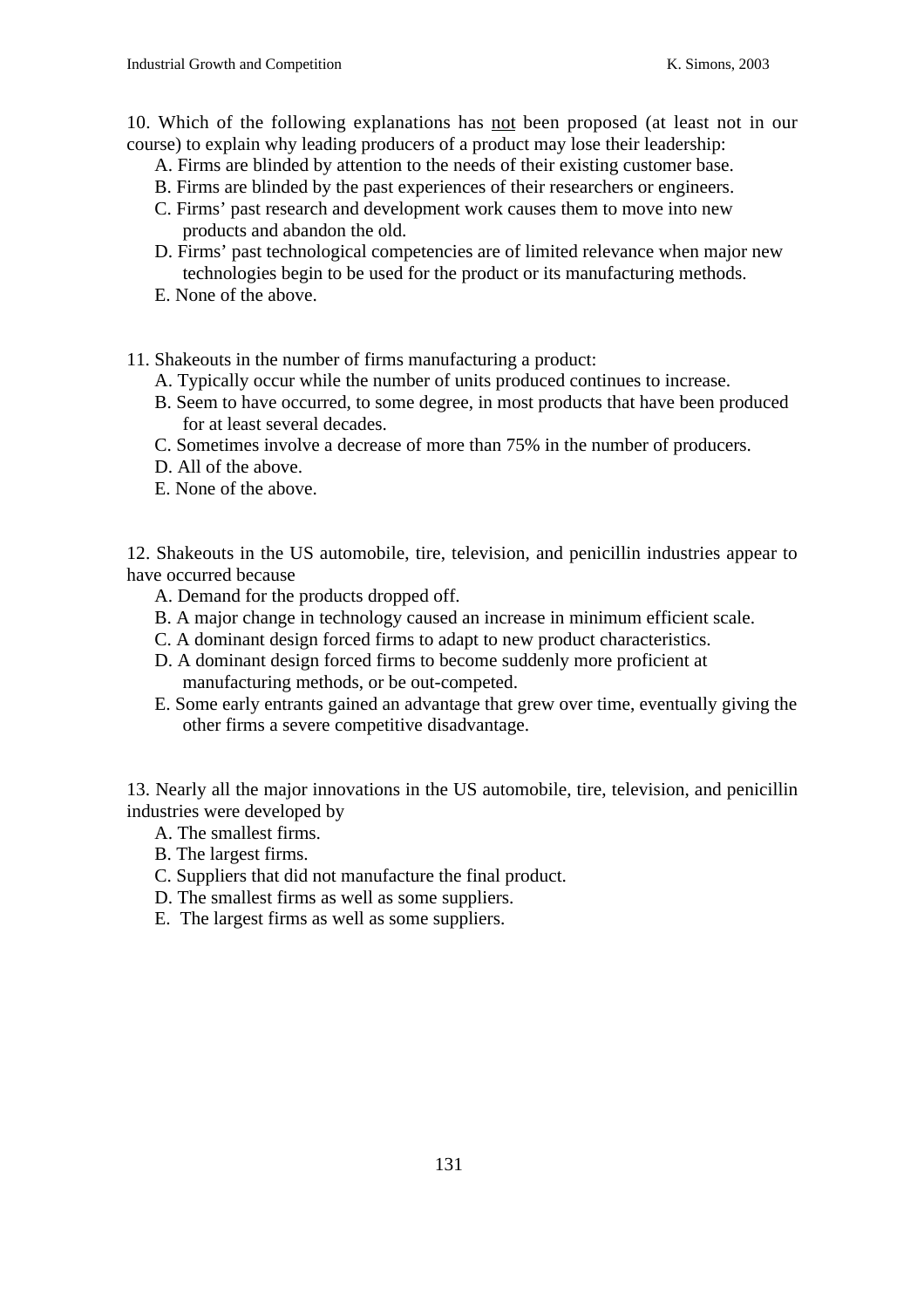10. Which of the following explanations has <u>not</u> been proposed (at least not in our course) to explain why leading producers of a product may lose their leadership:

A. Firms are blinded by attention to the needs of their existing customer base.
B. Firms are blinded by the past experiences of their researchers or engineers.
C. Firms' past research and development work causes them to move into new products and abandon the old.
D. Firms' past technological competencies are of limited relevance when major new technologies begin to be used for the product or its manufacturing methods.
E. None of the above.

11. Shakeouts in the number of firms manufacturing a product:

A. Typically occur while the number of units produced continues to increase.
B. Seem to have occurred, to some degree, in most products that have been produced for at least several decades.
C. Sometimes involve a decrease of more than 75% in the number of producers.
D. All of the above.
E. None of the above.

12. Shakeouts in the US automobile, tire, television, and penicillin industries appear to have occurred because

A. Demand for the products dropped off.
B. A major change in technology caused an increase in minimum efficient scale.
C. A dominant design forced firms to adapt to new product characteristics.
D. A dominant design forced firms to become suddenly more proficient at manufacturing methods, or be out-competed.
E. Some early entrants gained an advantage that grew over time, eventually giving the other firms a severe competitive disadvantage.

13. Nearly all the major innovations in the US automobile, tire, television, and penicillin industries were developed by

A. The smallest firms.
B. The largest firms.
C. Suppliers that did not manufacture the final product.
D. The smallest firms as well as some suppliers.
E. The largest firms as well as some suppliers.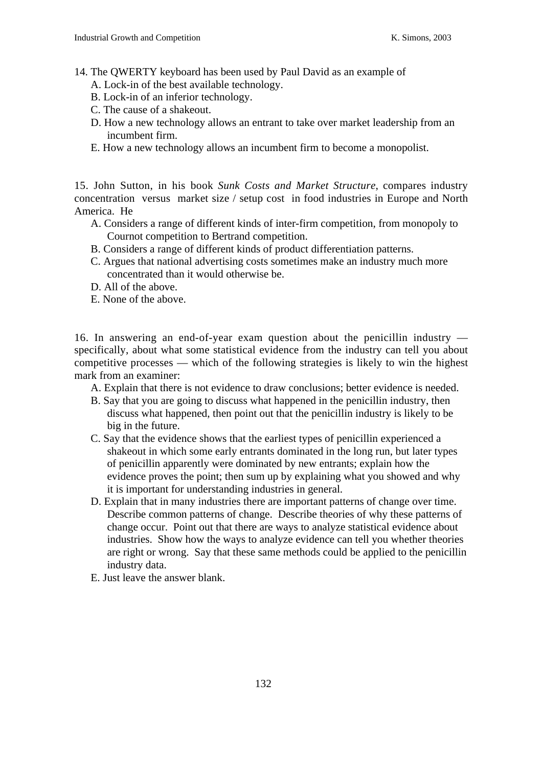14. The QWERTY keyboard has been used by Paul David as an example of
   A. Lock-in of the best available technology.
   B. Lock-in of an inferior technology.
   C. The cause of a shakeout.
   D. How a new technology allows an entrant to take over market leadership from an incumbent firm.
   E. How a new technology allows an incumbent firm to become a monopolist.

15. John Sutton, in his book *Sunk Costs and Market Structure*, compares industry concentration versus market size / setup cost in food industries in Europe and North America. He
   A. Considers a range of different kinds of inter-firm competition, from monopoly to Cournot competition to Bertrand competition.
   B. Considers a range of different kinds of product differentiation patterns.
   C. Argues that national advertising costs sometimes make an industry much more concentrated than it would otherwise be.
   D. All of the above.
   E. None of the above.

16. In answering an end-of-year exam question about the penicillin industry — specifically, about what some statistical evidence from the industry can tell you about competitive processes — which of the following strategies is likely to win the highest mark from an examiner:
   A. Explain that there is not evidence to draw conclusions; better evidence is needed.
   B. Say that you are going to discuss what happened in the penicillin industry, then discuss what happened, then point out that the penicillin industry is likely to be big in the future.
   C. Say that the evidence shows that the earliest types of penicillin experienced a shakeout in which some early entrants dominated in the long run, but later types of penicillin apparently were dominated by new entrants; explain how the evidence proves the point; then sum up by explaining what you showed and why it is important for understanding industries in general.
   D. Explain that in many industries there are important patterns of change over time. Describe common patterns of change. Describe theories of why these patterns of change occur. Point out that there are ways to analyze statistical evidence about industries. Show how the ways to analyze evidence can tell you whether theories are right or wrong. Say that these same methods could be applied to the penicillin industry data.
   E. Just leave the answer blank.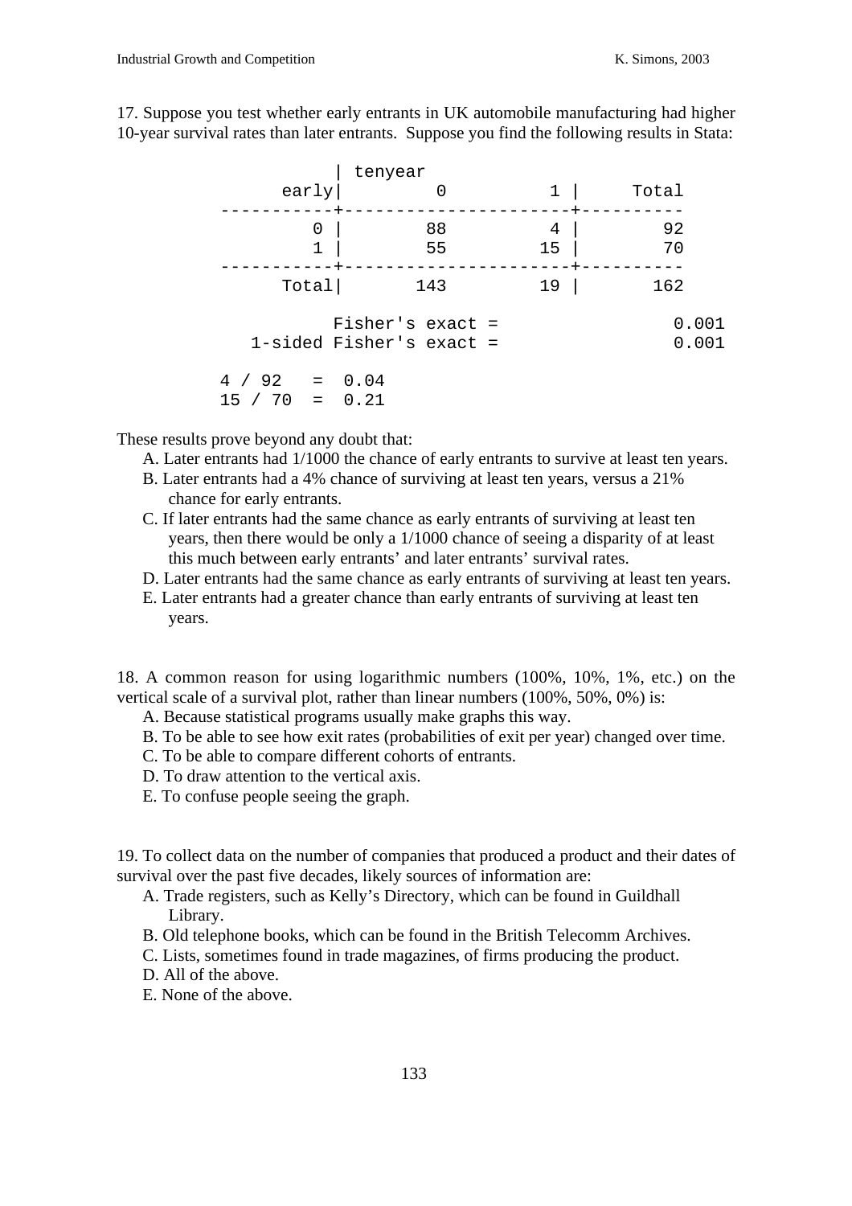17. Suppose you test whether early entrants in UK automobile manufacturing had higher 10-year survival rates than later entrants. Suppose you find the following results in Stata:

```
           | tenyear
     early|        0          1 |     Total
-----------+---------------------+----------
         0 |       88          4 |        92
         1 |       55         15 |        70
-----------+---------------------+----------
     Total|      143         19 |       162

          Fisher's exact =                 0.001
  1-sided Fisher's exact =                 0.001

4 / 92   =  0.04
15 / 70  =  0.21
```

These results prove beyond any doubt that:

A. Later entrants had 1/1000 the chance of early entrants to survive at least ten years.
B. Later entrants had a 4% chance of surviving at least ten years, versus a 21% chance for early entrants.
C. If later entrants had the same chance as early entrants of surviving at least ten years, then there would be only a 1/1000 chance of seeing a disparity of at least this much between early entrants' and later entrants' survival rates.
D. Later entrants had the same chance as early entrants of surviving at least ten years.
E. Later entrants had a greater chance than early entrants of surviving at least ten years.

18. A common reason for using logarithmic numbers (100%, 10%, 1%, etc.) on the vertical scale of a survival plot, rather than linear numbers (100%, 50%, 0%) is:

A. Because statistical programs usually make graphs this way.
B. To be able to see how exit rates (probabilities of exit per year) changed over time.
C. To be able to compare different cohorts of entrants.
D. To draw attention to the vertical axis.
E. To confuse people seeing the graph.

19. To collect data on the number of companies that produced a product and their dates of survival over the past five decades, likely sources of information are:

A. Trade registers, such as Kelly's Directory, which can be found in Guildhall Library.
B. Old telephone books, which can be found in the British Telecomm Archives.
C. Lists, sometimes found in trade magazines, of firms producing the product.
D. All of the above.
E. None of the above.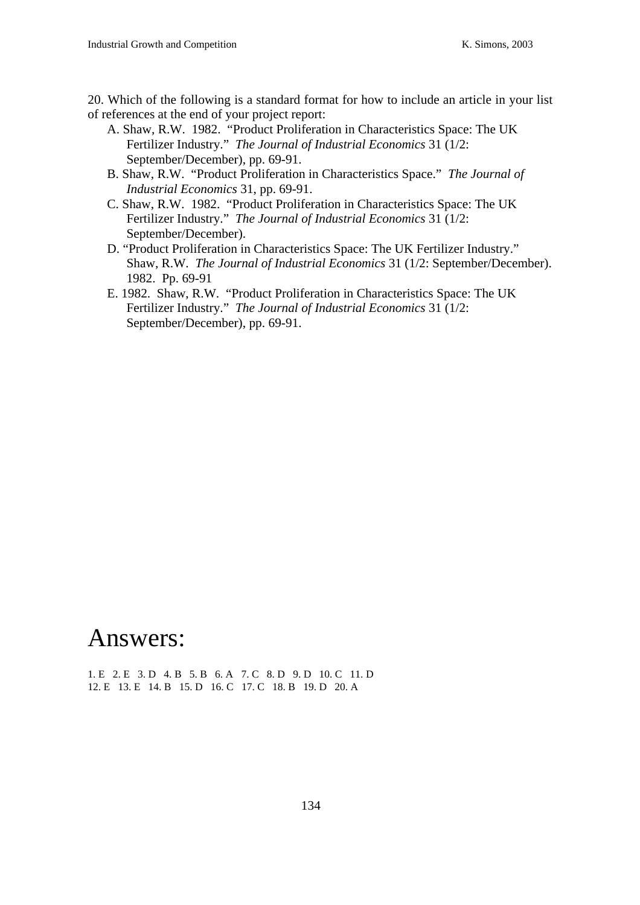20. Which of the following is a standard format for how to include an article in your list of references at the end of your project report:

A. Shaw, R.W.  1982.  "Product Proliferation in Characteristics Space: The UK Fertilizer Industry."  *The Journal of Industrial Economics* 31 (1/2: September/December), pp. 69-91.

B. Shaw, R.W.  "Product Proliferation in Characteristics Space."  *The Journal of Industrial Economics* 31, pp. 69-91.

C. Shaw, R.W.  1982.  "Product Proliferation in Characteristics Space: The UK Fertilizer Industry."  *The Journal of Industrial Economics* 31 (1/2: September/December).

D. "Product Proliferation in Characteristics Space: The UK Fertilizer Industry."  Shaw, R.W.  *The Journal of Industrial Economics* 31 (1/2: September/December). 1982.  Pp. 69-91

E. 1982.  Shaw, R.W.  "Product Proliferation in Characteristics Space: The UK Fertilizer Industry."  *The Journal of Industrial Economics* 31 (1/2: September/December), pp. 69-91.

# Answers:

1. E   2. E   3. D   4. B   5. B   6. A   7. C   8. D   9. D   10. C   11. D
12. E   13. E   14. B   15. D   16. C   17. C   18. B   19. D   20. A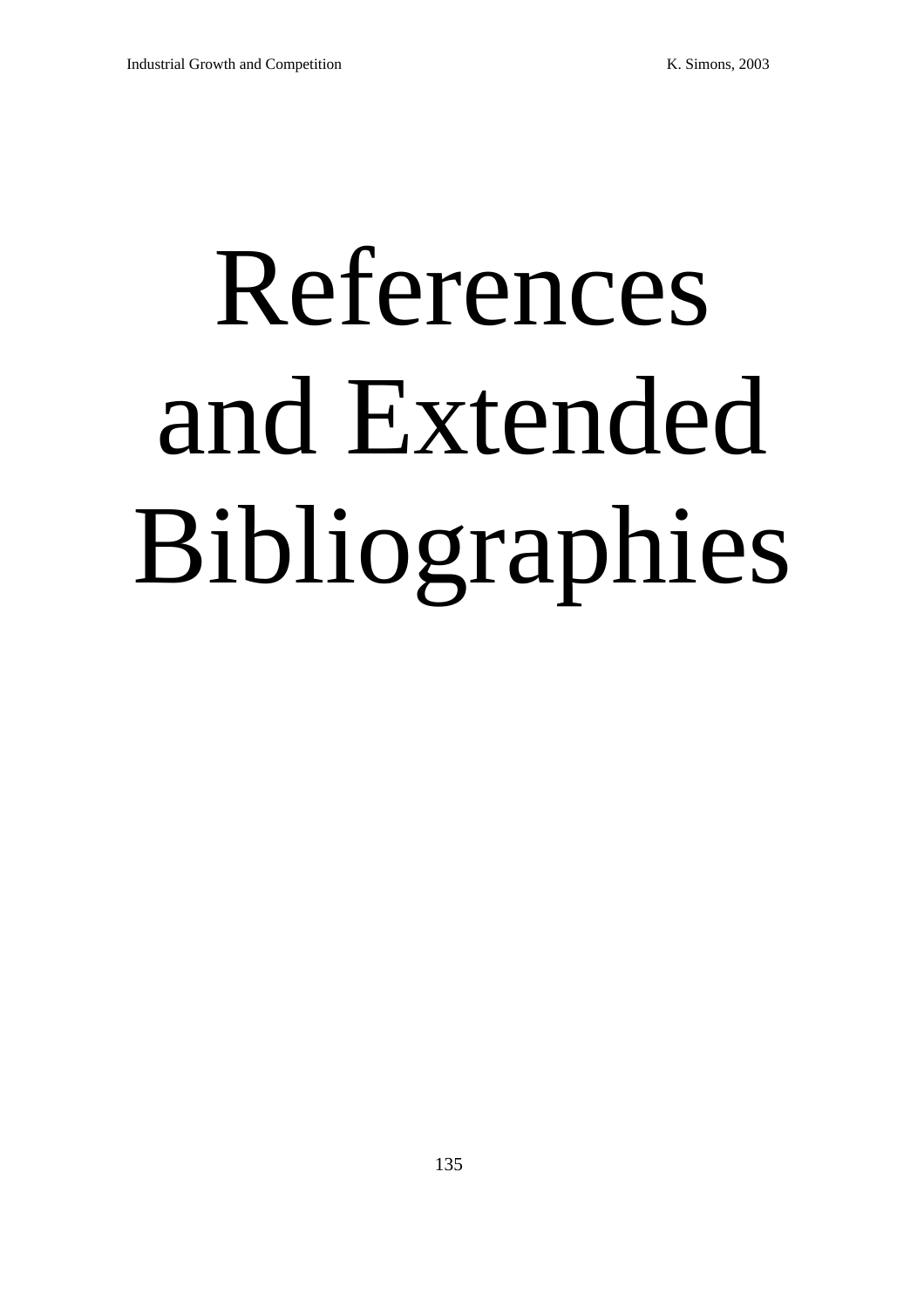# References and Extended Bibliographies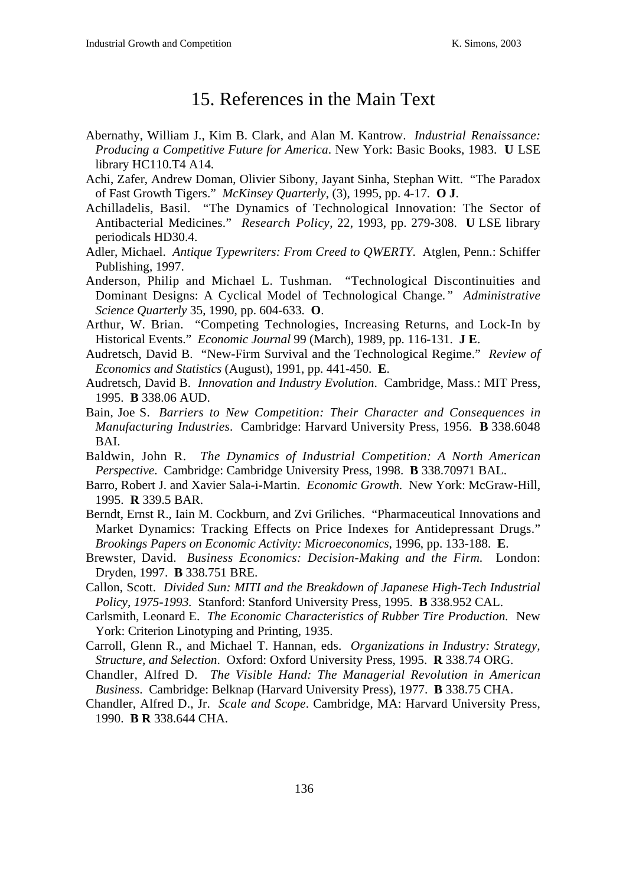# 15. References in the Main Text

Abernathy, William J., Kim B. Clark, and Alan M. Kantrow. *Industrial Renaissance: Producing a Competitive Future for America*. New York: Basic Books, 1983. **U** LSE library HC110.T4 A14.

Achi, Zafer, Andrew Doman, Olivier Sibony, Jayant Sinha, Stephan Witt. "The Paradox of Fast Growth Tigers." *McKinsey Quarterly*, (3), 1995, pp. 4-17. **O J**.

Achilladelis, Basil. "The Dynamics of Technological Innovation: The Sector of Antibacterial Medicines." *Research Policy*, 22, 1993, pp. 279-308. **U** LSE library periodicals HD30.4.

Adler, Michael. *Antique Typewriters: From Creed to QWERTY*. Atglen, Penn.: Schiffer Publishing, 1997.

Anderson, Philip and Michael L. Tushman. "Technological Discontinuities and Dominant Designs: A Cyclical Model of Technological Change." *Administrative Science Quarterly* 35, 1990, pp. 604-633. **O**.

Arthur, W. Brian. "Competing Technologies, Increasing Returns, and Lock-In by Historical Events." *Economic Journal* 99 (March), 1989, pp. 116-131. **J E**.

Audretsch, David B. "New-Firm Survival and the Technological Regime." *Review of Economics and Statistics* (August), 1991, pp. 441-450. **E**.

Audretsch, David B. *Innovation and Industry Evolution*. Cambridge, Mass.: MIT Press, 1995. **B** 338.06 AUD.

Bain, Joe S. *Barriers to New Competition: Their Character and Consequences in Manufacturing Industries*. Cambridge: Harvard University Press, 1956. **B** 338.6048 BAI.

Baldwin, John R. *The Dynamics of Industrial Competition: A North American Perspective*. Cambridge: Cambridge University Press, 1998. **B** 338.70971 BAL.

Barro, Robert J. and Xavier Sala-i-Martin. *Economic Growth*. New York: McGraw-Hill, 1995. **R** 339.5 BAR.

Berndt, Ernst R., Iain M. Cockburn, and Zvi Griliches. "Pharmaceutical Innovations and Market Dynamics: Tracking Effects on Price Indexes for Antidepressant Drugs." *Brookings Papers on Economic Activity: Microeconomics*, 1996, pp. 133-188. **E**.

Brewster, David. *Business Economics: Decision-Making and the Firm.* London: Dryden, 1997. **B** 338.751 BRE.

Callon, Scott. *Divided Sun: MITI and the Breakdown of Japanese High-Tech Industrial Policy, 1975-1993.* Stanford: Stanford University Press, 1995. **B** 338.952 CAL.

Carlsmith, Leonard E. *The Economic Characteristics of Rubber Tire Production.* New York: Criterion Linotyping and Printing, 1935.

Carroll, Glenn R., and Michael T. Hannan, eds. *Organizations in Industry: Strategy, Structure, and Selection*. Oxford: Oxford University Press, 1995. **R** 338.74 ORG.

Chandler, Alfred D. *The Visible Hand: The Managerial Revolution in American Business*. Cambridge: Belknap (Harvard University Press), 1977. **B** 338.75 CHA.

Chandler, Alfred D., Jr. *Scale and Scope*. Cambridge, MA: Harvard University Press, 1990. **B R** 338.644 CHA.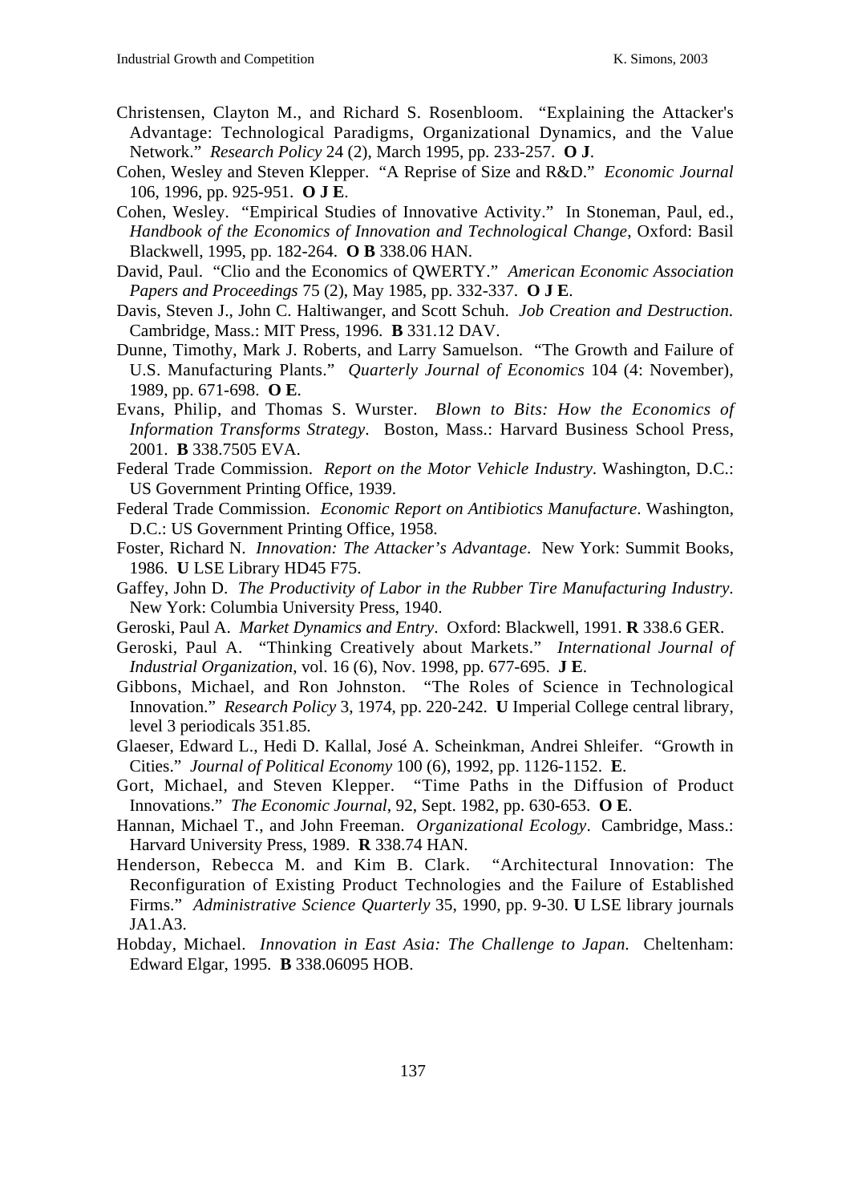Christensen, Clayton M., and Richard S. Rosenbloom. "Explaining the Attacker's Advantage: Technological Paradigms, Organizational Dynamics, and the Value Network." *Research Policy* 24 (2), March 1995, pp. 233-257. **O J**.

Cohen, Wesley and Steven Klepper. "A Reprise of Size and R&D." *Economic Journal* 106, 1996, pp. 925-951. **O J E**.

Cohen, Wesley. "Empirical Studies of Innovative Activity." In Stoneman, Paul, ed., *Handbook of the Economics of Innovation and Technological Change*, Oxford: Basil Blackwell, 1995, pp. 182-264. **O B** 338.06 HAN.

David, Paul. "Clio and the Economics of QWERTY." *American Economic Association Papers and Proceedings* 75 (2), May 1985, pp. 332-337. **O J E**.

Davis, Steven J., John C. Haltiwanger, and Scott Schuh. *Job Creation and Destruction*. Cambridge, Mass.: MIT Press, 1996. **B** 331.12 DAV.

Dunne, Timothy, Mark J. Roberts, and Larry Samuelson. "The Growth and Failure of U.S. Manufacturing Plants." *Quarterly Journal of Economics* 104 (4: November), 1989, pp. 671-698. **O E**.

Evans, Philip, and Thomas S. Wurster. *Blown to Bits: How the Economics of Information Transforms Strategy*. Boston, Mass.: Harvard Business School Press, 2001. **B** 338.7505 EVA.

Federal Trade Commission. *Report on the Motor Vehicle Industry*. Washington, D.C.: US Government Printing Office, 1939.

Federal Trade Commission. *Economic Report on Antibiotics Manufacture*. Washington, D.C.: US Government Printing Office, 1958.

Foster, Richard N. *Innovation: The Attacker's Advantage*. New York: Summit Books, 1986. **U** LSE Library HD45 F75.

Gaffey, John D. *The Productivity of Labor in the Rubber Tire Manufacturing Industry*. New York: Columbia University Press, 1940.

Geroski, Paul A. *Market Dynamics and Entry*. Oxford: Blackwell, 1991. **R** 338.6 GER.

Geroski, Paul A. "Thinking Creatively about Markets." *International Journal of Industrial Organization*, vol. 16 (6), Nov. 1998, pp. 677-695. **J E**.

Gibbons, Michael, and Ron Johnston. "The Roles of Science in Technological Innovation." *Research Policy* 3, 1974, pp. 220-242. **U** Imperial College central library, level 3 periodicals 351.85.

Glaeser, Edward L., Hedi D. Kallal, José A. Scheinkman, Andrei Shleifer. "Growth in Cities." *Journal of Political Economy* 100 (6), 1992, pp. 1126-1152. **E**.

Gort, Michael, and Steven Klepper. "Time Paths in the Diffusion of Product Innovations." *The Economic Journal*, 92, Sept. 1982, pp. 630-653. **O E**.

Hannan, Michael T., and John Freeman. *Organizational Ecology*. Cambridge, Mass.: Harvard University Press, 1989. **R** 338.74 HAN.

Henderson, Rebecca M. and Kim B. Clark. "Architectural Innovation: The Reconfiguration of Existing Product Technologies and the Failure of Established Firms." *Administrative Science Quarterly* 35, 1990, pp. 9-30. **U** LSE library journals JA1.A3.

Hobday, Michael. *Innovation in East Asia: The Challenge to Japan*. Cheltenham: Edward Elgar, 1995. **B** 338.06095 HOB.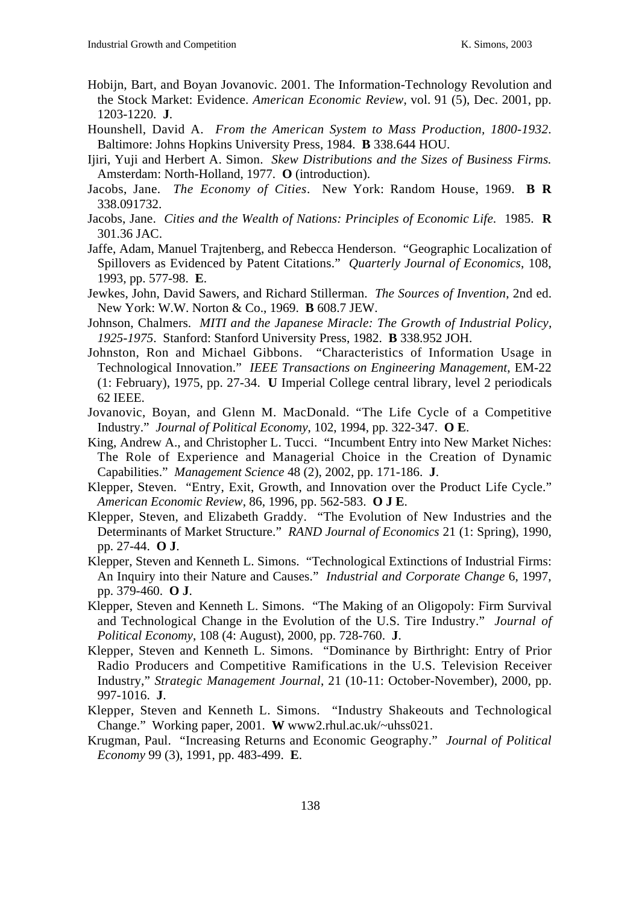Hobijn, Bart, and Boyan Jovanovic. 2001. The Information-Technology Revolution and the Stock Market: Evidence. *American Economic Review*, vol. 91 (5), Dec. 2001, pp. 1203-1220. **J**.

Hounshell, David A. *From the American System to Mass Production, 1800-1932*. Baltimore: Johns Hopkins University Press, 1984. **B** 338.644 HOU.

Ijiri, Yuji and Herbert A. Simon. *Skew Distributions and the Sizes of Business Firms.* Amsterdam: North-Holland, 1977. **O** (introduction).

Jacobs, Jane. *The Economy of Cities*. New York: Random House, 1969. **B R** 338.091732.

Jacobs, Jane. *Cities and the Wealth of Nations: Principles of Economic Life.* 1985. **R** 301.36 JAC.

Jaffe, Adam, Manuel Trajtenberg, and Rebecca Henderson. "Geographic Localization of Spillovers as Evidenced by Patent Citations." *Quarterly Journal of Economics*, 108, 1993, pp. 577-98. **E**.

Jewkes, John, David Sawers, and Richard Stillerman. *The Sources of Invention*, 2nd ed. New York: W.W. Norton & Co., 1969. **B** 608.7 JEW.

Johnson, Chalmers. *MITI and the Japanese Miracle: The Growth of Industrial Policy, 1925-1975*. Stanford: Stanford University Press, 1982. **B** 338.952 JOH.

Johnston, Ron and Michael Gibbons. "Characteristics of Information Usage in Technological Innovation." *IEEE Transactions on Engineering Management*, EM-22 (1: February), 1975, pp. 27-34. **U** Imperial College central library, level 2 periodicals 62 IEEE.

Jovanovic, Boyan, and Glenn M. MacDonald. "The Life Cycle of a Competitive Industry." *Journal of Political Economy*, 102, 1994, pp. 322-347. **O E**.

King, Andrew A., and Christopher L. Tucci. "Incumbent Entry into New Market Niches: The Role of Experience and Managerial Choice in the Creation of Dynamic Capabilities." *Management Science* 48 (2), 2002, pp. 171-186. **J**.

Klepper, Steven. "Entry, Exit, Growth, and Innovation over the Product Life Cycle." *American Economic Review*, 86, 1996, pp. 562-583. **O J E**.

Klepper, Steven, and Elizabeth Graddy. "The Evolution of New Industries and the Determinants of Market Structure." *RAND Journal of Economics* 21 (1: Spring), 1990, pp. 27-44. **O J**.

Klepper, Steven and Kenneth L. Simons. "Technological Extinctions of Industrial Firms: An Inquiry into their Nature and Causes." *Industrial and Corporate Change* 6, 1997, pp. 379-460. **O J**.

Klepper, Steven and Kenneth L. Simons. "The Making of an Oligopoly: Firm Survival and Technological Change in the Evolution of the U.S. Tire Industry." *Journal of Political Economy*, 108 (4: August), 2000, pp. 728-760. **J**.

Klepper, Steven and Kenneth L. Simons. "Dominance by Birthright: Entry of Prior Radio Producers and Competitive Ramifications in the U.S. Television Receiver Industry," *Strategic Management Journal*, 21 (10-11: October-November), 2000, pp. 997-1016. **J**.

Klepper, Steven and Kenneth L. Simons. "Industry Shakeouts and Technological Change." Working paper, 2001. **W** www2.rhul.ac.uk/~uhss021.

Krugman, Paul. "Increasing Returns and Economic Geography." *Journal of Political Economy* 99 (3), 1991, pp. 483-499. **E**.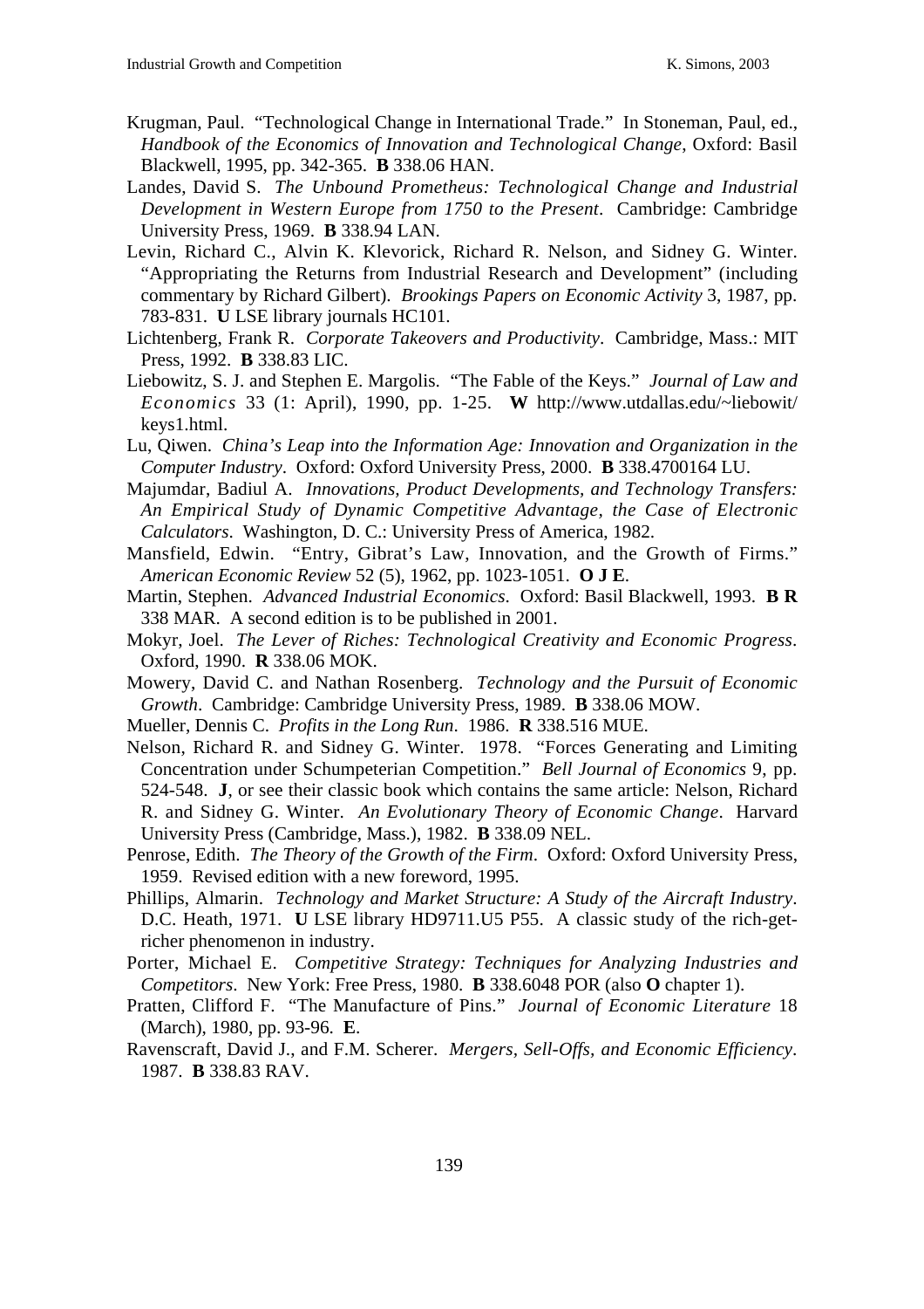Krugman, Paul. "Technological Change in International Trade." In Stoneman, Paul, ed., *Handbook of the Economics of Innovation and Technological Change*, Oxford: Basil Blackwell, 1995, pp. 342-365. **B** 338.06 HAN.

Landes, David S. *The Unbound Prometheus: Technological Change and Industrial Development in Western Europe from 1750 to the Present*. Cambridge: Cambridge University Press, 1969. **B** 338.94 LAN.

Levin, Richard C., Alvin K. Klevorick, Richard R. Nelson, and Sidney G. Winter. "Appropriating the Returns from Industrial Research and Development" (including commentary by Richard Gilbert). *Brookings Papers on Economic Activity* 3, 1987, pp. 783-831. **U** LSE library journals HC101.

Lichtenberg, Frank R. *Corporate Takeovers and Productivity*. Cambridge, Mass.: MIT Press, 1992. **B** 338.83 LIC.

Liebowitz, S. J. and Stephen E. Margolis. "The Fable of the Keys." *Journal of Law and Economics* 33 (1: April), 1990, pp. 1-25. **W** http://www.utdallas.edu/~liebowit/keys1.html.

Lu, Qiwen. *China's Leap into the Information Age: Innovation and Organization in the Computer Industry*. Oxford: Oxford University Press, 2000. **B** 338.4700164 LU.

Majumdar, Badiul A. *Innovations, Product Developments, and Technology Transfers: An Empirical Study of Dynamic Competitive Advantage, the Case of Electronic Calculators*. Washington, D. C.: University Press of America, 1982.

Mansfield, Edwin. "Entry, Gibrat's Law, Innovation, and the Growth of Firms." *American Economic Review* 52 (5), 1962, pp. 1023-1051. **O J E**.

Martin, Stephen. *Advanced Industrial Economics*. Oxford: Basil Blackwell, 1993. **B R** 338 MAR. A second edition is to be published in 2001.

Mokyr, Joel. *The Lever of Riches: Technological Creativity and Economic Progress*. Oxford, 1990. **R** 338.06 MOK.

Mowery, David C. and Nathan Rosenberg. *Technology and the Pursuit of Economic Growth*. Cambridge: Cambridge University Press, 1989. **B** 338.06 MOW.

Mueller, Dennis C. *Profits in the Long Run*. 1986. **R** 338.516 MUE.

Nelson, Richard R. and Sidney G. Winter. 1978. "Forces Generating and Limiting Concentration under Schumpeterian Competition." *Bell Journal of Economics* 9, pp. 524-548. **J**, or see their classic book which contains the same article: Nelson, Richard R. and Sidney G. Winter. *An Evolutionary Theory of Economic Change*. Harvard University Press (Cambridge, Mass.), 1982. **B** 338.09 NEL.

Penrose, Edith. *The Theory of the Growth of the Firm*. Oxford: Oxford University Press, 1959. Revised edition with a new foreword, 1995.

Phillips, Almarin. *Technology and Market Structure: A Study of the Aircraft Industry*. D.C. Heath, 1971. **U** LSE library HD9711.U5 P55. A classic study of the rich-get-richer phenomenon in industry.

Porter, Michael E. *Competitive Strategy: Techniques for Analyzing Industries and Competitors*. New York: Free Press, 1980. **B** 338.6048 POR (also **O** chapter 1).

Pratten, Clifford F. "The Manufacture of Pins." *Journal of Economic Literature* 18 (March), 1980, pp. 93-96. **E**.

Ravenscraft, David J., and F.M. Scherer. *Mergers, Sell-Offs, and Economic Efficiency*. 1987. **B** 338.83 RAV.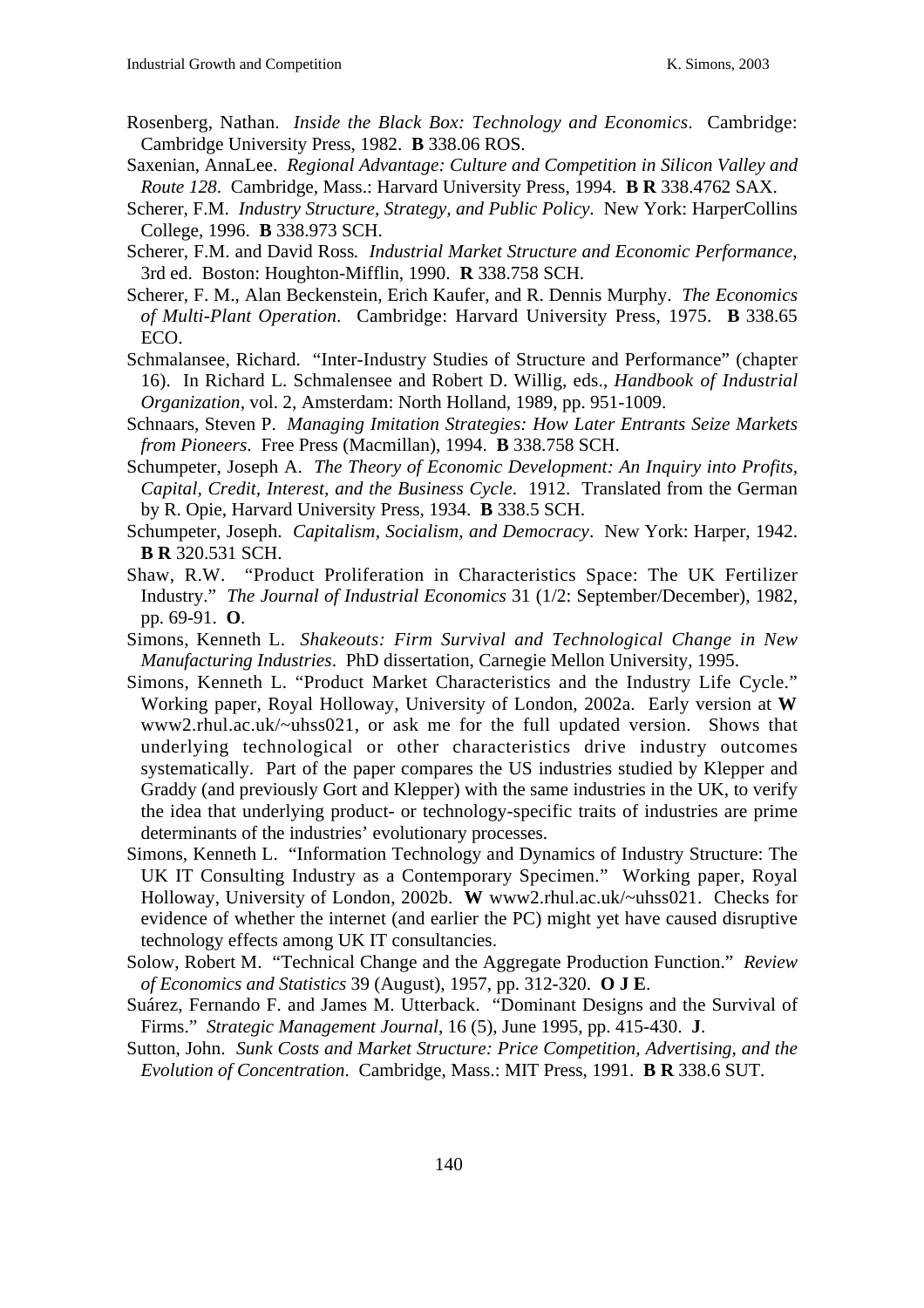Rosenberg, Nathan. *Inside the Black Box: Technology and Economics*. Cambridge: Cambridge University Press, 1982. **B** 338.06 ROS.

Saxenian, AnnaLee. *Regional Advantage: Culture and Competition in Silicon Valley and Route 128*. Cambridge, Mass.: Harvard University Press, 1994. **B R** 338.4762 SAX.

Scherer, F.M. *Industry Structure, Strategy, and Public Policy*. New York: HarperCollins College, 1996. **B** 338.973 SCH.

Scherer, F.M. and David Ross. *Industrial Market Structure and Economic Performance*, 3rd ed. Boston: Houghton-Mifflin, 1990. **R** 338.758 SCH.

Scherer, F. M., Alan Beckenstein, Erich Kaufer, and R. Dennis Murphy. *The Economics of Multi-Plant Operation*. Cambridge: Harvard University Press, 1975. **B** 338.65 ECO.

Schmalansee, Richard. "Inter-Industry Studies of Structure and Performance" (chapter 16). In Richard L. Schmalensee and Robert D. Willig, eds., *Handbook of Industrial Organization*, vol. 2, Amsterdam: North Holland, 1989, pp. 951-1009.

Schnaars, Steven P. *Managing Imitation Strategies: How Later Entrants Seize Markets from Pioneers*. Free Press (Macmillan), 1994. **B** 338.758 SCH.

Schumpeter, Joseph A. *The Theory of Economic Development: An Inquiry into Profits, Capital, Credit, Interest, and the Business Cycle*. 1912. Translated from the German by R. Opie, Harvard University Press, 1934. **B** 338.5 SCH.

Schumpeter, Joseph. *Capitalism, Socialism, and Democracy*. New York: Harper, 1942. **B R** 320.531 SCH.

Shaw, R.W. "Product Proliferation in Characteristics Space: The UK Fertilizer Industry." *The Journal of Industrial Economics* 31 (1/2: September/December), 1982, pp. 69-91. **O**.

Simons, Kenneth L. *Shakeouts: Firm Survival and Technological Change in New Manufacturing Industries*. PhD dissertation, Carnegie Mellon University, 1995.

Simons, Kenneth L. "Product Market Characteristics and the Industry Life Cycle." Working paper, Royal Holloway, University of London, 2002a. Early version at **W** www2.rhul.ac.uk/~uhss021, or ask me for the full updated version. Shows that underlying technological or other characteristics drive industry outcomes systematically. Part of the paper compares the US industries studied by Klepper and Graddy (and previously Gort and Klepper) with the same industries in the UK, to verify the idea that underlying product- or technology-specific traits of industries are prime determinants of the industries' evolutionary processes.

Simons, Kenneth L. "Information Technology and Dynamics of Industry Structure: The UK IT Consulting Industry as a Contemporary Specimen." Working paper, Royal Holloway, University of London, 2002b. **W** www2.rhul.ac.uk/~uhss021. Checks for evidence of whether the internet (and earlier the PC) might yet have caused disruptive technology effects among UK IT consultancies.

Solow, Robert M. "Technical Change and the Aggregate Production Function." *Review of Economics and Statistics* 39 (August), 1957, pp. 312-320. **O J E**.

Suárez, Fernando F. and James M. Utterback. "Dominant Designs and the Survival of Firms." *Strategic Management Journal*, 16 (5), June 1995, pp. 415-430. **J**.

Sutton, John. *Sunk Costs and Market Structure: Price Competition, Advertising, and the Evolution of Concentration*. Cambridge, Mass.: MIT Press, 1991. **B R** 338.6 SUT.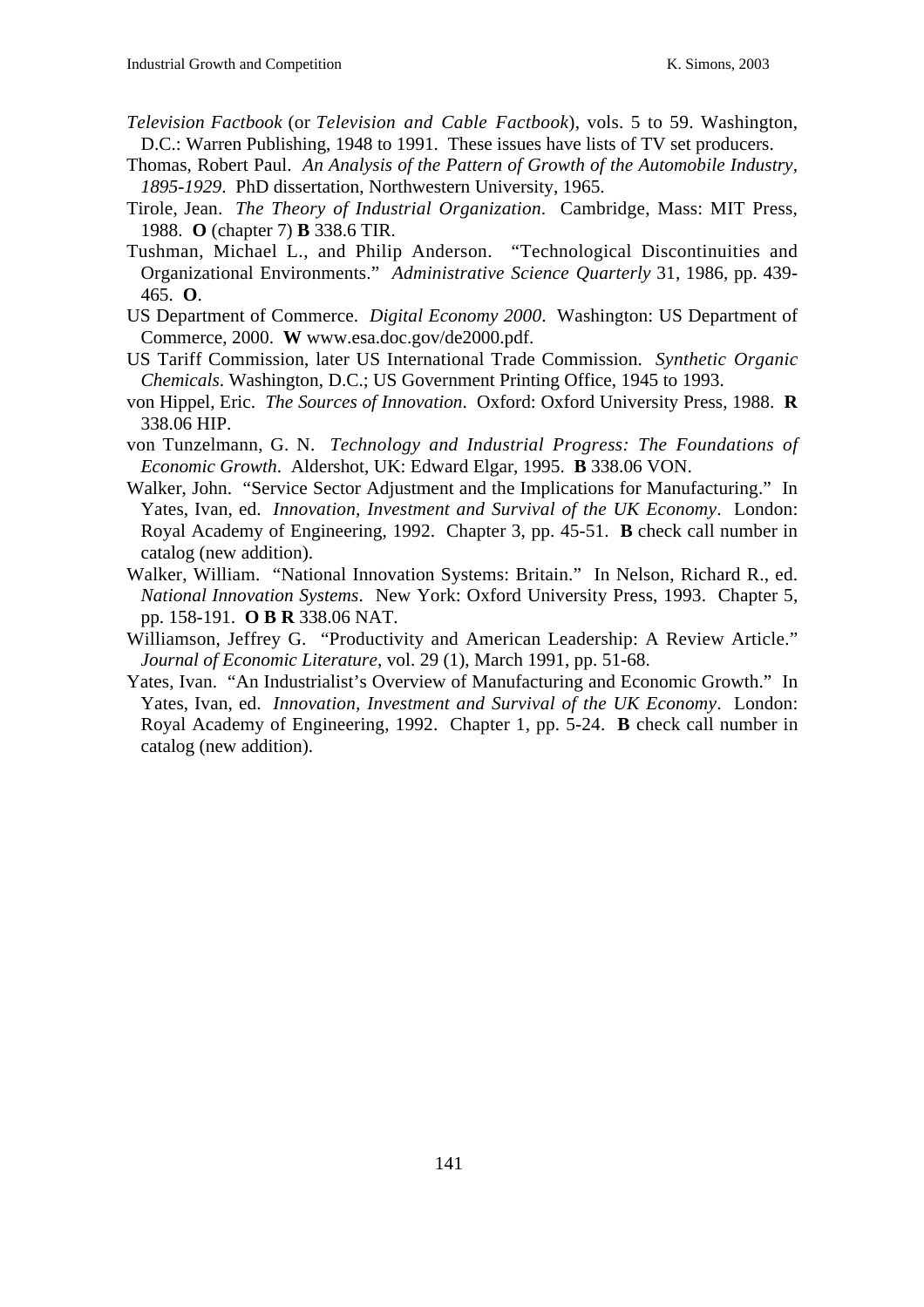*Television Factbook* (or *Television and Cable Factbook*), vols. 5 to 59. Washington, D.C.: Warren Publishing, 1948 to 1991. These issues have lists of TV set producers.

Thomas, Robert Paul. *An Analysis of the Pattern of Growth of the Automobile Industry, 1895-1929*. PhD dissertation, Northwestern University, 1965.

Tirole, Jean. *The Theory of Industrial Organization*. Cambridge, Mass: MIT Press, 1988. **O** (chapter 7) **B** 338.6 TIR.

Tushman, Michael L., and Philip Anderson. "Technological Discontinuities and Organizational Environments." *Administrative Science Quarterly* 31, 1986, pp. 439-465. **O**.

US Department of Commerce. *Digital Economy 2000*. Washington: US Department of Commerce, 2000. **W** www.esa.doc.gov/de2000.pdf.

US Tariff Commission, later US International Trade Commission. *Synthetic Organic Chemicals*. Washington, D.C.; US Government Printing Office, 1945 to 1993.

von Hippel, Eric. *The Sources of Innovation*. Oxford: Oxford University Press, 1988. **R** 338.06 HIP.

von Tunzelmann, G. N. *Technology and Industrial Progress: The Foundations of Economic Growth*. Aldershot, UK: Edward Elgar, 1995. **B** 338.06 VON.

Walker, John. "Service Sector Adjustment and the Implications for Manufacturing." In Yates, Ivan, ed. *Innovation, Investment and Survival of the UK Economy*. London: Royal Academy of Engineering, 1992. Chapter 3, pp. 45-51. **B** check call number in catalog (new addition).

Walker, William. "National Innovation Systems: Britain." In Nelson, Richard R., ed. *National Innovation Systems*. New York: Oxford University Press, 1993. Chapter 5, pp. 158-191. **O B R** 338.06 NAT.

Williamson, Jeffrey G. "Productivity and American Leadership: A Review Article." *Journal of Economic Literature*, vol. 29 (1), March 1991, pp. 51-68.

Yates, Ivan. "An Industrialist's Overview of Manufacturing and Economic Growth." In Yates, Ivan, ed. *Innovation, Investment and Survival of the UK Economy*. London: Royal Academy of Engineering, 1992. Chapter 1, pp. 5-24. **B** check call number in catalog (new addition).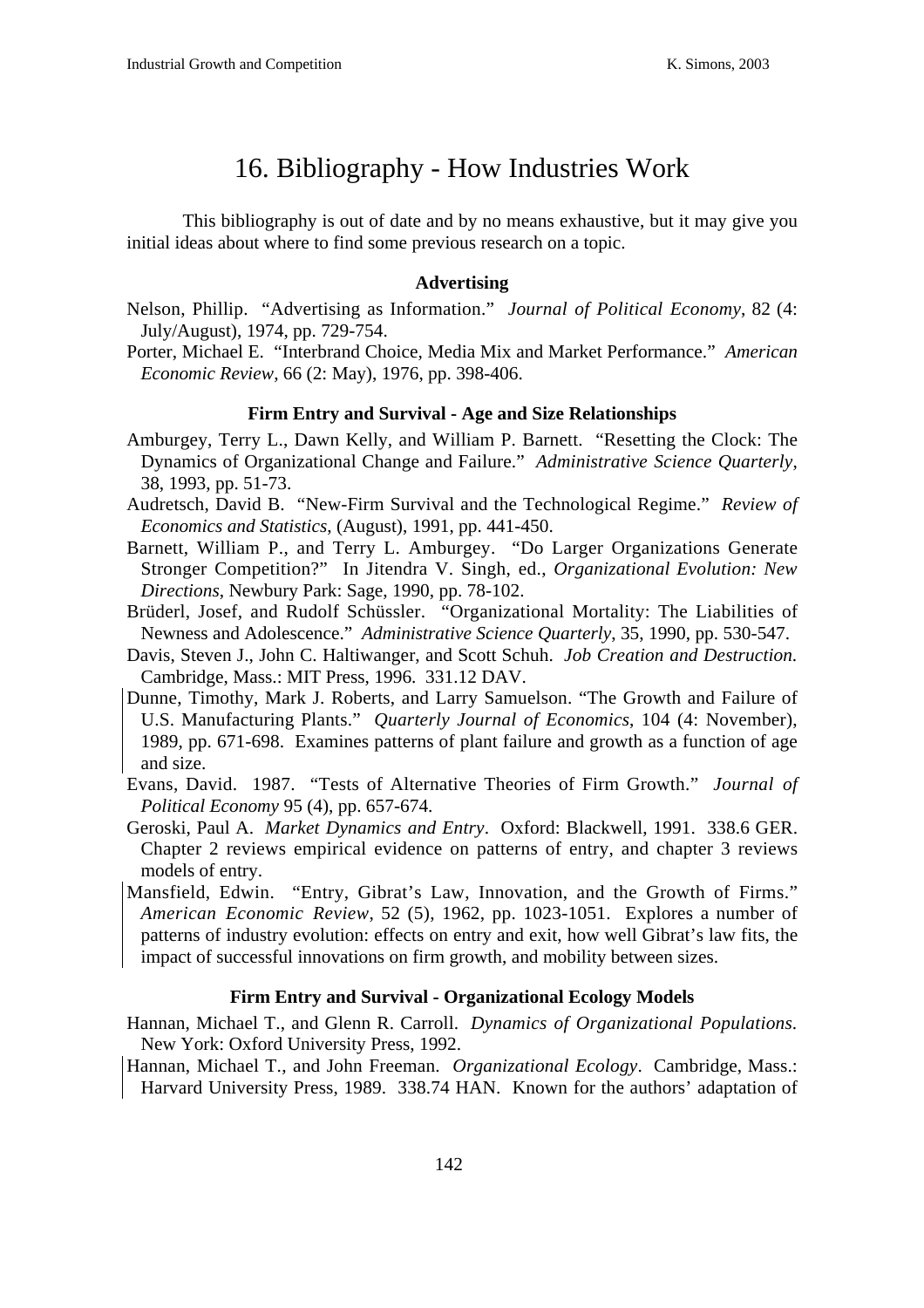# 16. Bibliography - How Industries Work

This bibliography is out of date and by no means exhaustive, but it may give you initial ideas about where to find some previous research on a topic.

### Advertising

Nelson, Phillip. "Advertising as Information." *Journal of Political Economy*, 82 (4: July/August), 1974, pp. 729-754.

Porter, Michael E. "Interbrand Choice, Media Mix and Market Performance." *American Economic Review*, 66 (2: May), 1976, pp. 398-406.

### Firm Entry and Survival - Age and Size Relationships

Amburgey, Terry L., Dawn Kelly, and William P. Barnett. "Resetting the Clock: The Dynamics of Organizational Change and Failure." *Administrative Science Quarterly*, 38, 1993, pp. 51-73.

Audretsch, David B. "New-Firm Survival and the Technological Regime." *Review of Economics and Statistics*, (August), 1991, pp. 441-450.

Barnett, William P., and Terry L. Amburgey. "Do Larger Organizations Generate Stronger Competition?" In Jitendra V. Singh, ed., *Organizational Evolution: New Directions*, Newbury Park: Sage, 1990, pp. 78-102.

Brüderl, Josef, and Rudolf Schüssler. "Organizational Mortality: The Liabilities of Newness and Adolescence." *Administrative Science Quarterly*, 35, 1990, pp. 530-547.

Davis, Steven J., John C. Haltiwanger, and Scott Schuh. *Job Creation and Destruction.* Cambridge, Mass.: MIT Press, 1996. 331.12 DAV.

Dunne, Timothy, Mark J. Roberts, and Larry Samuelson. "The Growth and Failure of U.S. Manufacturing Plants." *Quarterly Journal of Economics*, 104 (4: November), 1989, pp. 671-698. Examines patterns of plant failure and growth as a function of age and size.

Evans, David. 1987. "Tests of Alternative Theories of Firm Growth." *Journal of Political Economy* 95 (4), pp. 657-674.

Geroski, Paul A. *Market Dynamics and Entry*. Oxford: Blackwell, 1991. 338.6 GER. Chapter 2 reviews empirical evidence on patterns of entry, and chapter 3 reviews models of entry.

Mansfield, Edwin. "Entry, Gibrat's Law, Innovation, and the Growth of Firms." *American Economic Review*, 52 (5), 1962, pp. 1023-1051. Explores a number of patterns of industry evolution: effects on entry and exit, how well Gibrat's law fits, the impact of successful innovations on firm growth, and mobility between sizes.

### Firm Entry and Survival - Organizational Ecology Models

Hannan, Michael T., and Glenn R. Carroll. *Dynamics of Organizational Populations*. New York: Oxford University Press, 1992.

Hannan, Michael T., and John Freeman. *Organizational Ecology*. Cambridge, Mass.: Harvard University Press, 1989. 338.74 HAN. Known for the authors' adaptation of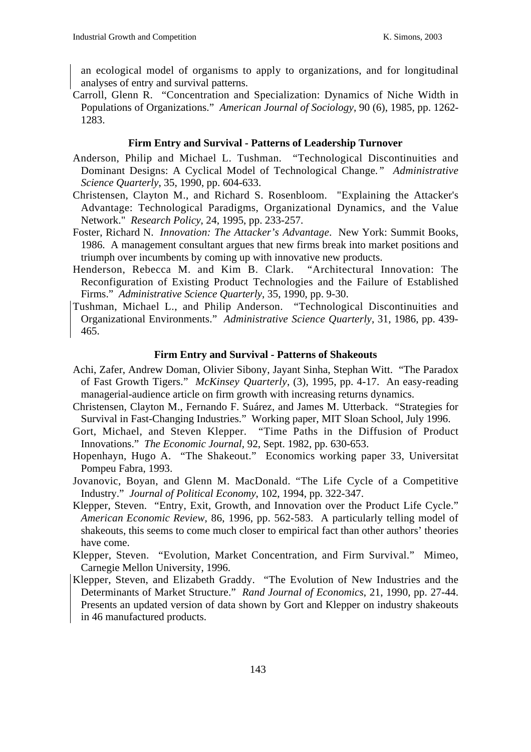an ecological model of organisms to apply to organizations, and for longitudinal analyses of entry and survival patterns.

Carroll, Glenn R. "Concentration and Specialization: Dynamics of Niche Width in Populations of Organizations." *American Journal of Sociology*, 90 (6), 1985, pp. 1262-1283.

### Firm Entry and Survival - Patterns of Leadership Turnover

Anderson, Philip and Michael L. Tushman. "Technological Discontinuities and Dominant Designs: A Cyclical Model of Technological Change." *Administrative Science Quarterly*, 35, 1990, pp. 604-633.

Christensen, Clayton M., and Richard S. Rosenbloom. "Explaining the Attacker's Advantage: Technological Paradigms, Organizational Dynamics, and the Value Network." *Research Policy*, 24, 1995, pp. 233-257.

Foster, Richard N. *Innovation: The Attacker's Advantage*. New York: Summit Books, 1986. A management consultant argues that new firms break into market positions and triumph over incumbents by coming up with innovative new products.

Henderson, Rebecca M. and Kim B. Clark. "Architectural Innovation: The Reconfiguration of Existing Product Technologies and the Failure of Established Firms." *Administrative Science Quarterly*, 35, 1990, pp. 9-30.

Tushman, Michael L., and Philip Anderson. "Technological Discontinuities and Organizational Environments." *Administrative Science Quarterly*, 31, 1986, pp. 439-465.

### Firm Entry and Survival - Patterns of Shakeouts

Achi, Zafer, Andrew Doman, Olivier Sibony, Jayant Sinha, Stephan Witt. "The Paradox of Fast Growth Tigers." *McKinsey Quarterly*, (3), 1995, pp. 4-17. An easy-reading managerial-audience article on firm growth with increasing returns dynamics.

Christensen, Clayton M., Fernando F. Suárez, and James M. Utterback. "Strategies for Survival in Fast-Changing Industries." Working paper, MIT Sloan School, July 1996.

Gort, Michael, and Steven Klepper. "Time Paths in the Diffusion of Product Innovations." *The Economic Journal*, 92, Sept. 1982, pp. 630-653.

Hopenhayn, Hugo A. "The Shakeout." Economics working paper 33, Universitat Pompeu Fabra, 1993.

Jovanovic, Boyan, and Glenn M. MacDonald. "The Life Cycle of a Competitive Industry." *Journal of Political Economy*, 102, 1994, pp. 322-347.

Klepper, Steven. "Entry, Exit, Growth, and Innovation over the Product Life Cycle." *American Economic Review*, 86, 1996, pp. 562-583. A particularly telling model of shakeouts, this seems to come much closer to empirical fact than other authors' theories have come.

Klepper, Steven. "Evolution, Market Concentration, and Firm Survival." Mimeo, Carnegie Mellon University, 1996.

Klepper, Steven, and Elizabeth Graddy. "The Evolution of New Industries and the Determinants of Market Structure." *Rand Journal of Economics*, 21, 1990, pp. 27-44. Presents an updated version of data shown by Gort and Klepper on industry shakeouts in 46 manufactured products.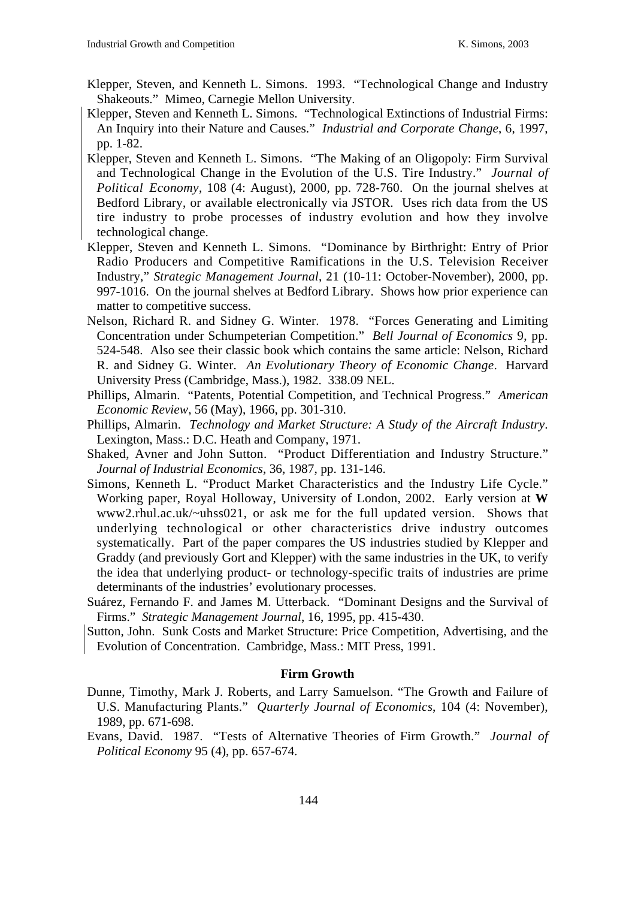Klepper, Steven, and Kenneth L. Simons. 1993. "Technological Change and Industry Shakeouts." Mimeo, Carnegie Mellon University.

Klepper, Steven and Kenneth L. Simons. "Technological Extinctions of Industrial Firms: An Inquiry into their Nature and Causes." *Industrial and Corporate Change*, 6, 1997, pp. 1-82.

Klepper, Steven and Kenneth L. Simons. "The Making of an Oligopoly: Firm Survival and Technological Change in the Evolution of the U.S. Tire Industry." *Journal of Political Economy*, 108 (4: August), 2000, pp. 728-760. On the journal shelves at Bedford Library, or available electronically via JSTOR. Uses rich data from the US tire industry to probe processes of industry evolution and how they involve technological change.

Klepper, Steven and Kenneth L. Simons. "Dominance by Birthright: Entry of Prior Radio Producers and Competitive Ramifications in the U.S. Television Receiver Industry," *Strategic Management Journal*, 21 (10-11: October-November), 2000, pp. 997-1016. On the journal shelves at Bedford Library. Shows how prior experience can matter to competitive success.

Nelson, Richard R. and Sidney G. Winter. 1978. "Forces Generating and Limiting Concentration under Schumpeterian Competition." *Bell Journal of Economics* 9, pp. 524-548. Also see their classic book which contains the same article: Nelson, Richard R. and Sidney G. Winter. *An Evolutionary Theory of Economic Change*. Harvard University Press (Cambridge, Mass.), 1982. 338.09 NEL.

Phillips, Almarin. "Patents, Potential Competition, and Technical Progress." *American Economic Review*, 56 (May), 1966, pp. 301-310.

Phillips, Almarin. *Technology and Market Structure: A Study of the Aircraft Industry*. Lexington, Mass.: D.C. Heath and Company, 1971.

Shaked, Avner and John Sutton. "Product Differentiation and Industry Structure." *Journal of Industrial Economics*, 36, 1987, pp. 131-146.

Simons, Kenneth L. "Product Market Characteristics and the Industry Life Cycle." Working paper, Royal Holloway, University of London, 2002. Early version at **W** www2.rhul.ac.uk/~uhss021, or ask me for the full updated version. Shows that underlying technological or other characteristics drive industry outcomes systematically. Part of the paper compares the US industries studied by Klepper and Graddy (and previously Gort and Klepper) with the same industries in the UK, to verify the idea that underlying product- or technology-specific traits of industries are prime determinants of the industries' evolutionary processes.

Suárez, Fernando F. and James M. Utterback. "Dominant Designs and the Survival of Firms." *Strategic Management Journal*, 16, 1995, pp. 415-430.

Sutton, John. Sunk Costs and Market Structure: Price Competition, Advertising, and the Evolution of Concentration. Cambridge, Mass.: MIT Press, 1991.

### Firm Growth

Dunne, Timothy, Mark J. Roberts, and Larry Samuelson. "The Growth and Failure of U.S. Manufacturing Plants." *Quarterly Journal of Economics*, 104 (4: November), 1989, pp. 671-698.

Evans, David. 1987. "Tests of Alternative Theories of Firm Growth." *Journal of Political Economy* 95 (4), pp. 657-674.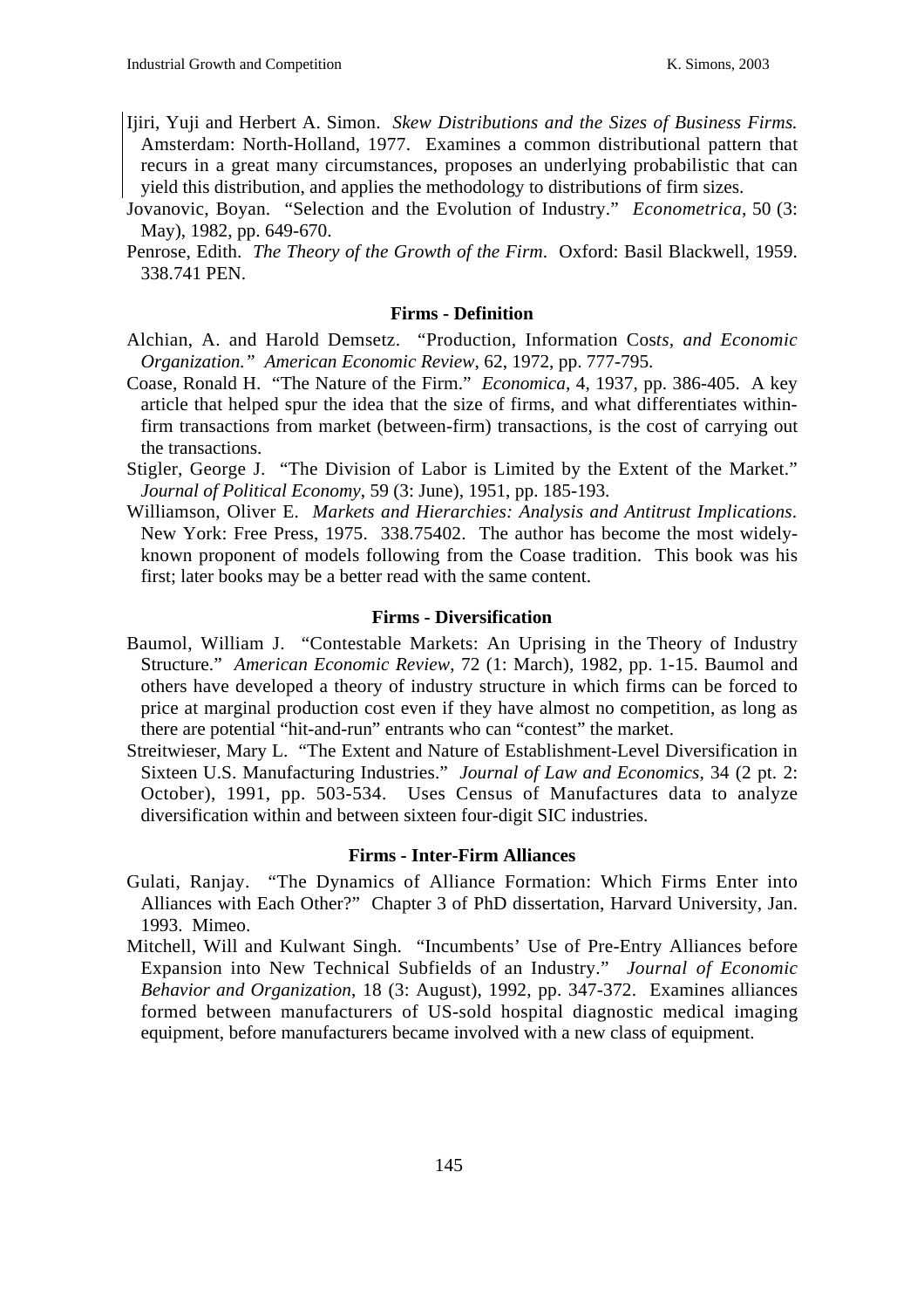Ijiri, Yuji and Herbert A. Simon. *Skew Distributions and the Sizes of Business Firms.* Amsterdam: North-Holland, 1977. Examines a common distributional pattern that recurs in a great many circumstances, proposes an underlying probabilistic that can yield this distribution, and applies the methodology to distributions of firm sizes.

Jovanovic, Boyan. "Selection and the Evolution of Industry." *Econometrica*, 50 (3: May), 1982, pp. 649-670.

Penrose, Edith. *The Theory of the Growth of the Firm*. Oxford: Basil Blackwell, 1959. 338.741 PEN.

### Firms - Definition

Alchian, A. and Harold Demsetz. "Production, Information Cos*ts, and Economic Organization." American Economic Review*, 62, 1972, pp. 777-795.

Coase, Ronald H. "The Nature of the Firm." *Economica*, 4, 1937, pp. 386-405. A key article that helped spur the idea that the size of firms, and what differentiates within-firm transactions from market (between-firm) transactions, is the cost of carrying out the transactions.

Stigler, George J. "The Division of Labor is Limited by the Extent of the Market." *Journal of Political Economy*, 59 (3: June), 1951, pp. 185-193.

Williamson, Oliver E. *Markets and Hierarchies: Analysis and Antitrust Implications*. New York: Free Press, 1975. 338.75402. The author has become the most widely-known proponent of models following from the Coase tradition. This book was his first; later books may be a better read with the same content.

### Firms - Diversification

Baumol, William J. "Contestable Markets: An Uprising in the Theory of Industry Structure." *American Economic Review*, 72 (1: March), 1982, pp. 1-15. Baumol and others have developed a theory of industry structure in which firms can be forced to price at marginal production cost even if they have almost no competition, as long as there are potential "hit-and-run" entrants who can "contest" the market.

Streitwieser, Mary L. "The Extent and Nature of Establishment-Level Diversification in Sixteen U.S. Manufacturing Industries." *Journal of Law and Economics*, 34 (2 pt. 2: October), 1991, pp. 503-534. Uses Census of Manufactures data to analyze diversification within and between sixteen four-digit SIC industries.

### Firms - Inter-Firm Alliances

Gulati, Ranjay. "The Dynamics of Alliance Formation: Which Firms Enter into Alliances with Each Other?" Chapter 3 of PhD dissertation, Harvard University, Jan. 1993. Mimeo.

Mitchell, Will and Kulwant Singh. "Incumbents' Use of Pre-Entry Alliances before Expansion into New Technical Subfields of an Industry." *Journal of Economic Behavior and Organization*, 18 (3: August), 1992, pp. 347-372. Examines alliances formed between manufacturers of US-sold hospital diagnostic medical imaging equipment, before manufacturers became involved with a new class of equipment.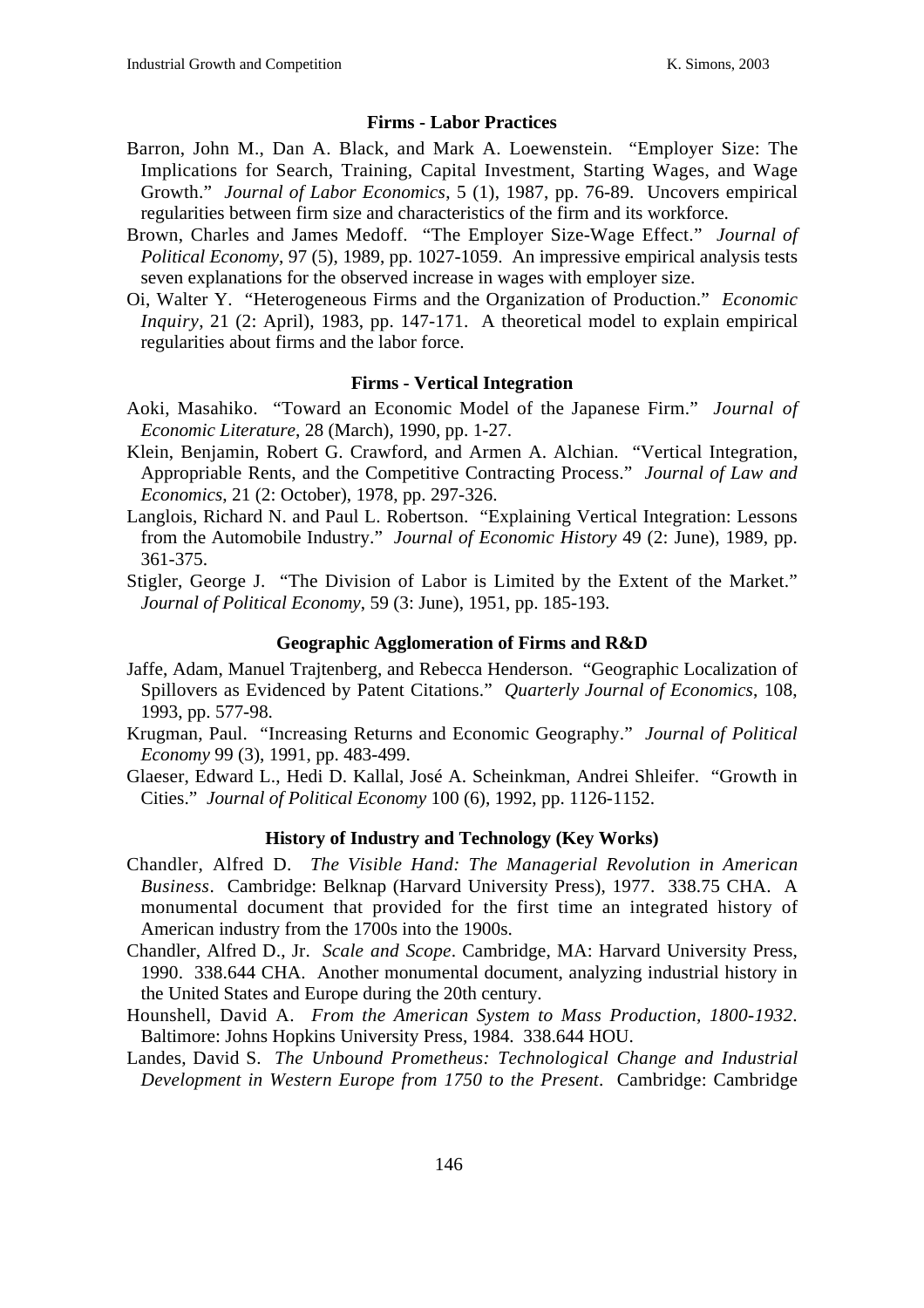### Firms - Labor Practices

Barron, John M., Dan A. Black, and Mark A. Loewenstein. "Employer Size: The Implications for Search, Training, Capital Investment, Starting Wages, and Wage Growth." *Journal of Labor Economics*, 5 (1), 1987, pp. 76-89. Uncovers empirical regularities between firm size and characteristics of the firm and its workforce.

Brown, Charles and James Medoff. "The Employer Size-Wage Effect." *Journal of Political Economy*, 97 (5), 1989, pp. 1027-1059. An impressive empirical analysis tests seven explanations for the observed increase in wages with employer size.

Oi, Walter Y. "Heterogeneous Firms and the Organization of Production." *Economic Inquiry*, 21 (2: April), 1983, pp. 147-171. A theoretical model to explain empirical regularities about firms and the labor force.

### Firms - Vertical Integration

Aoki, Masahiko. "Toward an Economic Model of the Japanese Firm." *Journal of Economic Literature*, 28 (March), 1990, pp. 1-27.

Klein, Benjamin, Robert G. Crawford, and Armen A. Alchian. "Vertical Integration, Appropriable Rents, and the Competitive Contracting Process." *Journal of Law and Economics*, 21 (2: October), 1978, pp. 297-326.

Langlois, Richard N. and Paul L. Robertson. "Explaining Vertical Integration: Lessons from the Automobile Industry." *Journal of Economic History* 49 (2: June), 1989, pp. 361-375.

Stigler, George J. "The Division of Labor is Limited by the Extent of the Market." *Journal of Political Economy*, 59 (3: June), 1951, pp. 185-193.

### Geographic Agglomeration of Firms and R&D

Jaffe, Adam, Manuel Trajtenberg, and Rebecca Henderson. "Geographic Localization of Spillovers as Evidenced by Patent Citations." *Quarterly Journal of Economics*, 108, 1993, pp. 577-98.

Krugman, Paul. "Increasing Returns and Economic Geography." *Journal of Political Economy* 99 (3), 1991, pp. 483-499.

Glaeser, Edward L., Hedi D. Kallal, José A. Scheinkman, Andrei Shleifer. "Growth in Cities." *Journal of Political Economy* 100 (6), 1992, pp. 1126-1152.

### History of Industry and Technology (Key Works)

Chandler, Alfred D. *The Visible Hand: The Managerial Revolution in American Business*. Cambridge: Belknap (Harvard University Press), 1977. 338.75 CHA. A monumental document that provided for the first time an integrated history of American industry from the 1700s into the 1900s.

Chandler, Alfred D., Jr. *Scale and Scope*. Cambridge, MA: Harvard University Press, 1990. 338.644 CHA. Another monumental document, analyzing industrial history in the United States and Europe during the 20th century.

Hounshell, David A. *From the American System to Mass Production, 1800-1932*. Baltimore: Johns Hopkins University Press, 1984. 338.644 HOU.

Landes, David S. *The Unbound Prometheus: Technological Change and Industrial Development in Western Europe from 1750 to the Present*. Cambridge: Cambridge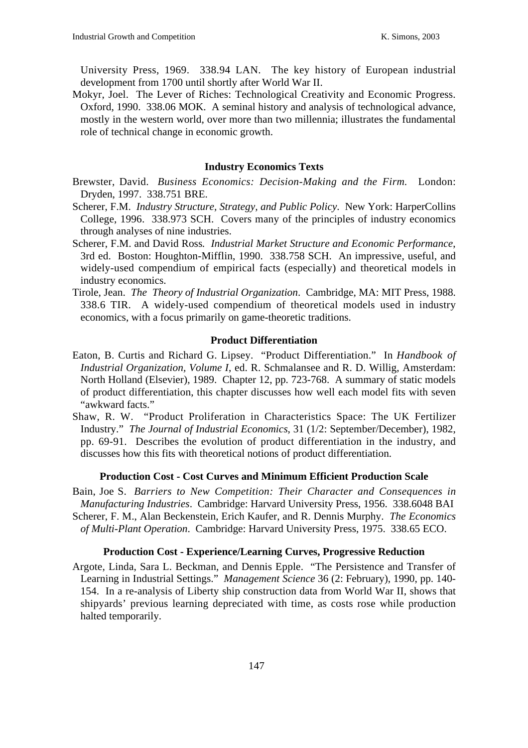University Press, 1969. 338.94 LAN. The key history of European industrial development from 1700 until shortly after World War II.

Mokyr, Joel. The Lever of Riches: Technological Creativity and Economic Progress. Oxford, 1990. 338.06 MOK. A seminal history and analysis of technological advance, mostly in the western world, over more than two millennia; illustrates the fundamental role of technical change in economic growth.

### Industry Economics Texts

Brewster, David. *Business Economics: Decision-Making and the Firm.* London: Dryden, 1997. 338.751 BRE.

Scherer, F.M. *Industry Structure, Strategy, and Public Policy.* New York: HarperCollins College, 1996. 338.973 SCH. Covers many of the principles of industry economics through analyses of nine industries.

Scherer, F.M. and David Ross. *Industrial Market Structure and Economic Performance*, 3rd ed. Boston: Houghton-Mifflin, 1990. 338.758 SCH. An impressive, useful, and widely-used compendium of empirical facts (especially) and theoretical models in industry economics.

Tirole, Jean. *The Theory of Industrial Organization*. Cambridge, MA: MIT Press, 1988. 338.6 TIR. A widely-used compendium of theoretical models used in industry economics, with a focus primarily on game-theoretic traditions.

### Product Differentiation

Eaton, B. Curtis and Richard G. Lipsey. "Product Differentiation." In *Handbook of Industrial Organization, Volume I*, ed. R. Schmalansee and R. D. Willig, Amsterdam: North Holland (Elsevier), 1989. Chapter 12, pp. 723-768. A summary of static models of product differentiation, this chapter discusses how well each model fits with seven "awkward facts."

Shaw, R. W. "Product Proliferation in Characteristics Space: The UK Fertilizer Industry." *The Journal of Industrial Economics*, 31 (1/2: September/December), 1982, pp. 69-91. Describes the evolution of product differentiation in the industry, and discusses how this fits with theoretical notions of product differentiation.

### Production Cost - Cost Curves and Minimum Efficient Production Scale

Bain, Joe S. *Barriers to New Competition: Their Character and Consequences in Manufacturing Industries*. Cambridge: Harvard University Press, 1956. 338.6048 BAI

Scherer, F. M., Alan Beckenstein, Erich Kaufer, and R. Dennis Murphy. *The Economics of Multi-Plant Operation*. Cambridge: Harvard University Press, 1975. 338.65 ECO.

### Production Cost - Experience/Learning Curves, Progressive Reduction

Argote, Linda, Sara L. Beckman, and Dennis Epple. "The Persistence and Transfer of Learning in Industrial Settings." *Management Science* 36 (2: February), 1990, pp. 140-154. In a re-analysis of Liberty ship construction data from World War II, shows that shipyards' previous learning depreciated with time, as costs rose while production halted temporarily.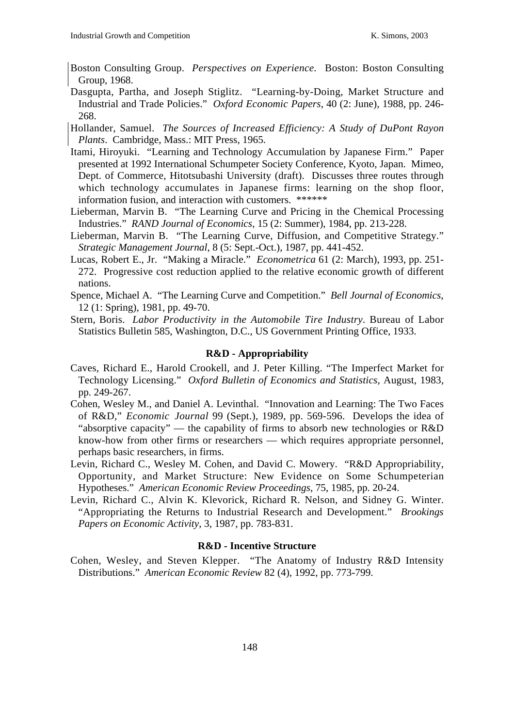Boston Consulting Group. *Perspectives on Experience*. Boston: Boston Consulting Group, 1968.

Dasgupta, Partha, and Joseph Stiglitz. "Learning-by-Doing, Market Structure and Industrial and Trade Policies." *Oxford Economic Papers*, 40 (2: June), 1988, pp. 246-268.

Hollander, Samuel. *The Sources of Increased Efficiency: A Study of DuPont Rayon Plants*. Cambridge, Mass.: MIT Press, 1965.

Itami, Hiroyuki. "Learning and Technology Accumulation by Japanese Firm." Paper presented at 1992 International Schumpeter Society Conference, Kyoto, Japan. Mimeo, Dept. of Commerce, Hitotsubashi University (draft). Discusses three routes through which technology accumulates in Japanese firms: learning on the shop floor, information fusion, and interaction with customers. ******

Lieberman, Marvin B. "The Learning Curve and Pricing in the Chemical Processing Industries." *RAND Journal of Economics*, 15 (2: Summer), 1984, pp. 213-228.

Lieberman, Marvin B. "The Learning Curve, Diffusion, and Competitive Strategy." *Strategic Management Journal*, 8 (5: Sept.-Oct.), 1987, pp. 441-452.

Lucas, Robert E., Jr. "Making a Miracle." *Econometrica* 61 (2: March), 1993, pp. 251-272. Progressive cost reduction applied to the relative economic growth of different nations.

Spence, Michael A. "The Learning Curve and Competition." *Bell Journal of Economics*, 12 (1: Spring), 1981, pp. 49-70.

Stern, Boris. *Labor Productivity in the Automobile Tire Industry*. Bureau of Labor Statistics Bulletin 585, Washington, D.C., US Government Printing Office, 1933.

### R&D - Appropriability

Caves, Richard E., Harold Crookell, and J. Peter Killing. "The Imperfect Market for Technology Licensing." *Oxford Bulletin of Economics and Statistics*, August, 1983, pp. 249-267.

Cohen, Wesley M., and Daniel A. Levinthal. "Innovation and Learning: The Two Faces of R&D," *Economic Journal* 99 (Sept.), 1989, pp. 569-596. Develops the idea of "absorptive capacity" — the capability of firms to absorb new technologies or R&D know-how from other firms or researchers — which requires appropriate personnel, perhaps basic researchers, in firms.

Levin, Richard C., Wesley M. Cohen, and David C. Mowery. "R&D Appropriability, Opportunity, and Market Structure: New Evidence on Some Schumpeterian Hypotheses." *American Economic Review Proceedings*, 75, 1985, pp. 20-24.

Levin, Richard C., Alvin K. Klevorick, Richard R. Nelson, and Sidney G. Winter. "Appropriating the Returns to Industrial Research and Development." *Brookings Papers on Economic Activity*, 3, 1987, pp. 783-831.

### R&D - Incentive Structure

Cohen, Wesley, and Steven Klepper. "The Anatomy of Industry R&D Intensity Distributions." *American Economic Review* 82 (4), 1992, pp. 773-799.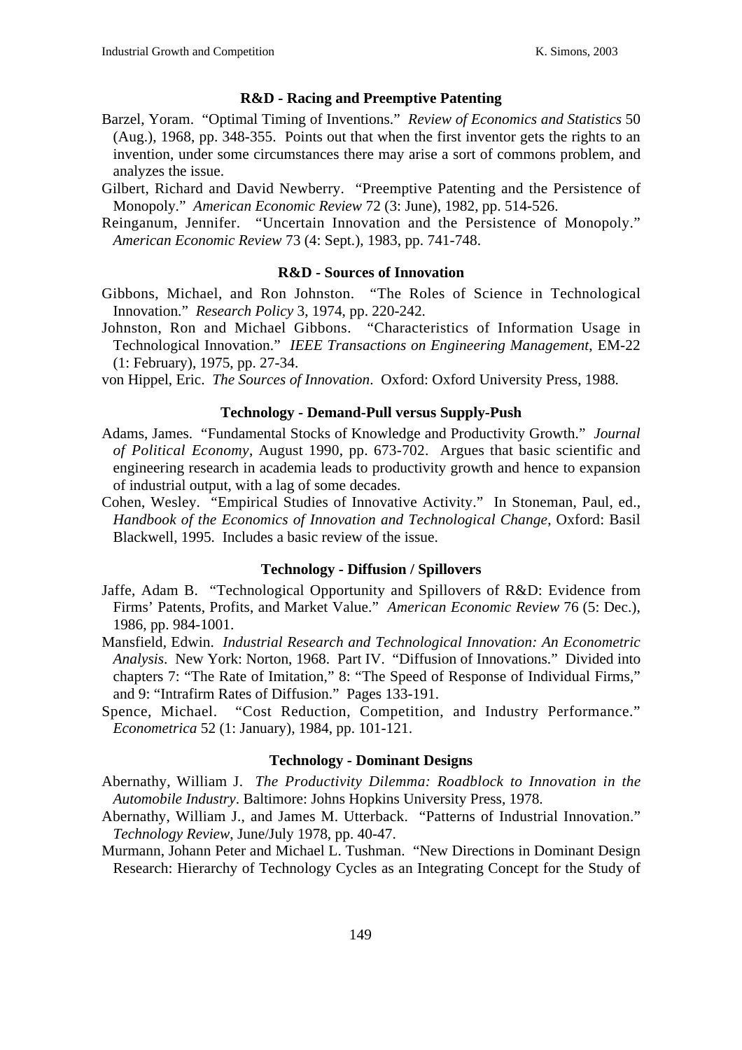### R&D - Racing and Preemptive Patenting

Barzel, Yoram. "Optimal Timing of Inventions." *Review of Economics and Statistics* 50 (Aug.), 1968, pp. 348-355. Points out that when the first inventor gets the rights to an invention, under some circumstances there may arise a sort of commons problem, and analyzes the issue.

Gilbert, Richard and David Newberry. "Preemptive Patenting and the Persistence of Monopoly." *American Economic Review* 72 (3: June), 1982, pp. 514-526.

Reinganum, Jennifer. "Uncertain Innovation and the Persistence of Monopoly." *American Economic Review* 73 (4: Sept.), 1983, pp. 741-748.

### R&D - Sources of Innovation

Gibbons, Michael, and Ron Johnston. "The Roles of Science in Technological Innovation." *Research Policy* 3, 1974, pp. 220-242.

Johnston, Ron and Michael Gibbons. "Characteristics of Information Usage in Technological Innovation." *IEEE Transactions on Engineering Management*, EM-22 (1: February), 1975, pp. 27-34.

von Hippel, Eric. *The Sources of Innovation*. Oxford: Oxford University Press, 1988.

### Technology - Demand-Pull versus Supply-Push

Adams, James. "Fundamental Stocks of Knowledge and Productivity Growth." *Journal of Political Economy*, August 1990, pp. 673-702. Argues that basic scientific and engineering research in academia leads to productivity growth and hence to expansion of industrial output, with a lag of some decades.

Cohen, Wesley. "Empirical Studies of Innovative Activity." In Stoneman, Paul, ed., *Handbook of the Economics of Innovation and Technological Change*, Oxford: Basil Blackwell, 1995. Includes a basic review of the issue.

### Technology - Diffusion / Spillovers

Jaffe, Adam B. "Technological Opportunity and Spillovers of R&D: Evidence from Firms' Patents, Profits, and Market Value." *American Economic Review* 76 (5: Dec.), 1986, pp. 984-1001.

Mansfield, Edwin. *Industrial Research and Technological Innovation: An Econometric Analysis*. New York: Norton, 1968. Part IV. "Diffusion of Innovations." Divided into chapters 7: "The Rate of Imitation," 8: "The Speed of Response of Individual Firms," and 9: "Intrafirm Rates of Diffusion." Pages 133-191.

Spence, Michael. "Cost Reduction, Competition, and Industry Performance." *Econometrica* 52 (1: January), 1984, pp. 101-121.

### Technology - Dominant Designs

Abernathy, William J. *The Productivity Dilemma: Roadblock to Innovation in the Automobile Industry*. Baltimore: Johns Hopkins University Press, 1978.

Abernathy, William J., and James M. Utterback. "Patterns of Industrial Innovation." *Technology Review*, June/July 1978, pp. 40-47.

Murmann, Johann Peter and Michael L. Tushman. "New Directions in Dominant Design Research: Hierarchy of Technology Cycles as an Integrating Concept for the Study of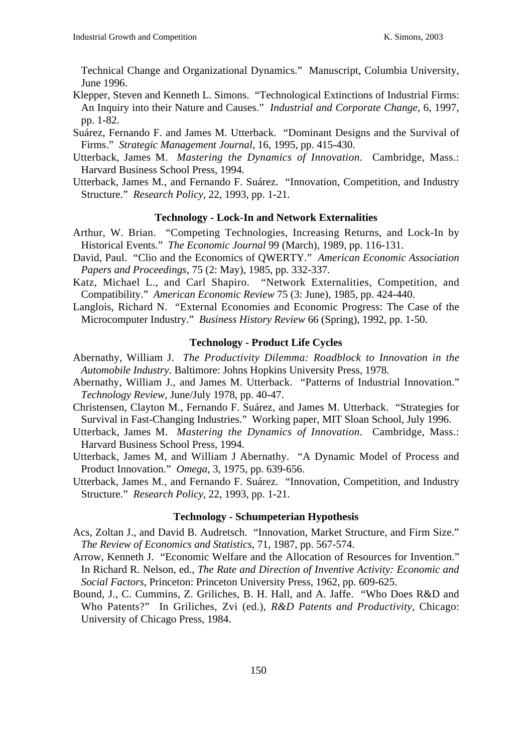Technical Change and Organizational Dynamics." Manuscript, Columbia University, June 1996.

Klepper, Steven and Kenneth L. Simons. "Technological Extinctions of Industrial Firms: An Inquiry into their Nature and Causes." *Industrial and Corporate Change*, 6, 1997, pp. 1-82.

Suárez, Fernando F. and James M. Utterback. "Dominant Designs and the Survival of Firms." *Strategic Management Journal*, 16, 1995, pp. 415-430.

Utterback, James M. *Mastering the Dynamics of Innovation.* Cambridge, Mass.: Harvard Business School Press, 1994.

Utterback, James M., and Fernando F. Suárez. "Innovation, Competition, and Industry Structure." *Research Policy*, 22, 1993, pp. 1-21.

### Technology - Lock-In and Network Externalities

Arthur, W. Brian. "Competing Technologies, Increasing Returns, and Lock-In by Historical Events." *The Economic Journal* 99 (March), 1989, pp. 116-131.

David, Paul. "Clio and the Economics of QWERTY." *American Economic Association Papers and Proceedings*, 75 (2: May), 1985, pp. 332-337.

Katz, Michael L., and Carl Shapiro. "Network Externalities, Competition, and Compatibility." *American Economic Review* 75 (3: June), 1985, pp. 424-440.

Langlois, Richard N. "External Economies and Economic Progress: The Case of the Microcomputer Industry." *Business History Review* 66 (Spring), 1992, pp. 1-50.

### Technology - Product Life Cycles

Abernathy, William J. *The Productivity Dilemma: Roadblock to Innovation in the Automobile Industry*. Baltimore: Johns Hopkins University Press, 1978.

Abernathy, William J., and James M. Utterback. "Patterns of Industrial Innovation." *Technology Review*, June/July 1978, pp. 40-47.

Christensen, Clayton M., Fernando F. Suárez, and James M. Utterback. "Strategies for Survival in Fast-Changing Industries." Working paper, MIT Sloan School, July 1996.

Utterback, James M. *Mastering the Dynamics of Innovation.* Cambridge, Mass.: Harvard Business School Press, 1994.

Utterback, James M, and William J Abernathy. "A Dynamic Model of Process and Product Innovation." *Omega*, 3, 1975, pp. 639-656.

Utterback, James M., and Fernando F. Suárez. "Innovation, Competition, and Industry Structure." *Research Policy*, 22, 1993, pp. 1-21.

### Technology - Schumpeterian Hypothesis

Acs, Zoltan J., and David B. Audretsch. "Innovation, Market Structure, and Firm Size." *The Review of Economics and Statistics*, 71, 1987, pp. 567-574.

Arrow, Kenneth J. "Economic Welfare and the Allocation of Resources for Invention." In Richard R. Nelson, ed., *The Rate and Direction of Inventive Activity: Economic and Social Factors*, Princeton: Princeton University Press, 1962, pp. 609-625.

Bound, J., C. Cummins, Z. Griliches, B. H. Hall, and A. Jaffe. "Who Does R&D and Who Patents?" In Griliches, Zvi (ed.), *R&D Patents and Productivity*, Chicago: University of Chicago Press, 1984.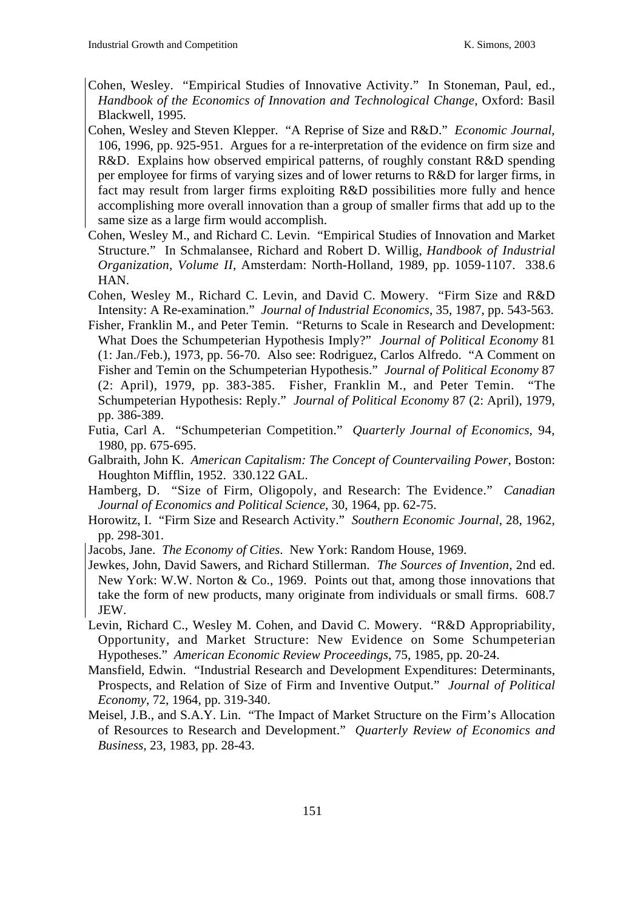Cohen, Wesley. “Empirical Studies of Innovative Activity.” In Stoneman, Paul, ed., *Handbook of the Economics of Innovation and Technological Change*, Oxford: Basil Blackwell, 1995.

Cohen, Wesley and Steven Klepper. “A Reprise of Size and R&D.” *Economic Journal*, 106, 1996, pp. 925-951. Argues for a re-interpretation of the evidence on firm size and R&D. Explains how observed empirical patterns, of roughly constant R&D spending per employee for firms of varying sizes and of lower returns to R&D for larger firms, in fact may result from larger firms exploiting R&D possibilities more fully and hence accomplishing more overall innovation than a group of smaller firms that add up to the same size as a large firm would accomplish.

Cohen, Wesley M., and Richard C. Levin. “Empirical Studies of Innovation and Market Structure.” In Schmalansee, Richard and Robert D. Willig, *Handbook of Industrial Organization, Volume II*, Amsterdam: North-Holland, 1989, pp. 1059-1107. 338.6 HAN.

Cohen, Wesley M., Richard C. Levin, and David C. Mowery. “Firm Size and R&D Intensity: A Re-examination.” *Journal of Industrial Economics*, 35, 1987, pp. 543-563.

Fisher, Franklin M., and Peter Temin. “Returns to Scale in Research and Development: What Does the Schumpeterian Hypothesis Imply?” *Journal of Political Economy* 81 (1: Jan./Feb.), 1973, pp. 56-70. Also see: Rodriguez, Carlos Alfredo. “A Comment on Fisher and Temin on the Schumpeterian Hypothesis.” *Journal of Political Economy* 87 (2: April), 1979, pp. 383-385. Fisher, Franklin M., and Peter Temin. “The Schumpeterian Hypothesis: Reply.” *Journal of Political Economy* 87 (2: April), 1979, pp. 386-389.

Futia, Carl A. “Schumpeterian Competition.” *Quarterly Journal of Economics*, 94, 1980, pp. 675-695.

Galbraith, John K. *American Capitalism: The Concept of Countervailing Power*, Boston: Houghton Mifflin, 1952. 330.122 GAL.

Hamberg, D. “Size of Firm, Oligopoly, and Research: The Evidence.” *Canadian Journal of Economics and Political Science*, 30, 1964, pp. 62-75.

Horowitz, I. “Firm Size and Research Activity.” *Southern Economic Journal*, 28, 1962, pp. 298-301.

Jacobs, Jane. *The Economy of Cities*. New York: Random House, 1969.

Jewkes, John, David Sawers, and Richard Stillerman. *The Sources of Invention*, 2nd ed. New York: W.W. Norton & Co., 1969. Points out that, among those innovations that take the form of new products, many originate from individuals or small firms. 608.7 JEW.

Levin, Richard C., Wesley M. Cohen, and David C. Mowery. “R&D Appropriability, Opportunity, and Market Structure: New Evidence on Some Schumpeterian Hypotheses.” *American Economic Review Proceedings*, 75, 1985, pp. 20-24.

Mansfield, Edwin. “Industrial Research and Development Expenditures: Determinants, Prospects, and Relation of Size of Firm and Inventive Output.” *Journal of Political Economy*, 72, 1964, pp. 319-340.

Meisel, J.B., and S.A.Y. Lin. “The Impact of Market Structure on the Firm’s Allocation of Resources to Research and Development.” *Quarterly Review of Economics and Business*, 23, 1983, pp. 28-43.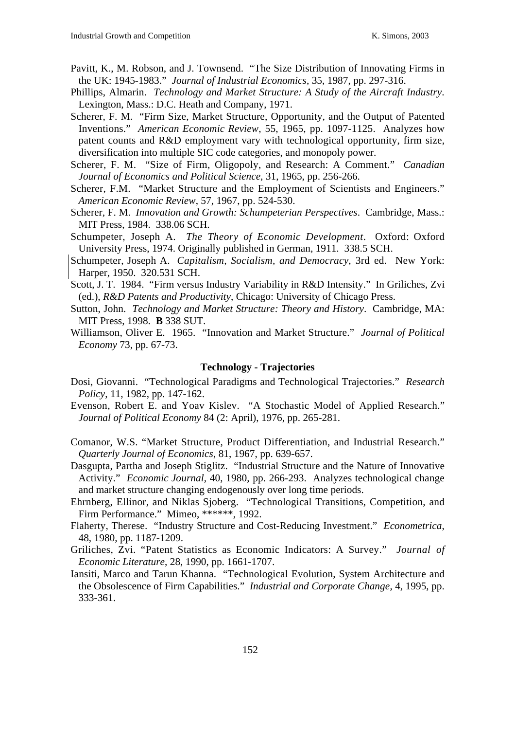Pavitt, K., M. Robson, and J. Townsend. "The Size Distribution of Innovating Firms in the UK: 1945-1983." *Journal of Industrial Economics*, 35, 1987, pp. 297-316.

Phillips, Almarin. *Technology and Market Structure: A Study of the Aircraft Industry*. Lexington, Mass.: D.C. Heath and Company, 1971.

Scherer, F. M. "Firm Size, Market Structure, Opportunity, and the Output of Patented Inventions." *American Economic Review*, 55, 1965, pp. 1097-1125. Analyzes how patent counts and R&D employment vary with technological opportunity, firm size, diversification into multiple SIC code categories, and monopoly power.

Scherer, F. M. "Size of Firm, Oligopoly, and Research: A Comment." *Canadian Journal of Economics and Political Science*, 31, 1965, pp. 256-266.

Scherer, F.M. "Market Structure and the Employment of Scientists and Engineers." *American Economic Review*, 57, 1967, pp. 524-530.

Scherer, F. M. *Innovation and Growth: Schumpeterian Perspectives*. Cambridge, Mass.: MIT Press, 1984. 338.06 SCH.

Schumpeter, Joseph A. *The Theory of Economic Development*. Oxford: Oxford University Press, 1974. Originally published in German, 1911. 338.5 SCH.

Schumpeter, Joseph A. *Capitalism, Socialism, and Democracy*, 3rd ed. New York: Harper, 1950. 320.531 SCH.

Scott, J. T. 1984. "Firm versus Industry Variability in R&D Intensity." In Griliches, Zvi (ed.), *R&D Patents and Productivity*, Chicago: University of Chicago Press.

Sutton, John. *Technology and Market Structure: Theory and History*. Cambridge, MA: MIT Press, 1998. **B** 338 SUT.

Williamson, Oliver E. 1965. "Innovation and Market Structure." *Journal of Political Economy* 73, pp. 67-73.

### Technology - Trajectories

Dosi, Giovanni. "Technological Paradigms and Technological Trajectories." *Research Policy*, 11, 1982, pp. 147-162.

Evenson, Robert E. and Yoav Kislev. "A Stochastic Model of Applied Research." *Journal of Political Economy* 84 (2: April), 1976, pp. 265-281.

Comanor, W.S. "Market Structure, Product Differentiation, and Industrial Research." *Quarterly Journal of Economics*, 81, 1967, pp. 639-657.

Dasgupta, Partha and Joseph Stiglitz. "Industrial Structure and the Nature of Innovative Activity." *Economic Journal*, 40, 1980, pp. 266-293. Analyzes technological change and market structure changing endogenously over long time periods.

Ehrnberg, Ellinor, and Niklas Sjoberg. "Technological Transitions, Competition, and Firm Performance." Mimeo, ******, 1992.

Flaherty, Therese. "Industry Structure and Cost-Reducing Investment." *Econometrica*, 48, 1980, pp. 1187-1209.

Griliches, Zvi. "Patent Statistics as Economic Indicators: A Survey." *Journal of Economic Literature*, 28, 1990, pp. 1661-1707.

Iansiti, Marco and Tarun Khanna. "Technological Evolution, System Architecture and the Obsolescence of Firm Capabilities." *Industrial and Corporate Change*, 4, 1995, pp. 333-361.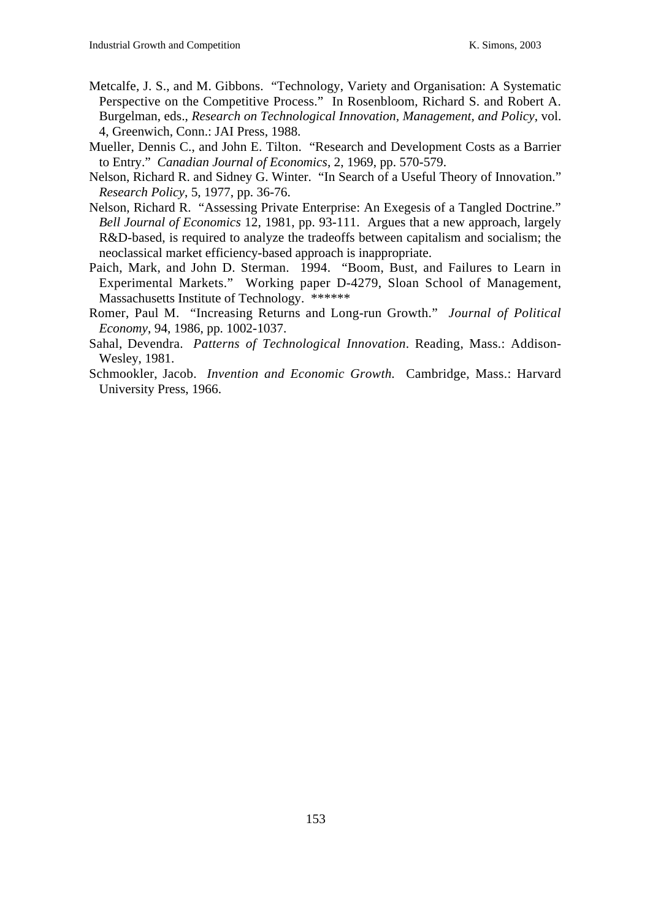Metcalfe, J. S., and M. Gibbons. "Technology, Variety and Organisation: A Systematic Perspective on the Competitive Process." In Rosenbloom, Richard S. and Robert A. Burgelman, eds., *Research on Technological Innovation, Management, and Policy*, vol. 4, Greenwich, Conn.: JAI Press, 1988.

Mueller, Dennis C., and John E. Tilton. "Research and Development Costs as a Barrier to Entry." *Canadian Journal of Economics*, 2, 1969, pp. 570-579.

Nelson, Richard R. and Sidney G. Winter. "In Search of a Useful Theory of Innovation." *Research Policy*, 5, 1977, pp. 36-76.

Nelson, Richard R. "Assessing Private Enterprise: An Exegesis of a Tangled Doctrine." *Bell Journal of Economics* 12, 1981, pp. 93-111. Argues that a new approach, largely R&D-based, is required to analyze the tradeoffs between capitalism and socialism; the neoclassical market efficiency-based approach is inappropriate.

Paich, Mark, and John D. Sterman. 1994. "Boom, Bust, and Failures to Learn in Experimental Markets." Working paper D-4279, Sloan School of Management, Massachusetts Institute of Technology. ******

Romer, Paul M. "Increasing Returns and Long-run Growth." *Journal of Political Economy*, 94, 1986, pp. 1002-1037.

Sahal, Devendra. *Patterns of Technological Innovation*. Reading, Mass.: Addison-Wesley, 1981.

Schmookler, Jacob. *Invention and Economic Growth.* Cambridge, Mass.: Harvard University Press, 1966.